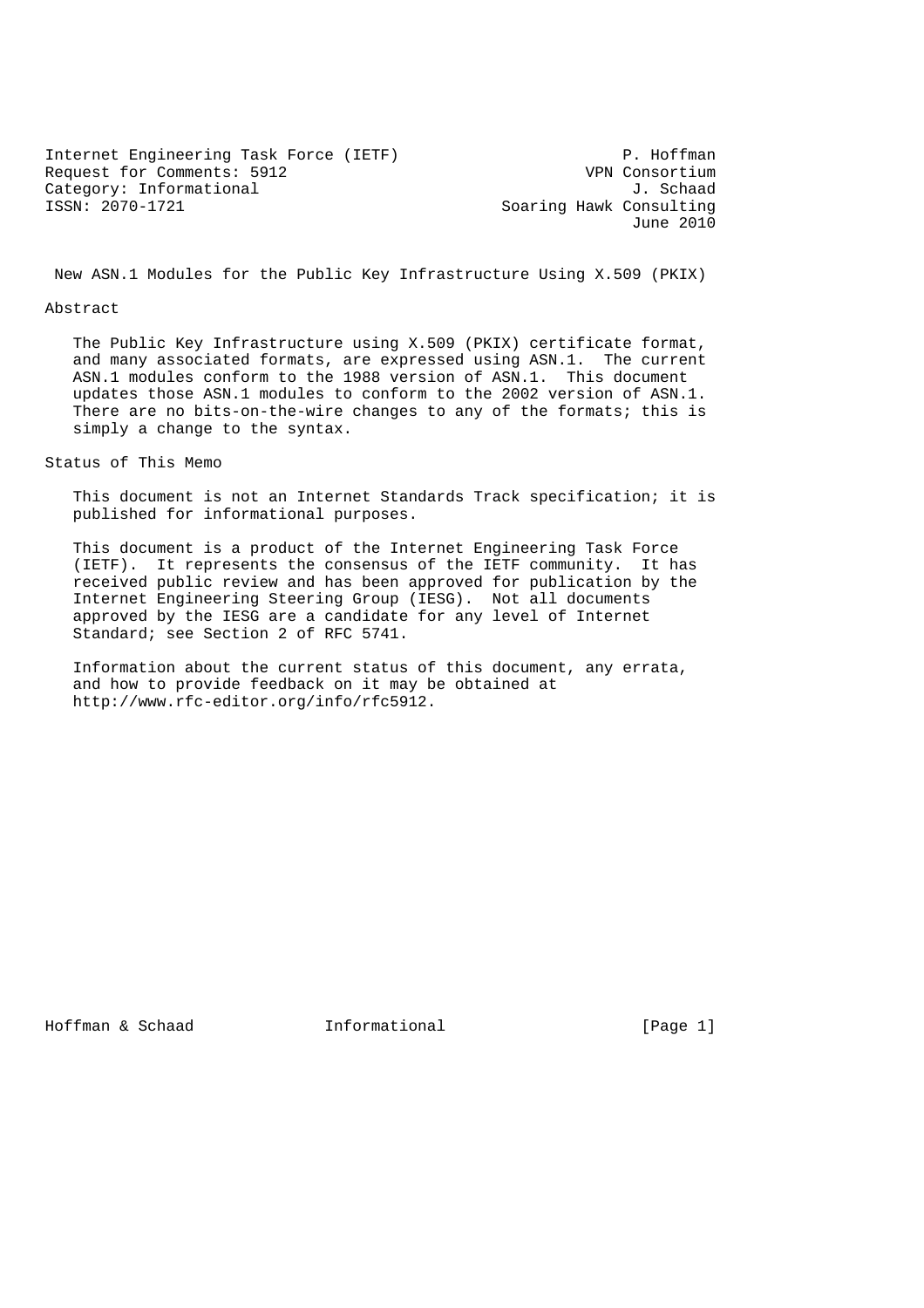Internet Engineering Task Force (IETF)　　P. Hoffman
Request for Comments: 5912　　VPN Consortium
Category: Informational　　J. Schaad
ISSN: 2070-1721　　Soaring Hawk Consulting
June 2010

# New ASN.1 Modules for the Public Key Infrastructure Using X.509 (PKIX)

## Abstract

The Public Key Infrastructure using X.509 (PKIX) certificate format, and many associated formats, are expressed using ASN.1. The current ASN.1 modules conform to the 1988 version of ASN.1. This document updates those ASN.1 modules to conform to the 2002 version of ASN.1. There are no bits-on-the-wire changes to any of the formats; this is simply a change to the syntax.

## Status of This Memo

This document is not an Internet Standards Track specification; it is published for informational purposes.

This document is a product of the Internet Engineering Task Force (IETF). It represents the consensus of the IETF community. It has received public review and has been approved for publication by the Internet Engineering Steering Group (IESG). Not all documents approved by the IESG are a candidate for any level of Internet Standard; see Section 2 of RFC 5741.

Information about the current status of this document, any errata, and how to provide feedback on it may be obtained at http://www.rfc-editor.org/info/rfc5912.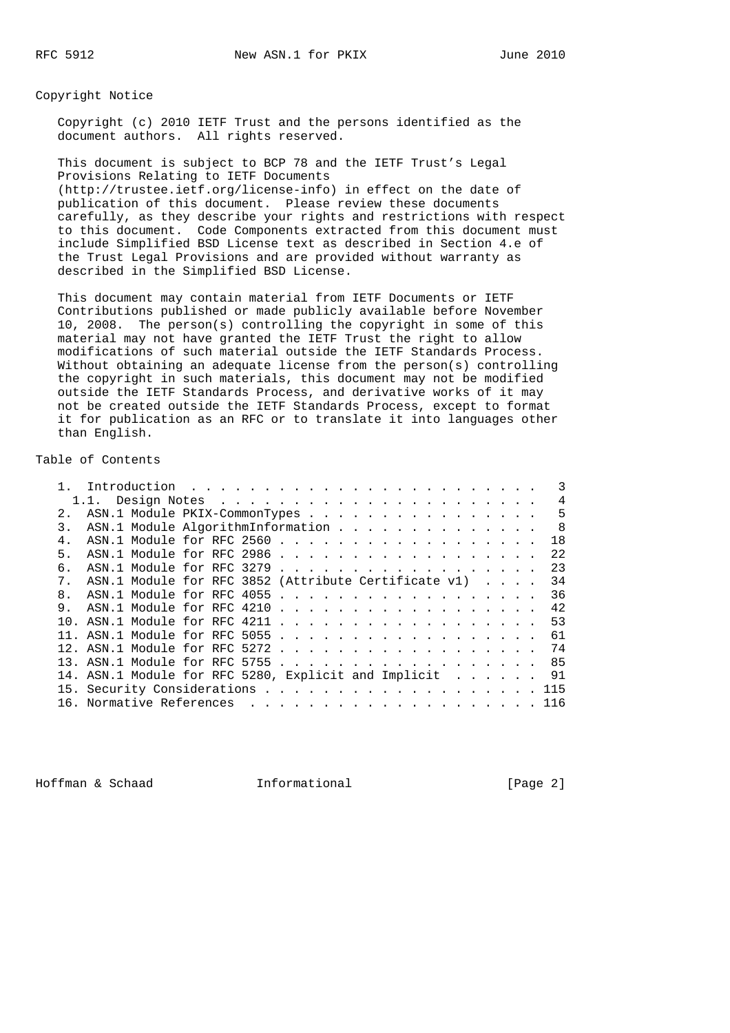## Copyright Notice

Copyright (c) 2010 IETF Trust and the persons identified as the document authors. All rights reserved.

This document is subject to BCP 78 and the IETF Trust's Legal Provisions Relating to IETF Documents (http://trustee.ietf.org/license-info) in effect on the date of publication of this document. Please review these documents carefully, as they describe your rights and restrictions with respect to this document. Code Components extracted from this document must include Simplified BSD License text as described in Section 4.e of the Trust Legal Provisions and are provided without warranty as described in the Simplified BSD License.

This document may contain material from IETF Documents or IETF Contributions published or made publicly available before November 10, 2008. The person(s) controlling the copyright in some of this material may not have granted the IETF Trust the right to allow modifications of such material outside the IETF Standards Process. Without obtaining an adequate license from the person(s) controlling the copyright in such materials, this document may not be modified outside the IETF Standards Process, and derivative works of it may not be created outside the IETF Standards Process, except to format it for publication as an RFC or to translate it into languages other than English.

## Table of Contents

```
   1.  Introduction . . . . . . . . . . . . . . . . . . . . . . . .   3
     1.1.  Design Notes . . . . . . . . . . . . . . . . . . . . . .   4
   2.  ASN.1 Module PKIX-CommonTypes . . . . . . . . . . . . . . . .   5
   3.  ASN.1 Module AlgorithmInformation . . . . . . . . . . . . . .   8
   4.  ASN.1 Module for RFC 2560 . . . . . . . . . . . . . . . . . .  18
   5.  ASN.1 Module for RFC 2986 . . . . . . . . . . . . . . . . . .  22
   6.  ASN.1 Module for RFC 3279 . . . . . . . . . . . . . . . . . .  23
   7.  ASN.1 Module for RFC 3852 (Attribute Certificate v1)  . . . .  34
   8.  ASN.1 Module for RFC 4055 . . . . . . . . . . . . . . . . . .  36
   9.  ASN.1 Module for RFC 4210 . . . . . . . . . . . . . . . . . .  42
   10. ASN.1 Module for RFC 4211 . . . . . . . . . . . . . . . . . .  53
   11. ASN.1 Module for RFC 5055 . . . . . . . . . . . . . . . . . .  61
   12. ASN.1 Module for RFC 5272 . . . . . . . . . . . . . . . . . .  74
   13. ASN.1 Module for RFC 5755 . . . . . . . . . . . . . . . . . .  85
   14. ASN.1 Module for RFC 5280, Explicit and Implicit  . . . . . .  91
   15. Security Considerations . . . . . . . . . . . . . . . . . . . 115
   16. Normative References  . . . . . . . . . . . . . . . . . . . . 116
```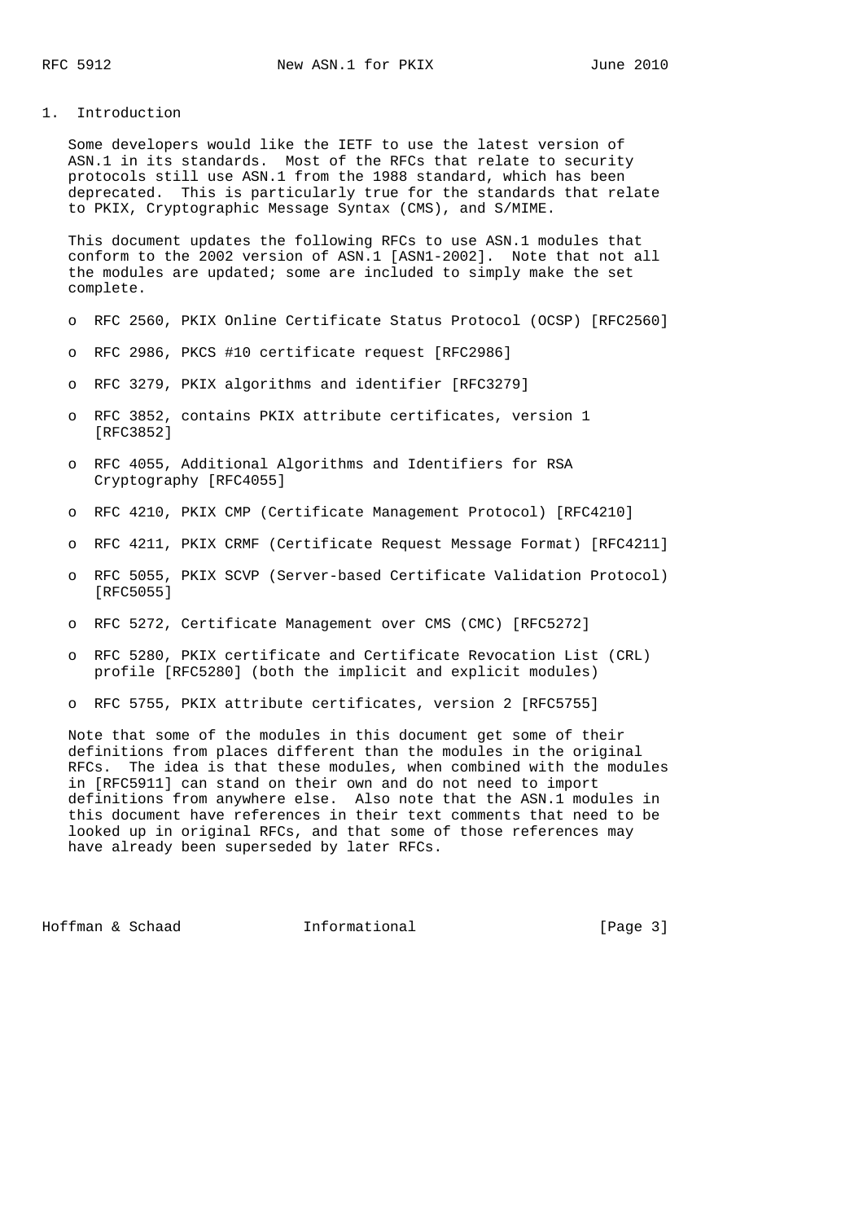## 1. Introduction

Some developers would like the IETF to use the latest version of ASN.1 in its standards. Most of the RFCs that relate to security protocols still use ASN.1 from the 1988 standard, which has been deprecated. This is particularly true for the standards that relate to PKIX, Cryptographic Message Syntax (CMS), and S/MIME.

This document updates the following RFCs to use ASN.1 modules that conform to the 2002 version of ASN.1 [ASN1-2002]. Note that not all the modules are updated; some are included to simply make the set complete.

- RFC 2560, PKIX Online Certificate Status Protocol (OCSP) [RFC2560]
- RFC 2986, PKCS #10 certificate request [RFC2986]
- RFC 3279, PKIX algorithms and identifier [RFC3279]
- RFC 3852, contains PKIX attribute certificates, version 1 [RFC3852]
- RFC 4055, Additional Algorithms and Identifiers for RSA Cryptography [RFC4055]
- RFC 4210, PKIX CMP (Certificate Management Protocol) [RFC4210]
- RFC 4211, PKIX CRMF (Certificate Request Message Format) [RFC4211]
- RFC 5055, PKIX SCVP (Server-based Certificate Validation Protocol) [RFC5055]
- RFC 5272, Certificate Management over CMS (CMC) [RFC5272]
- RFC 5280, PKIX certificate and Certificate Revocation List (CRL) profile [RFC5280] (both the implicit and explicit modules)
- RFC 5755, PKIX attribute certificates, version 2 [RFC5755]

Note that some of the modules in this document get some of their definitions from places different than the modules in the original RFCs. The idea is that these modules, when combined with the modules in [RFC5911] can stand on their own and do not need to import definitions from anywhere else. Also note that the ASN.1 modules in this document have references in their text comments that need to be looked up in original RFCs, and that some of those references may have already been superseded by later RFCs.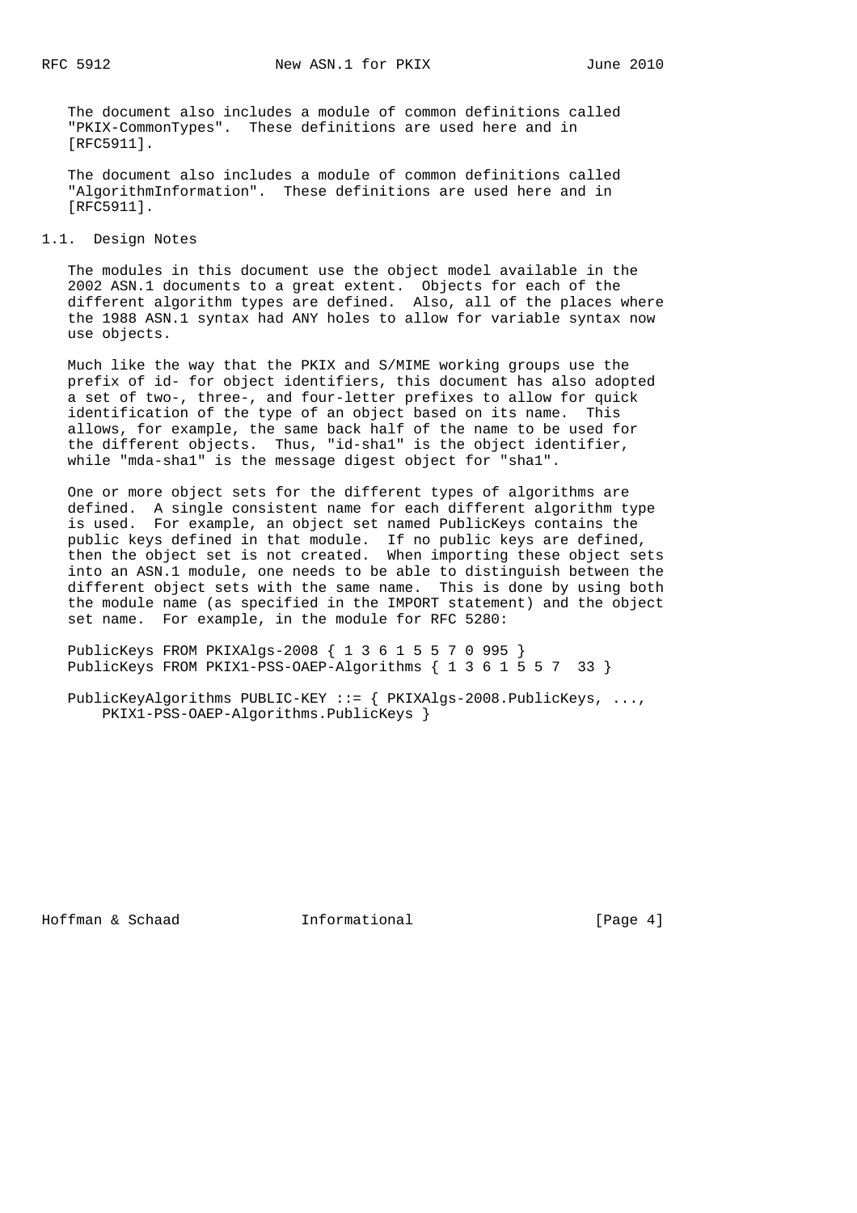The document also includes a module of common definitions called "PKIX-CommonTypes". These definitions are used here and in [RFC5911].

The document also includes a module of common definitions called "AlgorithmInformation". These definitions are used here and in [RFC5911].

### 1.1. Design Notes

The modules in this document use the object model available in the 2002 ASN.1 documents to a great extent. Objects for each of the different algorithm types are defined. Also, all of the places where the 1988 ASN.1 syntax had ANY holes to allow for variable syntax now use objects.

Much like the way that the PKIX and S/MIME working groups use the prefix of id- for object identifiers, this document has also adopted a set of two-, three-, and four-letter prefixes to allow for quick identification of the type of an object based on its name. This allows, for example, the same back half of the name to be used for the different objects. Thus, "id-sha1" is the object identifier, while "mda-sha1" is the message digest object for "sha1".

One or more object sets for the different types of algorithms are defined. A single consistent name for each different algorithm type is used. For example, an object set named PublicKeys contains the public keys defined in that module. If no public keys are defined, then the object set is not created. When importing these object sets into an ASN.1 module, one needs to be able to distinguish between the different object sets with the same name. This is done by using both the module name (as specified in the IMPORT statement) and the object set name. For example, in the module for RFC 5280:

```
PublicKeys FROM PKIXAlgs-2008 { 1 3 6 1 5 5 7 0 995 }
PublicKeys FROM PKIX1-PSS-OAEP-Algorithms { 1 3 6 1 5 5 7  33 }

PublicKeyAlgorithms PUBLIC-KEY ::= { PKIXAlgs-2008.PublicKeys, ...,
    PKIX1-PSS-OAEP-Algorithms.PublicKeys }
```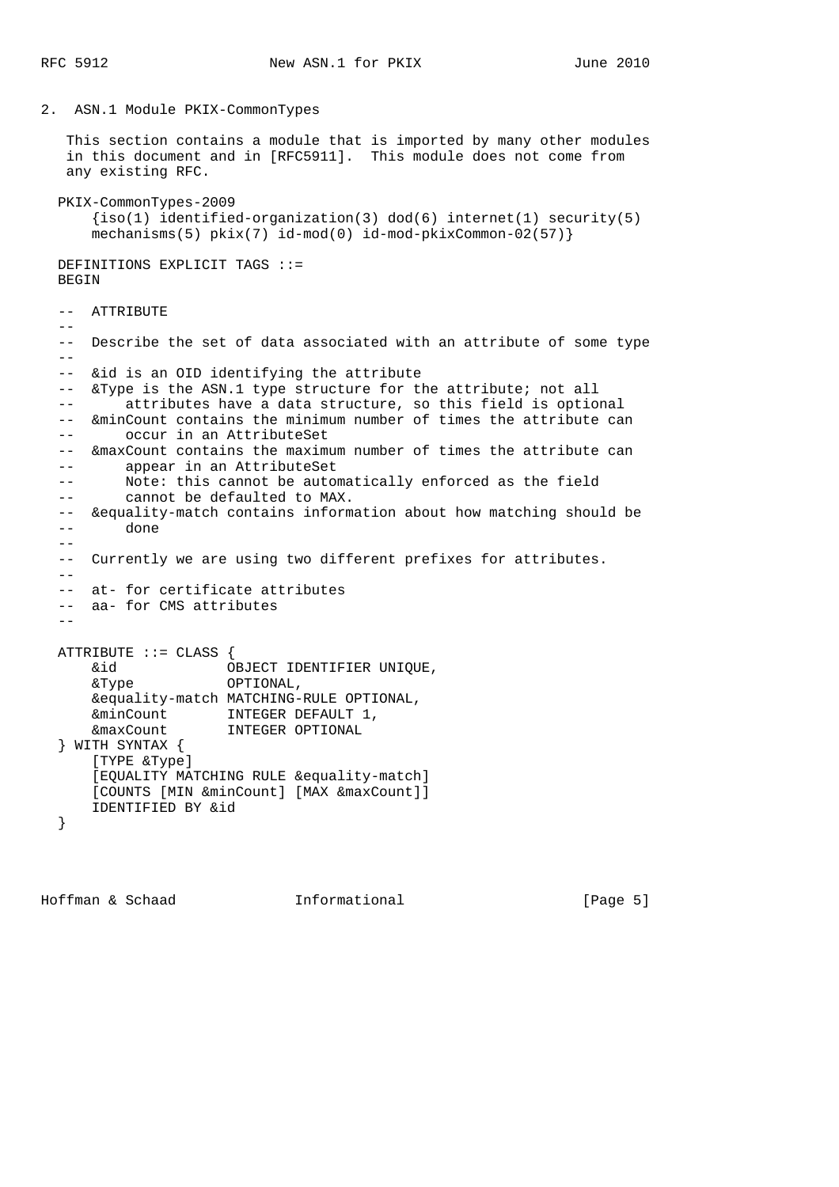## 2. ASN.1 Module PKIX-CommonTypes

This section contains a module that is imported by many other modules in this document and in [RFC5911]. This module does not come from any existing RFC.

```
  PKIX-CommonTypes-2009
      {iso(1) identified-organization(3) dod(6) internet(1) security(5)
      mechanisms(5) pkix(7) id-mod(0) id-mod-pkixCommon-02(57)}

  DEFINITIONS EXPLICIT TAGS ::=
  BEGIN

  --  ATTRIBUTE
  --
  --  Describe the set of data associated with an attribute of some type
  --
  --  &id is an OID identifying the attribute
  --  &Type is the ASN.1 type structure for the attribute; not all
  --      attributes have a data structure, so this field is optional
  --  &minCount contains the minimum number of times the attribute can
  --      occur in an AttributeSet
  --  &maxCount contains the maximum number of times the attribute can
  --      appear in an AttributeSet
  --      Note: this cannot be automatically enforced as the field
  --      cannot be defaulted to MAX.
  --  &equality-match contains information about how matching should be
  --      done
  --
  --  Currently we are using two different prefixes for attributes.
  --
  --  at- for certificate attributes
  --  aa- for CMS attributes
  --

  ATTRIBUTE ::= CLASS {
      &id             OBJECT IDENTIFIER UNIQUE,
      &Type           OPTIONAL,
      &equality-match MATCHING-RULE OPTIONAL,
      &minCount       INTEGER DEFAULT 1,
      &maxCount       INTEGER OPTIONAL
  } WITH SYNTAX {
      [TYPE &Type]
      [EQUALITY MATCHING RULE &equality-match]
      [COUNTS [MIN &minCount] [MAX &maxCount]]
      IDENTIFIED BY &id
  }
```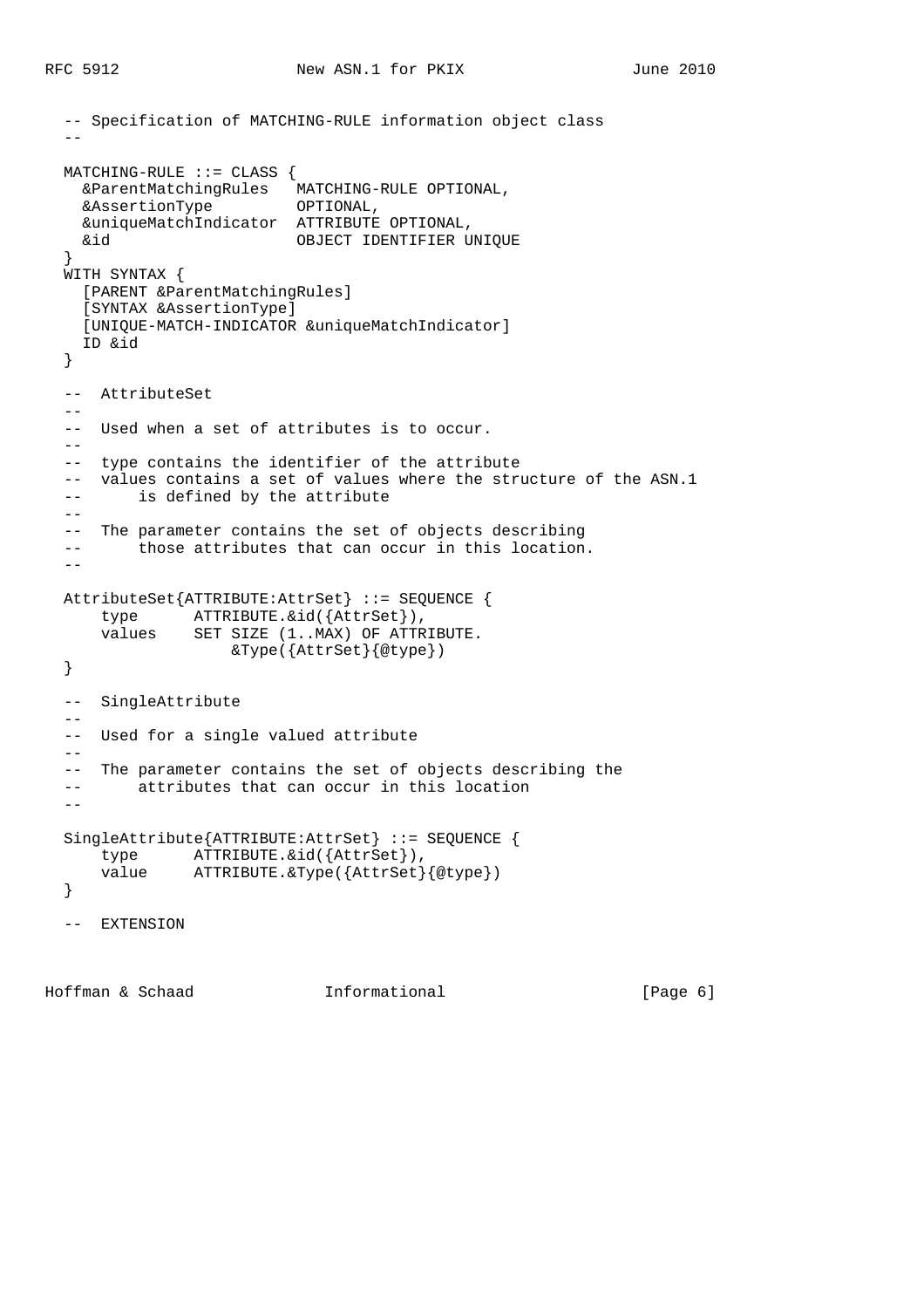```
  -- Specification of MATCHING-RULE information object class
  --

  MATCHING-RULE ::= CLASS {
    &ParentMatchingRules   MATCHING-RULE OPTIONAL,
    &AssertionType         OPTIONAL,
    &uniqueMatchIndicator  ATTRIBUTE OPTIONAL,
    &id                    OBJECT IDENTIFIER UNIQUE
  }
  WITH SYNTAX {
    [PARENT &ParentMatchingRules]
    [SYNTAX &AssertionType]
    [UNIQUE-MATCH-INDICATOR &uniqueMatchIndicator]
    ID &id
  }

  --  AttributeSet
  --
  --  Used when a set of attributes is to occur.
  --
  --  type contains the identifier of the attribute
  --  values contains a set of values where the structure of the ASN.1
  --      is defined by the attribute
  --
  --  The parameter contains the set of objects describing
  --      those attributes that can occur in this location.
  --

  AttributeSet{ATTRIBUTE:AttrSet} ::= SEQUENCE {
      type      ATTRIBUTE.&id({AttrSet}),
      values    SET SIZE (1..MAX) OF ATTRIBUTE.
                    &Type({AttrSet}{@type})
  }

  --  SingleAttribute
  --
  --  Used for a single valued attribute
  --
  --  The parameter contains the set of objects describing the
  --      attributes that can occur in this location
  --

  SingleAttribute{ATTRIBUTE:AttrSet} ::= SEQUENCE {
      type      ATTRIBUTE.&id({AttrSet}),
      value     ATTRIBUTE.&Type({AttrSet}{@type})
  }

  --  EXTENSION
```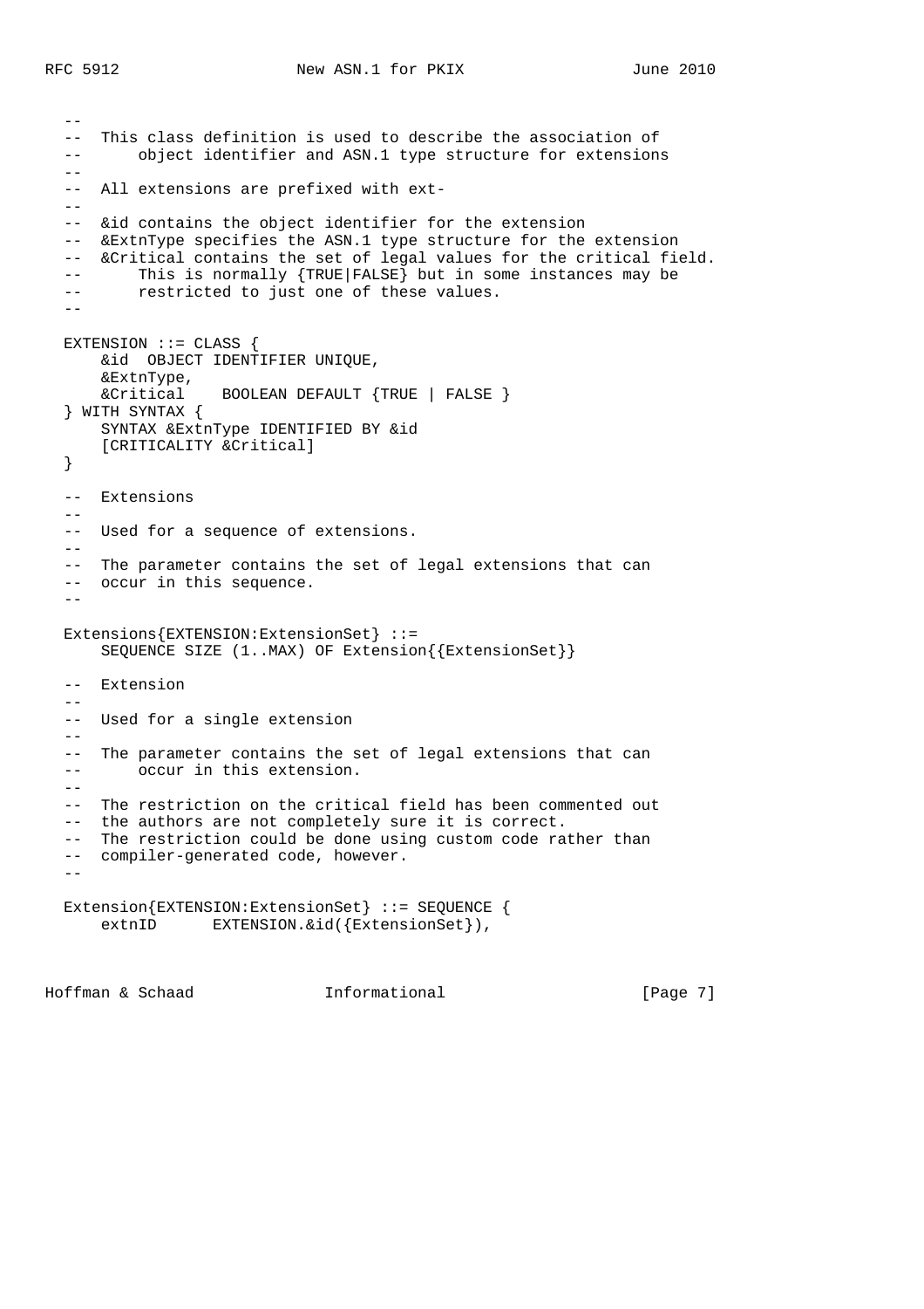```
  --
  --  This class definition is used to describe the association of
  --      object identifier and ASN.1 type structure for extensions
  --
  --  All extensions are prefixed with ext-
  --
  --  &id contains the object identifier for the extension
  --  &ExtnType specifies the ASN.1 type structure for the extension
  --  &Critical contains the set of legal values for the critical field.
  --      This is normally {TRUE|FALSE} but in some instances may be
  --      restricted to just one of these values.
  --

  EXTENSION ::= CLASS {
      &id  OBJECT IDENTIFIER UNIQUE,
      &ExtnType,
      &Critical    BOOLEAN DEFAULT {TRUE | FALSE }
  } WITH SYNTAX {
      SYNTAX &ExtnType IDENTIFIED BY &id
      [CRITICALITY &Critical]
  }

  --  Extensions
  --
  --  Used for a sequence of extensions.
  --
  --  The parameter contains the set of legal extensions that can
  --  occur in this sequence.
  --

  Extensions{EXTENSION:ExtensionSet} ::=
      SEQUENCE SIZE (1..MAX) OF Extension{{ExtensionSet}}

  --  Extension
  --
  --  Used for a single extension
  --
  --  The parameter contains the set of legal extensions that can
  --      occur in this extension.
  --
  --  The restriction on the critical field has been commented out
  --  the authors are not completely sure it is correct.
  --  The restriction could be done using custom code rather than
  --  compiler-generated code, however.
  --

  Extension{EXTENSION:ExtensionSet} ::= SEQUENCE {
      extnID      EXTENSION.&id({ExtensionSet}),
```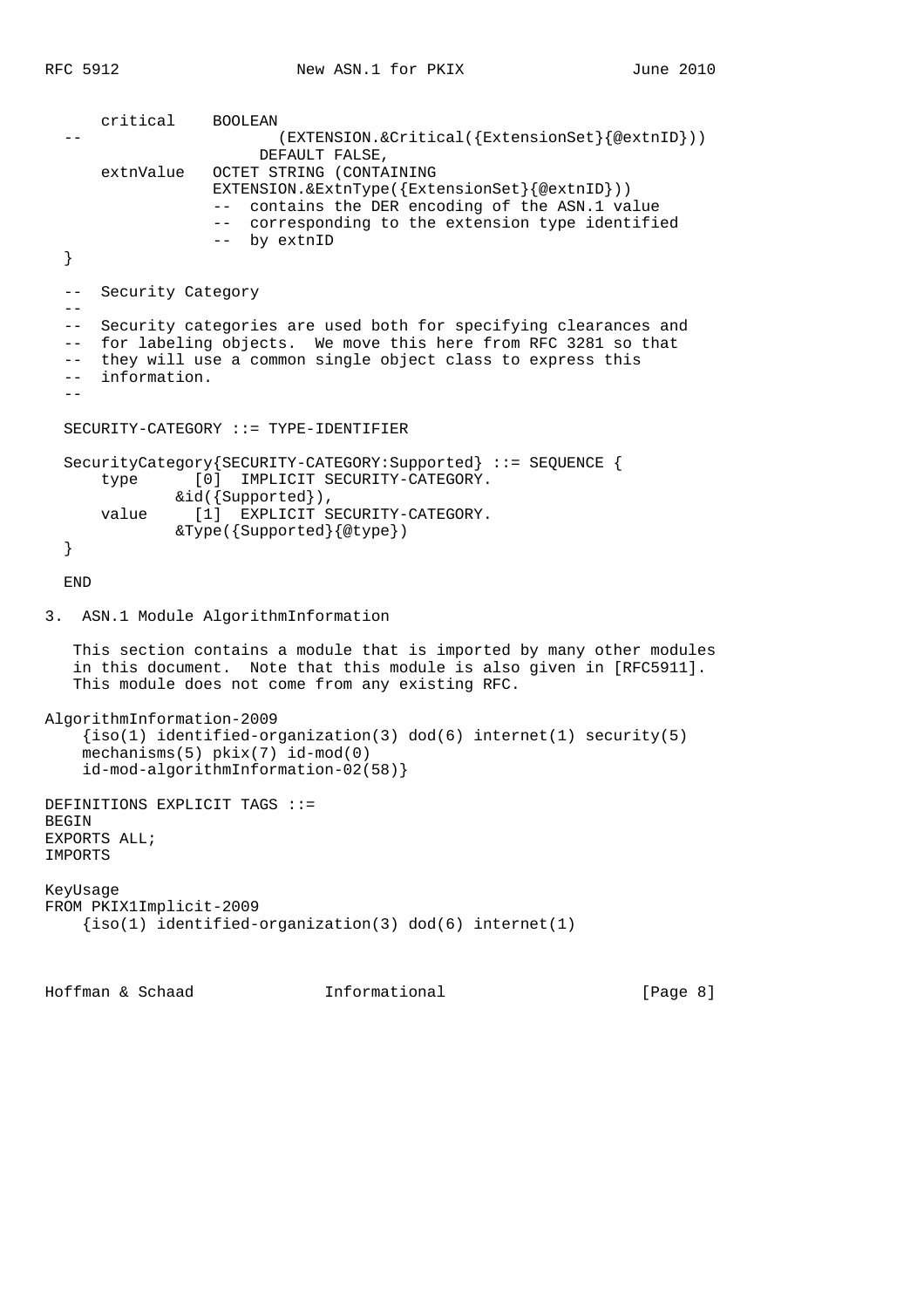```
      critical    BOOLEAN
  --                     (EXTENSION.&Critical({ExtensionSet}{@extnID}))
                     DEFAULT FALSE,
      extnValue   OCTET STRING (CONTAINING
                  EXTENSION.&ExtnType({ExtensionSet}{@extnID}))
                  --  contains the DER encoding of the ASN.1 value
                  --  corresponding to the extension type identified
                  --  by extnID
  }

  --  Security Category
  --
  --  Security categories are used both for specifying clearances and
  --  for labeling objects.  We move this here from RFC 3281 so that
  --  they will use a common single object class to express this
  --  information.
  --

  SECURITY-CATEGORY ::= TYPE-IDENTIFIER

  SecurityCategory{SECURITY-CATEGORY:Supported} ::= SEQUENCE {
      type      [0]  IMPLICIT SECURITY-CATEGORY.
              &id({Supported}),
      value     [1]  EXPLICIT SECURITY-CATEGORY.
              &Type({Supported}{@type})
  }

  END
```

## 3. ASN.1 Module AlgorithmInformation

This section contains a module that is imported by many other modules in this document. Note that this module is also given in [RFC5911]. This module does not come from any existing RFC.

```
AlgorithmInformation-2009
    {iso(1) identified-organization(3) dod(6) internet(1) security(5)
    mechanisms(5) pkix(7) id-mod(0)
    id-mod-algorithmInformation-02(58)}

DEFINITIONS EXPLICIT TAGS ::=
BEGIN
EXPORTS ALL;
IMPORTS

KeyUsage
FROM PKIX1Implicit-2009
    {iso(1) identified-organization(3) dod(6) internet(1)
```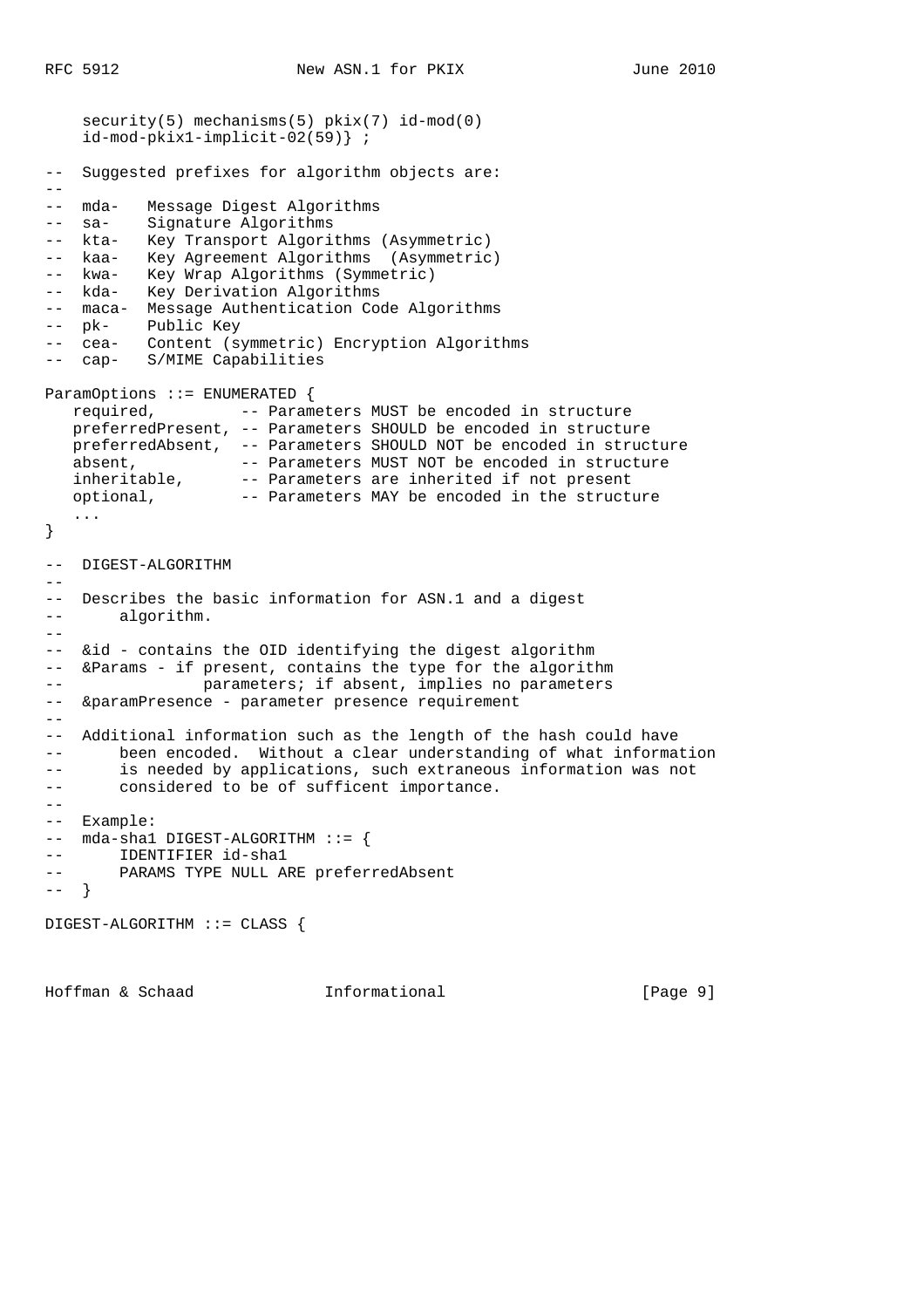```
    security(5) mechanisms(5) pkix(7) id-mod(0)
    id-mod-pkix1-implicit-02(59)} ;

--  Suggested prefixes for algorithm objects are:
--
--  mda-   Message Digest Algorithms
--  sa-    Signature Algorithms
--  kta-   Key Transport Algorithms (Asymmetric)
--  kaa-   Key Agreement Algorithms  (Asymmetric)
--  kwa-   Key Wrap Algorithms (Symmetric)
--  kda-   Key Derivation Algorithms
--  maca-  Message Authentication Code Algorithms
--  pk-    Public Key
--  cea-   Content (symmetric) Encryption Algorithms
--  cap-   S/MIME Capabilities

ParamOptions ::= ENUMERATED {
   required,         -- Parameters MUST be encoded in structure
   preferredPresent, -- Parameters SHOULD be encoded in structure
   preferredAbsent,  -- Parameters SHOULD NOT be encoded in structure
   absent,           -- Parameters MUST NOT be encoded in structure
   inheritable,      -- Parameters are inherited if not present
   optional,         -- Parameters MAY be encoded in the structure
   ...
}

--  DIGEST-ALGORITHM
--
--  Describes the basic information for ASN.1 and a digest
--      algorithm.
--
--  &id - contains the OID identifying the digest algorithm
--  &Params - if present, contains the type for the algorithm
--               parameters; if absent, implies no parameters
--  &paramPresence - parameter presence requirement
--
--  Additional information such as the length of the hash could have
--      been encoded.  Without a clear understanding of what information
--      is needed by applications, such extraneous information was not
--      considered to be of sufficent importance.
--
--  Example:
--  mda-sha1 DIGEST-ALGORITHM ::= {
--      IDENTIFIER id-sha1
--      PARAMS TYPE NULL ARE preferredAbsent
--  }

DIGEST-ALGORITHM ::= CLASS {
```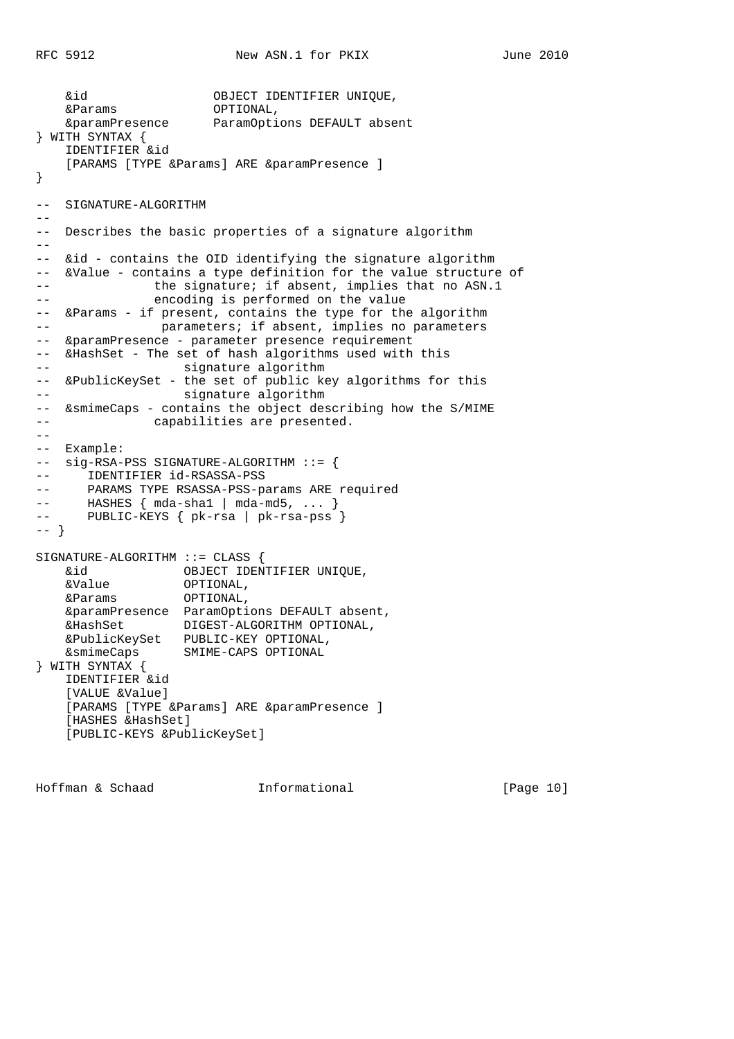```
    &id                 OBJECT IDENTIFIER UNIQUE,
    &Params             OPTIONAL,
    &paramPresence      ParamOptions DEFAULT absent
} WITH SYNTAX {
    IDENTIFIER &id
    [PARAMS [TYPE &Params] ARE &paramPresence ]
}

--  SIGNATURE-ALGORITHM
--
--  Describes the basic properties of a signature algorithm
--
--  &id - contains the OID identifying the signature algorithm
--  &Value - contains a type definition for the value structure of
--              the signature; if absent, implies that no ASN.1
--              encoding is performed on the value
--  &Params - if present, contains the type for the algorithm
--               parameters; if absent, implies no parameters
--  &paramPresence - parameter presence requirement
--  &HashSet - The set of hash algorithms used with this
--                  signature algorithm
--  &PublicKeySet - the set of public key algorithms for this
--                  signature algorithm
--  &smimeCaps - contains the object describing how the S/MIME
--              capabilities are presented.
--
--  Example:
--  sig-RSA-PSS SIGNATURE-ALGORITHM ::= {
--     IDENTIFIER id-RSASSA-PSS
--     PARAMS TYPE RSASSA-PSS-params ARE required
--     HASHES { mda-sha1 | mda-md5, ... }
--     PUBLIC-KEYS { pk-rsa | pk-rsa-pss }
-- }

SIGNATURE-ALGORITHM ::= CLASS {
    &id             OBJECT IDENTIFIER UNIQUE,
    &Value          OPTIONAL,
    &Params         OPTIONAL,
    &paramPresence  ParamOptions DEFAULT absent,
    &HashSet        DIGEST-ALGORITHM OPTIONAL,
    &PublicKeySet   PUBLIC-KEY OPTIONAL,
    &smimeCaps      SMIME-CAPS OPTIONAL
} WITH SYNTAX {
    IDENTIFIER &id
    [VALUE &Value]
    [PARAMS [TYPE &Params] ARE &paramPresence ]
    [HASHES &HashSet]
    [PUBLIC-KEYS &PublicKeySet]
```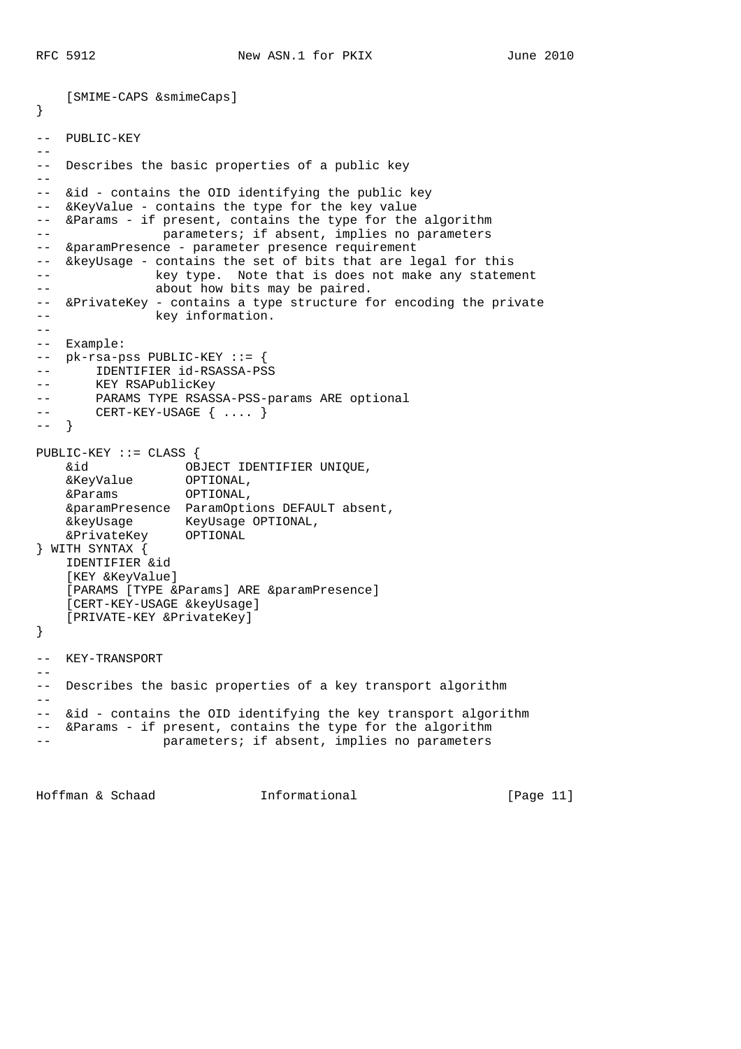```
    [SMIME-CAPS &smimeCaps]
}

--  PUBLIC-KEY
--
--  Describes the basic properties of a public key
--
--  &id - contains the OID identifying the public key
--  &KeyValue - contains the type for the key value
--  &Params - if present, contains the type for the algorithm
--                parameters; if absent, implies no parameters
--  &paramPresence - parameter presence requirement
--  &keyUsage - contains the set of bits that are legal for this
--               key type.  Note that is does not make any statement
--               about how bits may be paired.
--  &PrivateKey - contains a type structure for encoding the private
--               key information.
--
--  Example:
--  pk-rsa-pss PUBLIC-KEY ::= {
--      IDENTIFIER id-RSASSA-PSS
--      KEY RSAPublicKey
--      PARAMS TYPE RSASSA-PSS-params ARE optional
--      CERT-KEY-USAGE { .... }
--  }

PUBLIC-KEY ::= CLASS {
    &id             OBJECT IDENTIFIER UNIQUE,
    &KeyValue       OPTIONAL,
    &Params         OPTIONAL,
    &paramPresence  ParamOptions DEFAULT absent,
    &keyUsage       KeyUsage OPTIONAL,
    &PrivateKey     OPTIONAL
} WITH SYNTAX {
    IDENTIFIER &id
    [KEY &KeyValue]
    [PARAMS [TYPE &Params] ARE &paramPresence]
    [CERT-KEY-USAGE &keyUsage]
    [PRIVATE-KEY &PrivateKey]
}

--  KEY-TRANSPORT
--
--  Describes the basic properties of a key transport algorithm
--
--  &id - contains the OID identifying the key transport algorithm
--  &Params - if present, contains the type for the algorithm
--                parameters; if absent, implies no parameters
```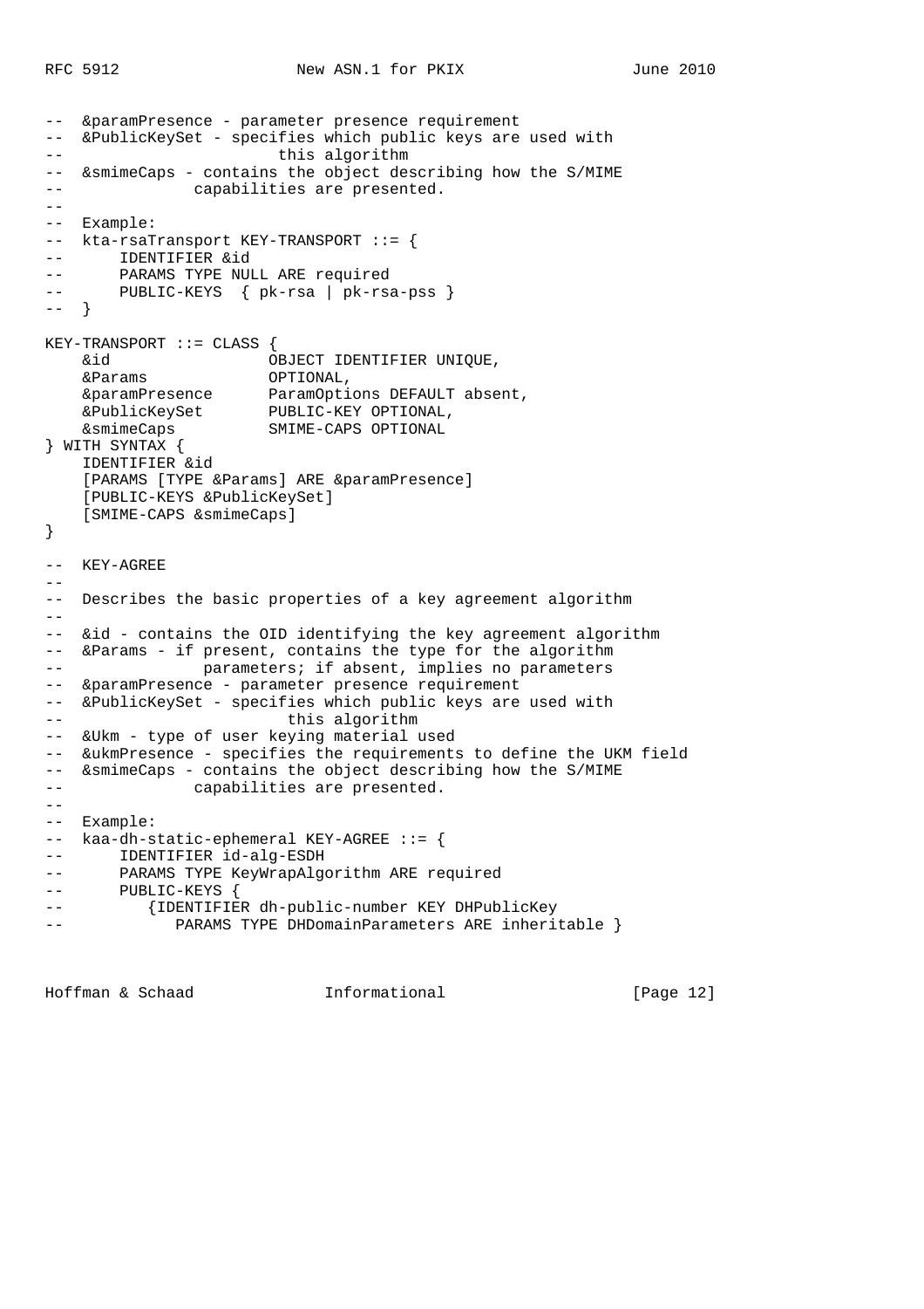```
--  &paramPresence - parameter presence requirement
--  &PublicKeySet - specifies which public keys are used with
--                        this algorithm
--  &smimeCaps - contains the object describing how the S/MIME
--               capabilities are presented.
--
--  Example:
--  kta-rsaTransport KEY-TRANSPORT ::= {
--      IDENTIFIER &id
--      PARAMS TYPE NULL ARE required
--      PUBLIC-KEYS  { pk-rsa | pk-rsa-pss }
--  }

KEY-TRANSPORT ::= CLASS {
    &id                 OBJECT IDENTIFIER UNIQUE,
    &Params             OPTIONAL,
    &paramPresence      ParamOptions DEFAULT absent,
    &PublicKeySet       PUBLIC-KEY OPTIONAL,
    &smimeCaps          SMIME-CAPS OPTIONAL
} WITH SYNTAX {
    IDENTIFIER &id
    [PARAMS [TYPE &Params] ARE &paramPresence]
    [PUBLIC-KEYS &PublicKeySet]
    [SMIME-CAPS &smimeCaps]
}

--  KEY-AGREE
--
--  Describes the basic properties of a key agreement algorithm
--
--  &id - contains the OID identifying the key agreement algorithm
--  &Params - if present, contains the type for the algorithm
--               parameters; if absent, implies no parameters
--  &paramPresence - parameter presence requirement
--  &PublicKeySet - specifies which public keys are used with
--                         this algorithm
--  &Ukm - type of user keying material used
--  &ukmPresence - specifies the requirements to define the UKM field
--  &smimeCaps - contains the object describing how the S/MIME
--               capabilities are presented.
--
--  Example:
--  kaa-dh-static-ephemeral KEY-AGREE ::= {
--      IDENTIFIER id-alg-ESDH
--      PARAMS TYPE KeyWrapAlgorithm ARE required
--      PUBLIC-KEYS {
--         {IDENTIFIER dh-public-number KEY DHPublicKey
--            PARAMS TYPE DHDomainParameters ARE inheritable }
```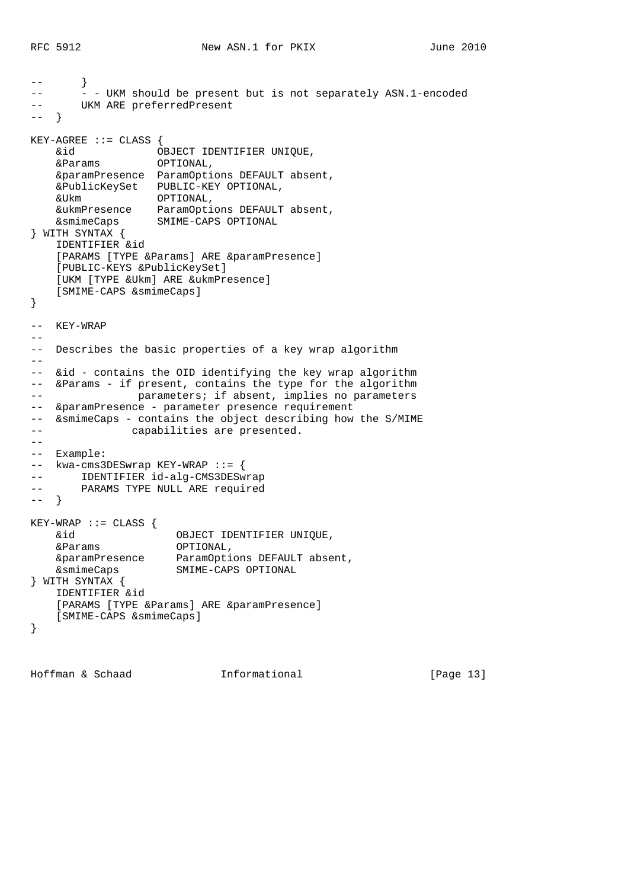```
--      }
--      - - UKM should be present but is not separately ASN.1-encoded
--      UKM ARE preferredPresent
--  }

KEY-AGREE ::= CLASS {
    &id             OBJECT IDENTIFIER UNIQUE,
    &Params         OPTIONAL,
    &paramPresence  ParamOptions DEFAULT absent,
    &PublicKeySet   PUBLIC-KEY OPTIONAL,
    &Ukm            OPTIONAL,
    &ukmPresence    ParamOptions DEFAULT absent,
    &smimeCaps      SMIME-CAPS OPTIONAL
} WITH SYNTAX {
    IDENTIFIER &id
    [PARAMS [TYPE &Params] ARE &paramPresence]
    [PUBLIC-KEYS &PublicKeySet]
    [UKM [TYPE &Ukm] ARE &ukmPresence]
    [SMIME-CAPS &smimeCaps]
}

--  KEY-WRAP
--
--  Describes the basic properties of a key wrap algorithm
--
--  &id - contains the OID identifying the key wrap algorithm
--  &Params - if present, contains the type for the algorithm
--               parameters; if absent, implies no parameters
--  &paramPresence - parameter presence requirement
--  &smimeCaps - contains the object describing how the S/MIME
--              capabilities are presented.
--
--  Example:
--  kwa-cms3DESwrap KEY-WRAP ::= {
--      IDENTIFIER id-alg-CMS3DESwrap
--      PARAMS TYPE NULL ARE required
--  }

KEY-WRAP ::= CLASS {
    &id                 OBJECT IDENTIFIER UNIQUE,
    &Params             OPTIONAL,
    &paramPresence      ParamOptions DEFAULT absent,
    &smimeCaps          SMIME-CAPS OPTIONAL
} WITH SYNTAX {
    IDENTIFIER &id
    [PARAMS [TYPE &Params] ARE &paramPresence]
    [SMIME-CAPS &smimeCaps]
}
```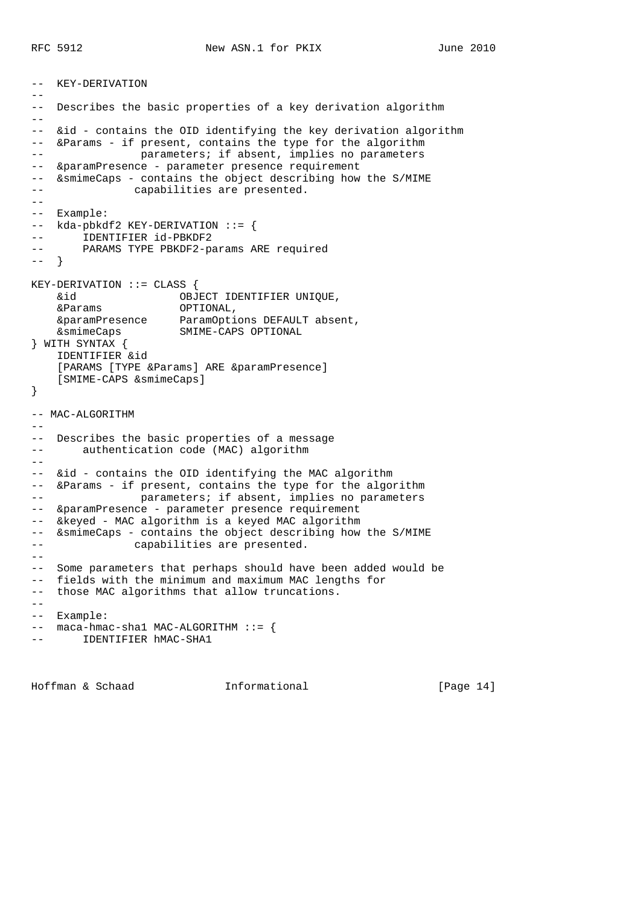```
-- KEY-DERIVATION
--
-- Describes the basic properties of a key derivation algorithm
--
-- &id - contains the OID identifying the key derivation algorithm
-- &Params - if present, contains the type for the algorithm
--             parameters; if absent, implies no parameters
-- &paramPresence - parameter presence requirement
-- &smimeCaps - contains the object describing how the S/MIME
--             capabilities are presented.
--
-- Example:
-- kda-pbkdf2 KEY-DERIVATION ::= {
--     IDENTIFIER id-PBKDF2
--     PARAMS TYPE PBKDF2-params ARE required
-- }

KEY-DERIVATION ::= CLASS {
    &id                 OBJECT IDENTIFIER UNIQUE,
    &Params             OPTIONAL,
    &paramPresence      ParamOptions DEFAULT absent,
    &smimeCaps          SMIME-CAPS OPTIONAL
} WITH SYNTAX {
    IDENTIFIER &id
    [PARAMS [TYPE &Params] ARE &paramPresence]
    [SMIME-CAPS &smimeCaps]
}

-- MAC-ALGORITHM
--
-- Describes the basic properties of a message
--     authentication code (MAC) algorithm
--
-- &id - contains the OID identifying the MAC algorithm
-- &Params - if present, contains the type for the algorithm
--             parameters; if absent, implies no parameters
-- &paramPresence - parameter presence requirement
-- &keyed - MAC algorithm is a keyed MAC algorithm
-- &smimeCaps - contains the object describing how the S/MIME
--             capabilities are presented.
--
-- Some parameters that perhaps should have been added would be
-- fields with the minimum and maximum MAC lengths for
-- those MAC algorithms that allow truncations.
--
-- Example:
-- maca-hmac-sha1 MAC-ALGORITHM ::= {
--     IDENTIFIER hMAC-SHA1
```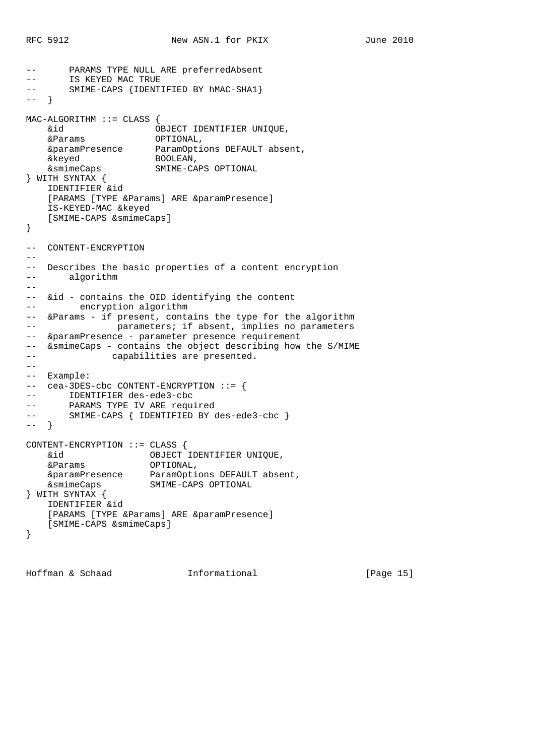```
--       PARAMS TYPE NULL ARE preferredAbsent
--       IS KEYED MAC TRUE
--       SMIME-CAPS {IDENTIFIED BY hMAC-SHA1}
--   }

MAC-ALGORITHM ::= CLASS {
    &id                 OBJECT IDENTIFIER UNIQUE,
    &Params             OPTIONAL,
    &paramPresence      ParamOptions DEFAULT absent,
    &keyed              BOOLEAN,
    &smimeCaps          SMIME-CAPS OPTIONAL
} WITH SYNTAX {
    IDENTIFIER &id
    [PARAMS [TYPE &Params] ARE &paramPresence]
    IS-KEYED-MAC &keyed
    [SMIME-CAPS &smimeCaps]
}

--   CONTENT-ENCRYPTION
--
--   Describes the basic properties of a content encryption
--       algorithm
--
--   &id - contains the OID identifying the content
--         encryption algorithm
--   &Params - if present, contains the type for the algorithm
--                parameters; if absent, implies no parameters
--   &paramPresence - parameter presence requirement
--   &smimeCaps - contains the object describing how the S/MIME
--               capabilities are presented.
--
--   Example:
--   cea-3DES-cbc CONTENT-ENCRYPTION ::= {
--       IDENTIFIER des-ede3-cbc
--       PARAMS TYPE IV ARE required
--       SMIME-CAPS { IDENTIFIED BY des-ede3-cbc }
--   }

CONTENT-ENCRYPTION ::= CLASS {
    &id                OBJECT IDENTIFIER UNIQUE,
    &Params            OPTIONAL,
    &paramPresence     ParamOptions DEFAULT absent,
    &smimeCaps         SMIME-CAPS OPTIONAL
} WITH SYNTAX {
    IDENTIFIER &id
    [PARAMS [TYPE &Params] ARE &paramPresence]
    [SMIME-CAPS &smimeCaps]
}
```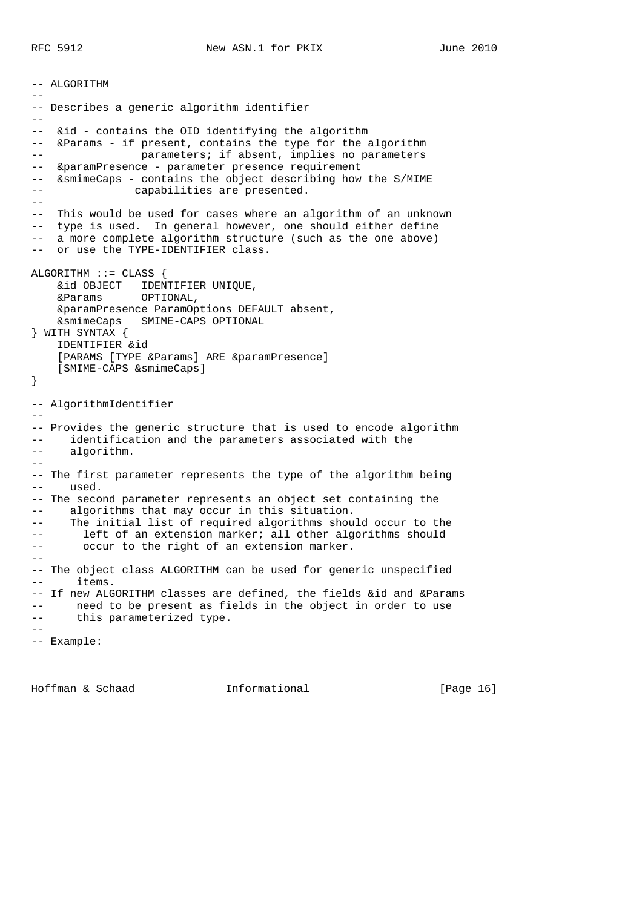```
-- ALGORITHM
--
-- Describes a generic algorithm identifier
--
--  &id - contains the OID identifying the algorithm
--  &Params - if present, contains the type for the algorithm
--               parameters; if absent, implies no parameters
--  &paramPresence - parameter presence requirement
--  &smimeCaps - contains the object describing how the S/MIME
--              capabilities are presented.
--
--  This would be used for cases where an algorithm of an unknown
--  type is used.  In general however, one should either define
--  a more complete algorithm structure (such as the one above)
--  or use the TYPE-IDENTIFIER class.

ALGORITHM ::= CLASS {
    &id OBJECT   IDENTIFIER UNIQUE,
    &Params      OPTIONAL,
    &paramPresence ParamOptions DEFAULT absent,
    &smimeCaps   SMIME-CAPS OPTIONAL
} WITH SYNTAX {
    IDENTIFIER &id
    [PARAMS [TYPE &Params] ARE &paramPresence]
    [SMIME-CAPS &smimeCaps]
}

-- AlgorithmIdentifier
--
-- Provides the generic structure that is used to encode algorithm
--    identification and the parameters associated with the
--    algorithm.
--
-- The first parameter represents the type of the algorithm being
--    used.
-- The second parameter represents an object set containing the
--    algorithms that may occur in this situation.
--    The initial list of required algorithms should occur to the
--       left of an extension marker; all other algorithms should
--       occur to the right of an extension marker.
--
-- The object class ALGORITHM can be used for generic unspecified
--     items.
-- If new ALGORITHM classes are defined, the fields &id and &Params
--     need to be present as fields in the object in order to use
--     this parameterized type.
--
-- Example:
```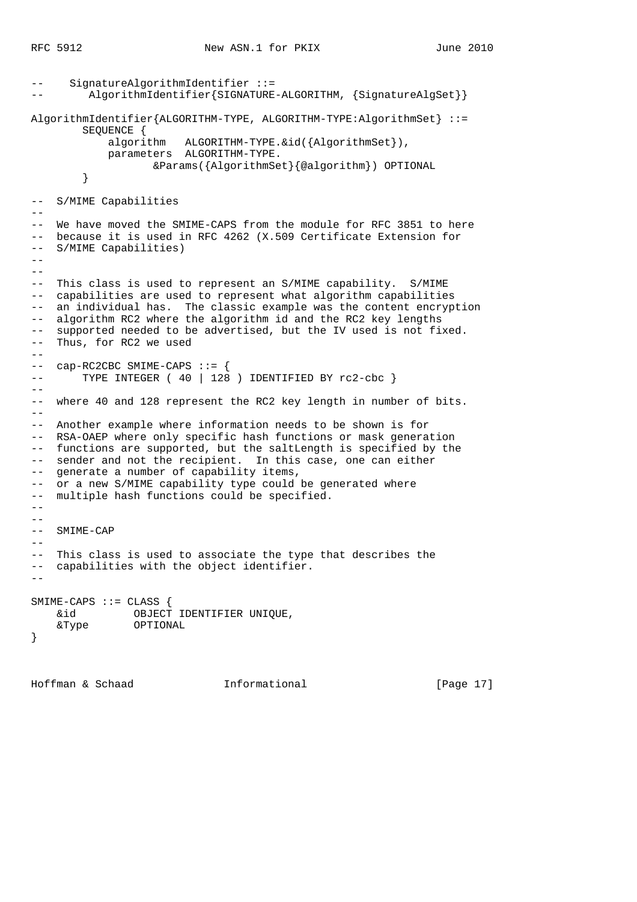```
--    SignatureAlgorithmIdentifier ::=
--       AlgorithmIdentifier{SIGNATURE-ALGORITHM, {SignatureAlgSet}}

AlgorithmIdentifier{ALGORITHM-TYPE, ALGORITHM-TYPE:AlgorithmSet} ::=
        SEQUENCE {
            algorithm   ALGORITHM-TYPE.&id({AlgorithmSet}),
            parameters  ALGORITHM-TYPE.
                   &Params({AlgorithmSet}{@algorithm}) OPTIONAL
        }

--  S/MIME Capabilities
--
--  We have moved the SMIME-CAPS from the module for RFC 3851 to here
--  because it is used in RFC 4262 (X.509 Certificate Extension for
--  S/MIME Capabilities)
--
--
--  This class is used to represent an S/MIME capability.  S/MIME
--  capabilities are used to represent what algorithm capabilities
--  an individual has.  The classic example was the content encryption
--  algorithm RC2 where the algorithm id and the RC2 key lengths
--  supported needed to be advertised, but the IV used is not fixed.
--  Thus, for RC2 we used
--
--  cap-RC2CBC SMIME-CAPS ::= {
--      TYPE INTEGER ( 40 | 128 ) IDENTIFIED BY rc2-cbc }
--
--  where 40 and 128 represent the RC2 key length in number of bits.
--
--  Another example where information needs to be shown is for
--  RSA-OAEP where only specific hash functions or mask generation
--  functions are supported, but the saltLength is specified by the
--  sender and not the recipient.  In this case, one can either
--  generate a number of capability items,
--  or a new S/MIME capability type could be generated where
--  multiple hash functions could be specified.
--
--
--  SMIME-CAP
--
--  This class is used to associate the type that describes the
--  capabilities with the object identifier.
--

SMIME-CAPS ::= CLASS {
    &id         OBJECT IDENTIFIER UNIQUE,
    &Type       OPTIONAL
}
```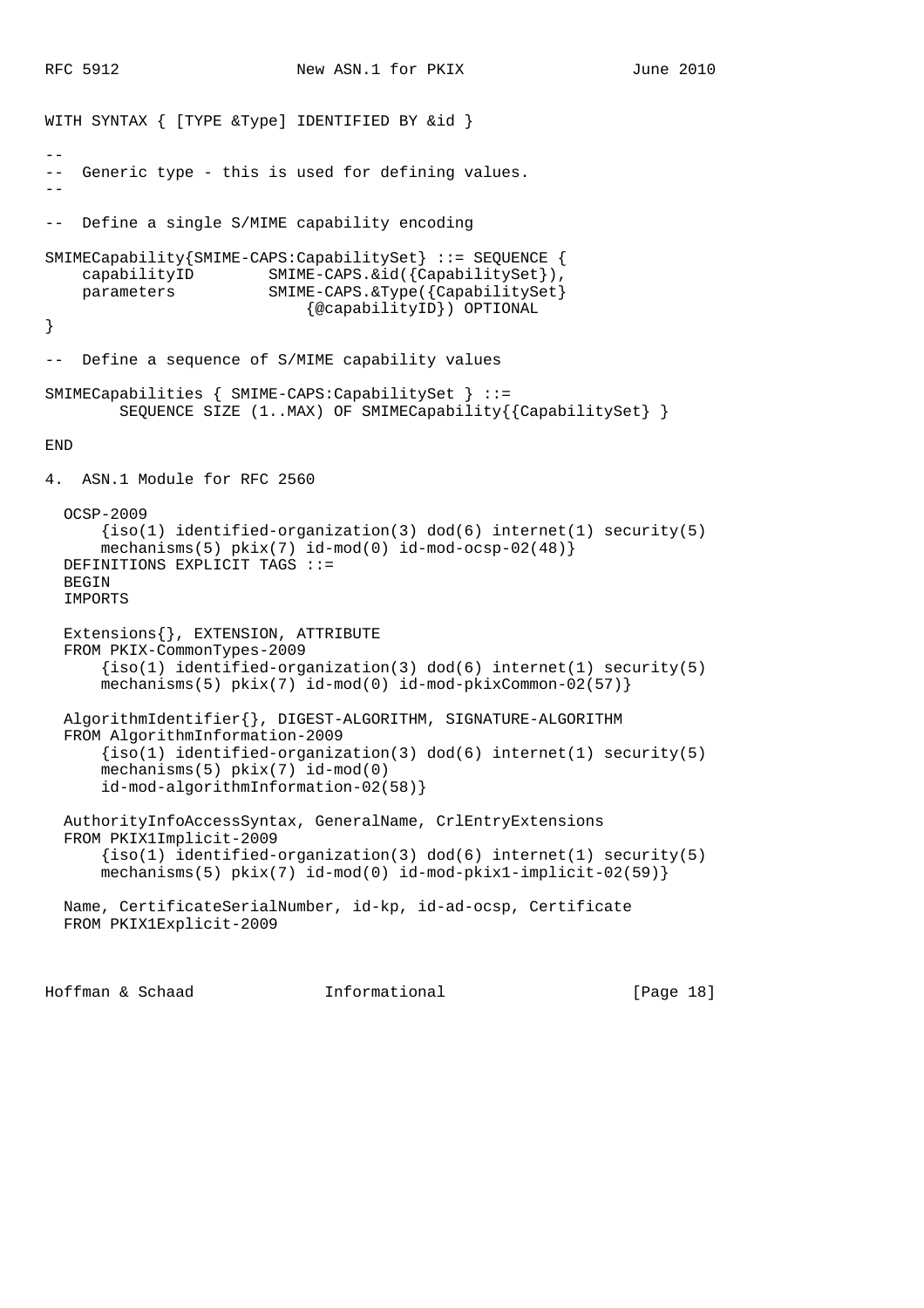```
WITH SYNTAX { [TYPE &Type] IDENTIFIED BY &id }

--
--  Generic type - this is used for defining values.
--

--  Define a single S/MIME capability encoding

SMIMECapability{SMIME-CAPS:CapabilitySet} ::= SEQUENCE {
    capabilityID        SMIME-CAPS.&id({CapabilitySet}),
    parameters          SMIME-CAPS.&Type({CapabilitySet}
                            {@capabilityID}) OPTIONAL
}

--  Define a sequence of S/MIME capability values

SMIMECapabilities { SMIME-CAPS:CapabilitySet } ::=
        SEQUENCE SIZE (1..MAX) OF SMIMECapability{{CapabilitySet} }

END
```

## 4. ASN.1 Module for RFC 2560

```
  OCSP-2009
      {iso(1) identified-organization(3) dod(6) internet(1) security(5)
      mechanisms(5) pkix(7) id-mod(0) id-mod-ocsp-02(48)}
  DEFINITIONS EXPLICIT TAGS ::=
  BEGIN
  IMPORTS

  Extensions{}, EXTENSION, ATTRIBUTE
  FROM PKIX-CommonTypes-2009
      {iso(1) identified-organization(3) dod(6) internet(1) security(5)
      mechanisms(5) pkix(7) id-mod(0) id-mod-pkixCommon-02(57)}

  AlgorithmIdentifier{}, DIGEST-ALGORITHM, SIGNATURE-ALGORITHM
  FROM AlgorithmInformation-2009
      {iso(1) identified-organization(3) dod(6) internet(1) security(5)
      mechanisms(5) pkix(7) id-mod(0)
      id-mod-algorithmInformation-02(58)}

  AuthorityInfoAccessSyntax, GeneralName, CrlEntryExtensions
  FROM PKIX1Implicit-2009
      {iso(1) identified-organization(3) dod(6) internet(1) security(5)
      mechanisms(5) pkix(7) id-mod(0) id-mod-pkix1-implicit-02(59)}

  Name, CertificateSerialNumber, id-kp, id-ad-ocsp, Certificate
  FROM PKIX1Explicit-2009
```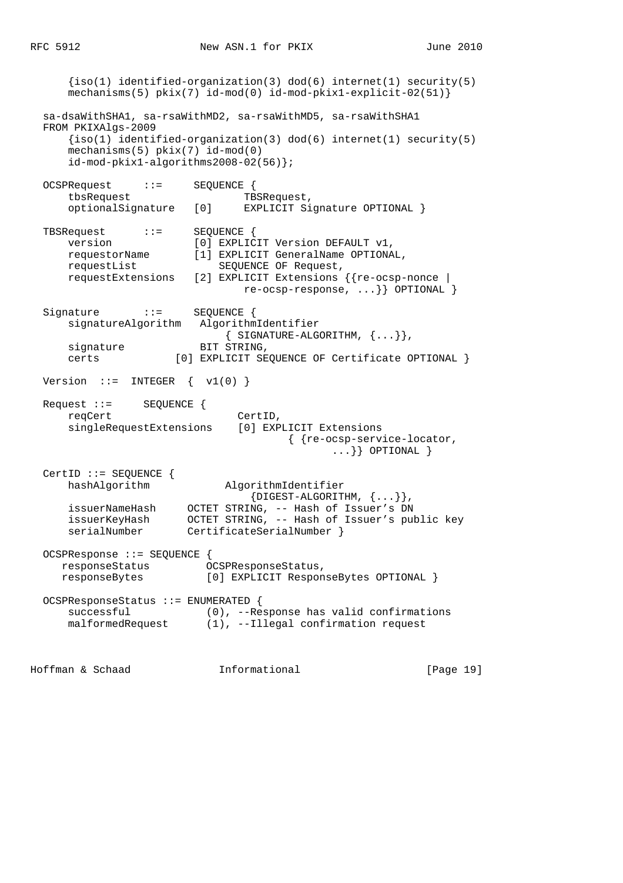```
      {iso(1) identified-organization(3) dod(6) internet(1) security(5)
      mechanisms(5) pkix(7) id-mod(0) id-mod-pkix1-explicit-02(51)}

  sa-dsaWithSHA1, sa-rsaWithMD2, sa-rsaWithMD5, sa-rsaWithSHA1
  FROM PKIXAlgs-2009
      {iso(1) identified-organization(3) dod(6) internet(1) security(5)
      mechanisms(5) pkix(7) id-mod(0)
      id-mod-pkix1-algorithms2008-02(56)};

  OCSPRequest     ::=     SEQUENCE {
      tbsRequest                  TBSRequest,
      optionalSignature   [0]     EXPLICIT Signature OPTIONAL }

  TBSRequest      ::=     SEQUENCE {
      version             [0] EXPLICIT Version DEFAULT v1,
      requestorName       [1] EXPLICIT GeneralName OPTIONAL,
      requestList             SEQUENCE OF Request,
      requestExtensions   [2] EXPLICIT Extensions {{re-ocsp-nonce |
                              re-ocsp-response, ...}} OPTIONAL }

  Signature       ::=     SEQUENCE {
      signatureAlgorithm   AlgorithmIdentifier
                             { SIGNATURE-ALGORITHM, {...}},
      signature            BIT STRING,
      certs            [0] EXPLICIT SEQUENCE OF Certificate OPTIONAL }

  Version  ::=  INTEGER  {  v1(0) }

  Request ::=     SEQUENCE {
      reqCert                    CertID,
      singleRequestExtensions    [0] EXPLICIT Extensions
                                         { {re-ocsp-service-locator,
                                                ...}} OPTIONAL }

  CertID ::= SEQUENCE {
      hashAlgorithm            AlgorithmIdentifier
                                   {DIGEST-ALGORITHM, {...}},
      issuerNameHash     OCTET STRING, -- Hash of Issuer's DN
      issuerKeyHash      OCTET STRING, -- Hash of Issuer's public key
      serialNumber       CertificateSerialNumber }

  OCSPResponse ::= SEQUENCE {
     responseStatus         OCSPResponseStatus,
     responseBytes          [0] EXPLICIT ResponseBytes OPTIONAL }

  OCSPResponseStatus ::= ENUMERATED {
      successful            (0), --Response has valid confirmations
      malformedRequest      (1), --Illegal confirmation request
```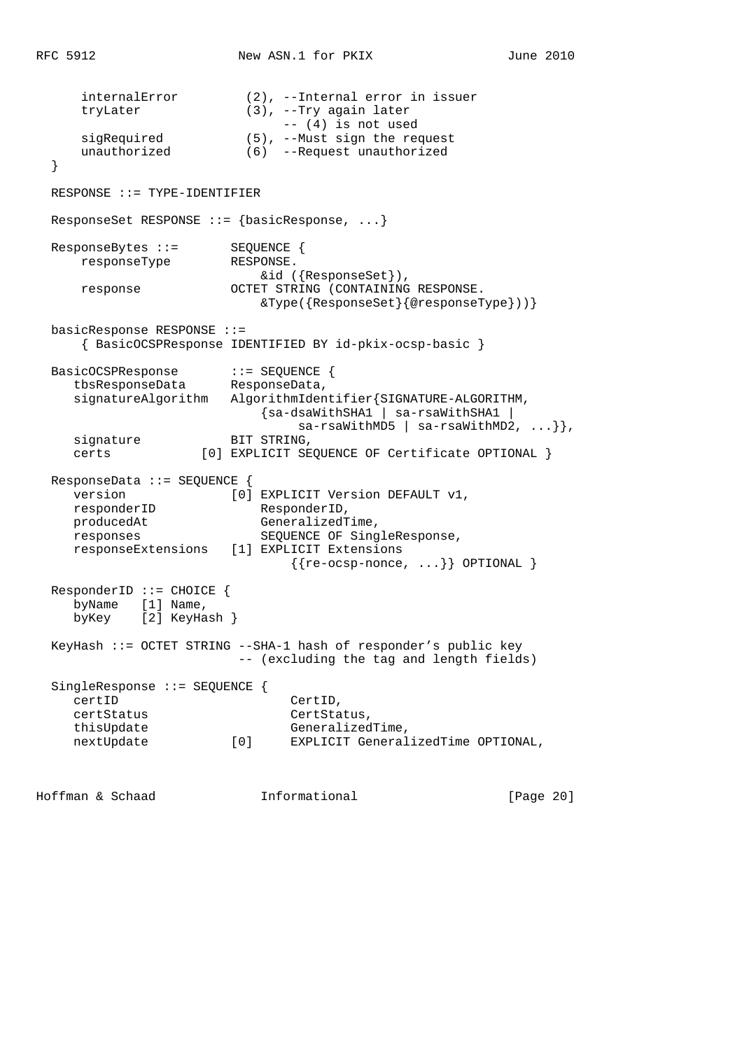```
      internalError         (2), --Internal error in issuer
      tryLater              (3), --Try again later
                                 -- (4) is not used
      sigRequired           (5), --Must sign the request
      unauthorized          (6)  --Request unauthorized
  }

  RESPONSE ::= TYPE-IDENTIFIER

  ResponseSet RESPONSE ::= {basicResponse, ...}

  ResponseBytes ::=       SEQUENCE {
      responseType        RESPONSE.
                              &id ({ResponseSet}),
      response            OCTET STRING (CONTAINING RESPONSE.
                              &Type({ResponseSet}{@responseType}))}

  basicResponse RESPONSE ::=
      { BasicOCSPResponse IDENTIFIED BY id-pkix-ocsp-basic }

  BasicOCSPResponse       ::= SEQUENCE {
     tbsResponseData      ResponseData,
     signatureAlgorithm   AlgorithmIdentifier{SIGNATURE-ALGORITHM,
                              {sa-dsaWithSHA1 | sa-rsaWithSHA1 |
                                   sa-rsaWithMD5 | sa-rsaWithMD2, ...}},
     signature            BIT STRING,
     certs            [0] EXPLICIT SEQUENCE OF Certificate OPTIONAL }

  ResponseData ::= SEQUENCE {
     version              [0] EXPLICIT Version DEFAULT v1,
     responderID              ResponderID,
     producedAt               GeneralizedTime,
     responses                SEQUENCE OF SingleResponse,
     responseExtensions   [1] EXPLICIT Extensions
                                 {{re-ocsp-nonce, ...}} OPTIONAL }

  ResponderID ::= CHOICE {
     byName   [1] Name,
     byKey    [2] KeyHash }

  KeyHash ::= OCTET STRING --SHA-1 hash of responder's public key
                           -- (excluding the tag and length fields)

  SingleResponse ::= SEQUENCE {
     certID                       CertID,
     certStatus                   CertStatus,
     thisUpdate                   GeneralizedTime,
     nextUpdate           [0]     EXPLICIT GeneralizedTime OPTIONAL,
```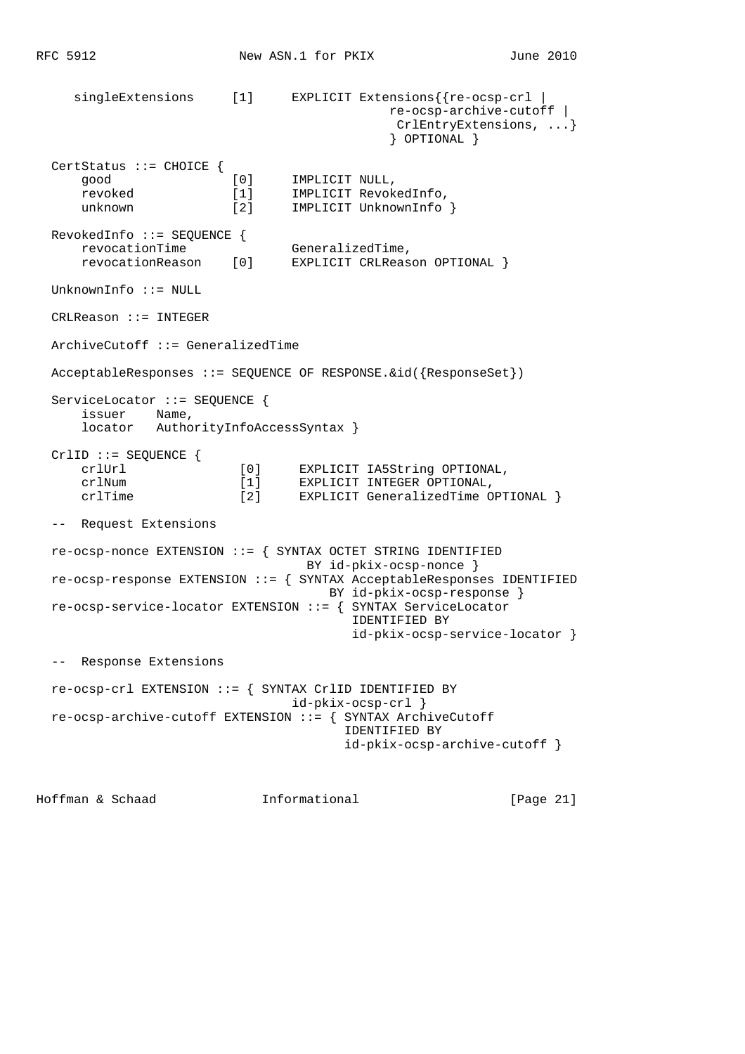```
     singleExtensions     [1]     EXPLICIT Extensions{{re-ocsp-crl |
                                         re-ocsp-archive-cutoff |
                                          CrlEntryExtensions, ...}
                                         } OPTIONAL }

  CertStatus ::= CHOICE {
      good                [0]     IMPLICIT NULL,
      revoked             [1]     IMPLICIT RevokedInfo,
      unknown             [2]     IMPLICIT UnknownInfo }

  RevokedInfo ::= SEQUENCE {
      revocationTime              GeneralizedTime,
      revocationReason    [0]     EXPLICIT CRLReason OPTIONAL }

  UnknownInfo ::= NULL

  CRLReason ::= INTEGER

  ArchiveCutoff ::= GeneralizedTime

  AcceptableResponses ::= SEQUENCE OF RESPONSE.&id({ResponseSet})

  ServiceLocator ::= SEQUENCE {
      issuer    Name,
      locator   AuthorityInfoAccessSyntax }

  CrlID ::= SEQUENCE {
      crlUrl               [0]     EXPLICIT IA5String OPTIONAL,
      crlNum               [1]     EXPLICIT INTEGER OPTIONAL,
      crlTime              [2]     EXPLICIT GeneralizedTime OPTIONAL }

  --  Request Extensions

  re-ocsp-nonce EXTENSION ::= { SYNTAX OCTET STRING IDENTIFIED
                                   BY id-pkix-ocsp-nonce }
  re-ocsp-response EXTENSION ::= { SYNTAX AcceptableResponses IDENTIFIED
                                      BY id-pkix-ocsp-response }
  re-ocsp-service-locator EXTENSION ::= { SYNTAX ServiceLocator
                                           IDENTIFIED BY
                                           id-pkix-ocsp-service-locator }

  --  Response Extensions

  re-ocsp-crl EXTENSION ::= { SYNTAX CrlID IDENTIFIED BY
                                 id-pkix-ocsp-crl }
  re-ocsp-archive-cutoff EXTENSION ::= { SYNTAX ArchiveCutoff
                                          IDENTIFIED BY
                                          id-pkix-ocsp-archive-cutoff }
```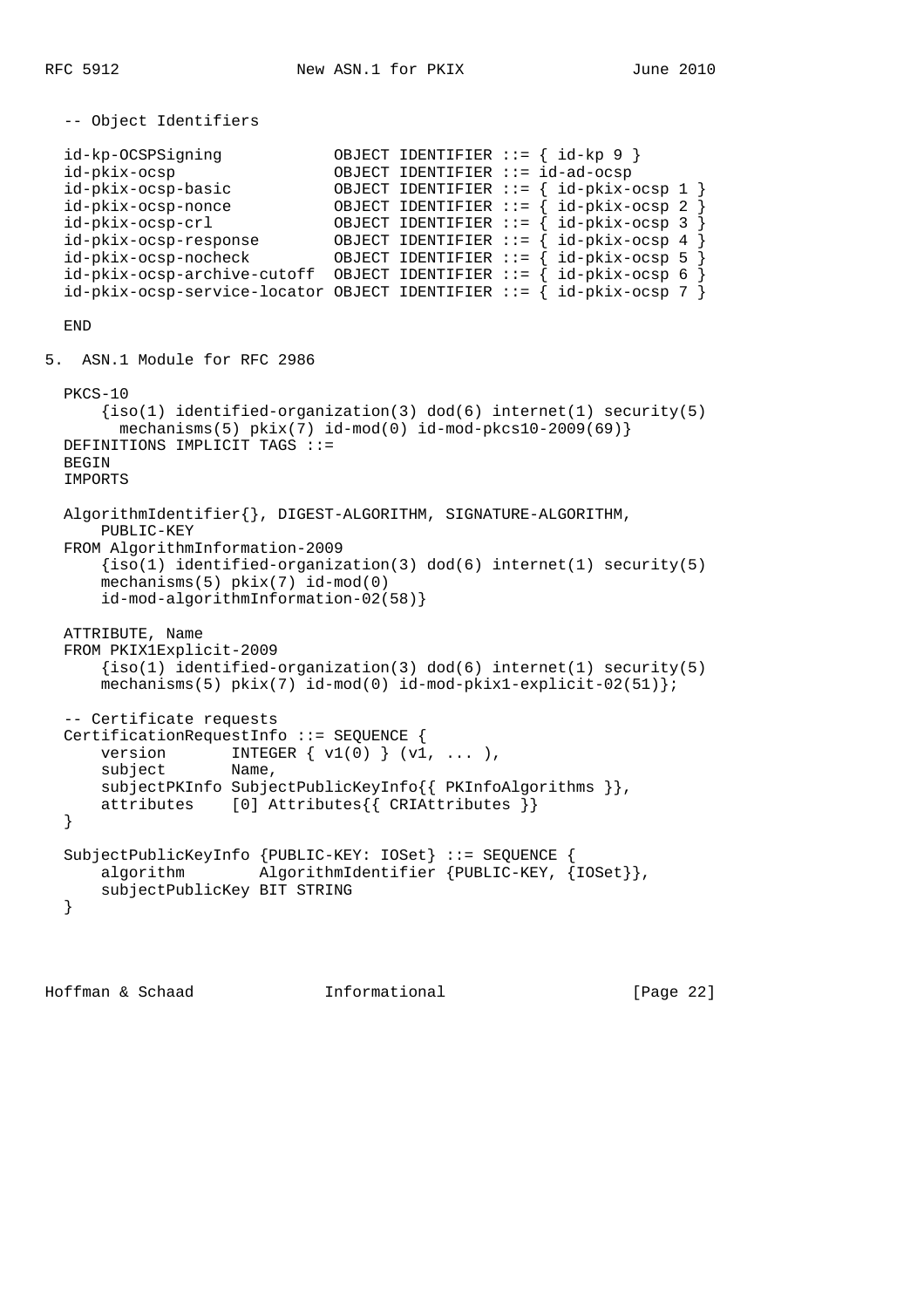```
   -- Object Identifiers

   id-kp-OCSPSigning            OBJECT IDENTIFIER ::= { id-kp 9 }
   id-pkix-ocsp                 OBJECT IDENTIFIER ::= id-ad-ocsp
   id-pkix-ocsp-basic           OBJECT IDENTIFIER ::= { id-pkix-ocsp 1 }
   id-pkix-ocsp-nonce           OBJECT IDENTIFIER ::= { id-pkix-ocsp 2 }
   id-pkix-ocsp-crl             OBJECT IDENTIFIER ::= { id-pkix-ocsp 3 }
   id-pkix-ocsp-response        OBJECT IDENTIFIER ::= { id-pkix-ocsp 4 }
   id-pkix-ocsp-nocheck         OBJECT IDENTIFIER ::= { id-pkix-ocsp 5 }
   id-pkix-ocsp-archive-cutoff  OBJECT IDENTIFIER ::= { id-pkix-ocsp 6 }
   id-pkix-ocsp-service-locator OBJECT IDENTIFIER ::= { id-pkix-ocsp 7 }

   END
```

## 5. ASN.1 Module for RFC 2986

```
   PKCS-10
       {iso(1) identified-organization(3) dod(6) internet(1) security(5)
         mechanisms(5) pkix(7) id-mod(0) id-mod-pkcs10-2009(69)}
   DEFINITIONS IMPLICIT TAGS ::=
   BEGIN
   IMPORTS

   AlgorithmIdentifier{}, DIGEST-ALGORITHM, SIGNATURE-ALGORITHM,
       PUBLIC-KEY
   FROM AlgorithmInformation-2009
       {iso(1) identified-organization(3) dod(6) internet(1) security(5)
       mechanisms(5) pkix(7) id-mod(0)
       id-mod-algorithmInformation-02(58)}

   ATTRIBUTE, Name
   FROM PKIX1Explicit-2009
       {iso(1) identified-organization(3) dod(6) internet(1) security(5)
       mechanisms(5) pkix(7) id-mod(0) id-mod-pkix1-explicit-02(51)};

   -- Certificate requests
   CertificationRequestInfo ::= SEQUENCE {
       version       INTEGER { v1(0) } (v1, ... ),
       subject       Name,
       subjectPKInfo SubjectPublicKeyInfo{{ PKInfoAlgorithms }},
       attributes    [0] Attributes{{ CRIAttributes }}
   }

   SubjectPublicKeyInfo {PUBLIC-KEY: IOSet} ::= SEQUENCE {
       algorithm        AlgorithmIdentifier {PUBLIC-KEY, {IOSet}},
       subjectPublicKey BIT STRING
   }
```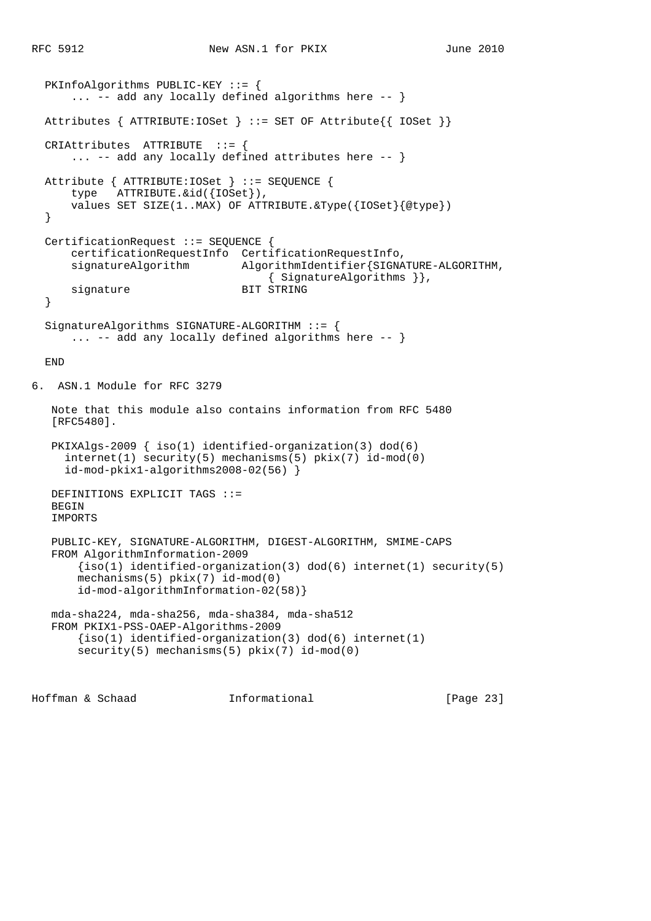```
  PKInfoAlgorithms PUBLIC-KEY ::= {
      ... -- add any locally defined algorithms here -- }

  Attributes { ATTRIBUTE:IOSet } ::= SET OF Attribute{{ IOSet }}

  CRIAttributes  ATTRIBUTE  ::= {
      ... -- add any locally defined attributes here -- }

  Attribute { ATTRIBUTE:IOSet } ::= SEQUENCE {
      type   ATTRIBUTE.&id({IOSet}),
      values SET SIZE(1..MAX) OF ATTRIBUTE.&Type({IOSet}{@type})
  }

  CertificationRequest ::= SEQUENCE {
      certificationRequestInfo  CertificationRequestInfo,
      signatureAlgorithm        AlgorithmIdentifier{SIGNATURE-ALGORITHM,
                                    { SignatureAlgorithms }},
      signature                 BIT STRING
  }

  SignatureAlgorithms SIGNATURE-ALGORITHM ::= {
      ... -- add any locally defined algorithms here -- }

  END
```

## 6. ASN.1 Module for RFC 3279

Note that this module also contains information from RFC 5480 [RFC5480].

```
   PKIXAlgs-2009 { iso(1) identified-organization(3) dod(6)
     internet(1) security(5) mechanisms(5) pkix(7) id-mod(0)
     id-mod-pkix1-algorithms2008-02(56) }

   DEFINITIONS EXPLICIT TAGS ::=
   BEGIN
   IMPORTS

   PUBLIC-KEY, SIGNATURE-ALGORITHM, DIGEST-ALGORITHM, SMIME-CAPS
   FROM AlgorithmInformation-2009
       {iso(1) identified-organization(3) dod(6) internet(1) security(5)
       mechanisms(5) pkix(7) id-mod(0)
       id-mod-algorithmInformation-02(58)}

   mda-sha224, mda-sha256, mda-sha384, mda-sha512
   FROM PKIX1-PSS-OAEP-Algorithms-2009
       {iso(1) identified-organization(3) dod(6) internet(1)
       security(5) mechanisms(5) pkix(7) id-mod(0)
```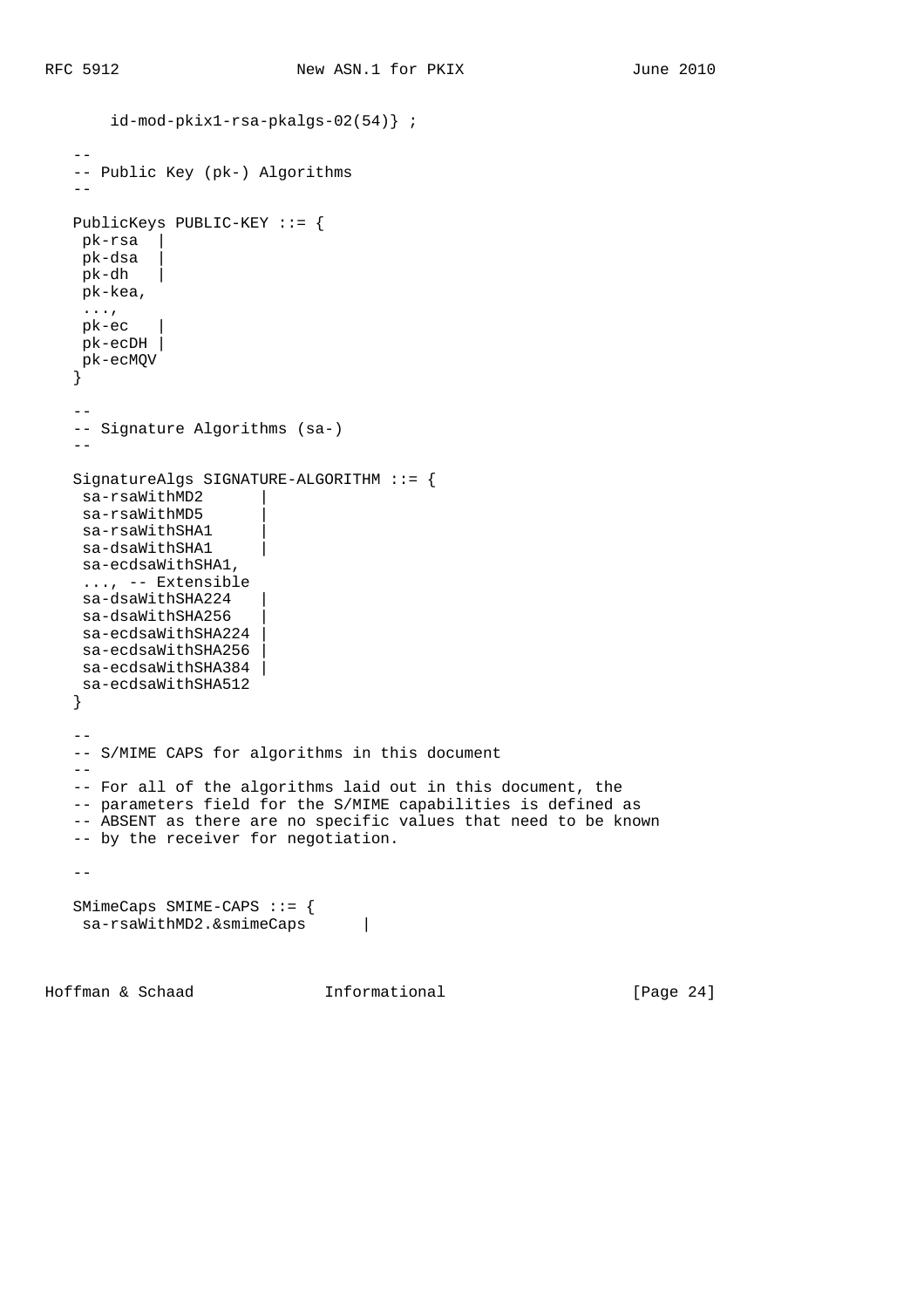```
       id-mod-pkix1-rsa-pkalgs-02(54)} ;

   --
   -- Public Key (pk-) Algorithms
   --

   PublicKeys PUBLIC-KEY ::= {
    pk-rsa  |
    pk-dsa  |
    pk-dh   |
    pk-kea,
    ...,
    pk-ec   |
    pk-ecDH |
    pk-ecMQV
   }

   --
   -- Signature Algorithms (sa-)
   --

   SignatureAlgs SIGNATURE-ALGORITHM ::= {
    sa-rsaWithMD2      |
    sa-rsaWithMD5      |
    sa-rsaWithSHA1     |
    sa-dsaWithSHA1     |
    sa-ecdsaWithSHA1,
    ..., -- Extensible
    sa-dsaWithSHA224   |
    sa-dsaWithSHA256   |
    sa-ecdsaWithSHA224 |
    sa-ecdsaWithSHA256 |
    sa-ecdsaWithSHA384 |
    sa-ecdsaWithSHA512
   }

   --
   -- S/MIME CAPS for algorithms in this document
   --
   -- For all of the algorithms laid out in this document, the
   -- parameters field for the S/MIME capabilities is defined as
   -- ABSENT as there are no specific values that need to be known
   -- by the receiver for negotiation.

   --

   SMimeCaps SMIME-CAPS ::= {
    sa-rsaWithMD2.&smimeCaps      |
```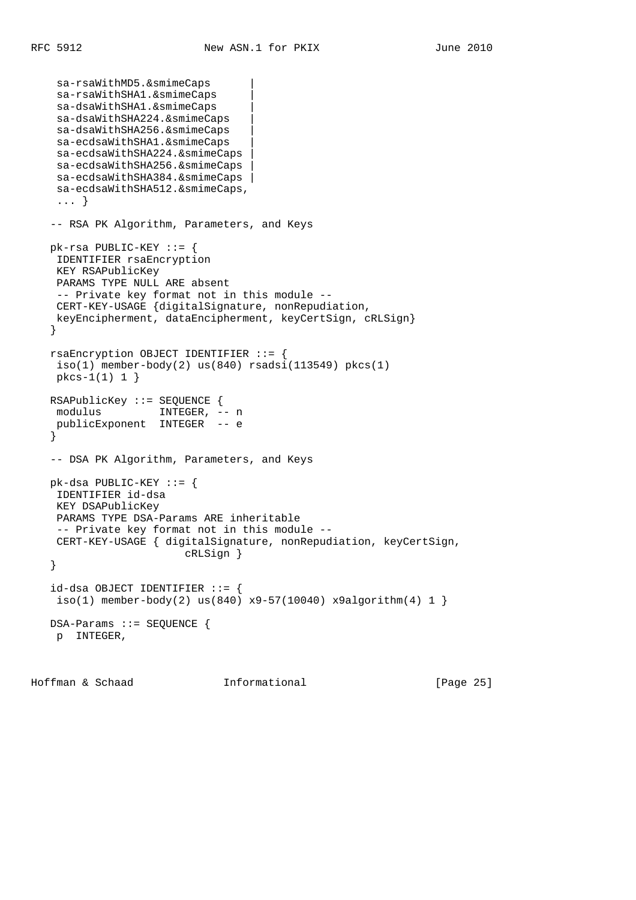```
    sa-rsaWithMD5.&smimeCaps      |
    sa-rsaWithSHA1.&smimeCaps     |
    sa-dsaWithSHA1.&smimeCaps     |
    sa-dsaWithSHA224.&smimeCaps   |
    sa-dsaWithSHA256.&smimeCaps   |
    sa-ecdsaWithSHA1.&smimeCaps   |
    sa-ecdsaWithSHA224.&smimeCaps |
    sa-ecdsaWithSHA256.&smimeCaps |
    sa-ecdsaWithSHA384.&smimeCaps |
    sa-ecdsaWithSHA512.&smimeCaps,
    ... }

   -- RSA PK Algorithm, Parameters, and Keys

   pk-rsa PUBLIC-KEY ::= {
    IDENTIFIER rsaEncryption
    KEY RSAPublicKey
    PARAMS TYPE NULL ARE absent
    -- Private key format not in this module --
    CERT-KEY-USAGE {digitalSignature, nonRepudiation,
    keyEncipherment, dataEncipherment, keyCertSign, cRLSign}
   }

   rsaEncryption OBJECT IDENTIFIER ::= {
    iso(1) member-body(2) us(840) rsadsi(113549) pkcs(1)
    pkcs-1(1) 1 }

   RSAPublicKey ::= SEQUENCE {
    modulus         INTEGER, -- n
    publicExponent  INTEGER  -- e
   }

   -- DSA PK Algorithm, Parameters, and Keys

   pk-dsa PUBLIC-KEY ::= {
    IDENTIFIER id-dsa
    KEY DSAPublicKey
    PARAMS TYPE DSA-Params ARE inheritable
    -- Private key format not in this module --
    CERT-KEY-USAGE { digitalSignature, nonRepudiation, keyCertSign,
                       cRLSign }
   }

   id-dsa OBJECT IDENTIFIER ::= {
    iso(1) member-body(2) us(840) x9-57(10040) x9algorithm(4) 1 }

   DSA-Params ::= SEQUENCE {
    p  INTEGER,
```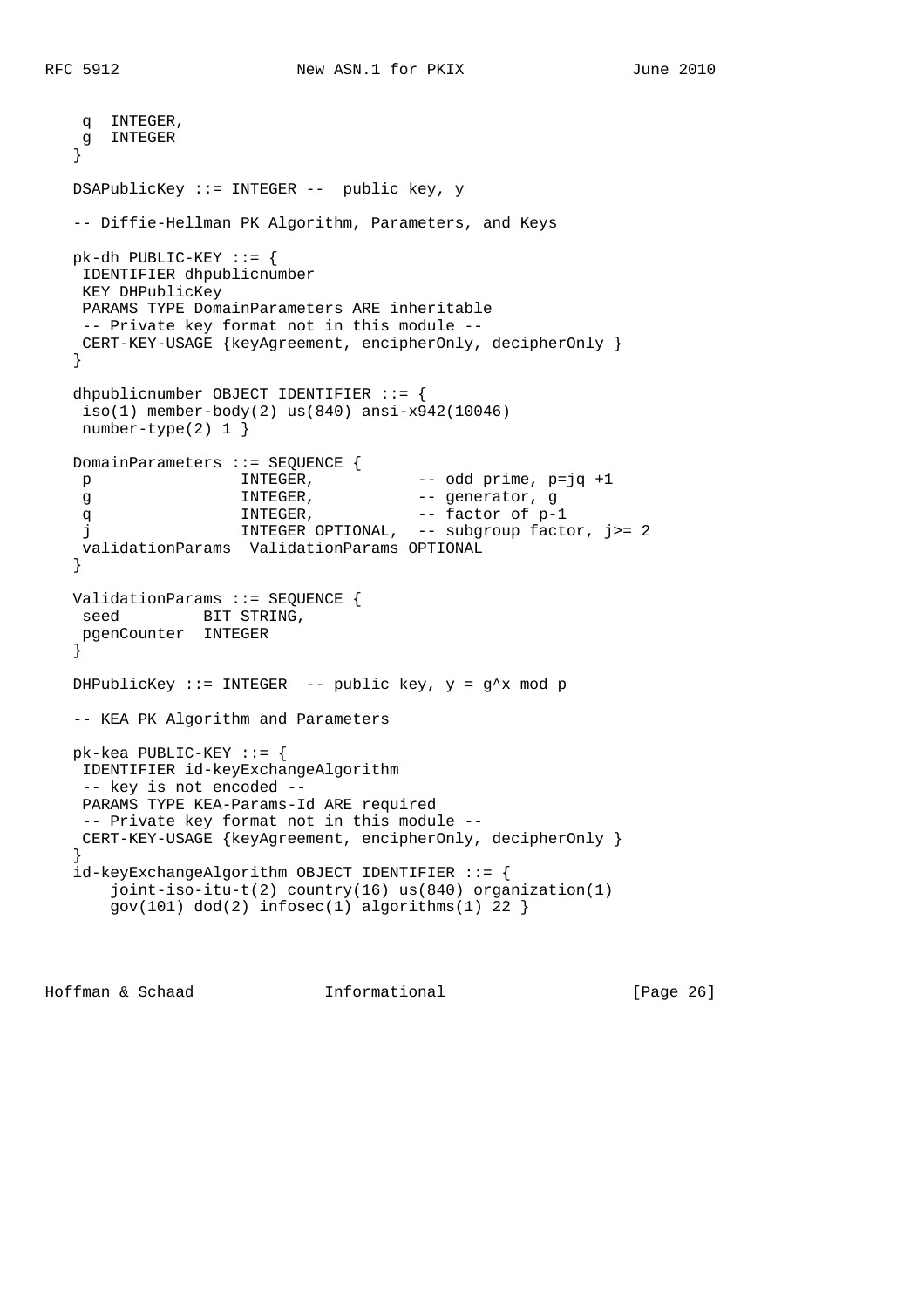```
    q  INTEGER,
    g  INTEGER
   }

   DSAPublicKey ::= INTEGER --  public key, y

   -- Diffie-Hellman PK Algorithm, Parameters, and Keys

   pk-dh PUBLIC-KEY ::= {
    IDENTIFIER dhpublicnumber
    KEY DHPublicKey
    PARAMS TYPE DomainParameters ARE inheritable
    -- Private key format not in this module --
    CERT-KEY-USAGE {keyAgreement, encipherOnly, decipherOnly }
   }

   dhpublicnumber OBJECT IDENTIFIER ::= {
    iso(1) member-body(2) us(840) ansi-x942(10046)
    number-type(2) 1 }

   DomainParameters ::= SEQUENCE {
    p                INTEGER,           -- odd prime, p=jq +1
    g                INTEGER,           -- generator, g
    q                INTEGER,           -- factor of p-1
    j                INTEGER OPTIONAL,  -- subgroup factor, j>= 2
    validationParams  ValidationParams OPTIONAL
   }

   ValidationParams ::= SEQUENCE {
    seed         BIT STRING,
    pgenCounter  INTEGER
   }

   DHPublicKey ::= INTEGER  -- public key, y = g^x mod p

   -- KEA PK Algorithm and Parameters

   pk-kea PUBLIC-KEY ::= {
    IDENTIFIER id-keyExchangeAlgorithm
    -- key is not encoded --
    PARAMS TYPE KEA-Params-Id ARE required
    -- Private key format not in this module --
    CERT-KEY-USAGE {keyAgreement, encipherOnly, decipherOnly }
   }
   id-keyExchangeAlgorithm OBJECT IDENTIFIER ::= {
       joint-iso-itu-t(2) country(16) us(840) organization(1)
       gov(101) dod(2) infosec(1) algorithms(1) 22 }
```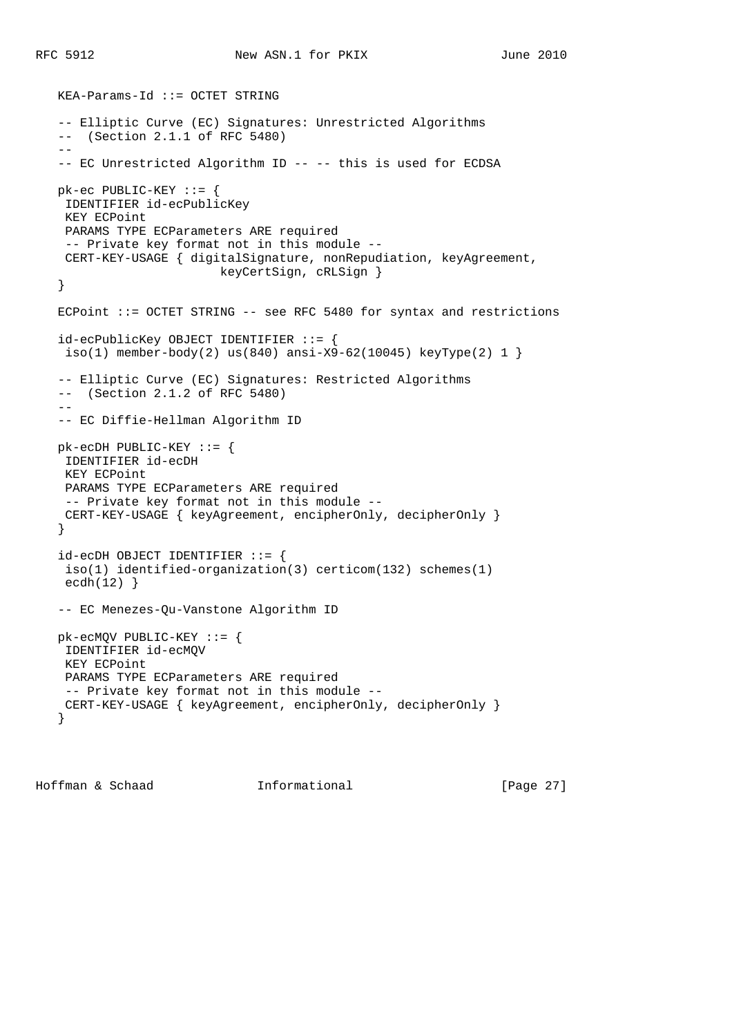```
   KEA-Params-Id ::= OCTET STRING

   -- Elliptic Curve (EC) Signatures: Unrestricted Algorithms
   --  (Section 2.1.1 of RFC 5480)
   --
   -- EC Unrestricted Algorithm ID -- -- this is used for ECDSA

   pk-ec PUBLIC-KEY ::= {
    IDENTIFIER id-ecPublicKey
    KEY ECPoint
    PARAMS TYPE ECParameters ARE required
    -- Private key format not in this module --
    CERT-KEY-USAGE { digitalSignature, nonRepudiation, keyAgreement,
                         keyCertSign, cRLSign }
   }

   ECPoint ::= OCTET STRING -- see RFC 5480 for syntax and restrictions

   id-ecPublicKey OBJECT IDENTIFIER ::= {
    iso(1) member-body(2) us(840) ansi-X9-62(10045) keyType(2) 1 }

   -- Elliptic Curve (EC) Signatures: Restricted Algorithms
   --  (Section 2.1.2 of RFC 5480)
   --
   -- EC Diffie-Hellman Algorithm ID

   pk-ecDH PUBLIC-KEY ::= {
    IDENTIFIER id-ecDH
    KEY ECPoint
    PARAMS TYPE ECParameters ARE required
    -- Private key format not in this module --
    CERT-KEY-USAGE { keyAgreement, encipherOnly, decipherOnly }
   }

   id-ecDH OBJECT IDENTIFIER ::= {
    iso(1) identified-organization(3) certicom(132) schemes(1)
    ecdh(12) }

   -- EC Menezes-Qu-Vanstone Algorithm ID

   pk-ecMQV PUBLIC-KEY ::= {
    IDENTIFIER id-ecMQV
    KEY ECPoint
    PARAMS TYPE ECParameters ARE required
    -- Private key format not in this module --
    CERT-KEY-USAGE { keyAgreement, encipherOnly, decipherOnly }
   }
```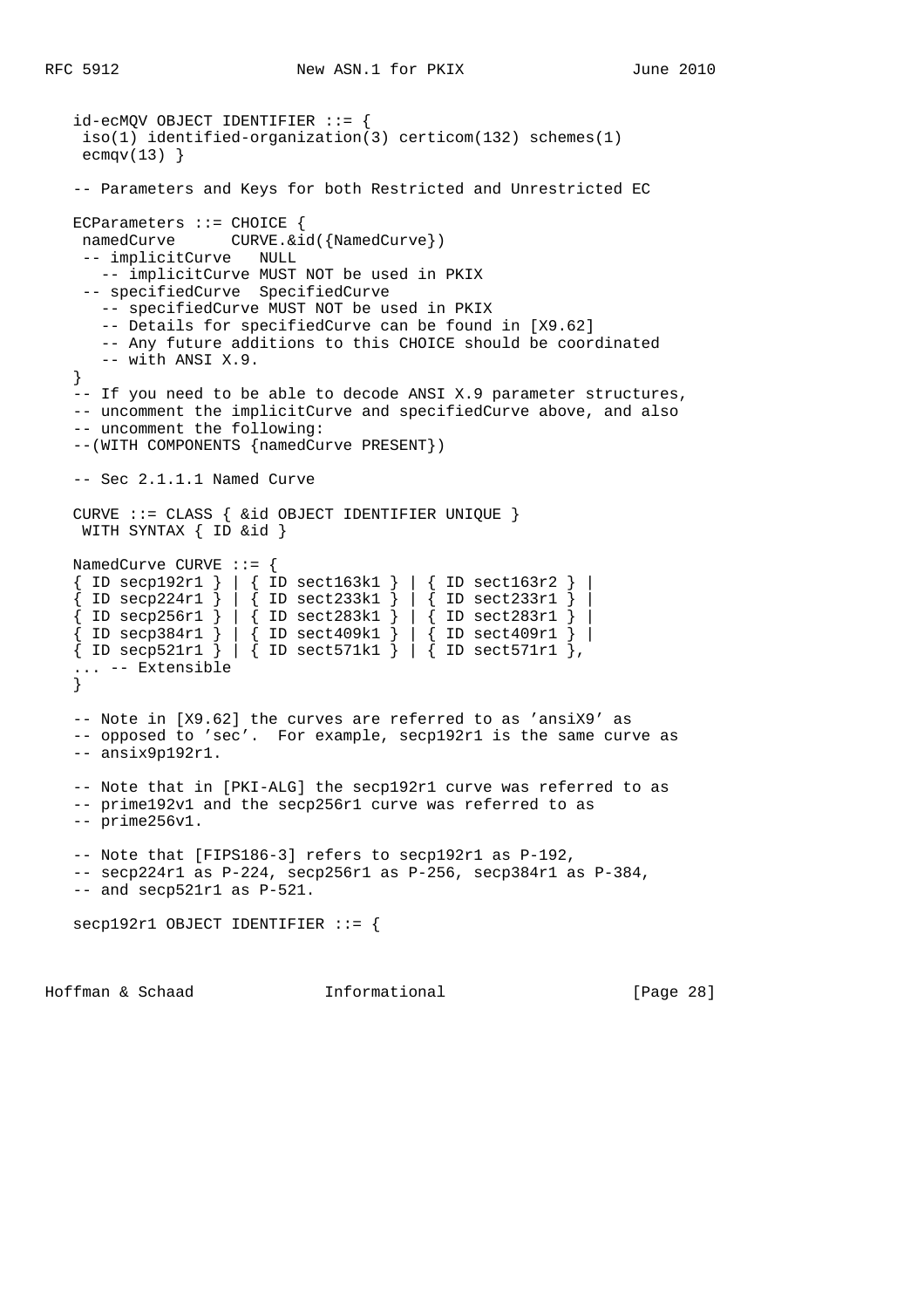```
   id-ecMQV OBJECT IDENTIFIER ::= {
    iso(1) identified-organization(3) certicom(132) schemes(1)
    ecmqv(13) }

   -- Parameters and Keys for both Restricted and Unrestricted EC

   ECParameters ::= CHOICE {
    namedCurve      CURVE.&id({NamedCurve})
    -- implicitCurve   NULL
      -- implicitCurve MUST NOT be used in PKIX
    -- specifiedCurve  SpecifiedCurve
      -- specifiedCurve MUST NOT be used in PKIX
      -- Details for specifiedCurve can be found in [X9.62]
      -- Any future additions to this CHOICE should be coordinated
      -- with ANSI X.9.
   }
   -- If you need to be able to decode ANSI X.9 parameter structures,
   -- uncomment the implicitCurve and specifiedCurve above, and also
   -- uncomment the following:
   --(WITH COMPONENTS {namedCurve PRESENT})

   -- Sec 2.1.1.1 Named Curve

   CURVE ::= CLASS { &id OBJECT IDENTIFIER UNIQUE }
    WITH SYNTAX { ID &id }

   NamedCurve CURVE ::= {
   { ID secp192r1 } | { ID sect163k1 } | { ID sect163r2 } |
   { ID secp224r1 } | { ID sect233k1 } | { ID sect233r1 } |
   { ID secp256r1 } | { ID sect283k1 } | { ID sect283r1 } |
   { ID secp384r1 } | { ID sect409k1 } | { ID sect409r1 } |
   { ID secp521r1 } | { ID sect571k1 } | { ID sect571r1 },
   ... -- Extensible
   }

   -- Note in [X9.62] the curves are referred to as 'ansiX9' as
   -- opposed to 'sec'.  For example, secp192r1 is the same curve as
   -- ansix9p192r1.

   -- Note that in [PKI-ALG] the secp192r1 curve was referred to as
   -- prime192v1 and the secp256r1 curve was referred to as
   -- prime256v1.

   -- Note that [FIPS186-3] refers to secp192r1 as P-192,
   -- secp224r1 as P-224, secp256r1 as P-256, secp384r1 as P-384,
   -- and secp521r1 as P-521.

   secp192r1 OBJECT IDENTIFIER ::= {
```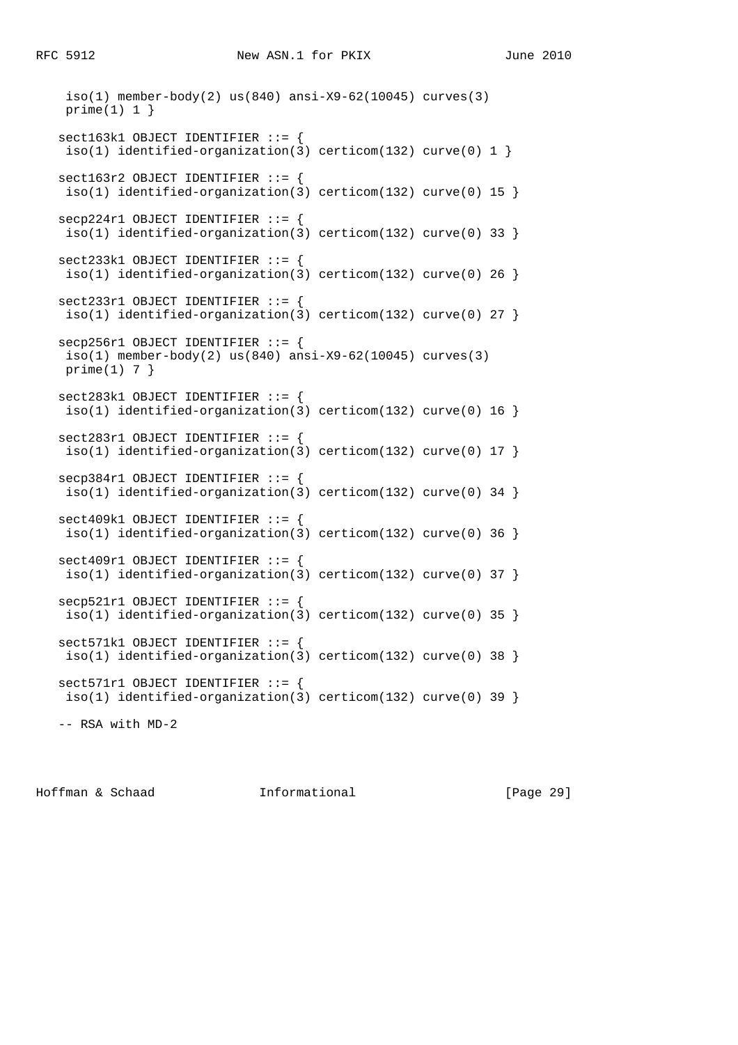```
     iso(1) member-body(2) us(840) ansi-X9-62(10045) curves(3)
     prime(1) 1 }

    sect163k1 OBJECT IDENTIFIER ::= {
     iso(1) identified-organization(3) certicom(132) curve(0) 1 }

    sect163r2 OBJECT IDENTIFIER ::= {
     iso(1) identified-organization(3) certicom(132) curve(0) 15 }

    secp224r1 OBJECT IDENTIFIER ::= {
     iso(1) identified-organization(3) certicom(132) curve(0) 33 }

    sect233k1 OBJECT IDENTIFIER ::= {
     iso(1) identified-organization(3) certicom(132) curve(0) 26 }

    sect233r1 OBJECT IDENTIFIER ::= {
     iso(1) identified-organization(3) certicom(132) curve(0) 27 }

    secp256r1 OBJECT IDENTIFIER ::= {
     iso(1) member-body(2) us(840) ansi-X9-62(10045) curves(3)
     prime(1) 7 }

    sect283k1 OBJECT IDENTIFIER ::= {
     iso(1) identified-organization(3) certicom(132) curve(0) 16 }

    sect283r1 OBJECT IDENTIFIER ::= {
     iso(1) identified-organization(3) certicom(132) curve(0) 17 }

    secp384r1 OBJECT IDENTIFIER ::= {
     iso(1) identified-organization(3) certicom(132) curve(0) 34 }

    sect409k1 OBJECT IDENTIFIER ::= {
     iso(1) identified-organization(3) certicom(132) curve(0) 36 }

    sect409r1 OBJECT IDENTIFIER ::= {
     iso(1) identified-organization(3) certicom(132) curve(0) 37 }

    secp521r1 OBJECT IDENTIFIER ::= {
     iso(1) identified-organization(3) certicom(132) curve(0) 35 }

    sect571k1 OBJECT IDENTIFIER ::= {
     iso(1) identified-organization(3) certicom(132) curve(0) 38 }

    sect571r1 OBJECT IDENTIFIER ::= {
     iso(1) identified-organization(3) certicom(132) curve(0) 39 }

    -- RSA with MD-2
```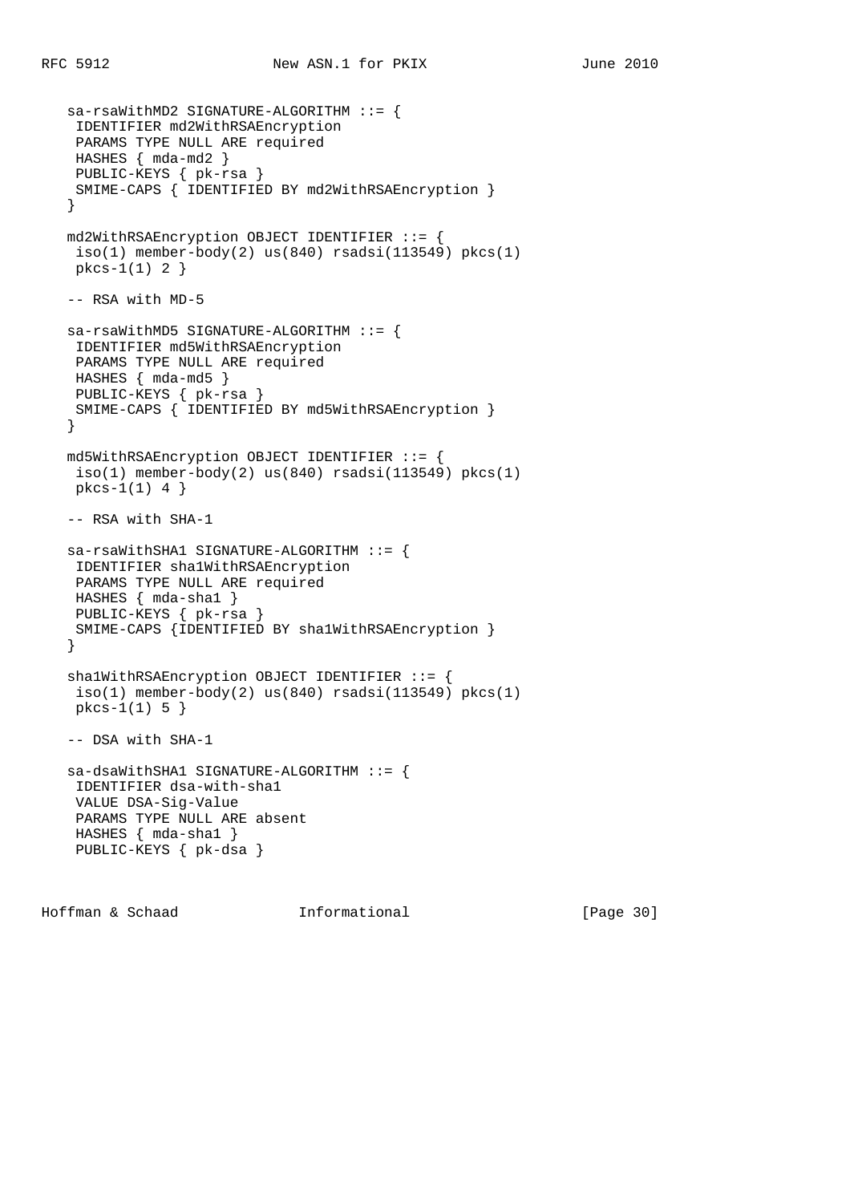```
   sa-rsaWithMD2 SIGNATURE-ALGORITHM ::= {
    IDENTIFIER md2WithRSAEncryption
    PARAMS TYPE NULL ARE required
    HASHES { mda-md2 }
    PUBLIC-KEYS { pk-rsa }
    SMIME-CAPS { IDENTIFIED BY md2WithRSAEncryption }
   }

   md2WithRSAEncryption OBJECT IDENTIFIER ::= {
    iso(1) member-body(2) us(840) rsadsi(113549) pkcs(1)
    pkcs-1(1) 2 }

   -- RSA with MD-5

   sa-rsaWithMD5 SIGNATURE-ALGORITHM ::= {
    IDENTIFIER md5WithRSAEncryption
    PARAMS TYPE NULL ARE required
    HASHES { mda-md5 }
    PUBLIC-KEYS { pk-rsa }
    SMIME-CAPS { IDENTIFIED BY md5WithRSAEncryption }
   }

   md5WithRSAEncryption OBJECT IDENTIFIER ::= {
    iso(1) member-body(2) us(840) rsadsi(113549) pkcs(1)
    pkcs-1(1) 4 }

   -- RSA with SHA-1

   sa-rsaWithSHA1 SIGNATURE-ALGORITHM ::= {
    IDENTIFIER sha1WithRSAEncryption
    PARAMS TYPE NULL ARE required
    HASHES { mda-sha1 }
    PUBLIC-KEYS { pk-rsa }
    SMIME-CAPS {IDENTIFIED BY sha1WithRSAEncryption }
   }

   sha1WithRSAEncryption OBJECT IDENTIFIER ::= {
    iso(1) member-body(2) us(840) rsadsi(113549) pkcs(1)
    pkcs-1(1) 5 }

   -- DSA with SHA-1

   sa-dsaWithSHA1 SIGNATURE-ALGORITHM ::= {
    IDENTIFIER dsa-with-sha1
    VALUE DSA-Sig-Value
    PARAMS TYPE NULL ARE absent
    HASHES { mda-sha1 }
    PUBLIC-KEYS { pk-dsa }
```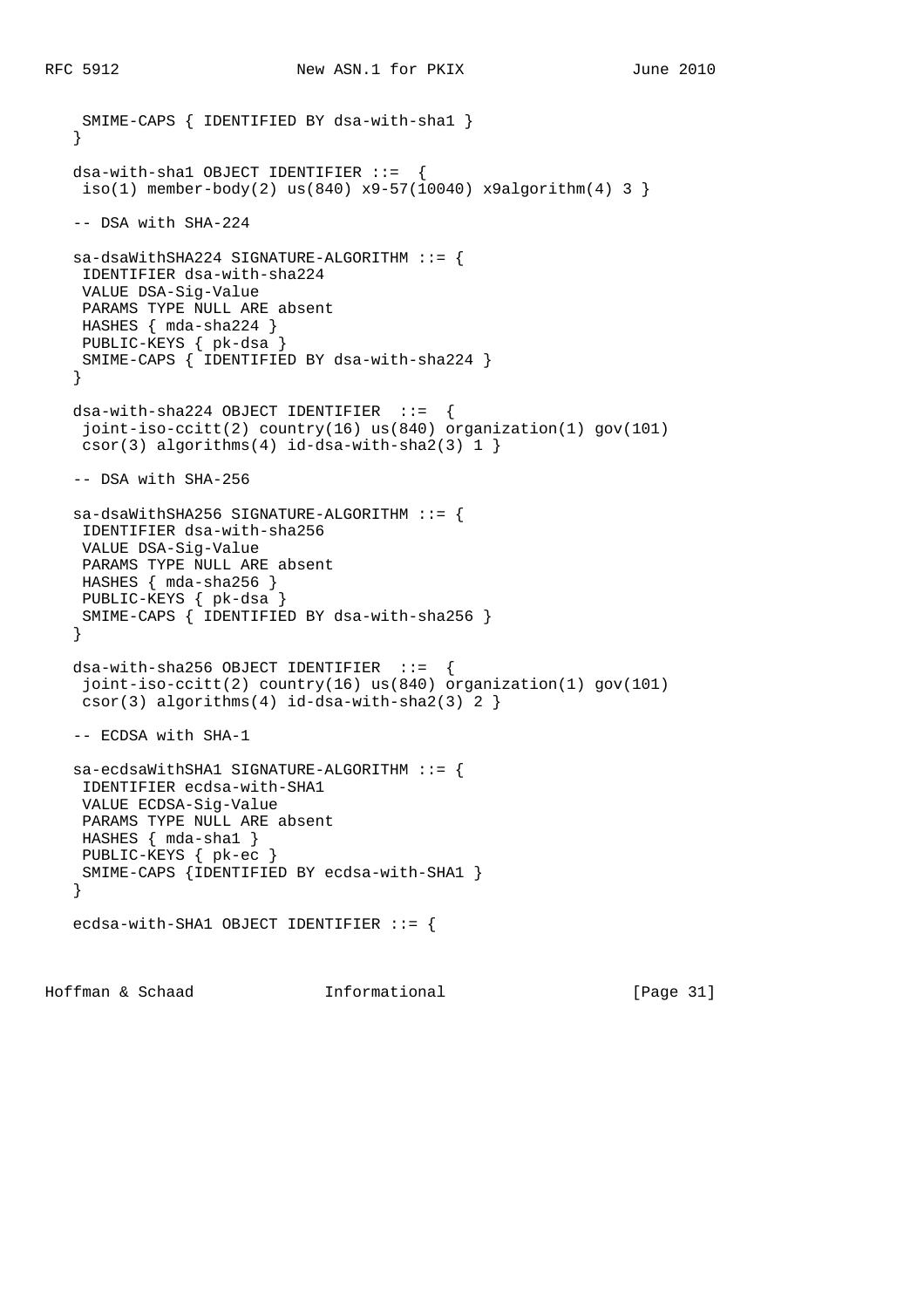```
    SMIME-CAPS { IDENTIFIED BY dsa-with-sha1 }
   }

   dsa-with-sha1 OBJECT IDENTIFIER ::=  {
    iso(1) member-body(2) us(840) x9-57(10040) x9algorithm(4) 3 }

   -- DSA with SHA-224

   sa-dsaWithSHA224 SIGNATURE-ALGORITHM ::= {
    IDENTIFIER dsa-with-sha224
    VALUE DSA-Sig-Value
    PARAMS TYPE NULL ARE absent
    HASHES { mda-sha224 }
    PUBLIC-KEYS { pk-dsa }
    SMIME-CAPS { IDENTIFIED BY dsa-with-sha224 }
   }

   dsa-with-sha224 OBJECT IDENTIFIER  ::=  {
    joint-iso-ccitt(2) country(16) us(840) organization(1) gov(101)
    csor(3) algorithms(4) id-dsa-with-sha2(3) 1 }

   -- DSA with SHA-256

   sa-dsaWithSHA256 SIGNATURE-ALGORITHM ::= {
    IDENTIFIER dsa-with-sha256
    VALUE DSA-Sig-Value
    PARAMS TYPE NULL ARE absent
    HASHES { mda-sha256 }
    PUBLIC-KEYS { pk-dsa }
    SMIME-CAPS { IDENTIFIED BY dsa-with-sha256 }
   }

   dsa-with-sha256 OBJECT IDENTIFIER  ::=  {
    joint-iso-ccitt(2) country(16) us(840) organization(1) gov(101)
    csor(3) algorithms(4) id-dsa-with-sha2(3) 2 }

   -- ECDSA with SHA-1

   sa-ecdsaWithSHA1 SIGNATURE-ALGORITHM ::= {
    IDENTIFIER ecdsa-with-SHA1
    VALUE ECDSA-Sig-Value
    PARAMS TYPE NULL ARE absent
    HASHES { mda-sha1 }
    PUBLIC-KEYS { pk-ec }
    SMIME-CAPS {IDENTIFIED BY ecdsa-with-SHA1 }
   }

   ecdsa-with-SHA1 OBJECT IDENTIFIER ::= {
```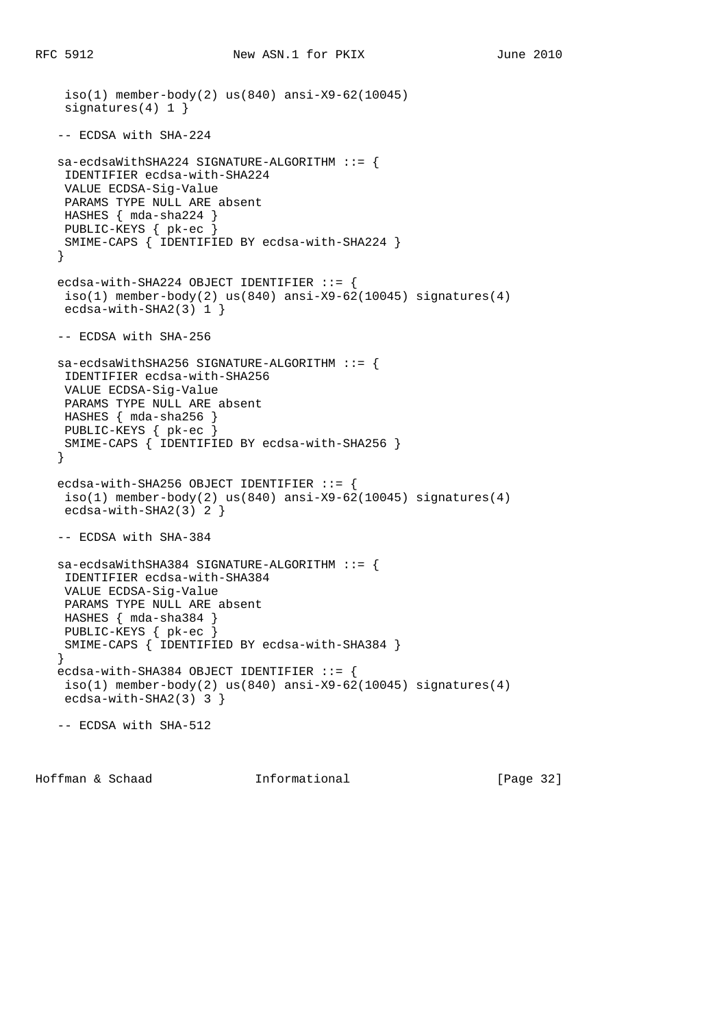```
     iso(1) member-body(2) us(840) ansi-X9-62(10045)
     signatures(4) 1 }

   -- ECDSA with SHA-224

   sa-ecdsaWithSHA224 SIGNATURE-ALGORITHM ::= {
     IDENTIFIER ecdsa-with-SHA224
     VALUE ECDSA-Sig-Value
     PARAMS TYPE NULL ARE absent
     HASHES { mda-sha224 }
     PUBLIC-KEYS { pk-ec }
     SMIME-CAPS { IDENTIFIED BY ecdsa-with-SHA224 }
   }

   ecdsa-with-SHA224 OBJECT IDENTIFIER ::= {
     iso(1) member-body(2) us(840) ansi-X9-62(10045) signatures(4)
     ecdsa-with-SHA2(3) 1 }

   -- ECDSA with SHA-256

   sa-ecdsaWithSHA256 SIGNATURE-ALGORITHM ::= {
     IDENTIFIER ecdsa-with-SHA256
     VALUE ECDSA-Sig-Value
     PARAMS TYPE NULL ARE absent
     HASHES { mda-sha256 }
     PUBLIC-KEYS { pk-ec }
     SMIME-CAPS { IDENTIFIED BY ecdsa-with-SHA256 }
   }

   ecdsa-with-SHA256 OBJECT IDENTIFIER ::= {
     iso(1) member-body(2) us(840) ansi-X9-62(10045) signatures(4)
     ecdsa-with-SHA2(3) 2 }

   -- ECDSA with SHA-384

   sa-ecdsaWithSHA384 SIGNATURE-ALGORITHM ::= {
     IDENTIFIER ecdsa-with-SHA384
     VALUE ECDSA-Sig-Value
     PARAMS TYPE NULL ARE absent
     HASHES { mda-sha384 }
     PUBLIC-KEYS { pk-ec }
     SMIME-CAPS { IDENTIFIED BY ecdsa-with-SHA384 }
   }
   ecdsa-with-SHA384 OBJECT IDENTIFIER ::= {
     iso(1) member-body(2) us(840) ansi-X9-62(10045) signatures(4)
     ecdsa-with-SHA2(3) 3 }

   -- ECDSA with SHA-512
```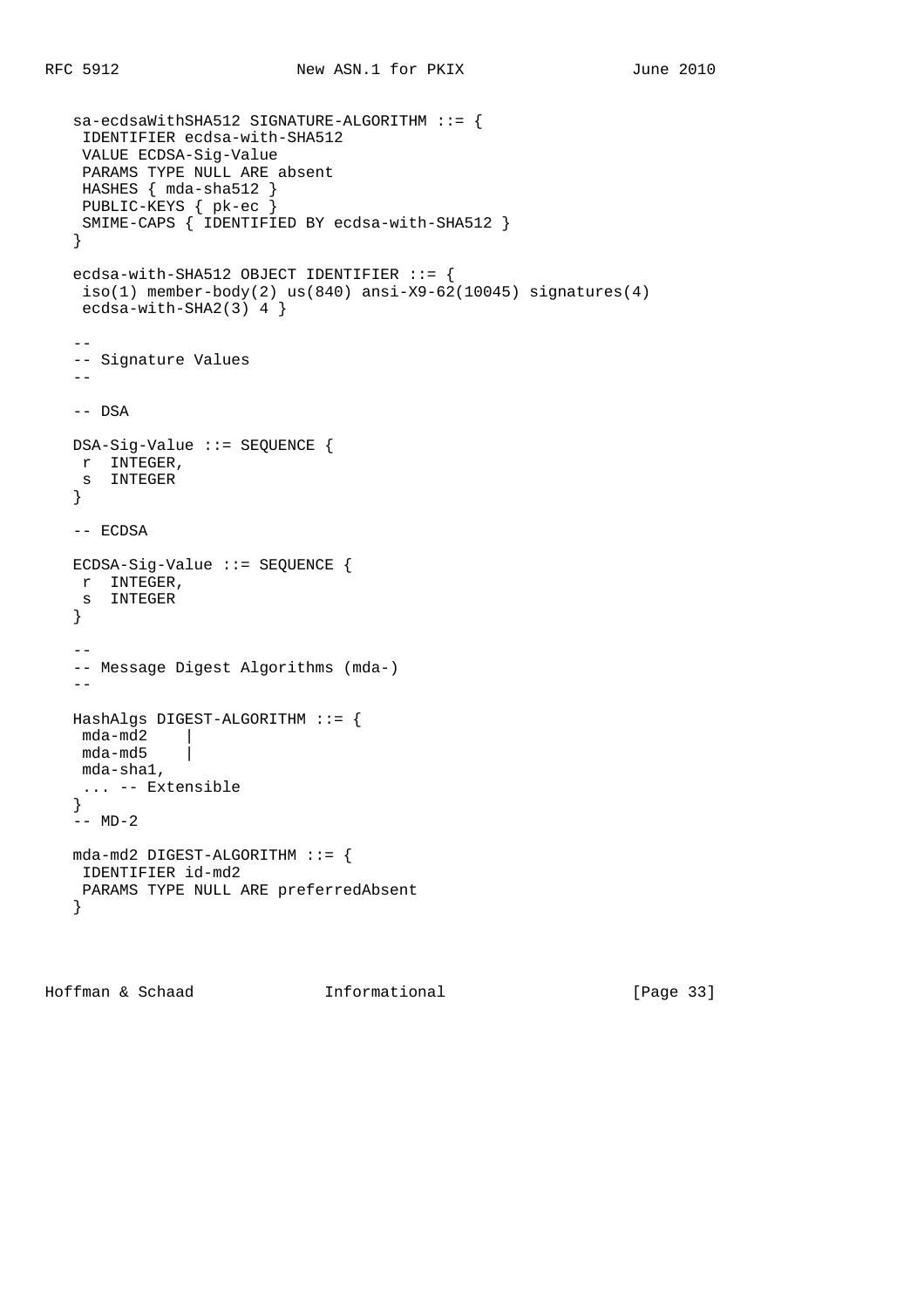```
   sa-ecdsaWithSHA512 SIGNATURE-ALGORITHM ::= {
    IDENTIFIER ecdsa-with-SHA512
    VALUE ECDSA-Sig-Value
    PARAMS TYPE NULL ARE absent
    HASHES { mda-sha512 }
    PUBLIC-KEYS { pk-ec }
    SMIME-CAPS { IDENTIFIED BY ecdsa-with-SHA512 }
   }

   ecdsa-with-SHA512 OBJECT IDENTIFIER ::= {
    iso(1) member-body(2) us(840) ansi-X9-62(10045) signatures(4)
    ecdsa-with-SHA2(3) 4 }

   --
   -- Signature Values
   --

   -- DSA

   DSA-Sig-Value ::= SEQUENCE {
    r  INTEGER,
    s  INTEGER
   }

   -- ECDSA

   ECDSA-Sig-Value ::= SEQUENCE {
    r  INTEGER,
    s  INTEGER
   }

   --
   -- Message Digest Algorithms (mda-)
   --

   HashAlgs DIGEST-ALGORITHM ::= {
    mda-md2    |
    mda-md5    |
    mda-sha1,
    ... -- Extensible
   }
   -- MD-2

   mda-md2 DIGEST-ALGORITHM ::= {
    IDENTIFIER id-md2
    PARAMS TYPE NULL ARE preferredAbsent
   }
```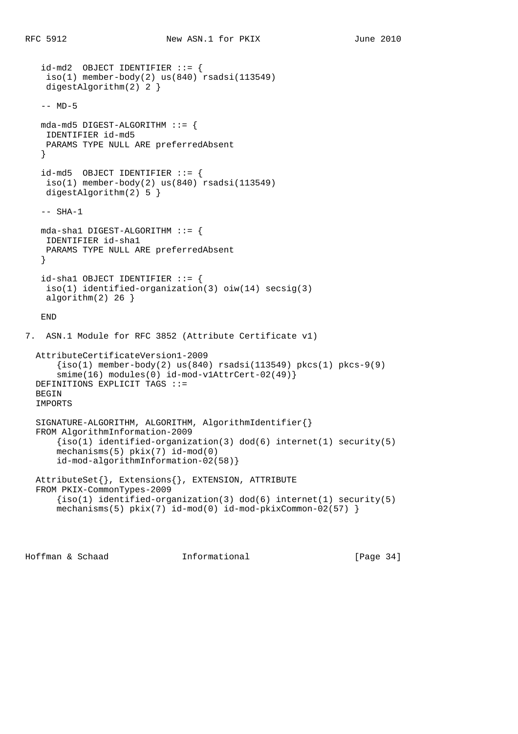```
   id-md2  OBJECT IDENTIFIER ::= {
    iso(1) member-body(2) us(840) rsadsi(113549)
    digestAlgorithm(2) 2 }

   -- MD-5

   mda-md5 DIGEST-ALGORITHM ::= {
    IDENTIFIER id-md5
    PARAMS TYPE NULL ARE preferredAbsent
   }

   id-md5  OBJECT IDENTIFIER ::= {
    iso(1) member-body(2) us(840) rsadsi(113549)
    digestAlgorithm(2) 5 }

   -- SHA-1

   mda-sha1 DIGEST-ALGORITHM ::= {
    IDENTIFIER id-sha1
    PARAMS TYPE NULL ARE preferredAbsent
   }

   id-sha1 OBJECT IDENTIFIER ::= {
    iso(1) identified-organization(3) oiw(14) secsig(3)
    algorithm(2) 26 }

   END
```

## 7. ASN.1 Module for RFC 3852 (Attribute Certificate v1)

```
  AttributeCertificateVersion1-2009
      {iso(1) member-body(2) us(840) rsadsi(113549) pkcs(1) pkcs-9(9)
      smime(16) modules(0) id-mod-v1AttrCert-02(49)}
  DEFINITIONS EXPLICIT TAGS ::=
  BEGIN
  IMPORTS

  SIGNATURE-ALGORITHM, ALGORITHM, AlgorithmIdentifier{}
  FROM AlgorithmInformation-2009
      {iso(1) identified-organization(3) dod(6) internet(1) security(5)
      mechanisms(5) pkix(7) id-mod(0)
      id-mod-algorithmInformation-02(58)}

  AttributeSet{}, Extensions{}, EXTENSION, ATTRIBUTE
  FROM PKIX-CommonTypes-2009
      {iso(1) identified-organization(3) dod(6) internet(1) security(5)
      mechanisms(5) pkix(7) id-mod(0) id-mod-pkixCommon-02(57) }
```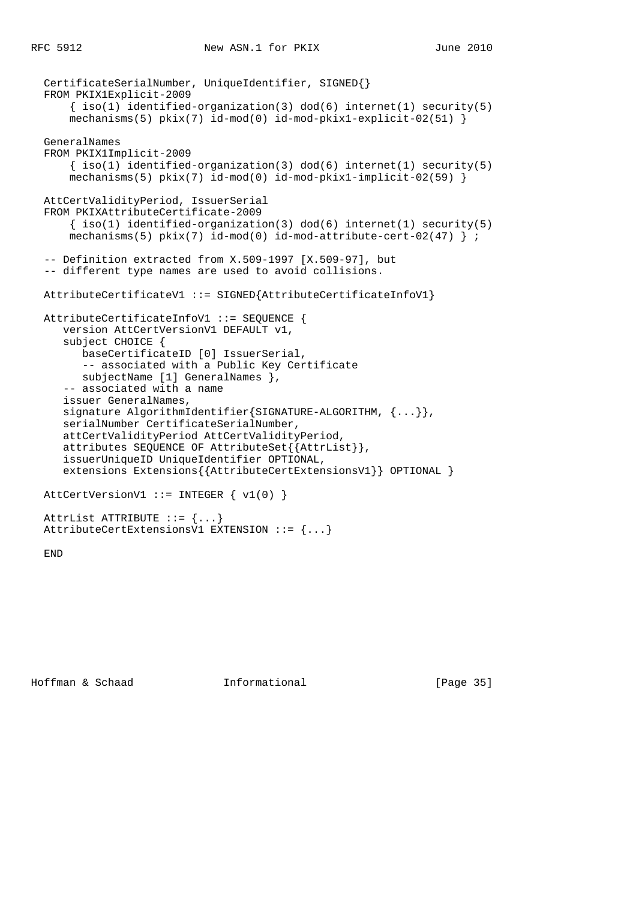```
   CertificateSerialNumber, UniqueIdentifier, SIGNED{}
   FROM PKIX1Explicit-2009
       { iso(1) identified-organization(3) dod(6) internet(1) security(5)
       mechanisms(5) pkix(7) id-mod(0) id-mod-pkix1-explicit-02(51) }

   GeneralNames
   FROM PKIX1Implicit-2009
       { iso(1) identified-organization(3) dod(6) internet(1) security(5)
       mechanisms(5) pkix(7) id-mod(0) id-mod-pkix1-implicit-02(59) }

   AttCertValidityPeriod, IssuerSerial
   FROM PKIXAttributeCertificate-2009
       { iso(1) identified-organization(3) dod(6) internet(1) security(5)
       mechanisms(5) pkix(7) id-mod(0) id-mod-attribute-cert-02(47) } ;

   -- Definition extracted from X.509-1997 [X.509-97], but
   -- different type names are used to avoid collisions.

   AttributeCertificateV1 ::= SIGNED{AttributeCertificateInfoV1}

   AttributeCertificateInfoV1 ::= SEQUENCE {
      version AttCertVersionV1 DEFAULT v1,
      subject CHOICE {
         baseCertificateID [0] IssuerSerial,
         -- associated with a Public Key Certificate
         subjectName [1] GeneralNames },
      -- associated with a name
      issuer GeneralNames,
      signature AlgorithmIdentifier{SIGNATURE-ALGORITHM, {...}},
      serialNumber CertificateSerialNumber,
      attCertValidityPeriod AttCertValidityPeriod,
      attributes SEQUENCE OF AttributeSet{{AttrList}},
      issuerUniqueID UniqueIdentifier OPTIONAL,
      extensions Extensions{{AttributeCertExtensionsV1}} OPTIONAL }

   AttCertVersionV1 ::= INTEGER { v1(0) }

   AttrList ATTRIBUTE ::= {...}
   AttributeCertExtensionsV1 EXTENSION ::= {...}

   END
```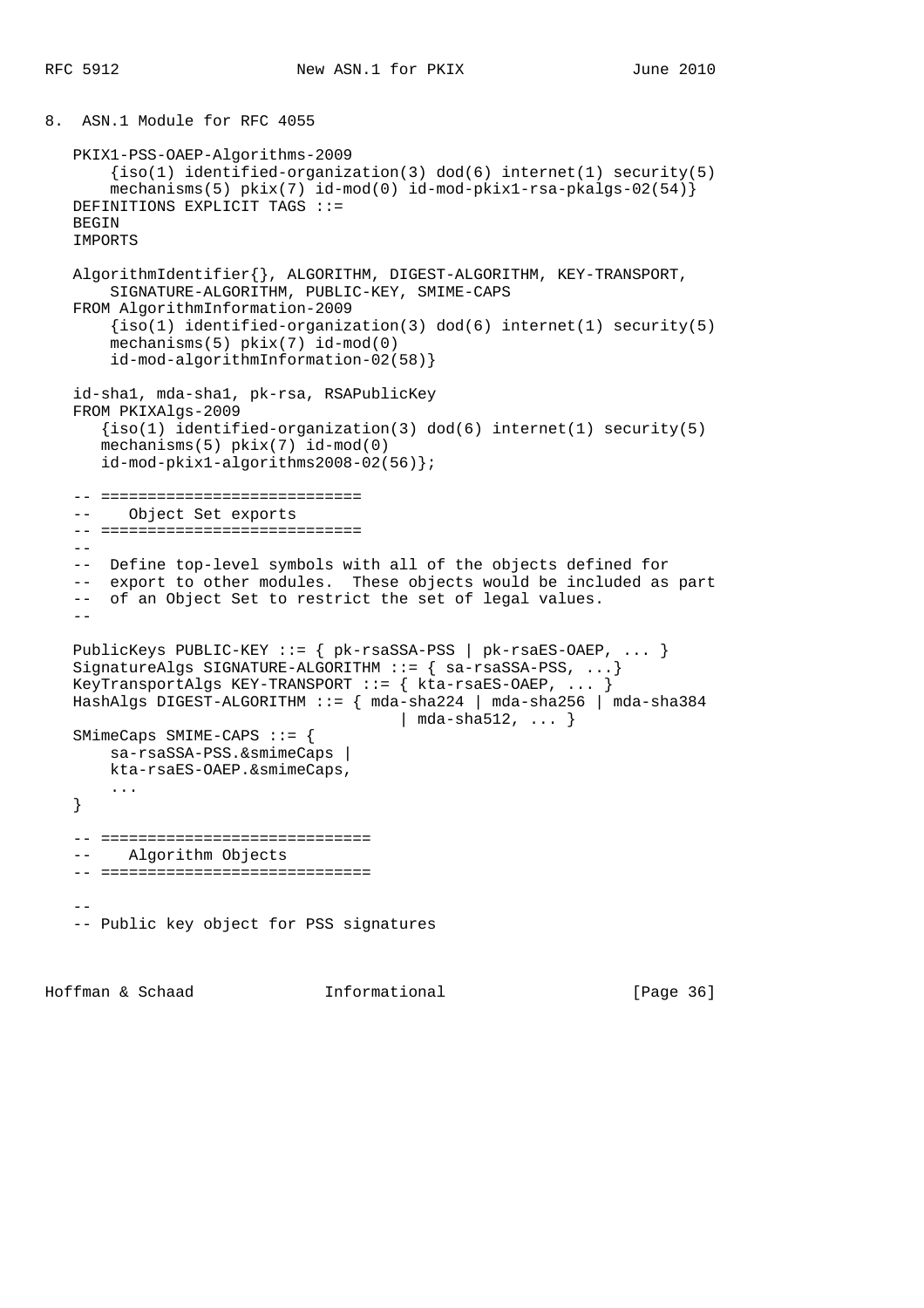## 8. ASN.1 Module for RFC 4055

```
   PKIX1-PSS-OAEP-Algorithms-2009
       {iso(1) identified-organization(3) dod(6) internet(1) security(5)
       mechanisms(5) pkix(7) id-mod(0) id-mod-pkix1-rsa-pkalgs-02(54)}
   DEFINITIONS EXPLICIT TAGS ::=
   BEGIN
   IMPORTS

   AlgorithmIdentifier{}, ALGORITHM, DIGEST-ALGORITHM, KEY-TRANSPORT,
       SIGNATURE-ALGORITHM, PUBLIC-KEY, SMIME-CAPS
   FROM AlgorithmInformation-2009
       {iso(1) identified-organization(3) dod(6) internet(1) security(5)
       mechanisms(5) pkix(7) id-mod(0)
       id-mod-algorithmInformation-02(58)}

   id-sha1, mda-sha1, pk-rsa, RSAPublicKey
   FROM PKIXAlgs-2009
      {iso(1) identified-organization(3) dod(6) internet(1) security(5)
      mechanisms(5) pkix(7) id-mod(0)
      id-mod-pkix1-algorithms2008-02(56)};

   -- ============================
   --    Object Set exports
   -- ============================
   --
   --  Define top-level symbols with all of the objects defined for
   --  export to other modules.  These objects would be included as part
   --  of an Object Set to restrict the set of legal values.
   --

   PublicKeys PUBLIC-KEY ::= { pk-rsaSSA-PSS | pk-rsaES-OAEP, ... }
   SignatureAlgs SIGNATURE-ALGORITHM ::= { sa-rsaSSA-PSS, ...}
   KeyTransportAlgs KEY-TRANSPORT ::= { kta-rsaES-OAEP, ... }
   HashAlgs DIGEST-ALGORITHM ::= { mda-sha224 | mda-sha256 | mda-sha384
                                     | mda-sha512, ... }
   SMimeCaps SMIME-CAPS ::= {
       sa-rsaSSA-PSS.&smimeCaps |
       kta-rsaES-OAEP.&smimeCaps,
       ...
   }

   -- =============================
   --    Algorithm Objects
   -- =============================

   --
   -- Public key object for PSS signatures
```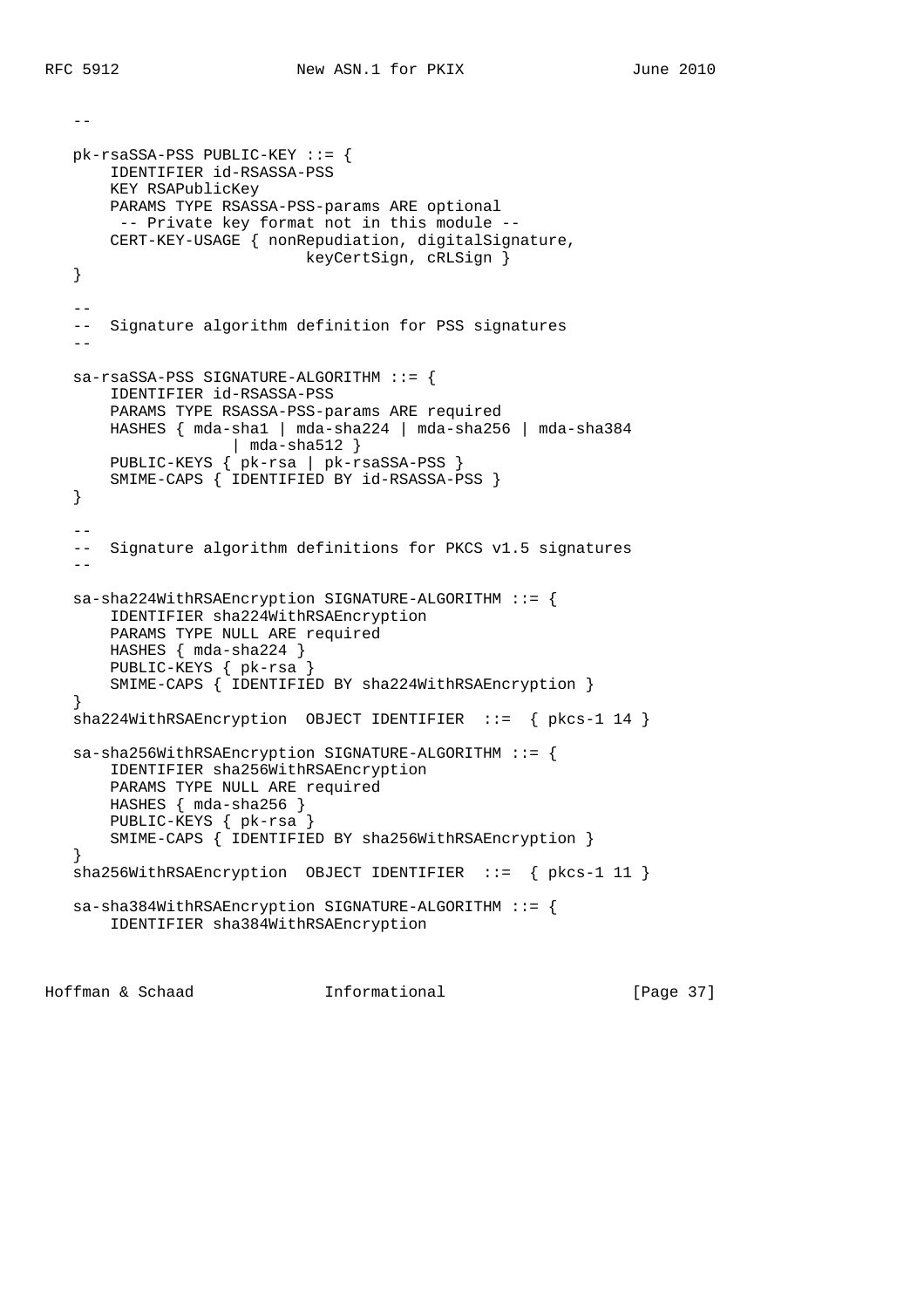```
   --

   pk-rsaSSA-PSS PUBLIC-KEY ::= {
       IDENTIFIER id-RSASSA-PSS
       KEY RSAPublicKey
       PARAMS TYPE RSASSA-PSS-params ARE optional
        -- Private key format not in this module --
       CERT-KEY-USAGE { nonRepudiation, digitalSignature,
                            keyCertSign, cRLSign }
   }

   --
   --  Signature algorithm definition for PSS signatures
   --

   sa-rsaSSA-PSS SIGNATURE-ALGORITHM ::= {
       IDENTIFIER id-RSASSA-PSS
       PARAMS TYPE RSASSA-PSS-params ARE required
       HASHES { mda-sha1 | mda-sha224 | mda-sha256 | mda-sha384
                    | mda-sha512 }
       PUBLIC-KEYS { pk-rsa | pk-rsaSSA-PSS }
       SMIME-CAPS { IDENTIFIED BY id-RSASSA-PSS }
   }

   --
   --  Signature algorithm definitions for PKCS v1.5 signatures
   --

   sa-sha224WithRSAEncryption SIGNATURE-ALGORITHM ::= {
       IDENTIFIER sha224WithRSAEncryption
       PARAMS TYPE NULL ARE required
       HASHES { mda-sha224 }
       PUBLIC-KEYS { pk-rsa }
       SMIME-CAPS { IDENTIFIED BY sha224WithRSAEncryption }
   }
   sha224WithRSAEncryption  OBJECT IDENTIFIER  ::=  { pkcs-1 14 }

   sa-sha256WithRSAEncryption SIGNATURE-ALGORITHM ::= {
       IDENTIFIER sha256WithRSAEncryption
       PARAMS TYPE NULL ARE required
       HASHES { mda-sha256 }
       PUBLIC-KEYS { pk-rsa }
       SMIME-CAPS { IDENTIFIED BY sha256WithRSAEncryption }
   }
   sha256WithRSAEncryption  OBJECT IDENTIFIER  ::=  { pkcs-1 11 }

   sa-sha384WithRSAEncryption SIGNATURE-ALGORITHM ::= {
       IDENTIFIER sha384WithRSAEncryption
```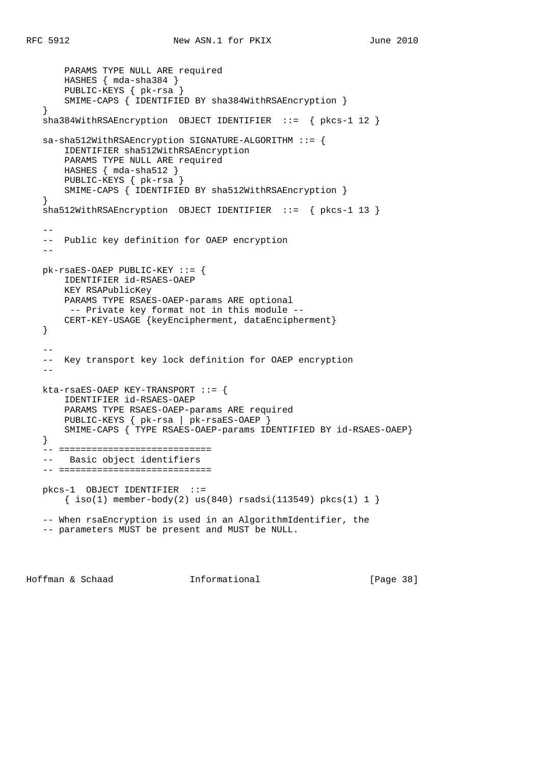```
       PARAMS TYPE NULL ARE required
       HASHES { mda-sha384 }
       PUBLIC-KEYS { pk-rsa }
       SMIME-CAPS { IDENTIFIED BY sha384WithRSAEncryption }
   }
   sha384WithRSAEncryption  OBJECT IDENTIFIER  ::=  { pkcs-1 12 }

   sa-sha512WithRSAEncryption SIGNATURE-ALGORITHM ::= {
       IDENTIFIER sha512WithRSAEncryption
       PARAMS TYPE NULL ARE required
       HASHES { mda-sha512 }
       PUBLIC-KEYS { pk-rsa }
       SMIME-CAPS { IDENTIFIED BY sha512WithRSAEncryption }
   }
   sha512WithRSAEncryption  OBJECT IDENTIFIER  ::=  { pkcs-1 13 }

   --
   --  Public key definition for OAEP encryption
   --

   pk-rsaES-OAEP PUBLIC-KEY ::= {
       IDENTIFIER id-RSAES-OAEP
       KEY RSAPublicKey
       PARAMS TYPE RSAES-OAEP-params ARE optional
        -- Private key format not in this module --
       CERT-KEY-USAGE {keyEncipherment, dataEncipherment}
   }

   --
   --  Key transport key lock definition for OAEP encryption
   --

   kta-rsaES-OAEP KEY-TRANSPORT ::= {
       IDENTIFIER id-RSAES-OAEP
       PARAMS TYPE RSAES-OAEP-params ARE required
       PUBLIC-KEYS { pk-rsa | pk-rsaES-OAEP }
       SMIME-CAPS { TYPE RSAES-OAEP-params IDENTIFIED BY id-RSAES-OAEP}
   }
   -- ============================
   --   Basic object identifiers
   -- ============================

   pkcs-1  OBJECT IDENTIFIER  ::=
       { iso(1) member-body(2) us(840) rsadsi(113549) pkcs(1) 1 }

   -- When rsaEncryption is used in an AlgorithmIdentifier, the
   -- parameters MUST be present and MUST be NULL.
```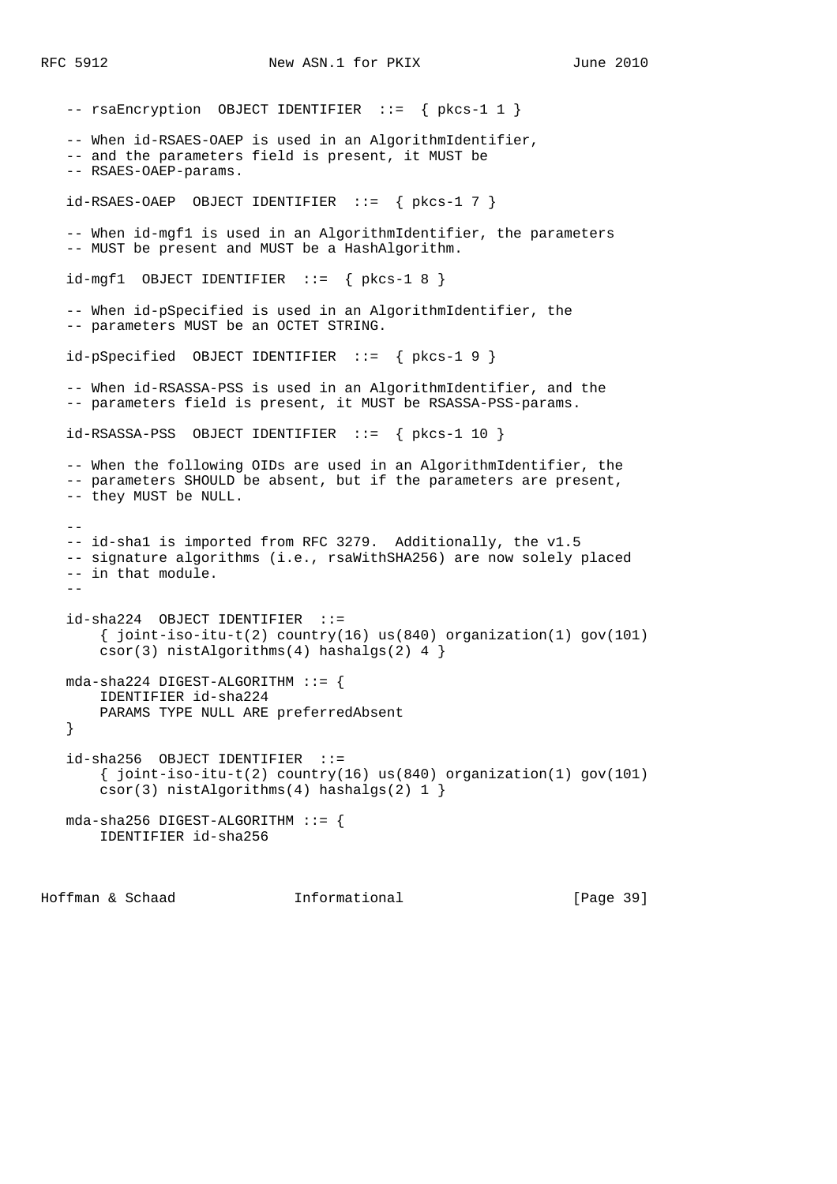```
   -- rsaEncryption  OBJECT IDENTIFIER  ::=  { pkcs-1 1 }

   -- When id-RSAES-OAEP is used in an AlgorithmIdentifier,
   -- and the parameters field is present, it MUST be
   -- RSAES-OAEP-params.

   id-RSAES-OAEP  OBJECT IDENTIFIER  ::=  { pkcs-1 7 }

   -- When id-mgf1 is used in an AlgorithmIdentifier, the parameters
   -- MUST be present and MUST be a HashAlgorithm.

   id-mgf1  OBJECT IDENTIFIER  ::=  { pkcs-1 8 }

   -- When id-pSpecified is used in an AlgorithmIdentifier, the
   -- parameters MUST be an OCTET STRING.

   id-pSpecified  OBJECT IDENTIFIER  ::=  { pkcs-1 9 }

   -- When id-RSASSA-PSS is used in an AlgorithmIdentifier, and the
   -- parameters field is present, it MUST be RSASSA-PSS-params.

   id-RSASSA-PSS  OBJECT IDENTIFIER  ::=  { pkcs-1 10 }

   -- When the following OIDs are used in an AlgorithmIdentifier, the
   -- parameters SHOULD be absent, but if the parameters are present,
   -- they MUST be NULL.

   --
   -- id-sha1 is imported from RFC 3279.  Additionally, the v1.5
   -- signature algorithms (i.e., rsaWithSHA256) are now solely placed
   -- in that module.
   --

   id-sha224  OBJECT IDENTIFIER  ::=
       { joint-iso-itu-t(2) country(16) us(840) organization(1) gov(101)
       csor(3) nistAlgorithms(4) hashalgs(2) 4 }

   mda-sha224 DIGEST-ALGORITHM ::= {
       IDENTIFIER id-sha224
       PARAMS TYPE NULL ARE preferredAbsent
   }

   id-sha256  OBJECT IDENTIFIER  ::=
       { joint-iso-itu-t(2) country(16) us(840) organization(1) gov(101)
       csor(3) nistAlgorithms(4) hashalgs(2) 1 }

   mda-sha256 DIGEST-ALGORITHM ::= {
       IDENTIFIER id-sha256
```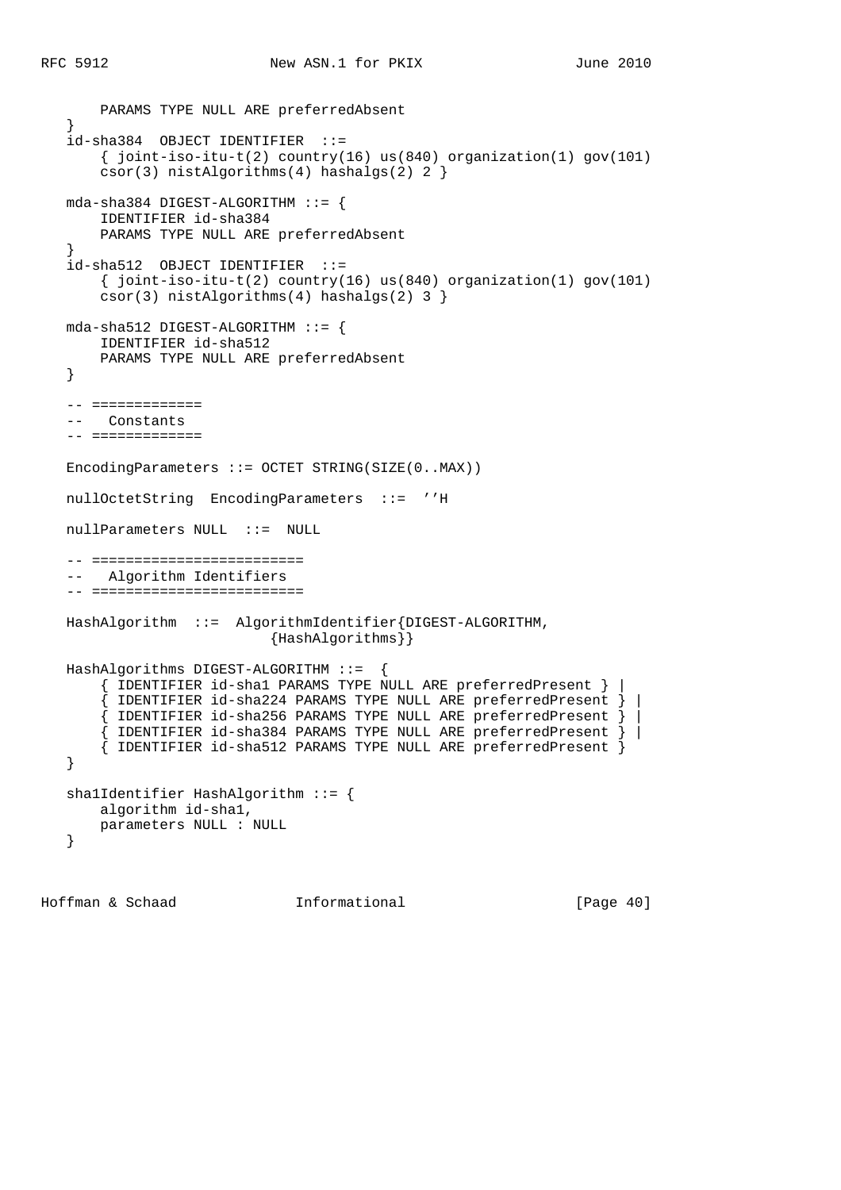```
        PARAMS TYPE NULL ARE preferredAbsent
    }
    id-sha384  OBJECT IDENTIFIER  ::=
        { joint-iso-itu-t(2) country(16) us(840) organization(1) gov(101)
        csor(3) nistAlgorithms(4) hashalgs(2) 2 }

    mda-sha384 DIGEST-ALGORITHM ::= {
        IDENTIFIER id-sha384
        PARAMS TYPE NULL ARE preferredAbsent
    }
    id-sha512  OBJECT IDENTIFIER  ::=
        { joint-iso-itu-t(2) country(16) us(840) organization(1) gov(101)
        csor(3) nistAlgorithms(4) hashalgs(2) 3 }

    mda-sha512 DIGEST-ALGORITHM ::= {
        IDENTIFIER id-sha512
        PARAMS TYPE NULL ARE preferredAbsent
    }

    -- =============
    --   Constants
    -- =============

    EncodingParameters ::= OCTET STRING(SIZE(0..MAX))

    nullOctetString  EncodingParameters  ::=  ''H

    nullParameters NULL  ::=  NULL

    -- =========================
    --   Algorithm Identifiers
    -- =========================

    HashAlgorithm  ::=  AlgorithmIdentifier{DIGEST-ALGORITHM,
                            {HashAlgorithms}}

    HashAlgorithms DIGEST-ALGORITHM ::=  {
        { IDENTIFIER id-sha1 PARAMS TYPE NULL ARE preferredPresent } |
        { IDENTIFIER id-sha224 PARAMS TYPE NULL ARE preferredPresent } |
        { IDENTIFIER id-sha256 PARAMS TYPE NULL ARE preferredPresent } |
        { IDENTIFIER id-sha384 PARAMS TYPE NULL ARE preferredPresent } |
        { IDENTIFIER id-sha512 PARAMS TYPE NULL ARE preferredPresent }
    }

    sha1Identifier HashAlgorithm ::= {
        algorithm id-sha1,
        parameters NULL : NULL
    }
```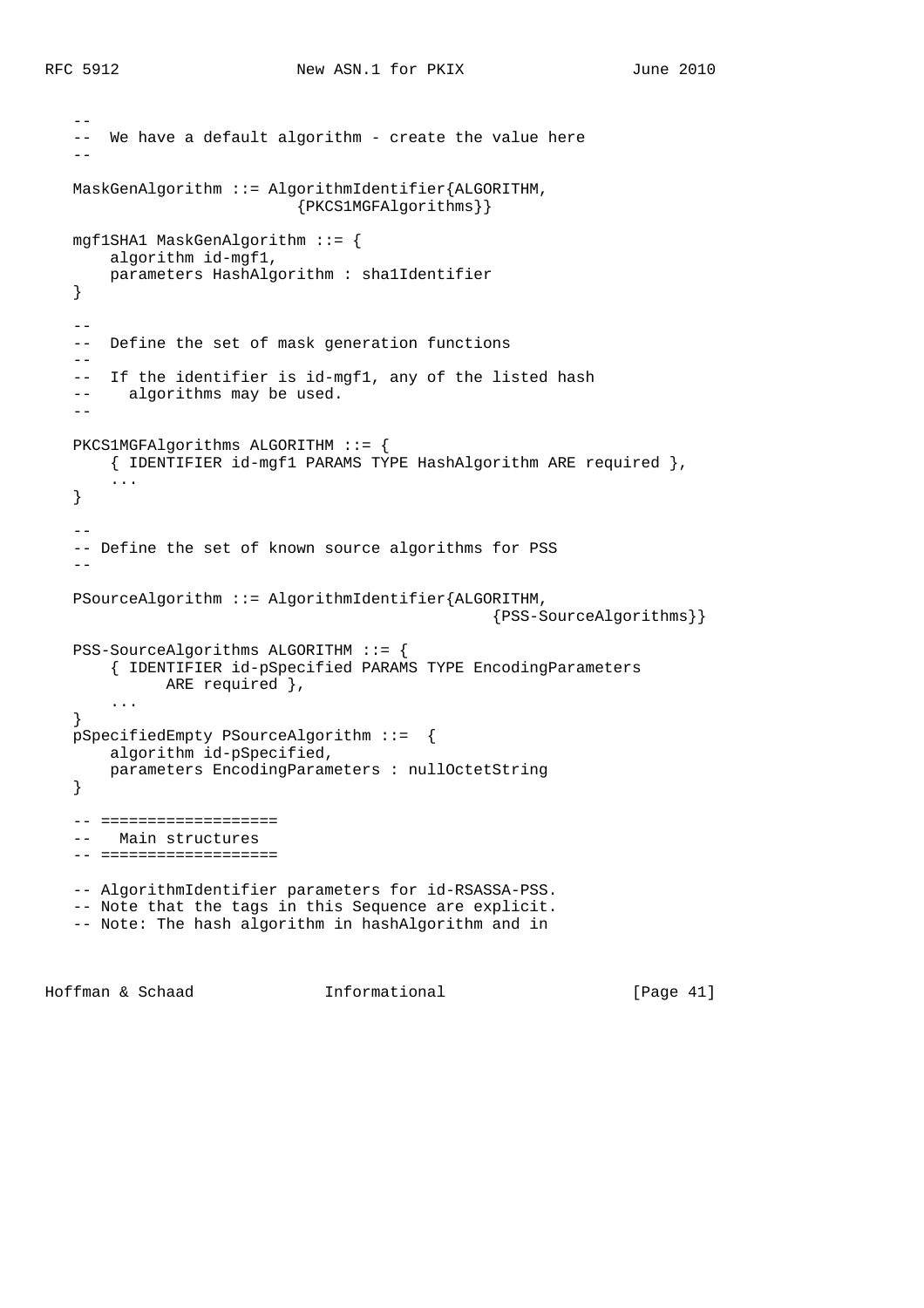```
   --
   --  We have a default algorithm - create the value here
   --

   MaskGenAlgorithm ::= AlgorithmIdentifier{ALGORITHM,
                            {PKCS1MGFAlgorithms}}

   mgf1SHA1 MaskGenAlgorithm ::= {
       algorithm id-mgf1,
       parameters HashAlgorithm : sha1Identifier
   }

   --
   --  Define the set of mask generation functions
   --
   --  If the identifier is id-mgf1, any of the listed hash
   --    algorithms may be used.
   --

   PKCS1MGFAlgorithms ALGORITHM ::= {
       { IDENTIFIER id-mgf1 PARAMS TYPE HashAlgorithm ARE required },
       ...
   }

   --
   -- Define the set of known source algorithms for PSS
   --

   PSourceAlgorithm ::= AlgorithmIdentifier{ALGORITHM,
                                                {PSS-SourceAlgorithms}}

   PSS-SourceAlgorithms ALGORITHM ::= {
       { IDENTIFIER id-pSpecified PARAMS TYPE EncodingParameters
            ARE required },
       ...
   }
   pSpecifiedEmpty PSourceAlgorithm ::=  {
       algorithm id-pSpecified,
       parameters EncodingParameters : nullOctetString
   }

   -- ===================
   --   Main structures
   -- ===================

   -- AlgorithmIdentifier parameters for id-RSASSA-PSS.
   -- Note that the tags in this Sequence are explicit.
   -- Note: The hash algorithm in hashAlgorithm and in
```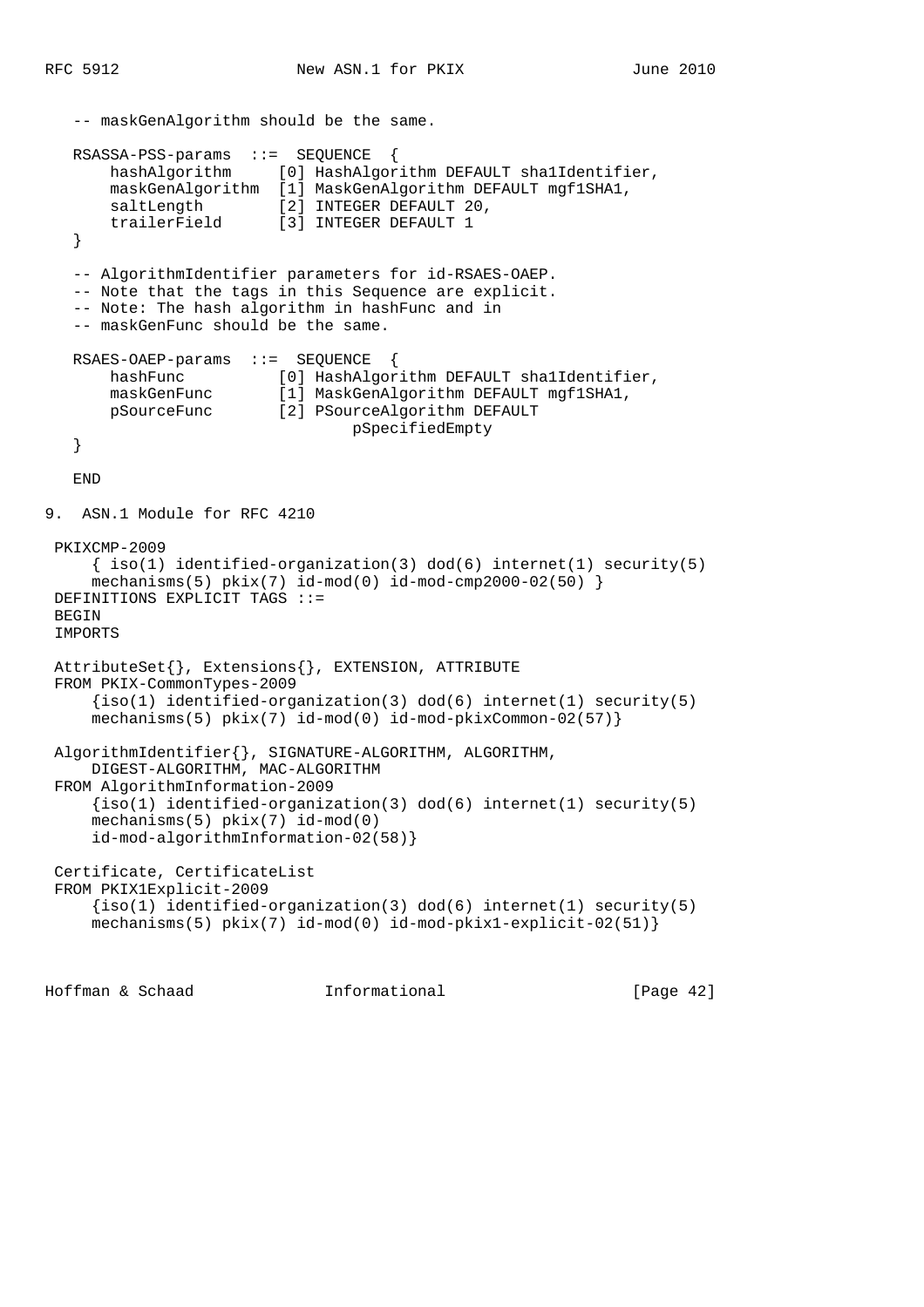```
   -- maskGenAlgorithm should be the same.

   RSASSA-PSS-params  ::=  SEQUENCE  {
       hashAlgorithm     [0] HashAlgorithm DEFAULT sha1Identifier,
       maskGenAlgorithm  [1] MaskGenAlgorithm DEFAULT mgf1SHA1,
       saltLength        [2] INTEGER DEFAULT 20,
       trailerField      [3] INTEGER DEFAULT 1
   }

   -- AlgorithmIdentifier parameters for id-RSAES-OAEP.
   -- Note that the tags in this Sequence are explicit.
   -- Note: The hash algorithm in hashFunc and in
   -- maskGenFunc should be the same.

   RSAES-OAEP-params  ::=  SEQUENCE  {
       hashFunc          [0] HashAlgorithm DEFAULT sha1Identifier,
       maskGenFunc       [1] MaskGenAlgorithm DEFAULT mgf1SHA1,
       pSourceFunc       [2] PSourceAlgorithm DEFAULT
                               pSpecifiedEmpty
   }

   END
```

## 9. ASN.1 Module for RFC 4210

```
 PKIXCMP-2009
     { iso(1) identified-organization(3) dod(6) internet(1) security(5)
     mechanisms(5) pkix(7) id-mod(0) id-mod-cmp2000-02(50) }
 DEFINITIONS EXPLICIT TAGS ::=
 BEGIN
 IMPORTS

 AttributeSet{}, Extensions{}, EXTENSION, ATTRIBUTE
 FROM PKIX-CommonTypes-2009
     {iso(1) identified-organization(3) dod(6) internet(1) security(5)
     mechanisms(5) pkix(7) id-mod(0) id-mod-pkixCommon-02(57)}

 AlgorithmIdentifier{}, SIGNATURE-ALGORITHM, ALGORITHM,
     DIGEST-ALGORITHM, MAC-ALGORITHM
 FROM AlgorithmInformation-2009
     {iso(1) identified-organization(3) dod(6) internet(1) security(5)
     mechanisms(5) pkix(7) id-mod(0)
     id-mod-algorithmInformation-02(58)}

 Certificate, CertificateList
 FROM PKIX1Explicit-2009
     {iso(1) identified-organization(3) dod(6) internet(1) security(5)
     mechanisms(5) pkix(7) id-mod(0) id-mod-pkix1-explicit-02(51)}
```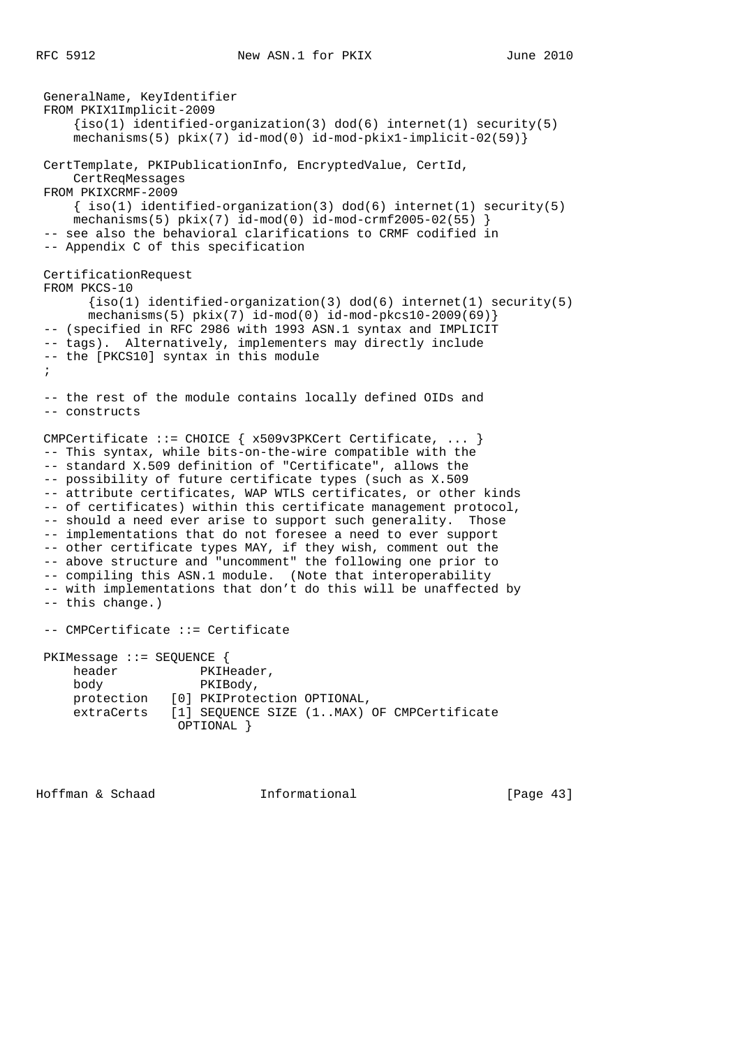```
 GeneralName, KeyIdentifier
 FROM PKIX1Implicit-2009
     {iso(1) identified-organization(3) dod(6) internet(1) security(5)
     mechanisms(5) pkix(7) id-mod(0) id-mod-pkix1-implicit-02(59)}

 CertTemplate, PKIPublicationInfo, EncryptedValue, CertId,
     CertReqMessages
 FROM PKIXCRMF-2009
     { iso(1) identified-organization(3) dod(6) internet(1) security(5)
     mechanisms(5) pkix(7) id-mod(0) id-mod-crmf2005-02(55) }
 -- see also the behavioral clarifications to CRMF codified in
 -- Appendix C of this specification

 CertificationRequest
 FROM PKCS-10
       {iso(1) identified-organization(3) dod(6) internet(1) security(5)
       mechanisms(5) pkix(7) id-mod(0) id-mod-pkcs10-2009(69)}
 -- (specified in RFC 2986 with 1993 ASN.1 syntax and IMPLICIT
 -- tags).  Alternatively, implementers may directly include
 -- the [PKCS10] syntax in this module
 ;

 -- the rest of the module contains locally defined OIDs and
 -- constructs

 CMPCertificate ::= CHOICE { x509v3PKCert Certificate, ... }
 -- This syntax, while bits-on-the-wire compatible with the
 -- standard X.509 definition of "Certificate", allows the
 -- possibility of future certificate types (such as X.509
 -- attribute certificates, WAP WTLS certificates, or other kinds
 -- of certificates) within this certificate management protocol,
 -- should a need ever arise to support such generality.  Those
 -- implementations that do not foresee a need to ever support
 -- other certificate types MAY, if they wish, comment out the
 -- above structure and "uncomment" the following one prior to
 -- compiling this ASN.1 module.  (Note that interoperability
 -- with implementations that don't do this will be unaffected by
 -- this change.)

 -- CMPCertificate ::= Certificate

 PKIMessage ::= SEQUENCE {
     header           PKIHeader,
     body             PKIBody,
     protection   [0] PKIProtection OPTIONAL,
     extraCerts   [1] SEQUENCE SIZE (1..MAX) OF CMPCertificate
                  OPTIONAL }
```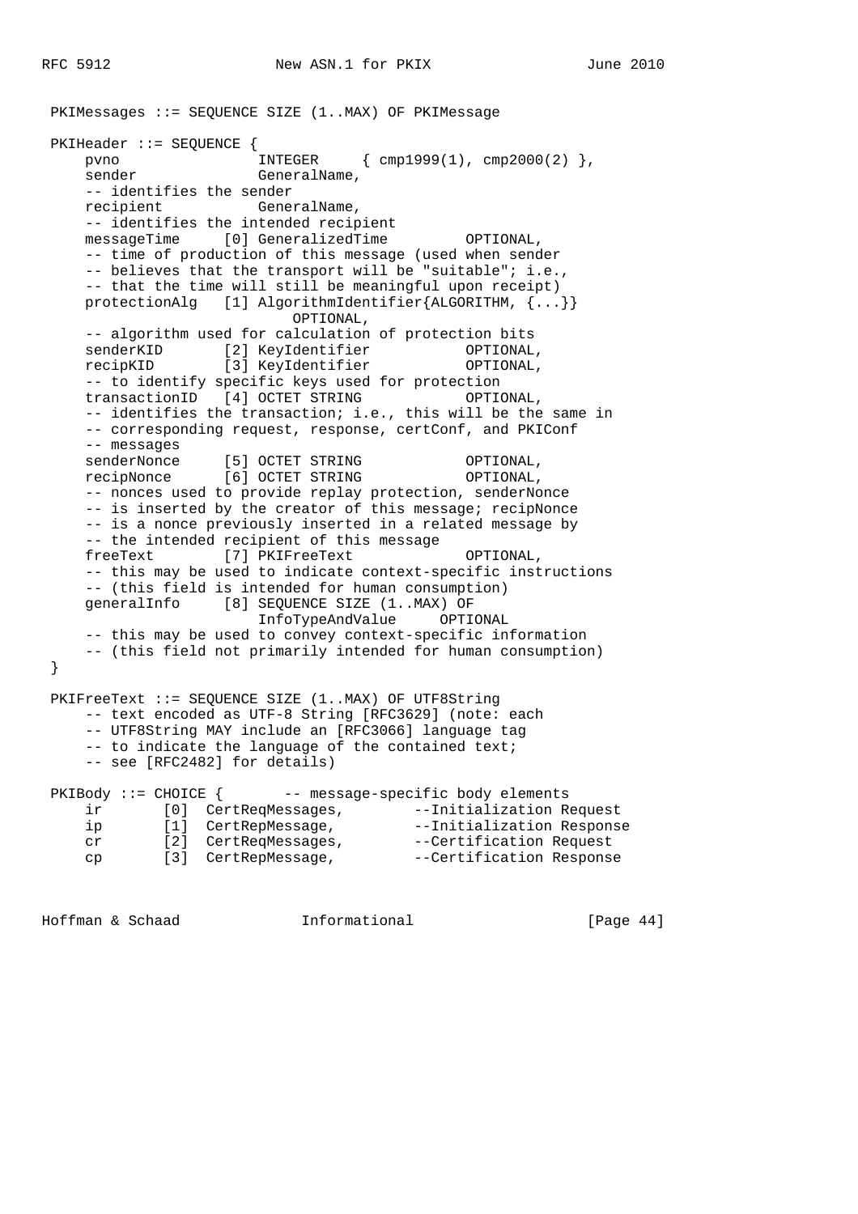```
 PKIMessages ::= SEQUENCE SIZE (1..MAX) OF PKIMessage

 PKIHeader ::= SEQUENCE {
     pvno                INTEGER     { cmp1999(1), cmp2000(2) },
     sender              GeneralName,
     -- identifies the sender
     recipient           GeneralName,
     -- identifies the intended recipient
     messageTime     [0] GeneralizedTime         OPTIONAL,
     -- time of production of this message (used when sender
     -- believes that the transport will be "suitable"; i.e.,
     -- that the time will still be meaningful upon receipt)
     protectionAlg   [1] AlgorithmIdentifier{ALGORITHM, {...}}
                             OPTIONAL,
     -- algorithm used for calculation of protection bits
     senderKID       [2] KeyIdentifier           OPTIONAL,
     recipKID        [3] KeyIdentifier           OPTIONAL,
     -- to identify specific keys used for protection
     transactionID   [4] OCTET STRING            OPTIONAL,
     -- identifies the transaction; i.e., this will be the same in
     -- corresponding request, response, certConf, and PKIConf
     -- messages
     senderNonce     [5] OCTET STRING            OPTIONAL,
     recipNonce      [6] OCTET STRING            OPTIONAL,
     -- nonces used to provide replay protection, senderNonce
     -- is inserted by the creator of this message; recipNonce
     -- is a nonce previously inserted in a related message by
     -- the intended recipient of this message
     freeText        [7] PKIFreeText             OPTIONAL,
     -- this may be used to indicate context-specific instructions
     -- (this field is intended for human consumption)
     generalInfo     [8] SEQUENCE SIZE (1..MAX) OF
                            InfoTypeAndValue     OPTIONAL
     -- this may be used to convey context-specific information
     -- (this field not primarily intended for human consumption)
 }

 PKIFreeText ::= SEQUENCE SIZE (1..MAX) OF UTF8String
     -- text encoded as UTF-8 String [RFC3629] (note: each
     -- UTF8String MAY include an [RFC3066] language tag
     -- to indicate the language of the contained text;
     -- see [RFC2482] for details)

 PKIBody ::= CHOICE {       -- message-specific body elements
     ir       [0]  CertReqMessages,        --Initialization Request
     ip       [1]  CertRepMessage,         --Initialization Response
     cr       [2]  CertReqMessages,        --Certification Request
     cp       [3]  CertRepMessage,         --Certification Response
```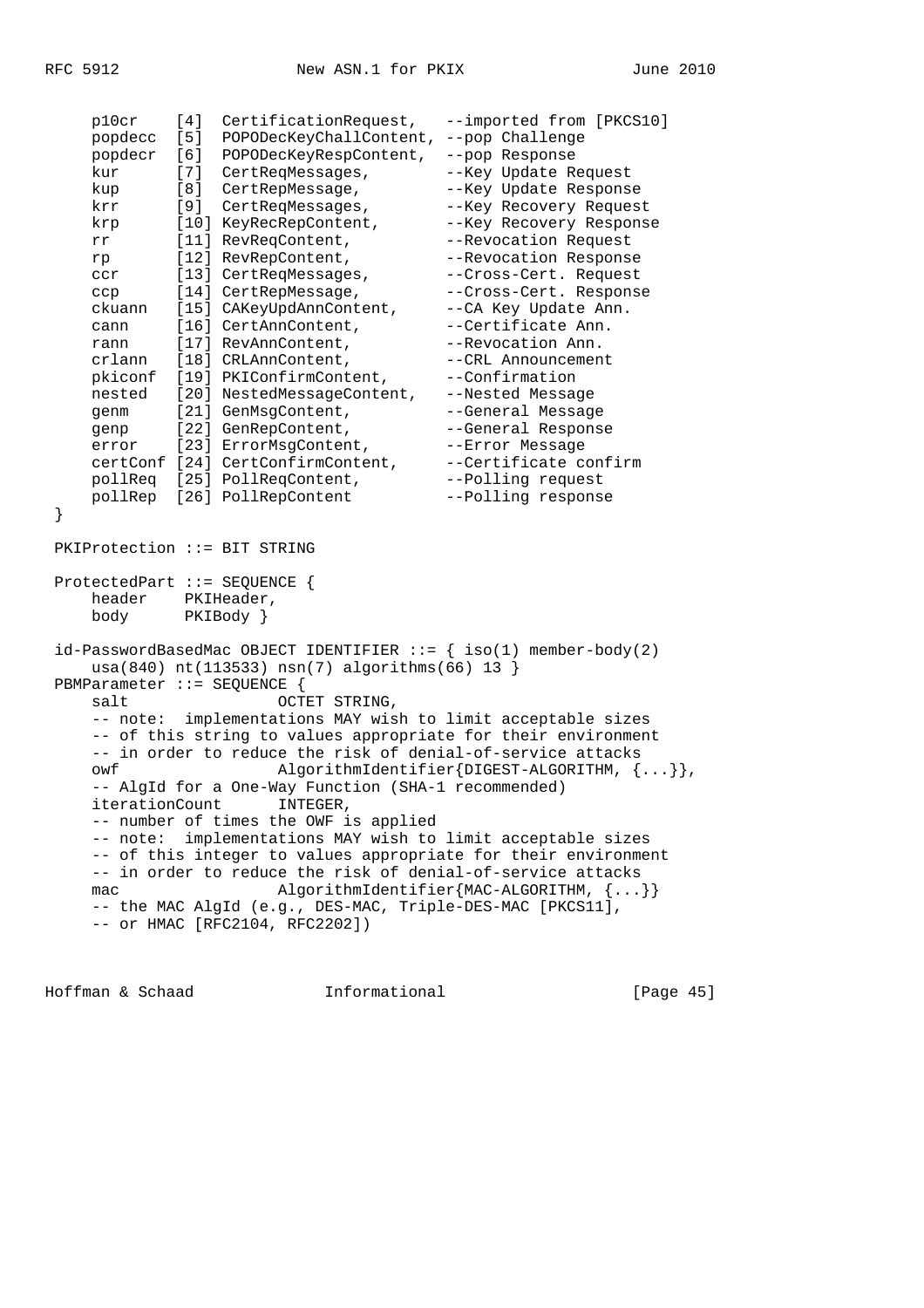```
    p10cr    [4]  CertificationRequest,   --imported from [PKCS10]
    popdecc  [5]  POPODecKeyChallContent, --pop Challenge
    popdecr  [6]  POPODecKeyRespContent,  --pop Response
    kur      [7]  CertReqMessages,        --Key Update Request
    kup      [8]  CertRepMessage,         --Key Update Response
    krr      [9]  CertReqMessages,        --Key Recovery Request
    krp      [10] KeyRecRepContent,       --Key Recovery Response
    rr       [11] RevReqContent,          --Revocation Request
    rp       [12] RevRepContent,          --Revocation Response
    ccr      [13] CertReqMessages,        --Cross-Cert. Request
    ccp      [14] CertRepMessage,         --Cross-Cert. Response
    ckuann   [15] CAKeyUpdAnnContent,     --CA Key Update Ann.
    cann     [16] CertAnnContent,         --Certificate Ann.
    rann     [17] RevAnnContent,          --Revocation Ann.
    crlann   [18] CRLAnnContent,          --CRL Announcement
    pkiconf  [19] PKIConfirmContent,      --Confirmation
    nested   [20] NestedMessageContent,   --Nested Message
    genm     [21] GenMsgContent,          --General Message
    genp     [22] GenRepContent,          --General Response
    error    [23] ErrorMsgContent,        --Error Message
    certConf [24] CertConfirmContent,     --Certificate confirm
    pollReq  [25] PollReqContent,         --Polling request
    pollRep  [26] PollRepContent          --Polling response
}

PKIProtection ::= BIT STRING

ProtectedPart ::= SEQUENCE {
    header    PKIHeader,
    body      PKIBody }

id-PasswordBasedMac OBJECT IDENTIFIER ::= { iso(1) member-body(2)
    usa(840) nt(113533) nsn(7) algorithms(66) 13 }
PBMParameter ::= SEQUENCE {
    salt                OCTET STRING,
    -- note:  implementations MAY wish to limit acceptable sizes
    -- of this string to values appropriate for their environment
    -- in order to reduce the risk of denial-of-service attacks
    owf                 AlgorithmIdentifier{DIGEST-ALGORITHM, {...}},
    -- AlgId for a One-Way Function (SHA-1 recommended)
    iterationCount      INTEGER,
    -- number of times the OWF is applied
    -- note:  implementations MAY wish to limit acceptable sizes
    -- of this integer to values appropriate for their environment
    -- in order to reduce the risk of denial-of-service attacks
    mac                 AlgorithmIdentifier{MAC-ALGORITHM, {...}}
    -- the MAC AlgId (e.g., DES-MAC, Triple-DES-MAC [PKCS11],
    -- or HMAC [RFC2104, RFC2202])
```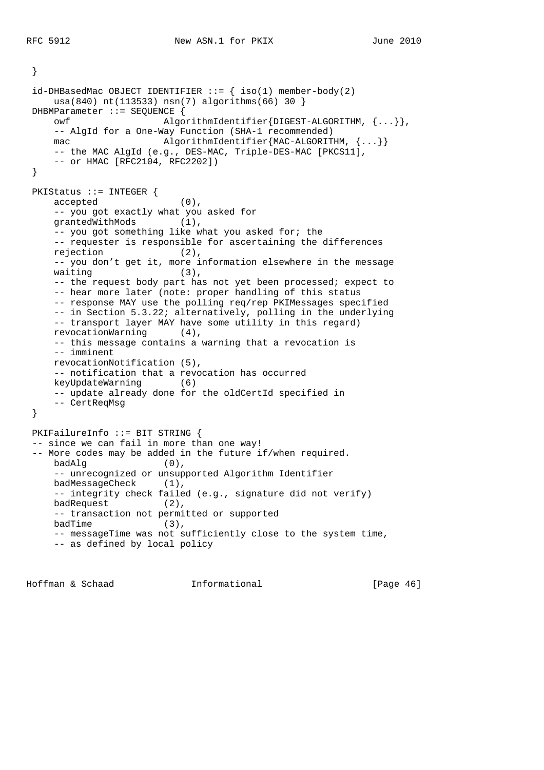```
 }

 id-DHBasedMac OBJECT IDENTIFIER ::= { iso(1) member-body(2)
     usa(840) nt(113533) nsn(7) algorithms(66) 30 }
 DHBMParameter ::= SEQUENCE {
     owf                 AlgorithmIdentifier{DIGEST-ALGORITHM, {...}},
     -- AlgId for a One-Way Function (SHA-1 recommended)
     mac                 AlgorithmIdentifier{MAC-ALGORITHM, {...}}
     -- the MAC AlgId (e.g., DES-MAC, Triple-DES-MAC [PKCS11],
     -- or HMAC [RFC2104, RFC2202])
 }

 PKIStatus ::= INTEGER {
     accepted               (0),
     -- you got exactly what you asked for
     grantedWithMods        (1),
     -- you got something like what you asked for; the
     -- requester is responsible for ascertaining the differences
     rejection              (2),
     -- you don't get it, more information elsewhere in the message
     waiting                (3),
     -- the request body part has not yet been processed; expect to
     -- hear more later (note: proper handling of this status
     -- response MAY use the polling req/rep PKIMessages specified
     -- in Section 5.3.22; alternatively, polling in the underlying
     -- transport layer MAY have some utility in this regard)
     revocationWarning      (4),
     -- this message contains a warning that a revocation is
     -- imminent
     revocationNotification (5),
     -- notification that a revocation has occurred
     keyUpdateWarning       (6)
     -- update already done for the oldCertId specified in
     -- CertReqMsg
 }

 PKIFailureInfo ::= BIT STRING {
 -- since we can fail in more than one way!
 -- More codes may be added in the future if/when required.
     badAlg              (0),
     -- unrecognized or unsupported Algorithm Identifier
     badMessageCheck     (1),
     -- integrity check failed (e.g., signature did not verify)
     badRequest          (2),
     -- transaction not permitted or supported
     badTime             (3),
     -- messageTime was not sufficiently close to the system time,
     -- as defined by local policy
```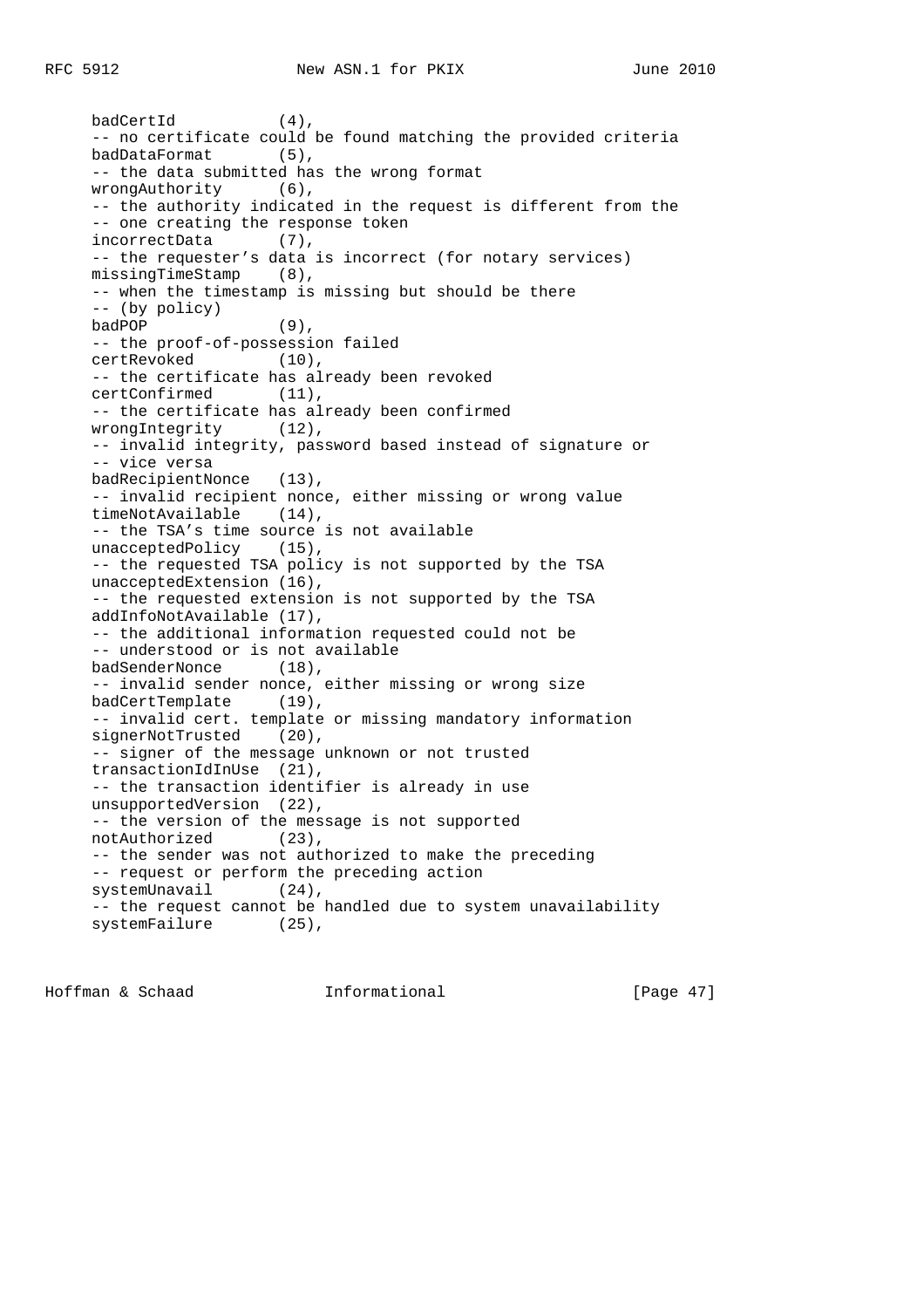```
     badCertId           (4),
     -- no certificate could be found matching the provided criteria
     badDataFormat       (5),
     -- the data submitted has the wrong format
     wrongAuthority      (6),
     -- the authority indicated in the request is different from the
     -- one creating the response token
     incorrectData       (7),
     -- the requester's data is incorrect (for notary services)
     missingTimeStamp    (8),
     -- when the timestamp is missing but should be there
     -- (by policy)
     badPOP              (9),
     -- the proof-of-possession failed
     certRevoked         (10),
     -- the certificate has already been revoked
     certConfirmed       (11),
     -- the certificate has already been confirmed
     wrongIntegrity      (12),
     -- invalid integrity, password based instead of signature or
     -- vice versa
     badRecipientNonce   (13),
     -- invalid recipient nonce, either missing or wrong value
     timeNotAvailable    (14),
     -- the TSA's time source is not available
     unacceptedPolicy    (15),
     -- the requested TSA policy is not supported by the TSA
     unacceptedExtension (16),
     -- the requested extension is not supported by the TSA
     addInfoNotAvailable (17),
     -- the additional information requested could not be
     -- understood or is not available
     badSenderNonce      (18),
     -- invalid sender nonce, either missing or wrong size
     badCertTemplate     (19),
     -- invalid cert. template or missing mandatory information
     signerNotTrusted    (20),
     -- signer of the message unknown or not trusted
     transactionIdInUse  (21),
     -- the transaction identifier is already in use
     unsupportedVersion  (22),
     -- the version of the message is not supported
     notAuthorized       (23),
     -- the sender was not authorized to make the preceding
     -- request or perform the preceding action
     systemUnavail       (24),
     -- the request cannot be handled due to system unavailability
     systemFailure       (25),
```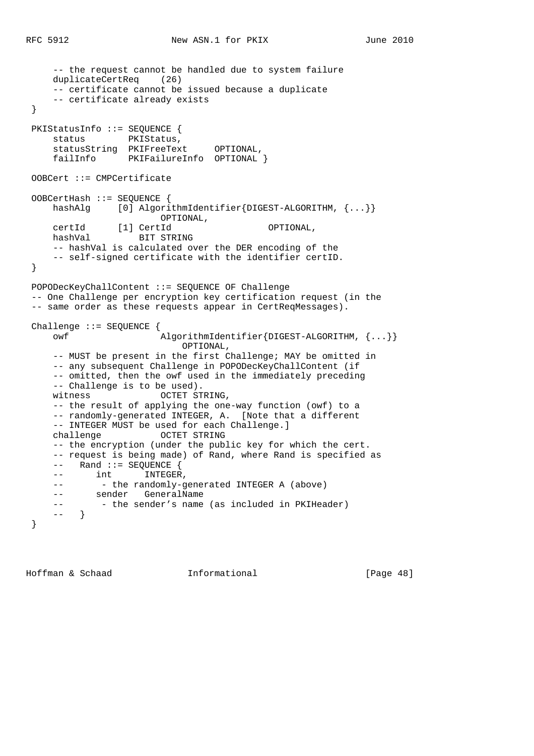```
     -- the request cannot be handled due to system failure
     duplicateCertReq    (26)
     -- certificate cannot be issued because a duplicate
     -- certificate already exists
 }

 PKIStatusInfo ::= SEQUENCE {
     status        PKIStatus,
     statusString  PKIFreeText     OPTIONAL,
     failInfo      PKIFailureInfo  OPTIONAL }

 OOBCert ::= CMPCertificate

 OOBCertHash ::= SEQUENCE {
     hashAlg     [0] AlgorithmIdentifier{DIGEST-ALGORITHM, {...}}
                         OPTIONAL,
     certId      [1] CertId                  OPTIONAL,
     hashVal         BIT STRING
     -- hashVal is calculated over the DER encoding of the
     -- self-signed certificate with the identifier certID.
 }

 POPODecKeyChallContent ::= SEQUENCE OF Challenge
 -- One Challenge per encryption key certification request (in the
 -- same order as these requests appear in CertReqMessages).

 Challenge ::= SEQUENCE {
     owf                 AlgorithmIdentifier{DIGEST-ALGORITHM, {...}}
                             OPTIONAL,
     -- MUST be present in the first Challenge; MAY be omitted in
     -- any subsequent Challenge in POPODecKeyChallContent (if
     -- omitted, then the owf used in the immediately preceding
     -- Challenge is to be used).
     witness             OCTET STRING,
     -- the result of applying the one-way function (owf) to a
     -- randomly-generated INTEGER, A.  [Note that a different
     -- INTEGER MUST be used for each Challenge.]
     challenge           OCTET STRING
     -- the encryption (under the public key for which the cert.
     -- request is being made) of Rand, where Rand is specified as
     --   Rand ::= SEQUENCE {
     --      int      INTEGER,
     --       - the randomly-generated INTEGER A (above)
     --      sender   GeneralName
     --       - the sender's name (as included in PKIHeader)
     --   }
 }
```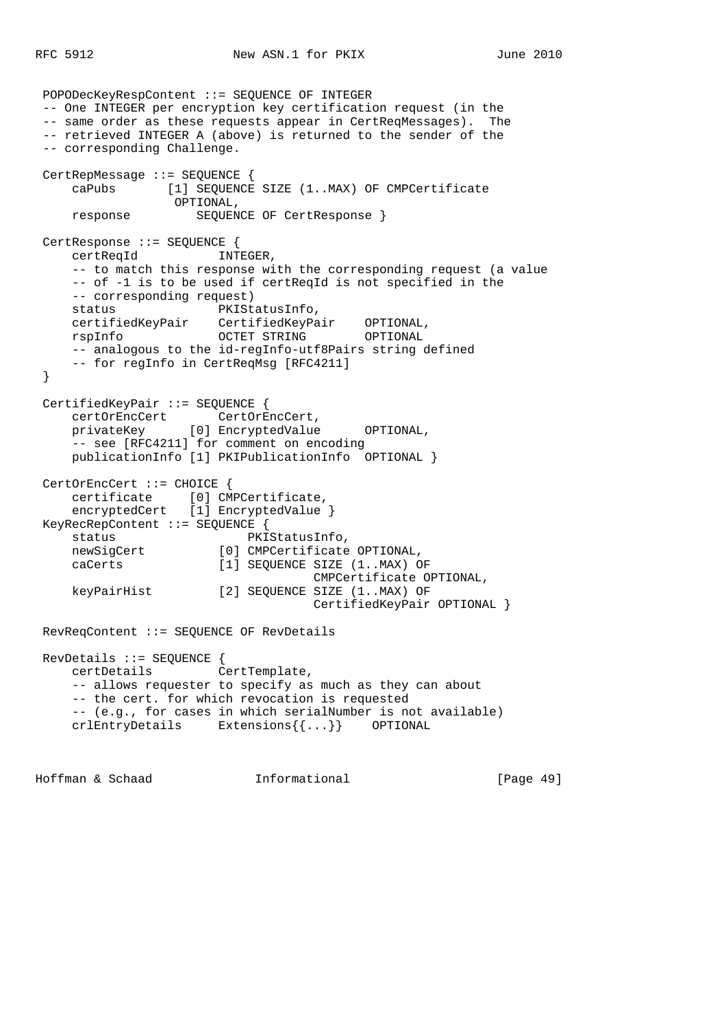```
 POPODecKeyRespContent ::= SEQUENCE OF INTEGER
 -- One INTEGER per encryption key certification request (in the
 -- same order as these requests appear in CertReqMessages).  The
 -- retrieved INTEGER A (above) is returned to the sender of the
 -- corresponding Challenge.

 CertRepMessage ::= SEQUENCE {
     caPubs       [1] SEQUENCE SIZE (1..MAX) OF CMPCertificate
                  OPTIONAL,
     response         SEQUENCE OF CertResponse }

 CertResponse ::= SEQUENCE {
     certReqId           INTEGER,
     -- to match this response with the corresponding request (a value
     -- of -1 is to be used if certReqId is not specified in the
     -- corresponding request)
     status              PKIStatusInfo,
     certifiedKeyPair    CertifiedKeyPair    OPTIONAL,
     rspInfo             OCTET STRING        OPTIONAL
     -- analogous to the id-regInfo-utf8Pairs string defined
     -- for regInfo in CertReqMsg [RFC4211]
 }

 CertifiedKeyPair ::= SEQUENCE {
     certOrEncCert       CertOrEncCert,
     privateKey      [0] EncryptedValue      OPTIONAL,
     -- see [RFC4211] for comment on encoding
     publicationInfo [1] PKIPublicationInfo  OPTIONAL }

 CertOrEncCert ::= CHOICE {
     certificate     [0] CMPCertificate,
     encryptedCert   [1] EncryptedValue }
 KeyRecRepContent ::= SEQUENCE {
     status                  PKIStatusInfo,
     newSigCert          [0] CMPCertificate OPTIONAL,
     caCerts             [1] SEQUENCE SIZE (1..MAX) OF
                                      CMPCertificate OPTIONAL,
     keyPairHist         [2] SEQUENCE SIZE (1..MAX) OF
                                      CertifiedKeyPair OPTIONAL }

 RevReqContent ::= SEQUENCE OF RevDetails

 RevDetails ::= SEQUENCE {
     certDetails         CertTemplate,
     -- allows requester to specify as much as they can about
     -- the cert. for which revocation is requested
     -- (e.g., for cases in which serialNumber is not available)
     crlEntryDetails     Extensions{{...}}    OPTIONAL
```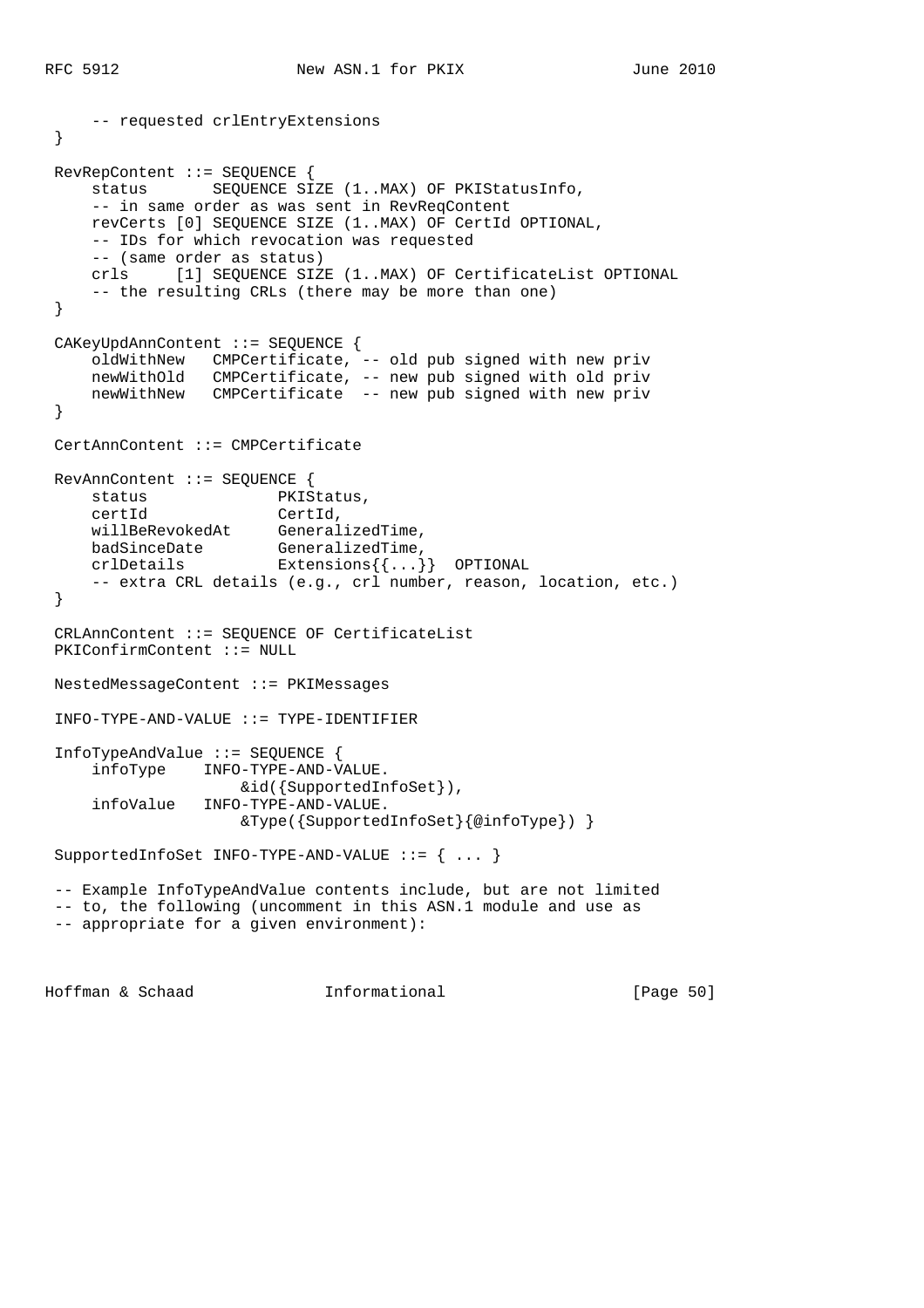```
     -- requested crlEntryExtensions
 }

 RevRepContent ::= SEQUENCE {
     status       SEQUENCE SIZE (1..MAX) OF PKIStatusInfo,
     -- in same order as was sent in RevReqContent
     revCerts [0] SEQUENCE SIZE (1..MAX) OF CertId OPTIONAL,
     -- IDs for which revocation was requested
     -- (same order as status)
     crls     [1] SEQUENCE SIZE (1..MAX) OF CertificateList OPTIONAL
     -- the resulting CRLs (there may be more than one)
 }

 CAKeyUpdAnnContent ::= SEQUENCE {
     oldWithNew   CMPCertificate, -- old pub signed with new priv
     newWithOld   CMPCertificate, -- new pub signed with old priv
     newWithNew   CMPCertificate  -- new pub signed with new priv
 }

 CertAnnContent ::= CMPCertificate

 RevAnnContent ::= SEQUENCE {
     status              PKIStatus,
     certId              CertId,
     willBeRevokedAt     GeneralizedTime,
     badSinceDate        GeneralizedTime,
     crlDetails          Extensions{{...}}  OPTIONAL
     -- extra CRL details (e.g., crl number, reason, location, etc.)
 }

 CRLAnnContent ::= SEQUENCE OF CertificateList
 PKIConfirmContent ::= NULL

 NestedMessageContent ::= PKIMessages

 INFO-TYPE-AND-VALUE ::= TYPE-IDENTIFIER

 InfoTypeAndValue ::= SEQUENCE {
     infoType    INFO-TYPE-AND-VALUE.
                     &id({SupportedInfoSet}),
     infoValue   INFO-TYPE-AND-VALUE.
                     &Type({SupportedInfoSet}{@infoType}) }

 SupportedInfoSet INFO-TYPE-AND-VALUE ::= { ... }

 -- Example InfoTypeAndValue contents include, but are not limited
 -- to, the following (uncomment in this ASN.1 module and use as
 -- appropriate for a given environment):
```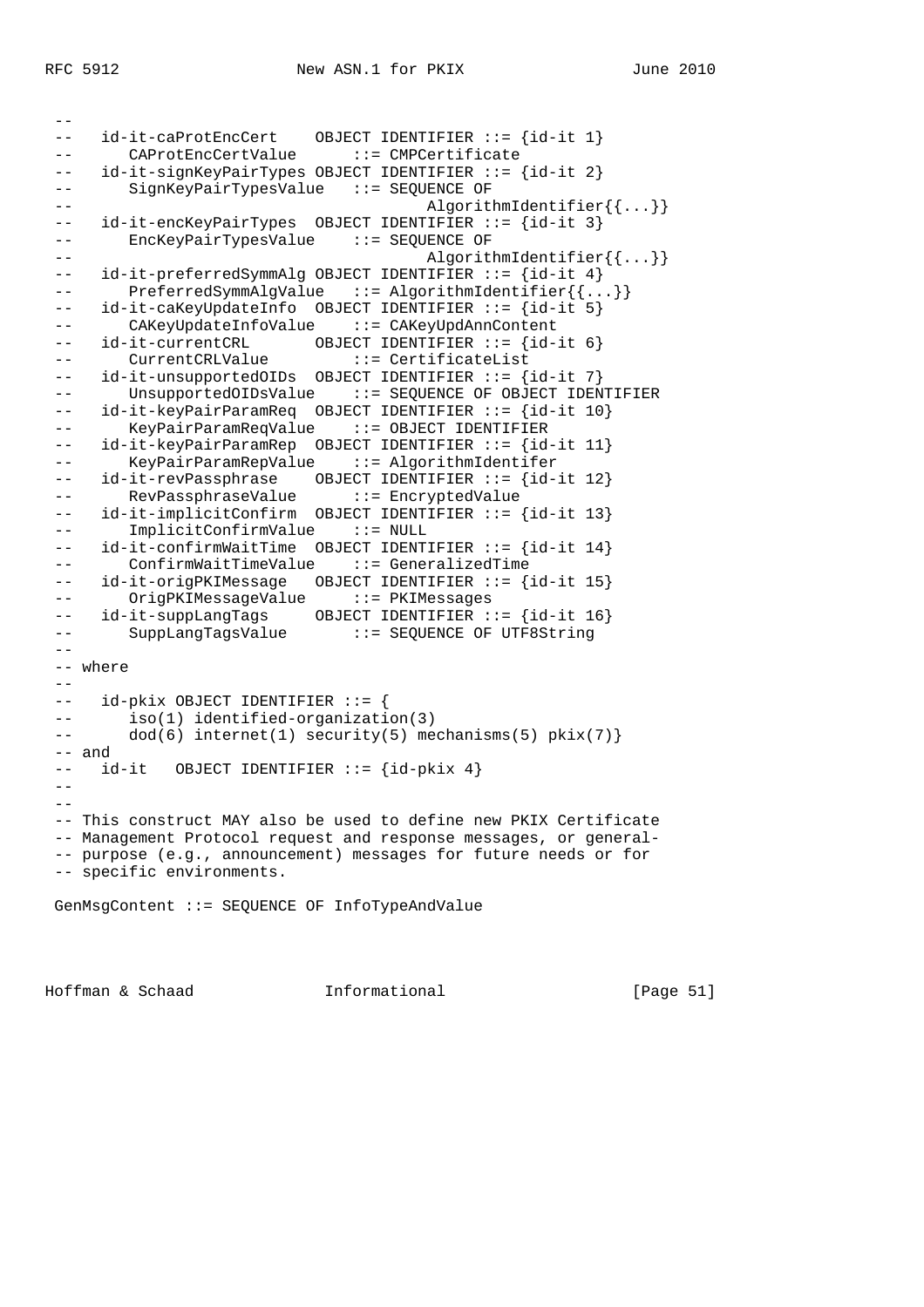```
 --
 --   id-it-caProtEncCert    OBJECT IDENTIFIER ::= {id-it 1}
 --      CAProtEncCertValue      ::= CMPCertificate
 --   id-it-signKeyPairTypes OBJECT IDENTIFIER ::= {id-it 2}
 --      SignKeyPairTypesValue   ::= SEQUENCE OF
 --                                     AlgorithmIdentifier{{...}}
 --   id-it-encKeyPairTypes  OBJECT IDENTIFIER ::= {id-it 3}
 --      EncKeyPairTypesValue    ::= SEQUENCE OF
 --                                     AlgorithmIdentifier{{...}}
 --   id-it-preferredSymmAlg OBJECT IDENTIFIER ::= {id-it 4}
 --      PreferredSymmAlgValue   ::= AlgorithmIdentifier{{...}}
 --   id-it-caKeyUpdateInfo  OBJECT IDENTIFIER ::= {id-it 5}
 --      CAKeyUpdateInfoValue    ::= CAKeyUpdAnnContent
 --   id-it-currentCRL       OBJECT IDENTIFIER ::= {id-it 6}
 --      CurrentCRLValue         ::= CertificateList
 --   id-it-unsupportedOIDs  OBJECT IDENTIFIER ::= {id-it 7}
 --      UnsupportedOIDsValue    ::= SEQUENCE OF OBJECT IDENTIFIER
 --   id-it-keyPairParamReq  OBJECT IDENTIFIER ::= {id-it 10}
 --      KeyPairParamReqValue    ::= OBJECT IDENTIFIER
 --   id-it-keyPairParamRep  OBJECT IDENTIFIER ::= {id-it 11}
 --      KeyPairParamRepValue    ::= AlgorithmIdentifer
 --   id-it-revPassphrase    OBJECT IDENTIFIER ::= {id-it 12}
 --      RevPassphraseValue      ::= EncryptedValue
 --   id-it-implicitConfirm  OBJECT IDENTIFIER ::= {id-it 13}
 --      ImplicitConfirmValue    ::= NULL
 --   id-it-confirmWaitTime  OBJECT IDENTIFIER ::= {id-it 14}
 --      ConfirmWaitTimeValue    ::= GeneralizedTime
 --   id-it-origPKIMessage   OBJECT IDENTIFIER ::= {id-it 15}
 --      OrigPKIMessageValue     ::= PKIMessages
 --   id-it-suppLangTags     OBJECT IDENTIFIER ::= {id-it 16}
 --      SuppLangTagsValue       ::= SEQUENCE OF UTF8String
 --
 -- where
 --
 --   id-pkix OBJECT IDENTIFIER ::= {
 --      iso(1) identified-organization(3)
 --      dod(6) internet(1) security(5) mechanisms(5) pkix(7)}
 -- and
 --   id-it   OBJECT IDENTIFIER ::= {id-pkix 4}
 --
 --
 -- This construct MAY also be used to define new PKIX Certificate
 -- Management Protocol request and response messages, or general-
 -- purpose (e.g., announcement) messages for future needs or for
 -- specific environments.

 GenMsgContent ::= SEQUENCE OF InfoTypeAndValue
```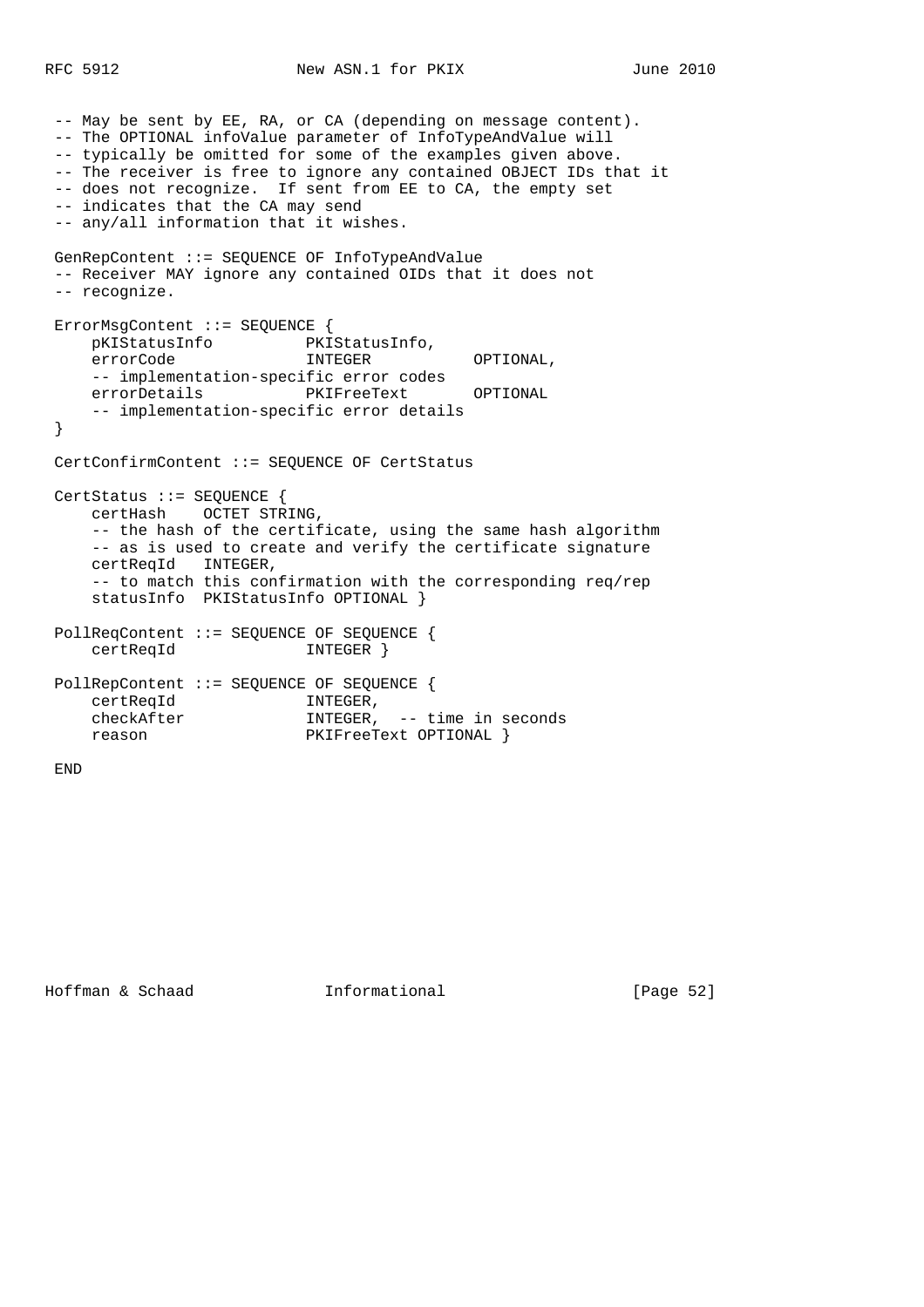```
-- May be sent by EE, RA, or CA (depending on message content).
-- The OPTIONAL infoValue parameter of InfoTypeAndValue will
-- typically be omitted for some of the examples given above.
-- The receiver is free to ignore any contained OBJECT IDs that it
-- does not recognize.  If sent from EE to CA, the empty set
-- indicates that the CA may send
-- any/all information that it wishes.

GenRepContent ::= SEQUENCE OF InfoTypeAndValue
-- Receiver MAY ignore any contained OIDs that it does not
-- recognize.

ErrorMsgContent ::= SEQUENCE {
    pKIStatusInfo          PKIStatusInfo,
    errorCode              INTEGER           OPTIONAL,
    -- implementation-specific error codes
    errorDetails           PKIFreeText       OPTIONAL
    -- implementation-specific error details
}

CertConfirmContent ::= SEQUENCE OF CertStatus

CertStatus ::= SEQUENCE {
    certHash    OCTET STRING,
    -- the hash of the certificate, using the same hash algorithm
    -- as is used to create and verify the certificate signature
    certReqId   INTEGER,
    -- to match this confirmation with the corresponding req/rep
    statusInfo  PKIStatusInfo OPTIONAL }

PollReqContent ::= SEQUENCE OF SEQUENCE {
    certReqId              INTEGER }

PollRepContent ::= SEQUENCE OF SEQUENCE {
    certReqId              INTEGER,
    checkAfter             INTEGER,  -- time in seconds
    reason                 PKIFreeText OPTIONAL }

END
```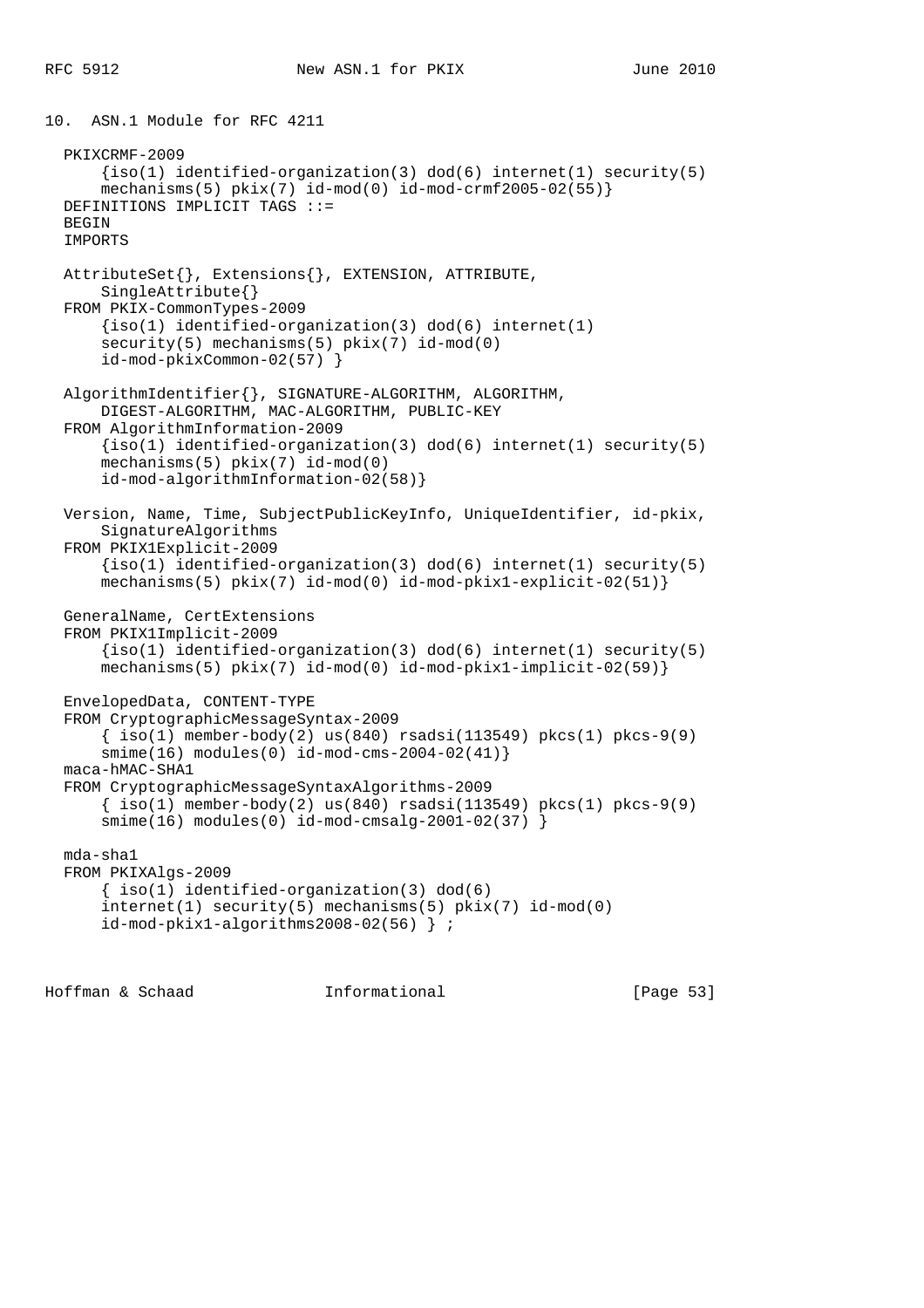## 10. ASN.1 Module for RFC 4211

```
  PKIXCRMF-2009
      {iso(1) identified-organization(3) dod(6) internet(1) security(5)
      mechanisms(5) pkix(7) id-mod(0) id-mod-crmf2005-02(55)}
  DEFINITIONS IMPLICIT TAGS ::=
  BEGIN
  IMPORTS

  AttributeSet{}, Extensions{}, EXTENSION, ATTRIBUTE,
      SingleAttribute{}
  FROM PKIX-CommonTypes-2009
      {iso(1) identified-organization(3) dod(6) internet(1)
      security(5) mechanisms(5) pkix(7) id-mod(0)
      id-mod-pkixCommon-02(57) }

  AlgorithmIdentifier{}, SIGNATURE-ALGORITHM, ALGORITHM,
      DIGEST-ALGORITHM, MAC-ALGORITHM, PUBLIC-KEY
  FROM AlgorithmInformation-2009
      {iso(1) identified-organization(3) dod(6) internet(1) security(5)
      mechanisms(5) pkix(7) id-mod(0)
      id-mod-algorithmInformation-02(58)}

  Version, Name, Time, SubjectPublicKeyInfo, UniqueIdentifier, id-pkix,
      SignatureAlgorithms
  FROM PKIX1Explicit-2009
      {iso(1) identified-organization(3) dod(6) internet(1) security(5)
      mechanisms(5) pkix(7) id-mod(0) id-mod-pkix1-explicit-02(51)}

  GeneralName, CertExtensions
  FROM PKIX1Implicit-2009
      {iso(1) identified-organization(3) dod(6) internet(1) security(5)
      mechanisms(5) pkix(7) id-mod(0) id-mod-pkix1-implicit-02(59)}

  EnvelopedData, CONTENT-TYPE
  FROM CryptographicMessageSyntax-2009
      { iso(1) member-body(2) us(840) rsadsi(113549) pkcs(1) pkcs-9(9)
      smime(16) modules(0) id-mod-cms-2004-02(41)}
  maca-hMAC-SHA1
  FROM CryptographicMessageSyntaxAlgorithms-2009
      { iso(1) member-body(2) us(840) rsadsi(113549) pkcs(1) pkcs-9(9)
      smime(16) modules(0) id-mod-cmsalg-2001-02(37) }

  mda-sha1
  FROM PKIXAlgs-2009
      { iso(1) identified-organization(3) dod(6)
      internet(1) security(5) mechanisms(5) pkix(7) id-mod(0)
      id-mod-pkix1-algorithms2008-02(56) } ;
```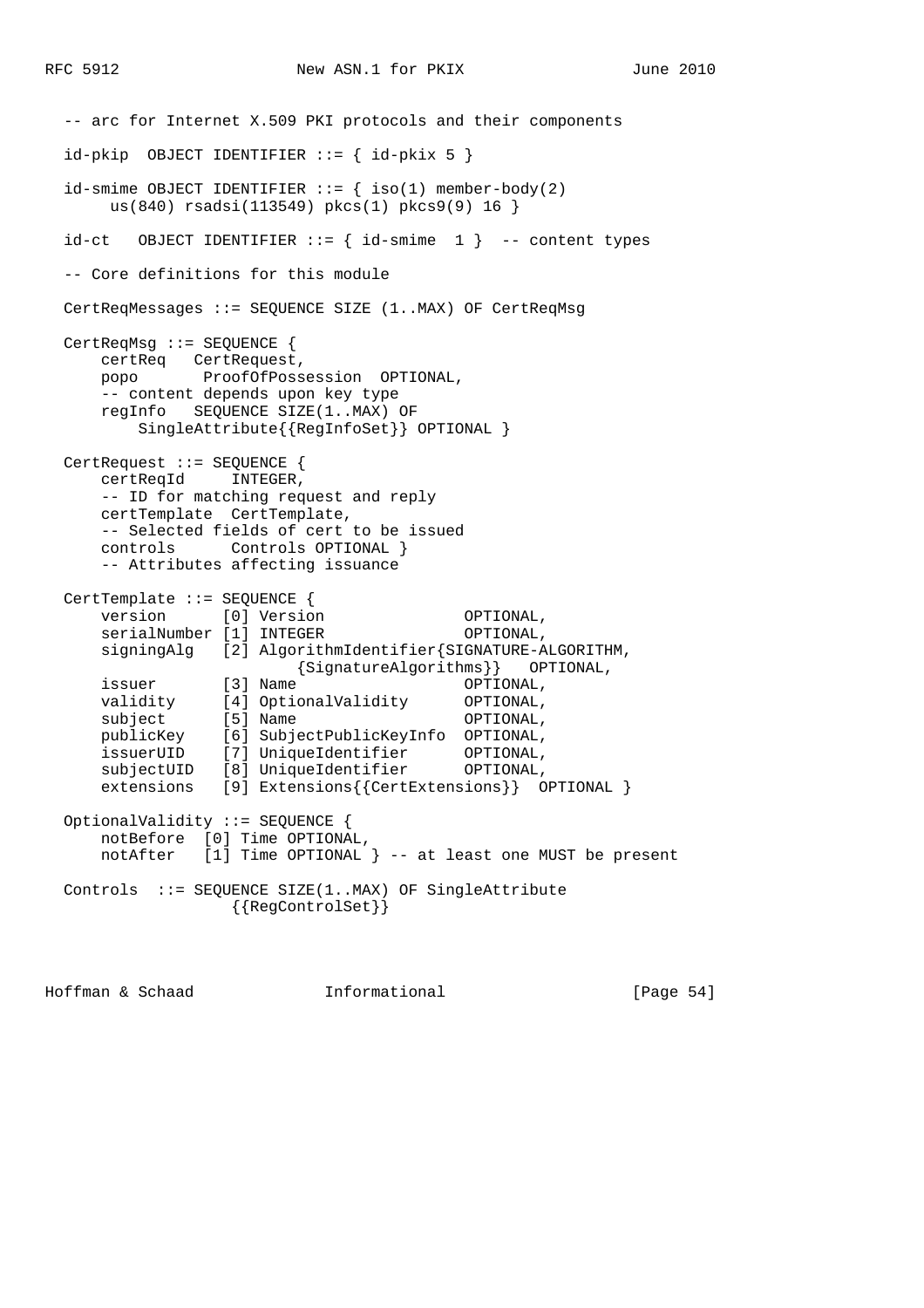```
-- arc for Internet X.509 PKI protocols and their components

id-pkip  OBJECT IDENTIFIER ::= { id-pkix 5 }

id-smime OBJECT IDENTIFIER ::= { iso(1) member-body(2)
     us(840) rsadsi(113549) pkcs(1) pkcs9(9) 16 }

id-ct   OBJECT IDENTIFIER ::= { id-smime  1 }  -- content types

-- Core definitions for this module

CertReqMessages ::= SEQUENCE SIZE (1..MAX) OF CertReqMsg

CertReqMsg ::= SEQUENCE {
    certReq   CertRequest,
    popo       ProofOfPossession  OPTIONAL,
    -- content depends upon key type
    regInfo   SEQUENCE SIZE(1..MAX) OF
        SingleAttribute{{RegInfoSet}} OPTIONAL }

CertRequest ::= SEQUENCE {
    certReqId     INTEGER,
    -- ID for matching request and reply
    certTemplate  CertTemplate,
    -- Selected fields of cert to be issued
    controls      Controls OPTIONAL }
    -- Attributes affecting issuance

CertTemplate ::= SEQUENCE {
    version      [0] Version               OPTIONAL,
    serialNumber [1] INTEGER               OPTIONAL,
    signingAlg   [2] AlgorithmIdentifier{SIGNATURE-ALGORITHM,
                         {SignatureAlgorithms}}   OPTIONAL,
    issuer       [3] Name                  OPTIONAL,
    validity     [4] OptionalValidity      OPTIONAL,
    subject      [5] Name                  OPTIONAL,
    publicKey    [6] SubjectPublicKeyInfo  OPTIONAL,
    issuerUID    [7] UniqueIdentifier      OPTIONAL,
    subjectUID   [8] UniqueIdentifier      OPTIONAL,
    extensions   [9] Extensions{{CertExtensions}}  OPTIONAL }

OptionalValidity ::= SEQUENCE {
    notBefore  [0] Time OPTIONAL,
    notAfter   [1] Time OPTIONAL } -- at least one MUST be present

Controls  ::= SEQUENCE SIZE(1..MAX) OF SingleAttribute
                  {{RegControlSet}}
```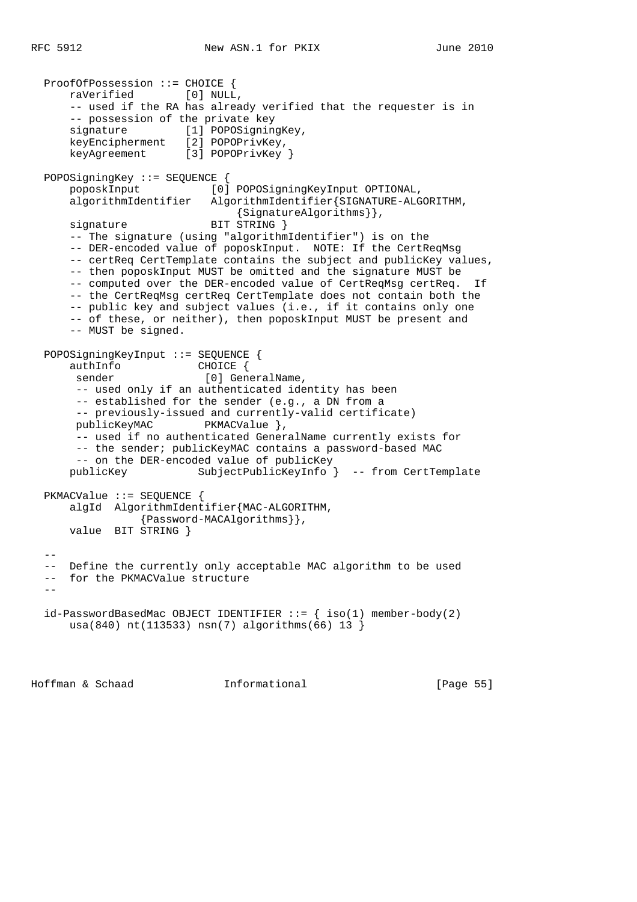```
  ProofOfPossession ::= CHOICE {
      raVerified        [0] NULL,
      -- used if the RA has already verified that the requester is in
      -- possession of the private key
      signature         [1] POPOSigningKey,
      keyEncipherment   [2] POPOPrivKey,
      keyAgreement      [3] POPOPrivKey }

  POPOSigningKey ::= SEQUENCE {
      poposkInput           [0] POPOSigningKeyInput OPTIONAL,
      algorithmIdentifier   AlgorithmIdentifier{SIGNATURE-ALGORITHM,
                                {SignatureAlgorithms}},
      signature             BIT STRING }
      -- The signature (using "algorithmIdentifier") is on the
      -- DER-encoded value of poposkInput.  NOTE: If the CertReqMsg
      -- certReq CertTemplate contains the subject and publicKey values,
      -- then poposkInput MUST be omitted and the signature MUST be
      -- computed over the DER-encoded value of CertReqMsg certReq.  If
      -- the CertReqMsg certReq CertTemplate does not contain both the
      -- public key and subject values (i.e., if it contains only one
      -- of these, or neither), then poposkInput MUST be present and
      -- MUST be signed.

  POPOSigningKeyInput ::= SEQUENCE {
      authInfo            CHOICE {
       sender              [0] GeneralName,
       -- used only if an authenticated identity has been
       -- established for the sender (e.g., a DN from a
       -- previously-issued and currently-valid certificate)
       publicKeyMAC        PKMACValue },
       -- used if no authenticated GeneralName currently exists for
       -- the sender; publicKeyMAC contains a password-based MAC
       -- on the DER-encoded value of publicKey
      publicKey           SubjectPublicKeyInfo }  -- from CertTemplate

  PKMACValue ::= SEQUENCE {
      algId  AlgorithmIdentifier{MAC-ALGORITHM,
                {Password-MACAlgorithms}},
      value  BIT STRING }

  --
  --  Define the currently only acceptable MAC algorithm to be used
  --  for the PKMACValue structure
  --

  id-PasswordBasedMac OBJECT IDENTIFIER ::= { iso(1) member-body(2)
      usa(840) nt(113533) nsn(7) algorithms(66) 13 }
```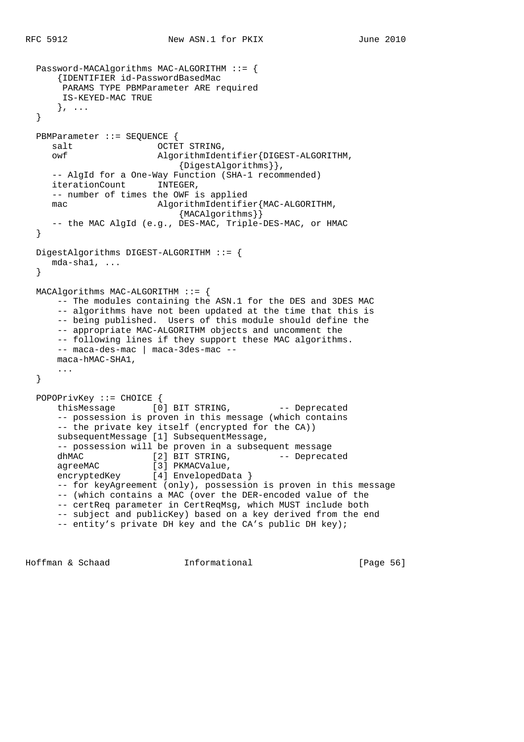```
   Password-MACAlgorithms MAC-ALGORITHM ::= {
       {IDENTIFIER id-PasswordBasedMac
        PARAMS TYPE PBMParameter ARE required
        IS-KEYED-MAC TRUE
       }, ...
   }

   PBMParameter ::= SEQUENCE {
      salt                OCTET STRING,
      owf                 AlgorithmIdentifier{DIGEST-ALGORITHM,
                              {DigestAlgorithms}},
      -- AlgId for a One-Way Function (SHA-1 recommended)
      iterationCount      INTEGER,
      -- number of times the OWF is applied
      mac                 AlgorithmIdentifier{MAC-ALGORITHM,
                              {MACAlgorithms}}
      -- the MAC AlgId (e.g., DES-MAC, Triple-DES-MAC, or HMAC
   }

   DigestAlgorithms DIGEST-ALGORITHM ::= {
      mda-sha1, ...
   }

   MACAlgorithms MAC-ALGORITHM ::= {
       -- The modules containing the ASN.1 for the DES and 3DES MAC
       -- algorithms have not been updated at the time that this is
       -- being published.  Users of this module should define the
       -- appropriate MAC-ALGORITHM objects and uncomment the
       -- following lines if they support these MAC algorithms.
       -- maca-des-mac | maca-3des-mac --
       maca-hMAC-SHA1,
       ...
   }

   POPOPrivKey ::= CHOICE {
       thisMessage       [0] BIT STRING,         -- Deprecated
       -- possession is proven in this message (which contains
       -- the private key itself (encrypted for the CA))
       subsequentMessage [1] SubsequentMessage,
       -- possession will be proven in a subsequent message
       dhMAC             [2] BIT STRING,         -- Deprecated
       agreeMAC          [3] PKMACValue,
       encryptedKey      [4] EnvelopedData }
       -- for keyAgreement (only), possession is proven in this message
       -- (which contains a MAC (over the DER-encoded value of the
       -- certReq parameter in CertReqMsg, which MUST include both
       -- subject and publicKey) based on a key derived from the end
       -- entity's private DH key and the CA's public DH key);
```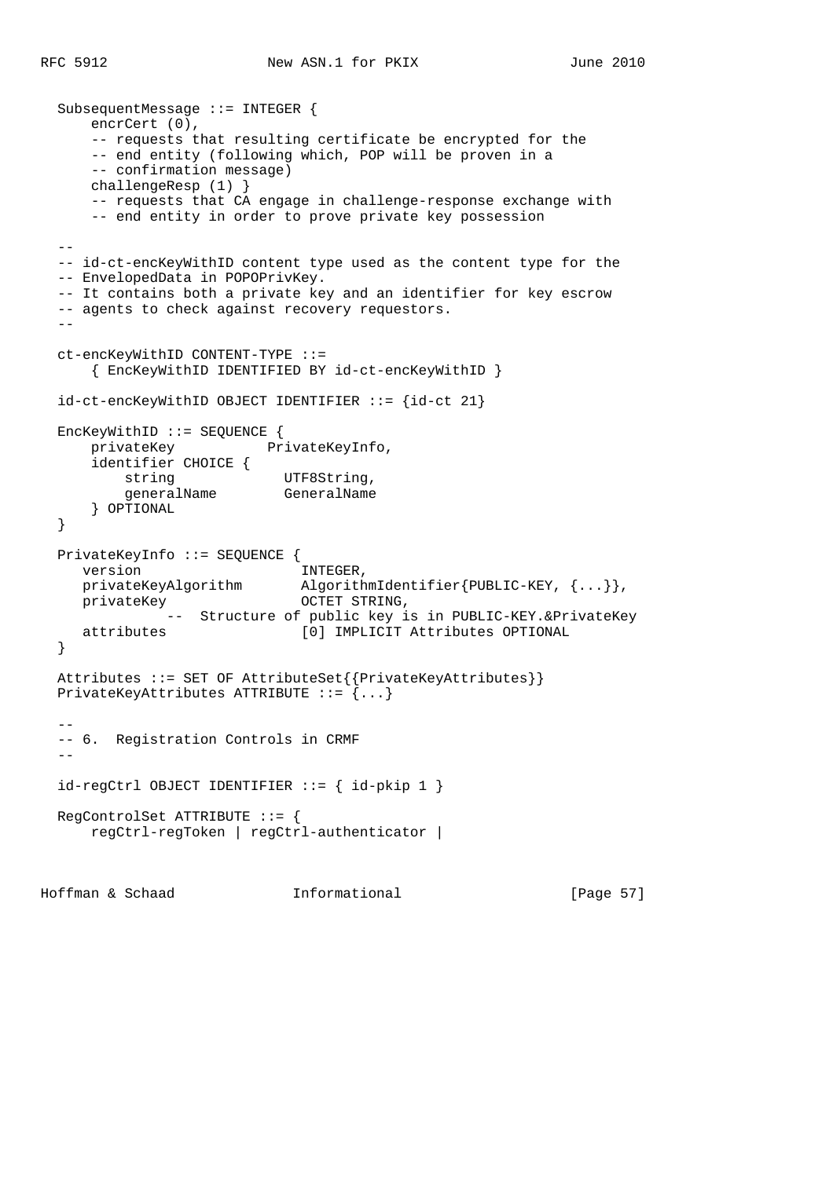```
  SubsequentMessage ::= INTEGER {
      encrCert (0),
      -- requests that resulting certificate be encrypted for the
      -- end entity (following which, POP will be proven in a
      -- confirmation message)
      challengeResp (1) }
      -- requests that CA engage in challenge-response exchange with
      -- end entity in order to prove private key possession

  --
  -- id-ct-encKeyWithID content type used as the content type for the
  -- EnvelopedData in POPOPrivKey.
  -- It contains both a private key and an identifier for key escrow
  -- agents to check against recovery requestors.
  --

  ct-encKeyWithID CONTENT-TYPE ::=
      { EncKeyWithID IDENTIFIED BY id-ct-encKeyWithID }

  id-ct-encKeyWithID OBJECT IDENTIFIER ::= {id-ct 21}

  EncKeyWithID ::= SEQUENCE {
      privateKey           PrivateKeyInfo,
      identifier CHOICE {
          string             UTF8String,
          generalName        GeneralName
      } OPTIONAL
  }

  PrivateKeyInfo ::= SEQUENCE {
     version                   INTEGER,
     privateKeyAlgorithm       AlgorithmIdentifier{PUBLIC-KEY, {...}},
     privateKey                OCTET STRING,
              --  Structure of public key is in PUBLIC-KEY.&PrivateKey
     attributes                [0] IMPLICIT Attributes OPTIONAL
  }

  Attributes ::= SET OF AttributeSet{{PrivateKeyAttributes}}
  PrivateKeyAttributes ATTRIBUTE ::= {...}

  --
  -- 6.  Registration Controls in CRMF
  --

  id-regCtrl OBJECT IDENTIFIER ::= { id-pkip 1 }

  RegControlSet ATTRIBUTE ::= {
      regCtrl-regToken | regCtrl-authenticator |
```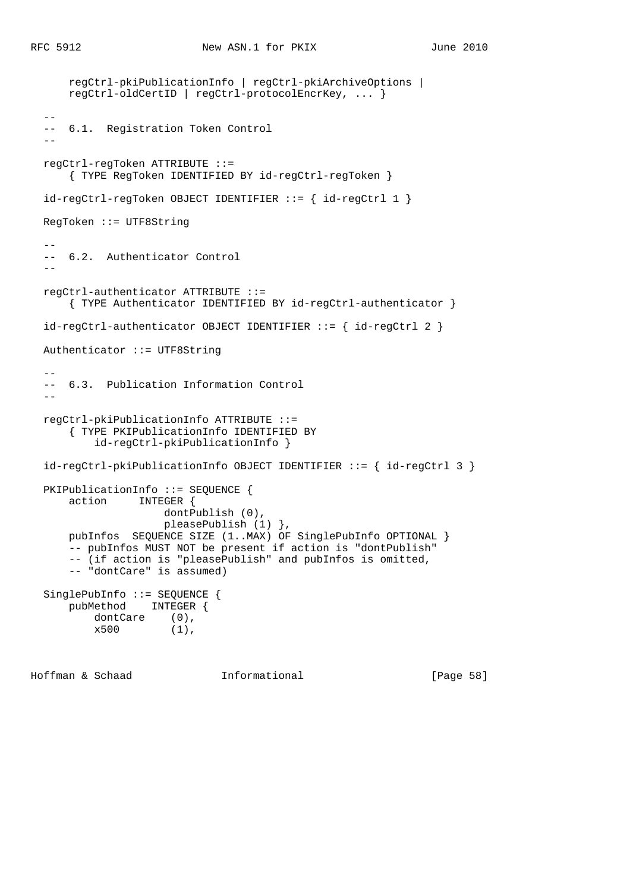```
      regCtrl-pkiPublicationInfo | regCtrl-pkiArchiveOptions |
      regCtrl-oldCertID | regCtrl-protocolEncrKey, ... }

  --
  --  6.1.  Registration Token Control
  --

  regCtrl-regToken ATTRIBUTE ::=
      { TYPE RegToken IDENTIFIED BY id-regCtrl-regToken }

  id-regCtrl-regToken OBJECT IDENTIFIER ::= { id-regCtrl 1 }

  RegToken ::= UTF8String

  --
  --  6.2.  Authenticator Control
  --

  regCtrl-authenticator ATTRIBUTE ::=
      { TYPE Authenticator IDENTIFIED BY id-regCtrl-authenticator }

  id-regCtrl-authenticator OBJECT IDENTIFIER ::= { id-regCtrl 2 }

  Authenticator ::= UTF8String

  --
  --  6.3.  Publication Information Control
  --

  regCtrl-pkiPublicationInfo ATTRIBUTE ::=
      { TYPE PKIPublicationInfo IDENTIFIED BY
          id-regCtrl-pkiPublicationInfo }

  id-regCtrl-pkiPublicationInfo OBJECT IDENTIFIER ::= { id-regCtrl 3 }

  PKIPublicationInfo ::= SEQUENCE {
      action     INTEGER {
                   dontPublish (0),
                   pleasePublish (1) },
      pubInfos  SEQUENCE SIZE (1..MAX) OF SinglePubInfo OPTIONAL }
      -- pubInfos MUST NOT be present if action is "dontPublish"
      -- (if action is "pleasePublish" and pubInfos is omitted,
      -- "dontCare" is assumed)

  SinglePubInfo ::= SEQUENCE {
      pubMethod    INTEGER {
          dontCare    (0),
          x500        (1),
```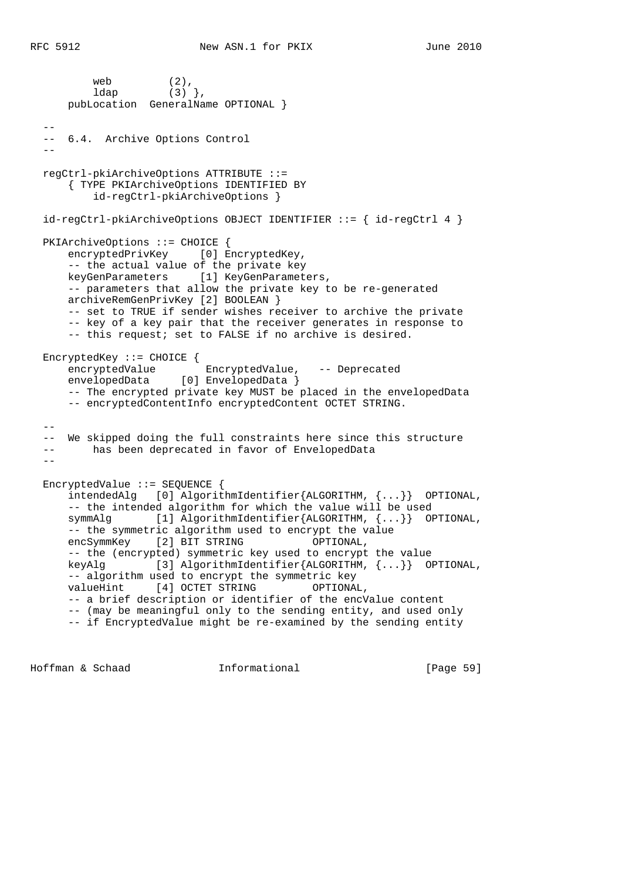```
         web         (2),
         ldap        (3) },
     pubLocation  GeneralName OPTIONAL }

 --
 -- 6.4.  Archive Options Control
 --

 regCtrl-pkiArchiveOptions ATTRIBUTE ::=
     { TYPE PKIArchiveOptions IDENTIFIED BY
         id-regCtrl-pkiArchiveOptions }

 id-regCtrl-pkiArchiveOptions OBJECT IDENTIFIER ::= { id-regCtrl 4 }

 PKIArchiveOptions ::= CHOICE {
     encryptedPrivKey     [0] EncryptedKey,
     -- the actual value of the private key
     keyGenParameters     [1] KeyGenParameters,
     -- parameters that allow the private key to be re-generated
     archiveRemGenPrivKey [2] BOOLEAN }
     -- set to TRUE if sender wishes receiver to archive the private
     -- key of a key pair that the receiver generates in response to
     -- this request; set to FALSE if no archive is desired.

 EncryptedKey ::= CHOICE {
     encryptedValue        EncryptedValue,   -- Deprecated
     envelopedData     [0] EnvelopedData }
     -- The encrypted private key MUST be placed in the envelopedData
     -- encryptedContentInfo encryptedContent OCTET STRING.

 --
 --  We skipped doing the full constraints here since this structure
 --      has been deprecated in favor of EnvelopedData
 --

 EncryptedValue ::= SEQUENCE {
     intendedAlg   [0] AlgorithmIdentifier{ALGORITHM, {...}}  OPTIONAL,
     -- the intended algorithm for which the value will be used
     symmAlg       [1] AlgorithmIdentifier{ALGORITHM, {...}}  OPTIONAL,
     -- the symmetric algorithm used to encrypt the value
     encSymmKey    [2] BIT STRING           OPTIONAL,
     -- the (encrypted) symmetric key used to encrypt the value
     keyAlg        [3] AlgorithmIdentifier{ALGORITHM, {...}}  OPTIONAL,
     -- algorithm used to encrypt the symmetric key
     valueHint     [4] OCTET STRING         OPTIONAL,
     -- a brief description or identifier of the encValue content
     -- (may be meaningful only to the sending entity, and used only
     -- if EncryptedValue might be re-examined by the sending entity
```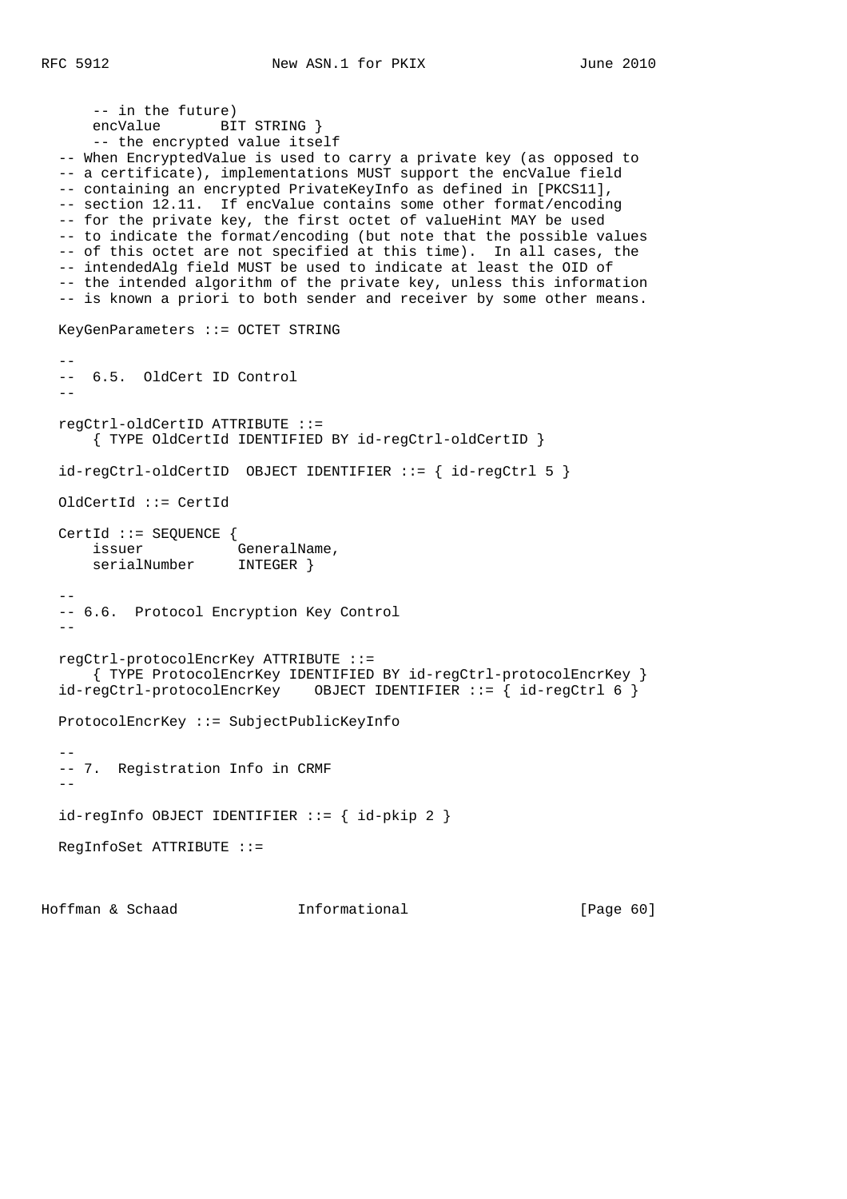```
      -- in the future)
      encValue       BIT STRING }
      -- the encrypted value itself
  -- When EncryptedValue is used to carry a private key (as opposed to
  -- a certificate), implementations MUST support the encValue field
  -- containing an encrypted PrivateKeyInfo as defined in [PKCS11],
  -- section 12.11.  If encValue contains some other format/encoding
  -- for the private key, the first octet of valueHint MAY be used
  -- to indicate the format/encoding (but note that the possible values
  -- of this octet are not specified at this time).  In all cases, the
  -- intendedAlg field MUST be used to indicate at least the OID of
  -- the intended algorithm of the private key, unless this information
  -- is known a priori to both sender and receiver by some other means.

  KeyGenParameters ::= OCTET STRING

  --
  --  6.5.  OldCert ID Control
  --

  regCtrl-oldCertID ATTRIBUTE ::=
      { TYPE OldCertId IDENTIFIED BY id-regCtrl-oldCertID }

  id-regCtrl-oldCertID  OBJECT IDENTIFIER ::= { id-regCtrl 5 }

  OldCertId ::= CertId

  CertId ::= SEQUENCE {
      issuer           GeneralName,
      serialNumber     INTEGER }

  --
  -- 6.6.  Protocol Encryption Key Control
  --

  regCtrl-protocolEncrKey ATTRIBUTE ::=
      { TYPE ProtocolEncrKey IDENTIFIED BY id-regCtrl-protocolEncrKey }
  id-regCtrl-protocolEncrKey    OBJECT IDENTIFIER ::= { id-regCtrl 6 }

  ProtocolEncrKey ::= SubjectPublicKeyInfo

  --
  -- 7.  Registration Info in CRMF
  --

  id-regInfo OBJECT IDENTIFIER ::= { id-pkip 2 }

  RegInfoSet ATTRIBUTE ::=
```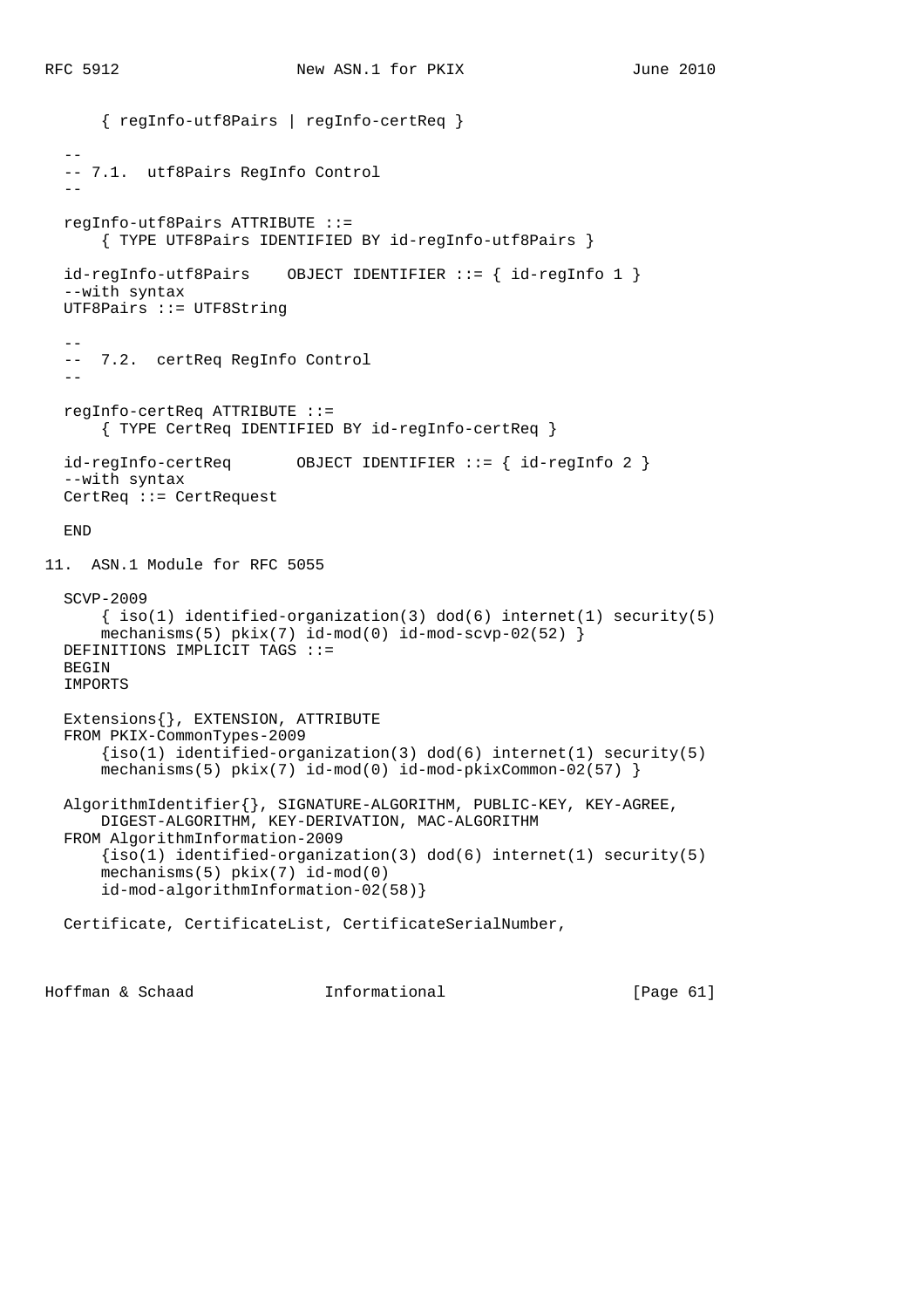```
      { regInfo-utf8Pairs | regInfo-certReq }

  --
  -- 7.1.  utf8Pairs RegInfo Control
  --

  regInfo-utf8Pairs ATTRIBUTE ::=
      { TYPE UTF8Pairs IDENTIFIED BY id-regInfo-utf8Pairs }

  id-regInfo-utf8Pairs    OBJECT IDENTIFIER ::= { id-regInfo 1 }
  --with syntax
  UTF8Pairs ::= UTF8String

  --
  --  7.2.  certReq RegInfo Control
  --

  regInfo-certReq ATTRIBUTE ::=
      { TYPE CertReq IDENTIFIED BY id-regInfo-certReq }

  id-regInfo-certReq       OBJECT IDENTIFIER ::= { id-regInfo 2 }
  --with syntax
  CertReq ::= CertRequest

  END
```

## 11. ASN.1 Module for RFC 5055

```
  SCVP-2009
      { iso(1) identified-organization(3) dod(6) internet(1) security(5)
      mechanisms(5) pkix(7) id-mod(0) id-mod-scvp-02(52) }
  DEFINITIONS IMPLICIT TAGS ::=
  BEGIN
  IMPORTS

  Extensions{}, EXTENSION, ATTRIBUTE
  FROM PKIX-CommonTypes-2009
      {iso(1) identified-organization(3) dod(6) internet(1) security(5)
      mechanisms(5) pkix(7) id-mod(0) id-mod-pkixCommon-02(57) }

  AlgorithmIdentifier{}, SIGNATURE-ALGORITHM, PUBLIC-KEY, KEY-AGREE,
      DIGEST-ALGORITHM, KEY-DERIVATION, MAC-ALGORITHM
  FROM AlgorithmInformation-2009
      {iso(1) identified-organization(3) dod(6) internet(1) security(5)
      mechanisms(5) pkix(7) id-mod(0)
      id-mod-algorithmInformation-02(58)}

  Certificate, CertificateList, CertificateSerialNumber,
```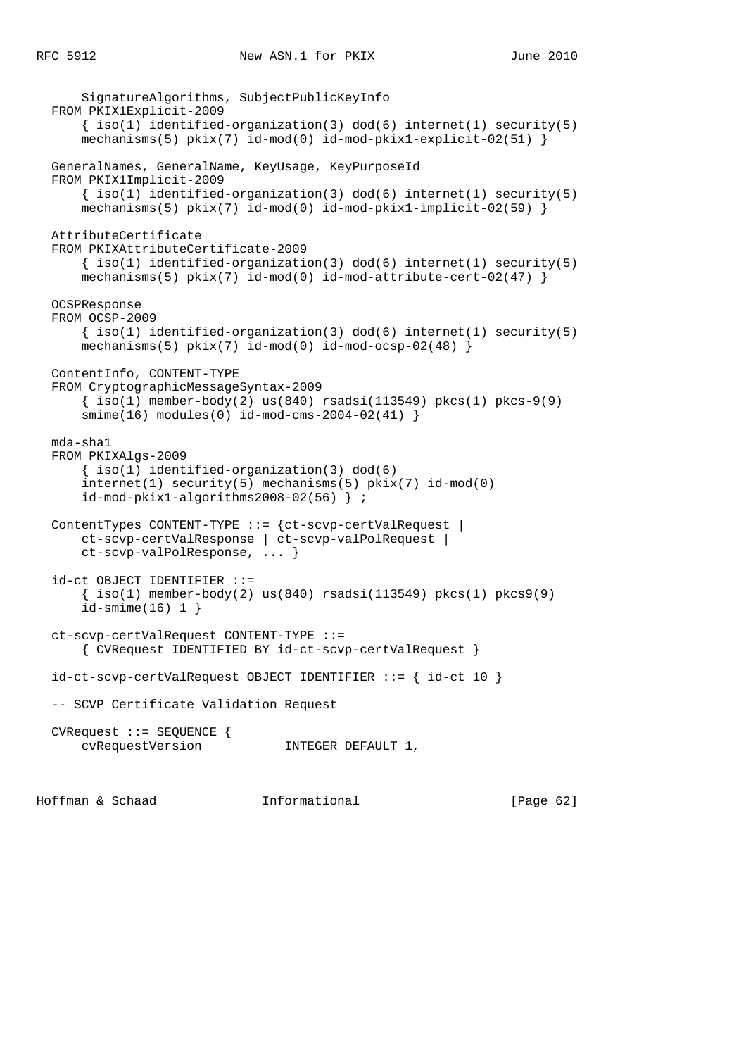```
      SignatureAlgorithms, SubjectPublicKeyInfo
  FROM PKIX1Explicit-2009
      { iso(1) identified-organization(3) dod(6) internet(1) security(5)
      mechanisms(5) pkix(7) id-mod(0) id-mod-pkix1-explicit-02(51) }

  GeneralNames, GeneralName, KeyUsage, KeyPurposeId
  FROM PKIX1Implicit-2009
      { iso(1) identified-organization(3) dod(6) internet(1) security(5)
      mechanisms(5) pkix(7) id-mod(0) id-mod-pkix1-implicit-02(59) }

  AttributeCertificate
  FROM PKIXAttributeCertificate-2009
      { iso(1) identified-organization(3) dod(6) internet(1) security(5)
      mechanisms(5) pkix(7) id-mod(0) id-mod-attribute-cert-02(47) }

  OCSPResponse
  FROM OCSP-2009
      { iso(1) identified-organization(3) dod(6) internet(1) security(5)
      mechanisms(5) pkix(7) id-mod(0) id-mod-ocsp-02(48) }

  ContentInfo, CONTENT-TYPE
  FROM CryptographicMessageSyntax-2009
      { iso(1) member-body(2) us(840) rsadsi(113549) pkcs(1) pkcs-9(9)
      smime(16) modules(0) id-mod-cms-2004-02(41) }

  mda-sha1
  FROM PKIXAlgs-2009
      { iso(1) identified-organization(3) dod(6)
      internet(1) security(5) mechanisms(5) pkix(7) id-mod(0)
      id-mod-pkix1-algorithms2008-02(56) } ;

  ContentTypes CONTENT-TYPE ::= {ct-scvp-certValRequest |
      ct-scvp-certValResponse | ct-scvp-valPolRequest |
      ct-scvp-valPolResponse, ... }

  id-ct OBJECT IDENTIFIER ::=
      { iso(1) member-body(2) us(840) rsadsi(113549) pkcs(1) pkcs9(9)
      id-smime(16) 1 }

  ct-scvp-certValRequest CONTENT-TYPE ::=
      { CVRequest IDENTIFIED BY id-ct-scvp-certValRequest }

  id-ct-scvp-certValRequest OBJECT IDENTIFIER ::= { id-ct 10 }

  -- SCVP Certificate Validation Request

  CVRequest ::= SEQUENCE {
      cvRequestVersion           INTEGER DEFAULT 1,
```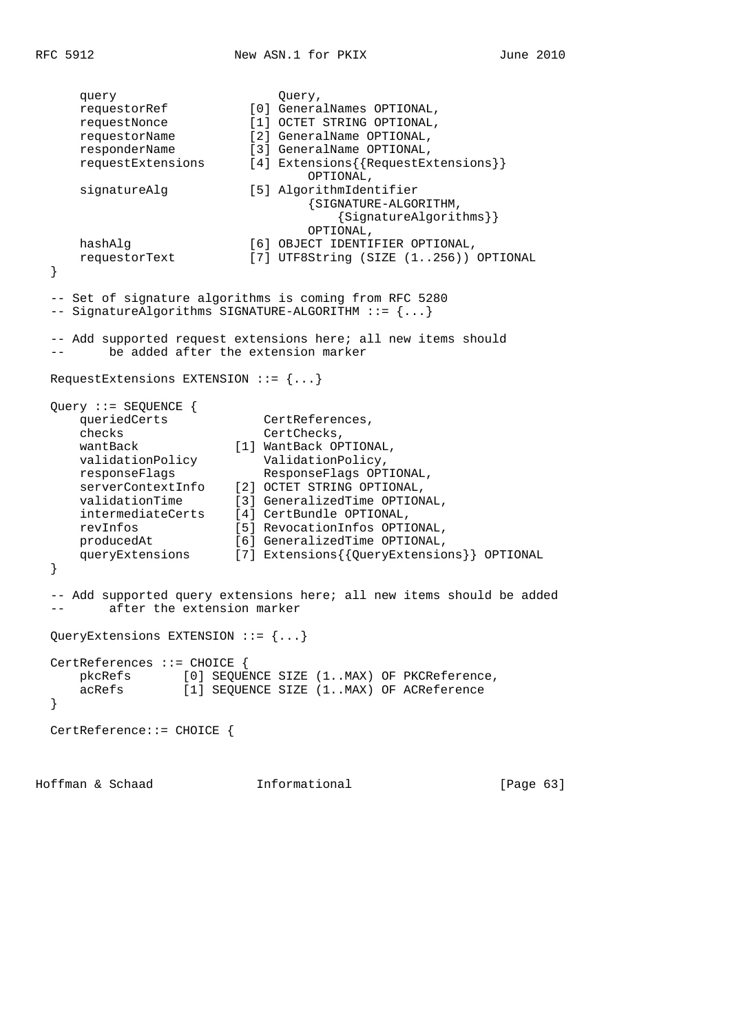```
      query                       Query,
      requestorRef           [0] GeneralNames OPTIONAL,
      requestNonce           [1] OCTET STRING OPTIONAL,
      requestorName          [2] GeneralName OPTIONAL,
      responderName          [3] GeneralName OPTIONAL,
      requestExtensions      [4] Extensions{{RequestExtensions}}
                                     OPTIONAL,
      signatureAlg           [5] AlgorithmIdentifier
                                     {SIGNATURE-ALGORITHM,
                                         {SignatureAlgorithms}}
                                     OPTIONAL,
      hashAlg                [6] OBJECT IDENTIFIER OPTIONAL,
      requestorText          [7] UTF8String (SIZE (1..256)) OPTIONAL
  }

  -- Set of signature algorithms is coming from RFC 5280
  -- SignatureAlgorithms SIGNATURE-ALGORITHM ::= {...}

  -- Add supported request extensions here; all new items should
  --      be added after the extension marker

  RequestExtensions EXTENSION ::= {...}

  Query ::= SEQUENCE {
      queriedCerts             CertReferences,
      checks                   CertChecks,
      wantBack             [1] WantBack OPTIONAL,
      validationPolicy         ValidationPolicy,
      responseFlags            ResponseFlags OPTIONAL,
      serverContextInfo    [2] OCTET STRING OPTIONAL,
      validationTime       [3] GeneralizedTime OPTIONAL,
      intermediateCerts    [4] CertBundle OPTIONAL,
      revInfos             [5] RevocationInfos OPTIONAL,
      producedAt           [6] GeneralizedTime OPTIONAL,
      queryExtensions      [7] Extensions{{QueryExtensions}} OPTIONAL
  }

  -- Add supported query extensions here; all new items should be added
  --      after the extension marker

  QueryExtensions EXTENSION ::= {...}

  CertReferences ::= CHOICE {
      pkcRefs       [0] SEQUENCE SIZE (1..MAX) OF PKCReference,
      acRefs        [1] SEQUENCE SIZE (1..MAX) OF ACReference
  }

  CertReference::= CHOICE {
```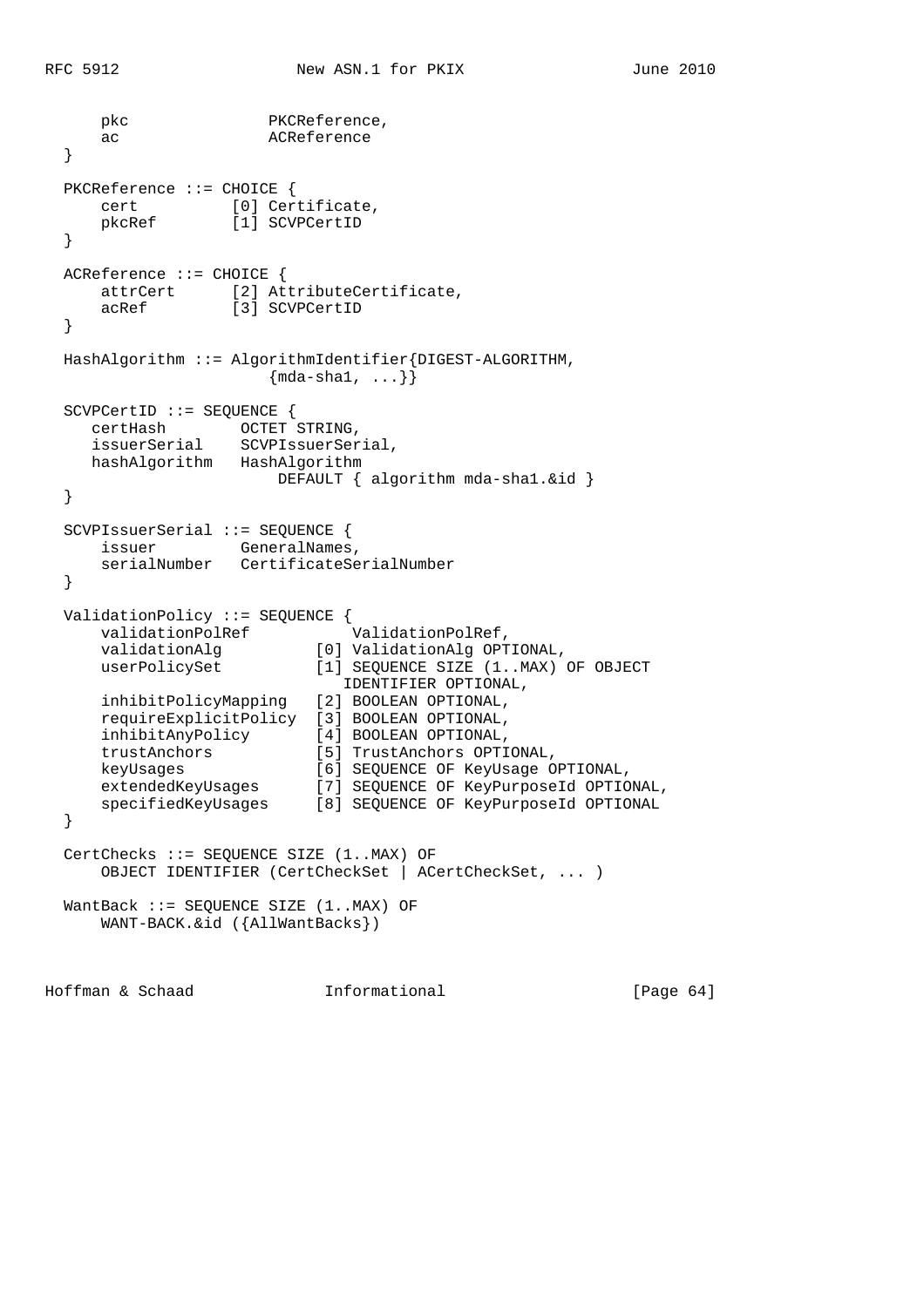```
      pkc               PKCReference,
      ac                ACReference
  }

  PKCReference ::= CHOICE {
      cert          [0] Certificate,
      pkcRef        [1] SCVPCertID
  }

  ACReference ::= CHOICE {
      attrCert      [2] AttributeCertificate,
      acRef         [3] SCVPCertID
  }

  HashAlgorithm ::= AlgorithmIdentifier{DIGEST-ALGORITHM,
                        {mda-sha1, ...}}

  SCVPCertID ::= SEQUENCE {
     certHash        OCTET STRING,
     issuerSerial    SCVPIssuerSerial,
     hashAlgorithm   HashAlgorithm
                       DEFAULT { algorithm mda-sha1.&id }
  }

  SCVPIssuerSerial ::= SEQUENCE {
      issuer         GeneralNames,
      serialNumber   CertificateSerialNumber
  }

  ValidationPolicy ::= SEQUENCE {
      validationPolRef           ValidationPolRef,
      validationAlg          [0] ValidationAlg OPTIONAL,
      userPolicySet          [1] SEQUENCE SIZE (1..MAX) OF OBJECT
                                IDENTIFIER OPTIONAL,
      inhibitPolicyMapping   [2] BOOLEAN OPTIONAL,
      requireExplicitPolicy  [3] BOOLEAN OPTIONAL,
      inhibitAnyPolicy       [4] BOOLEAN OPTIONAL,
      trustAnchors           [5] TrustAnchors OPTIONAL,
      keyUsages              [6] SEQUENCE OF KeyUsage OPTIONAL,
      extendedKeyUsages      [7] SEQUENCE OF KeyPurposeId OPTIONAL,
      specifiedKeyUsages     [8] SEQUENCE OF KeyPurposeId OPTIONAL
  }

  CertChecks ::= SEQUENCE SIZE (1..MAX) OF
      OBJECT IDENTIFIER (CertCheckSet | ACertCheckSet, ... )

  WantBack ::= SEQUENCE SIZE (1..MAX) OF
      WANT-BACK.&id ({AllWantBacks})
```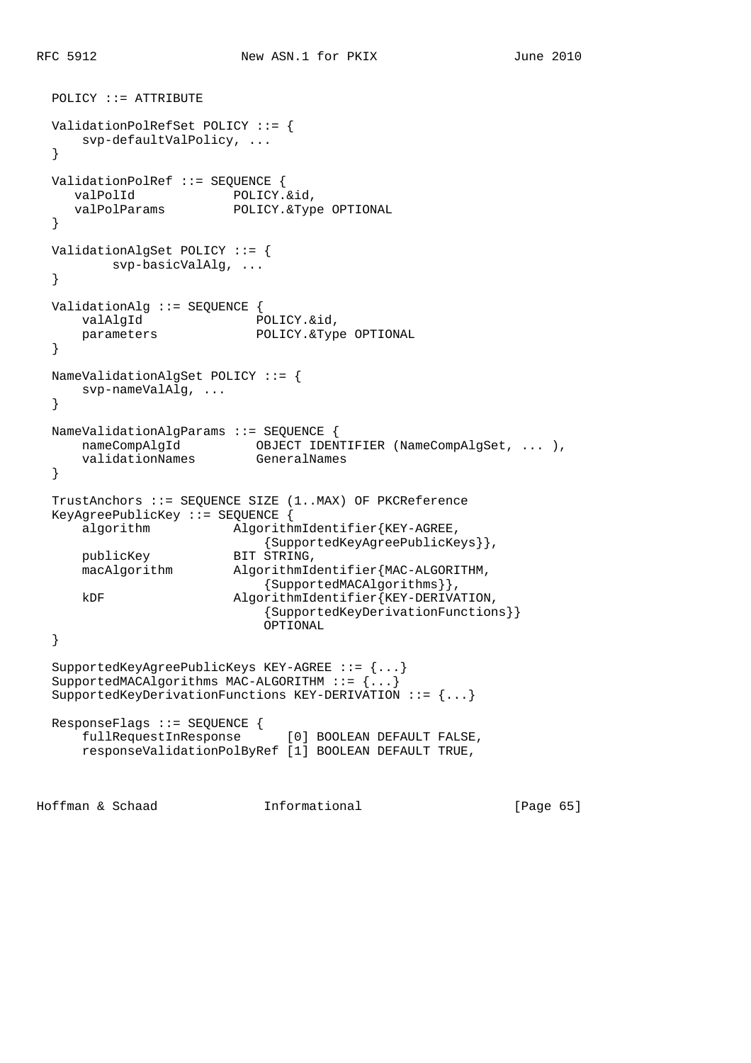```
  POLICY ::= ATTRIBUTE

  ValidationPolRefSet POLICY ::= {
      svp-defaultValPolicy, ...
  }

  ValidationPolRef ::= SEQUENCE {
     valPolId             POLICY.&id,
     valPolParams         POLICY.&Type OPTIONAL
  }

  ValidationAlgSet POLICY ::= {
          svp-basicValAlg, ...
  }

  ValidationAlg ::= SEQUENCE {
      valAlgId               POLICY.&id,
      parameters             POLICY.&Type OPTIONAL
  }

  NameValidationAlgSet POLICY ::= {
      svp-nameValAlg, ...
  }

  NameValidationAlgParams ::= SEQUENCE {
      nameCompAlgId          OBJECT IDENTIFIER (NameCompAlgSet, ... ),
      validationNames        GeneralNames
  }

  TrustAnchors ::= SEQUENCE SIZE (1..MAX) OF PKCReference
  KeyAgreePublicKey ::= SEQUENCE {
      algorithm           AlgorithmIdentifier{KEY-AGREE,
                              {SupportedKeyAgreePublicKeys}},
      publicKey           BIT STRING,
      macAlgorithm        AlgorithmIdentifier{MAC-ALGORITHM,
                              {SupportedMACAlgorithms}},
      kDF                 AlgorithmIdentifier{KEY-DERIVATION,
                              {SupportedKeyDerivationFunctions}}
                              OPTIONAL
  }

  SupportedKeyAgreePublicKeys KEY-AGREE ::= {...}
  SupportedMACAlgorithms MAC-ALGORITHM ::= {...}
  SupportedKeyDerivationFunctions KEY-DERIVATION ::= {...}

  ResponseFlags ::= SEQUENCE {
      fullRequestInResponse      [0] BOOLEAN DEFAULT FALSE,
      responseValidationPolByRef [1] BOOLEAN DEFAULT TRUE,
```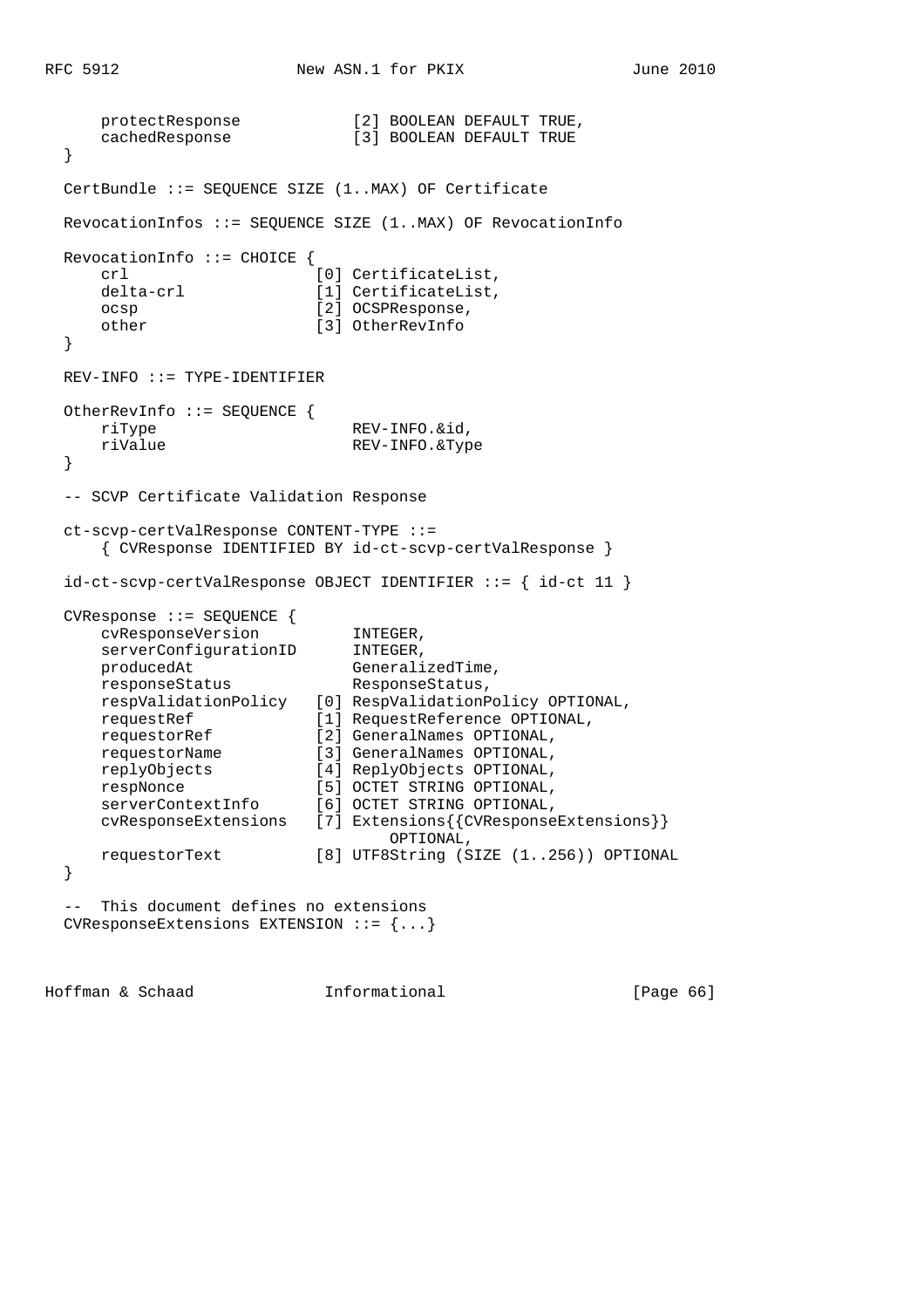```
      protectResponse            [2] BOOLEAN DEFAULT TRUE,
      cachedResponse             [3] BOOLEAN DEFAULT TRUE
  }

  CertBundle ::= SEQUENCE SIZE (1..MAX) OF Certificate

  RevocationInfos ::= SEQUENCE SIZE (1..MAX) OF RevocationInfo

  RevocationInfo ::= CHOICE {
      crl                    [0] CertificateList,
      delta-crl              [1] CertificateList,
      ocsp                   [2] OCSPResponse,
      other                  [3] OtherRevInfo
  }

  REV-INFO ::= TYPE-IDENTIFIER

  OtherRevInfo ::= SEQUENCE {
      riType                      REV-INFO.&id,
      riValue                     REV-INFO.&Type
  }

  -- SCVP Certificate Validation Response

  ct-scvp-certValResponse CONTENT-TYPE ::=
      { CVResponse IDENTIFIED BY id-ct-scvp-certValResponse }

  id-ct-scvp-certValResponse OBJECT IDENTIFIER ::= { id-ct 11 }

  CVResponse ::= SEQUENCE {
      cvResponseVersion           INTEGER,
      serverConfigurationID       INTEGER,
      producedAt                  GeneralizedTime,
      responseStatus              ResponseStatus,
      respValidationPolicy    [0] RespValidationPolicy OPTIONAL,
      requestRef              [1] RequestReference OPTIONAL,
      requestorRef            [2] GeneralNames OPTIONAL,
      requestorName           [3] GeneralNames OPTIONAL,
      replyObjects            [4] ReplyObjects OPTIONAL,
      respNonce               [5] OCTET STRING OPTIONAL,
      serverContextInfo       [6] OCTET STRING OPTIONAL,
      cvResponseExtensions    [7] Extensions{{CVResponseExtensions}}
                                      OPTIONAL,
      requestorText           [8] UTF8String (SIZE (1..256)) OPTIONAL
  }

  --  This document defines no extensions
  CVResponseExtensions EXTENSION ::= {...}
```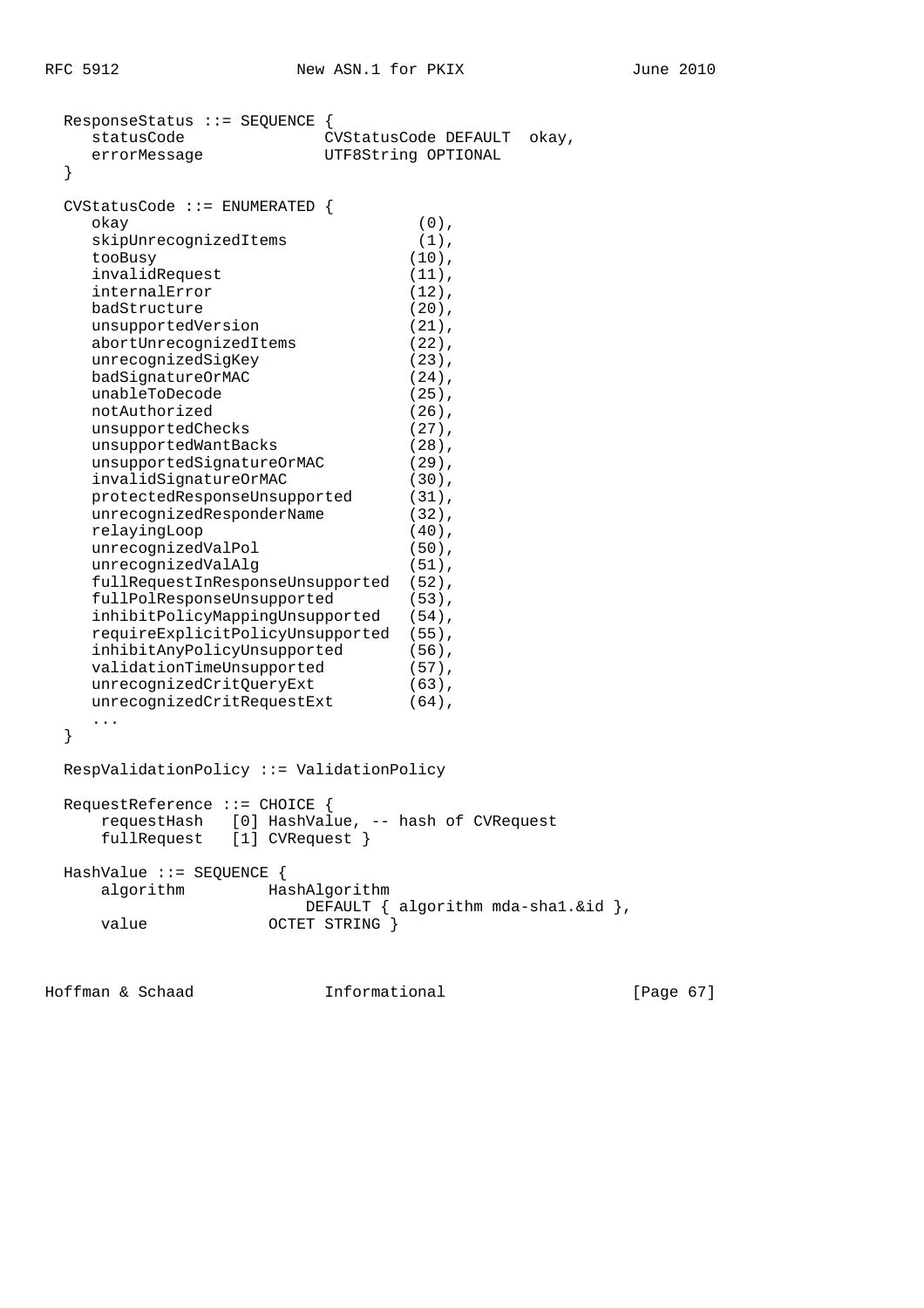```
  ResponseStatus ::= SEQUENCE {
     statusCode               CVStatusCode DEFAULT  okay,
     errorMessage             UTF8String OPTIONAL
  }

  CVStatusCode ::= ENUMERATED {
     okay                               (0),
     skipUnrecognizedItems              (1),
     tooBusy                           (10),
     invalidRequest                    (11),
     internalError                     (12),
     badStructure                      (20),
     unsupportedVersion                (21),
     abortUnrecognizedItems            (22),
     unrecognizedSigKey                (23),
     badSignatureOrMAC                 (24),
     unableToDecode                    (25),
     notAuthorized                     (26),
     unsupportedChecks                 (27),
     unsupportedWantBacks              (28),
     unsupportedSignatureOrMAC         (29),
     invalidSignatureOrMAC             (30),
     protectedResponseUnsupported      (31),
     unrecognizedResponderName         (32),
     relayingLoop                      (40),
     unrecognizedValPol                (50),
     unrecognizedValAlg                (51),
     fullRequestInResponseUnsupported  (52),
     fullPolResponseUnsupported        (53),
     inhibitPolicyMappingUnsupported   (54),
     requireExplicitPolicyUnsupported  (55),
     inhibitAnyPolicyUnsupported       (56),
     validationTimeUnsupported         (57),
     unrecognizedCritQueryExt          (63),
     unrecognizedCritRequestExt        (64),
     ...
  }

  RespValidationPolicy ::= ValidationPolicy

  RequestReference ::= CHOICE {
      requestHash   [0] HashValue, -- hash of CVRequest
      fullRequest   [1] CVRequest }

  HashValue ::= SEQUENCE {
      algorithm         HashAlgorithm
                            DEFAULT { algorithm mda-sha1.&id },
      value             OCTET STRING }
```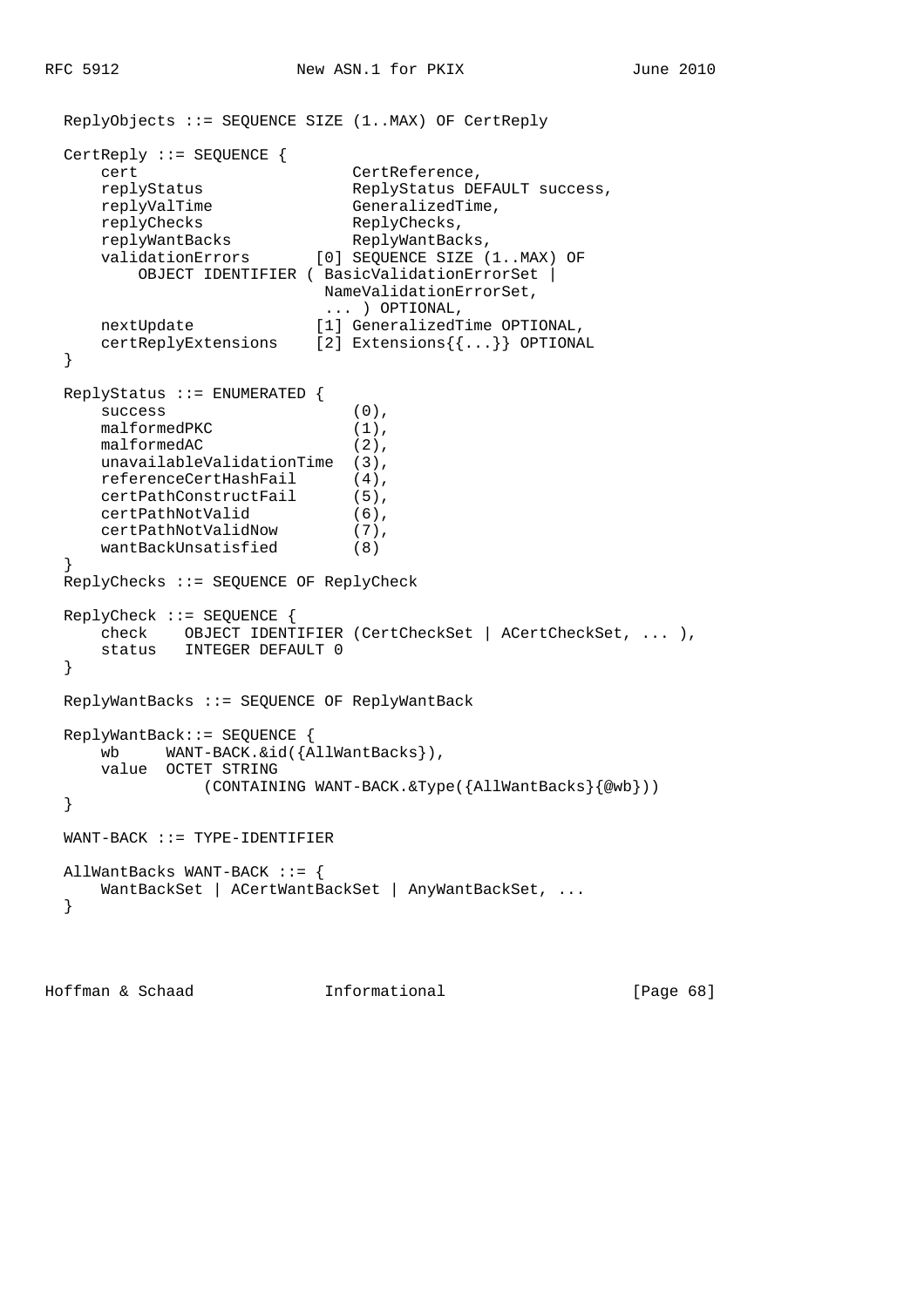```
  ReplyObjects ::= SEQUENCE SIZE (1..MAX) OF CertReply

  CertReply ::= SEQUENCE {
      cert                       CertReference,
      replyStatus                ReplyStatus DEFAULT success,
      replyValTime               GeneralizedTime,
      replyChecks                ReplyChecks,
      replyWantBacks             ReplyWantBacks,
      validationErrors       [0] SEQUENCE SIZE (1..MAX) OF
          OBJECT IDENTIFIER ( BasicValidationErrorSet |
                              NameValidationErrorSet,
                              ... ) OPTIONAL,
      nextUpdate             [1] GeneralizedTime OPTIONAL,
      certReplyExtensions    [2] Extensions{{...}} OPTIONAL
  }

  ReplyStatus ::= ENUMERATED {
      success                    (0),
      malformedPKC               (1),
      malformedAC                (2),
      unavailableValidationTime  (3),
      referenceCertHashFail      (4),
      certPathConstructFail      (5),
      certPathNotValid           (6),
      certPathNotValidNow        (7),
      wantBackUnsatisfied        (8)
  }
  ReplyChecks ::= SEQUENCE OF ReplyCheck

  ReplyCheck ::= SEQUENCE {
      check    OBJECT IDENTIFIER (CertCheckSet | ACertCheckSet, ... ),
      status   INTEGER DEFAULT 0
  }

  ReplyWantBacks ::= SEQUENCE OF ReplyWantBack

  ReplyWantBack::= SEQUENCE {
      wb      WANT-BACK.&id({AllWantBacks}),
      value  OCTET STRING
                (CONTAINING WANT-BACK.&Type({AllWantBacks}{@wb}))
  }

  WANT-BACK ::= TYPE-IDENTIFIER

  AllWantBacks WANT-BACK ::= {
      WantBackSet | ACertWantBackSet | AnyWantBackSet, ...
  }
```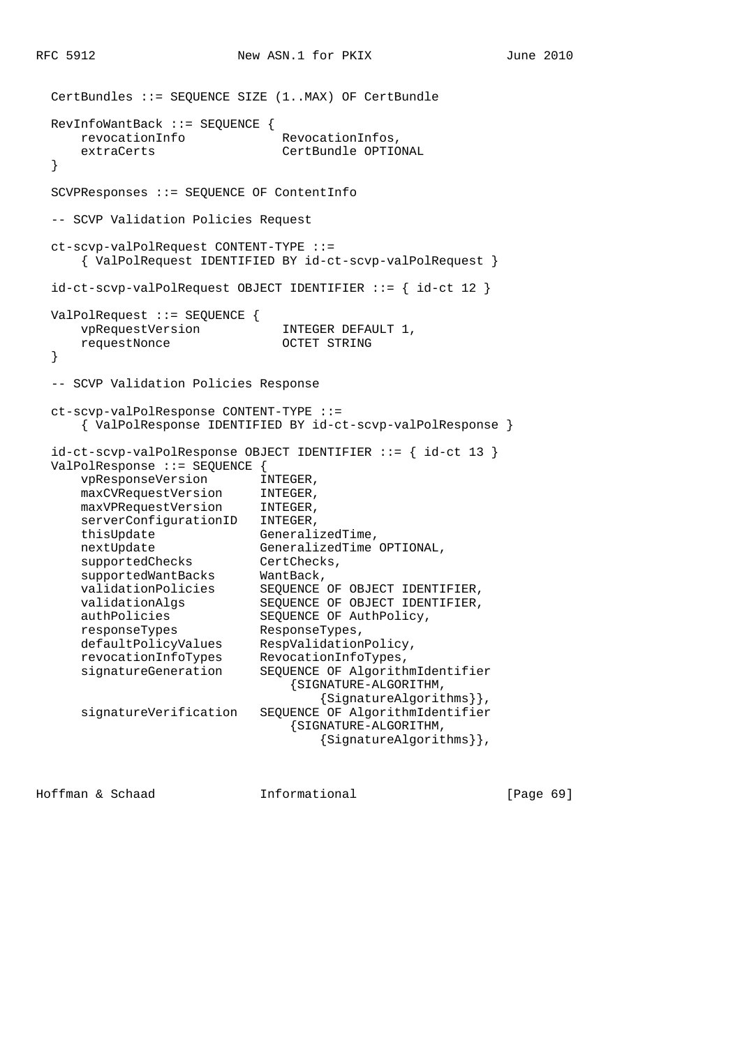```
   CertBundles ::= SEQUENCE SIZE (1..MAX) OF CertBundle

   RevInfoWantBack ::= SEQUENCE {
       revocationInfo             RevocationInfos,
       extraCerts                 CertBundle OPTIONAL
   }

   SCVPResponses ::= SEQUENCE OF ContentInfo

   -- SCVP Validation Policies Request

   ct-scvp-valPolRequest CONTENT-TYPE ::=
       { ValPolRequest IDENTIFIED BY id-ct-scvp-valPolRequest }

   id-ct-scvp-valPolRequest OBJECT IDENTIFIER ::= { id-ct 12 }

   ValPolRequest ::= SEQUENCE {
       vpRequestVersion           INTEGER DEFAULT 1,
       requestNonce               OCTET STRING
   }

   -- SCVP Validation Policies Response

   ct-scvp-valPolResponse CONTENT-TYPE ::=
       { ValPolResponse IDENTIFIED BY id-ct-scvp-valPolResponse }

   id-ct-scvp-valPolResponse OBJECT IDENTIFIER ::= { id-ct 13 }
   ValPolResponse ::= SEQUENCE {
       vpResponseVersion       INTEGER,
       maxCVRequestVersion     INTEGER,
       maxVPRequestVersion     INTEGER,
       serverConfigurationID   INTEGER,
       thisUpdate              GeneralizedTime,
       nextUpdate              GeneralizedTime OPTIONAL,
       supportedChecks         CertChecks,
       supportedWantBacks      WantBack,
       validationPolicies      SEQUENCE OF OBJECT IDENTIFIER,
       validationAlgs          SEQUENCE OF OBJECT IDENTIFIER,
       authPolicies            SEQUENCE OF AuthPolicy,
       responseTypes           ResponseTypes,
       defaultPolicyValues     RespValidationPolicy,
       revocationInfoTypes     RevocationInfoTypes,
       signatureGeneration     SEQUENCE OF AlgorithmIdentifier
                                   {SIGNATURE-ALGORITHM,
                                       {SignatureAlgorithms}},
       signatureVerification   SEQUENCE OF AlgorithmIdentifier
                                   {SIGNATURE-ALGORITHM,
                                       {SignatureAlgorithms}},
```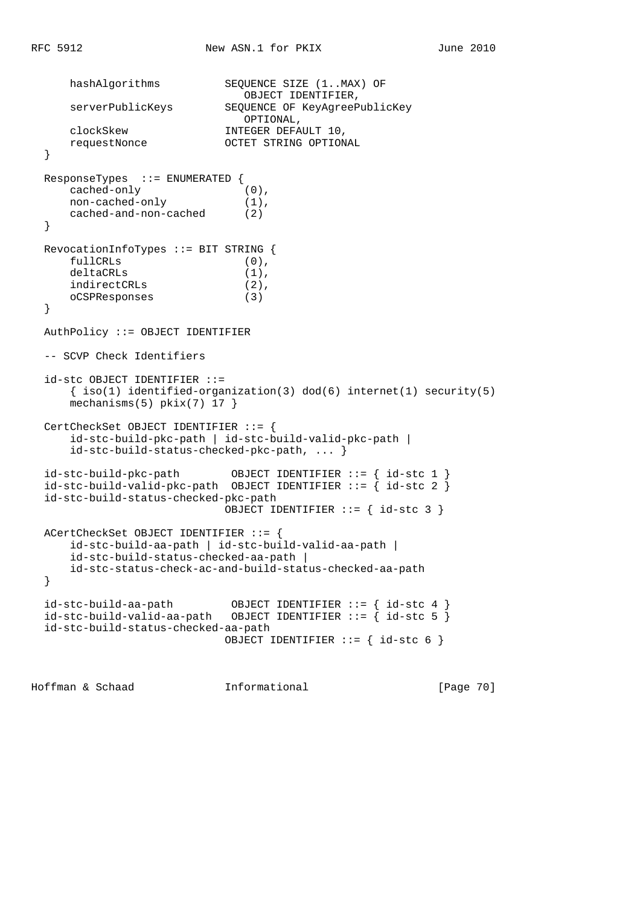```
      hashAlgorithms          SEQUENCE SIZE (1..MAX) OF
                                 OBJECT IDENTIFIER,
      serverPublicKeys        SEQUENCE OF KeyAgreePublicKey
                                 OPTIONAL,
      clockSkew               INTEGER DEFAULT 10,
      requestNonce            OCTET STRING OPTIONAL
  }

  ResponseTypes  ::= ENUMERATED {
      cached-only                (0),
      non-cached-only            (1),
      cached-and-non-cached      (2)
  }

  RevocationInfoTypes ::= BIT STRING {
      fullCRLs                   (0),
      deltaCRLs                  (1),
      indirectCRLs               (2),
      oCSPResponses              (3)
  }

  AuthPolicy ::= OBJECT IDENTIFIER

  -- SCVP Check Identifiers

  id-stc OBJECT IDENTIFIER ::=
      { iso(1) identified-organization(3) dod(6) internet(1) security(5)
      mechanisms(5) pkix(7) 17 }

  CertCheckSet OBJECT IDENTIFIER ::= {
      id-stc-build-pkc-path | id-stc-build-valid-pkc-path |
      id-stc-build-status-checked-pkc-path, ... }

  id-stc-build-pkc-path        OBJECT IDENTIFIER ::= { id-stc 1 }
  id-stc-build-valid-pkc-path  OBJECT IDENTIFIER ::= { id-stc 2 }
  id-stc-build-status-checked-pkc-path
                              OBJECT IDENTIFIER ::= { id-stc 3 }

  ACertCheckSet OBJECT IDENTIFIER ::= {
      id-stc-build-aa-path | id-stc-build-valid-aa-path |
      id-stc-build-status-checked-aa-path |
      id-stc-status-check-ac-and-build-status-checked-aa-path
  }

  id-stc-build-aa-path         OBJECT IDENTIFIER ::= { id-stc 4 }
  id-stc-build-valid-aa-path   OBJECT IDENTIFIER ::= { id-stc 5 }
  id-stc-build-status-checked-aa-path
                              OBJECT IDENTIFIER ::= { id-stc 6 }
```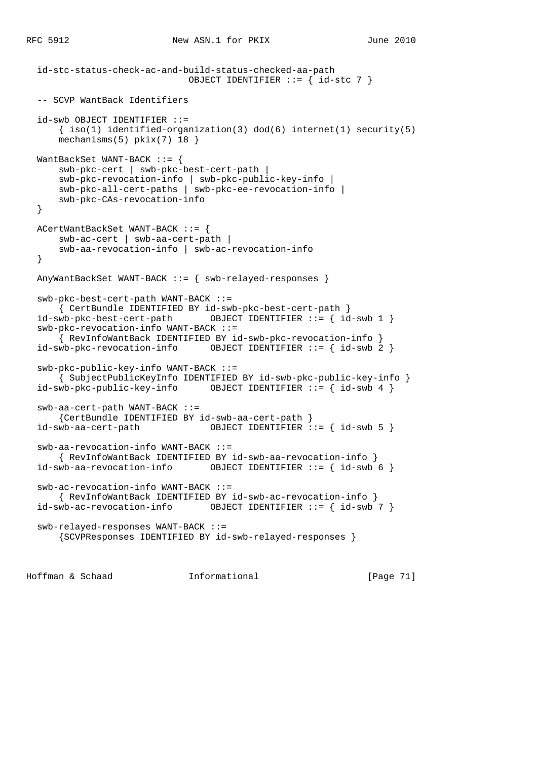```
   id-stc-status-check-ac-and-build-status-checked-aa-path
                              OBJECT IDENTIFIER ::= { id-stc 7 }

   -- SCVP WantBack Identifiers

   id-swb OBJECT IDENTIFIER ::=
       { iso(1) identified-organization(3) dod(6) internet(1) security(5)
       mechanisms(5) pkix(7) 18 }

   WantBackSet WANT-BACK ::= {
       swb-pkc-cert | swb-pkc-best-cert-path |
       swb-pkc-revocation-info | swb-pkc-public-key-info |
       swb-pkc-all-cert-paths | swb-pkc-ee-revocation-info |
       swb-pkc-CAs-revocation-info
   }

   ACertWantBackSet WANT-BACK ::= {
       swb-ac-cert | swb-aa-cert-path |
       swb-aa-revocation-info | swb-ac-revocation-info
   }

   AnyWantBackSet WANT-BACK ::= { swb-relayed-responses }

   swb-pkc-best-cert-path WANT-BACK ::=
       { CertBundle IDENTIFIED BY id-swb-pkc-best-cert-path }
   id-swb-pkc-best-cert-path       OBJECT IDENTIFIER ::= { id-swb 1 }
   swb-pkc-revocation-info WANT-BACK ::=
       { RevInfoWantBack IDENTIFIED BY id-swb-pkc-revocation-info }
   id-swb-pkc-revocation-info      OBJECT IDENTIFIER ::= { id-swb 2 }

   swb-pkc-public-key-info WANT-BACK ::=
       { SubjectPublicKeyInfo IDENTIFIED BY id-swb-pkc-public-key-info }
   id-swb-pkc-public-key-info      OBJECT IDENTIFIER ::= { id-swb 4 }

   swb-aa-cert-path WANT-BACK ::=
       {CertBundle IDENTIFIED BY id-swb-aa-cert-path }
   id-swb-aa-cert-path             OBJECT IDENTIFIER ::= { id-swb 5 }

   swb-aa-revocation-info WANT-BACK ::=
       { RevInfoWantBack IDENTIFIED BY id-swb-aa-revocation-info }
   id-swb-aa-revocation-info       OBJECT IDENTIFIER ::= { id-swb 6 }

   swb-ac-revocation-info WANT-BACK ::=
       { RevInfoWantBack IDENTIFIED BY id-swb-ac-revocation-info }
   id-swb-ac-revocation-info       OBJECT IDENTIFIER ::= { id-swb 7 }

   swb-relayed-responses WANT-BACK ::=
       {SCVPResponses IDENTIFIED BY id-swb-relayed-responses }
```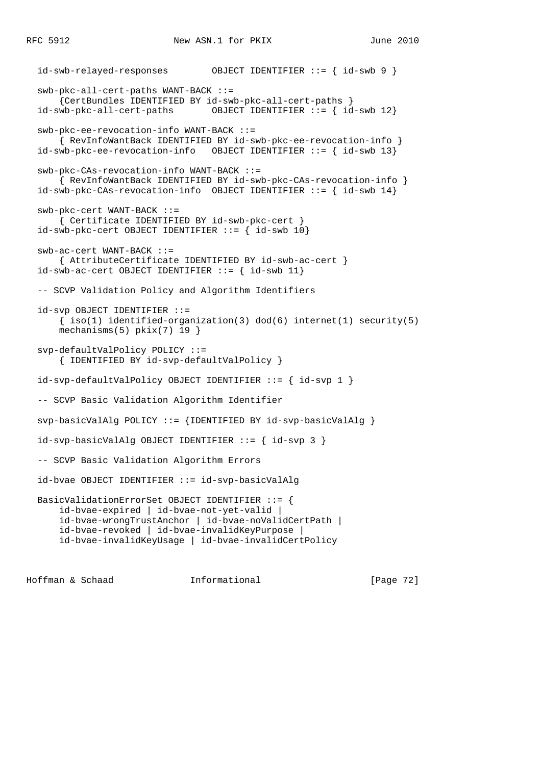```
  id-swb-relayed-responses        OBJECT IDENTIFIER ::= { id-swb 9 }

  swb-pkc-all-cert-paths WANT-BACK ::=
      {CertBundles IDENTIFIED BY id-swb-pkc-all-cert-paths }
  id-swb-pkc-all-cert-paths       OBJECT IDENTIFIER ::= { id-swb 12}

  swb-pkc-ee-revocation-info WANT-BACK ::=
      { RevInfoWantBack IDENTIFIED BY id-swb-pkc-ee-revocation-info }
  id-swb-pkc-ee-revocation-info   OBJECT IDENTIFIER ::= { id-swb 13}

  swb-pkc-CAs-revocation-info WANT-BACK ::=
      { RevInfoWantBack IDENTIFIED BY id-swb-pkc-CAs-revocation-info }
  id-swb-pkc-CAs-revocation-info  OBJECT IDENTIFIER ::= { id-swb 14}

  swb-pkc-cert WANT-BACK ::=
      { Certificate IDENTIFIED BY id-swb-pkc-cert }
  id-swb-pkc-cert OBJECT IDENTIFIER ::= { id-swb 10}

  swb-ac-cert WANT-BACK ::=
      { AttributeCertificate IDENTIFIED BY id-swb-ac-cert }
  id-swb-ac-cert OBJECT IDENTIFIER ::= { id-swb 11}

  -- SCVP Validation Policy and Algorithm Identifiers

  id-svp OBJECT IDENTIFIER ::=
      { iso(1) identified-organization(3) dod(6) internet(1) security(5)
      mechanisms(5) pkix(7) 19 }

  svp-defaultValPolicy POLICY ::=
      { IDENTIFIED BY id-svp-defaultValPolicy }

  id-svp-defaultValPolicy OBJECT IDENTIFIER ::= { id-svp 1 }

  -- SCVP Basic Validation Algorithm Identifier

  svp-basicValAlg POLICY ::= {IDENTIFIED BY id-svp-basicValAlg }

  id-svp-basicValAlg OBJECT IDENTIFIER ::= { id-svp 3 }

  -- SCVP Basic Validation Algorithm Errors

  id-bvae OBJECT IDENTIFIER ::= id-svp-basicValAlg

  BasicValidationErrorSet OBJECT IDENTIFIER ::= {
      id-bvae-expired | id-bvae-not-yet-valid |
      id-bvae-wrongTrustAnchor | id-bvae-noValidCertPath |
      id-bvae-revoked | id-bvae-invalidKeyPurpose |
      id-bvae-invalidKeyUsage | id-bvae-invalidCertPolicy
```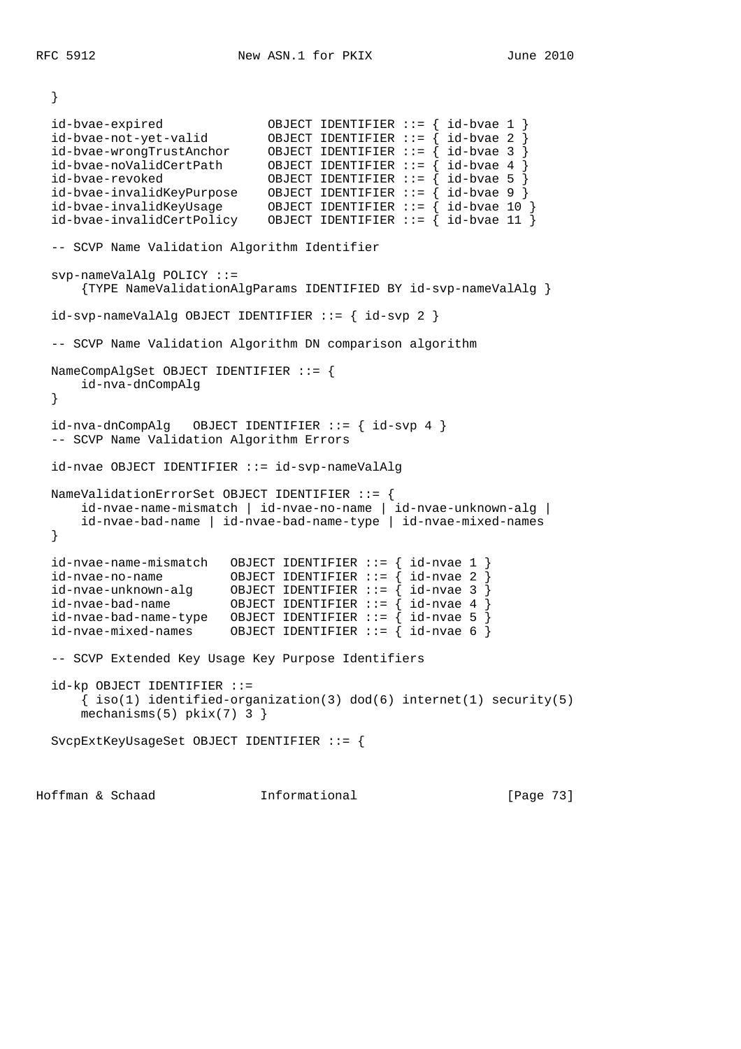```
   }

   id-bvae-expired              OBJECT IDENTIFIER ::= { id-bvae 1 }
   id-bvae-not-yet-valid        OBJECT IDENTIFIER ::= { id-bvae 2 }
   id-bvae-wrongTrustAnchor     OBJECT IDENTIFIER ::= { id-bvae 3 }
   id-bvae-noValidCertPath      OBJECT IDENTIFIER ::= { id-bvae 4 }
   id-bvae-revoked              OBJECT IDENTIFIER ::= { id-bvae 5 }
   id-bvae-invalidKeyPurpose    OBJECT IDENTIFIER ::= { id-bvae 9 }
   id-bvae-invalidKeyUsage      OBJECT IDENTIFIER ::= { id-bvae 10 }
   id-bvae-invalidCertPolicy    OBJECT IDENTIFIER ::= { id-bvae 11 }

   -- SCVP Name Validation Algorithm Identifier

   svp-nameValAlg POLICY ::=
       {TYPE NameValidationAlgParams IDENTIFIED BY id-svp-nameValAlg }

   id-svp-nameValAlg OBJECT IDENTIFIER ::= { id-svp 2 }

   -- SCVP Name Validation Algorithm DN comparison algorithm

   NameCompAlgSet OBJECT IDENTIFIER ::= {
       id-nva-dnCompAlg
   }

   id-nva-dnCompAlg   OBJECT IDENTIFIER ::= { id-svp 4 }
   -- SCVP Name Validation Algorithm Errors

   id-nvae OBJECT IDENTIFIER ::= id-svp-nameValAlg

   NameValidationErrorSet OBJECT IDENTIFIER ::= {
       id-nvae-name-mismatch | id-nvae-no-name | id-nvae-unknown-alg |
       id-nvae-bad-name | id-nvae-bad-name-type | id-nvae-mixed-names
   }

   id-nvae-name-mismatch   OBJECT IDENTIFIER ::= { id-nvae 1 }
   id-nvae-no-name         OBJECT IDENTIFIER ::= { id-nvae 2 }
   id-nvae-unknown-alg     OBJECT IDENTIFIER ::= { id-nvae 3 }
   id-nvae-bad-name        OBJECT IDENTIFIER ::= { id-nvae 4 }
   id-nvae-bad-name-type   OBJECT IDENTIFIER ::= { id-nvae 5 }
   id-nvae-mixed-names     OBJECT IDENTIFIER ::= { id-nvae 6 }

   -- SCVP Extended Key Usage Key Purpose Identifiers

   id-kp OBJECT IDENTIFIER ::=
       { iso(1) identified-organization(3) dod(6) internet(1) security(5)
       mechanisms(5) pkix(7) 3 }

   SvcpExtKeyUsageSet OBJECT IDENTIFIER ::= {
```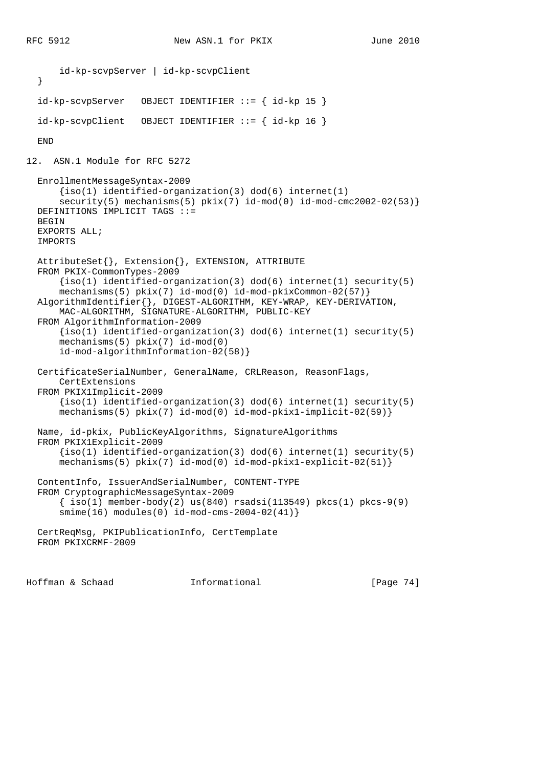```
      id-kp-scvpServer | id-kp-scvpClient
  }

  id-kp-scvpServer   OBJECT IDENTIFIER ::= { id-kp 15 }

  id-kp-scvpClient   OBJECT IDENTIFIER ::= { id-kp 16 }

  END
```

## 12. ASN.1 Module for RFC 5272

```
  EnrollmentMessageSyntax-2009
      {iso(1) identified-organization(3) dod(6) internet(1)
      security(5) mechanisms(5) pkix(7) id-mod(0) id-mod-cmc2002-02(53)}
  DEFINITIONS IMPLICIT TAGS ::=
  BEGIN
  EXPORTS ALL;
  IMPORTS

  AttributeSet{}, Extension{}, EXTENSION, ATTRIBUTE
  FROM PKIX-CommonTypes-2009
      {iso(1) identified-organization(3) dod(6) internet(1) security(5)
      mechanisms(5) pkix(7) id-mod(0) id-mod-pkixCommon-02(57)}
  AlgorithmIdentifier{}, DIGEST-ALGORITHM, KEY-WRAP, KEY-DERIVATION,
      MAC-ALGORITHM, SIGNATURE-ALGORITHM, PUBLIC-KEY
  FROM AlgorithmInformation-2009
      {iso(1) identified-organization(3) dod(6) internet(1) security(5)
      mechanisms(5) pkix(7) id-mod(0)
      id-mod-algorithmInformation-02(58)}

  CertificateSerialNumber, GeneralName, CRLReason, ReasonFlags,
      CertExtensions
  FROM PKIX1Implicit-2009
      {iso(1) identified-organization(3) dod(6) internet(1) security(5)
      mechanisms(5) pkix(7) id-mod(0) id-mod-pkix1-implicit-02(59)}

  Name, id-pkix, PublicKeyAlgorithms, SignatureAlgorithms
  FROM PKIX1Explicit-2009
      {iso(1) identified-organization(3) dod(6) internet(1) security(5)
      mechanisms(5) pkix(7) id-mod(0) id-mod-pkix1-explicit-02(51)}

  ContentInfo, IssuerAndSerialNumber, CONTENT-TYPE
  FROM CryptographicMessageSyntax-2009
      { iso(1) member-body(2) us(840) rsadsi(113549) pkcs(1) pkcs-9(9)
      smime(16) modules(0) id-mod-cms-2004-02(41)}

  CertReqMsg, PKIPublicationInfo, CertTemplate
  FROM PKIXCRMF-2009
```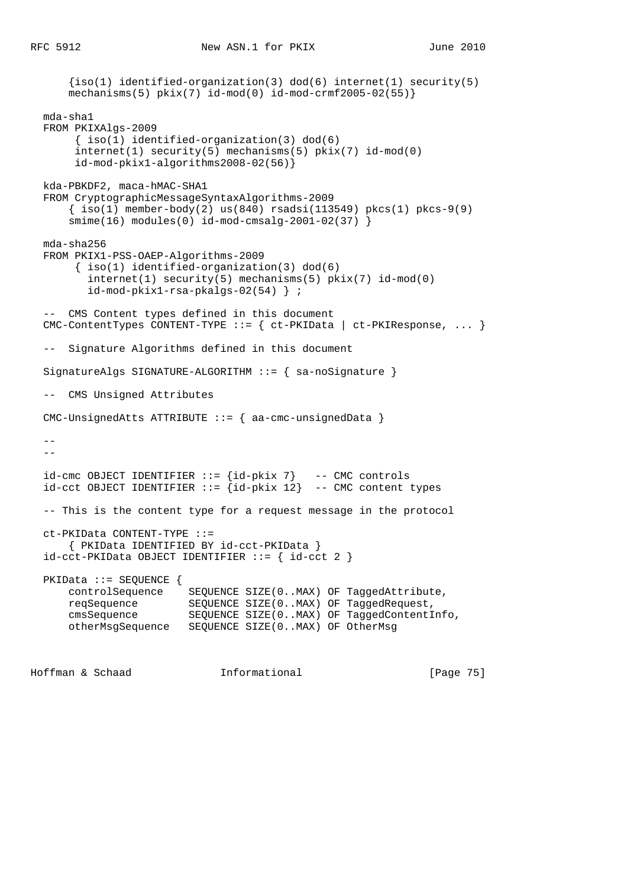```
      {iso(1) identified-organization(3) dod(6) internet(1) security(5)
      mechanisms(5) pkix(7) id-mod(0) id-mod-crmf2005-02(55)}

  mda-sha1
  FROM PKIXAlgs-2009
       { iso(1) identified-organization(3) dod(6)
       internet(1) security(5) mechanisms(5) pkix(7) id-mod(0)
       id-mod-pkix1-algorithms2008-02(56)}

  kda-PBKDF2, maca-hMAC-SHA1
  FROM CryptographicMessageSyntaxAlgorithms-2009
      { iso(1) member-body(2) us(840) rsadsi(113549) pkcs(1) pkcs-9(9)
      smime(16) modules(0) id-mod-cmsalg-2001-02(37) }

  mda-sha256
  FROM PKIX1-PSS-OAEP-Algorithms-2009
       { iso(1) identified-organization(3) dod(6)
         internet(1) security(5) mechanisms(5) pkix(7) id-mod(0)
         id-mod-pkix1-rsa-pkalgs-02(54) } ;

  --  CMS Content types defined in this document
  CMC-ContentTypes CONTENT-TYPE ::= { ct-PKIData | ct-PKIResponse, ... }

  --  Signature Algorithms defined in this document

  SignatureAlgs SIGNATURE-ALGORITHM ::= { sa-noSignature }

  --  CMS Unsigned Attributes

  CMC-UnsignedAtts ATTRIBUTE ::= { aa-cmc-unsignedData }

  --
  --

  id-cmc OBJECT IDENTIFIER ::= {id-pkix 7}   -- CMC controls
  id-cct OBJECT IDENTIFIER ::= {id-pkix 12}  -- CMC content types

  -- This is the content type for a request message in the protocol

  ct-PKIData CONTENT-TYPE ::=
      { PKIData IDENTIFIED BY id-cct-PKIData }
  id-cct-PKIData OBJECT IDENTIFIER ::= { id-cct 2 }

  PKIData ::= SEQUENCE {
      controlSequence    SEQUENCE SIZE(0..MAX) OF TaggedAttribute,
      reqSequence        SEQUENCE SIZE(0..MAX) OF TaggedRequest,
      cmsSequence        SEQUENCE SIZE(0..MAX) OF TaggedContentInfo,
      otherMsgSequence   SEQUENCE SIZE(0..MAX) OF OtherMsg
```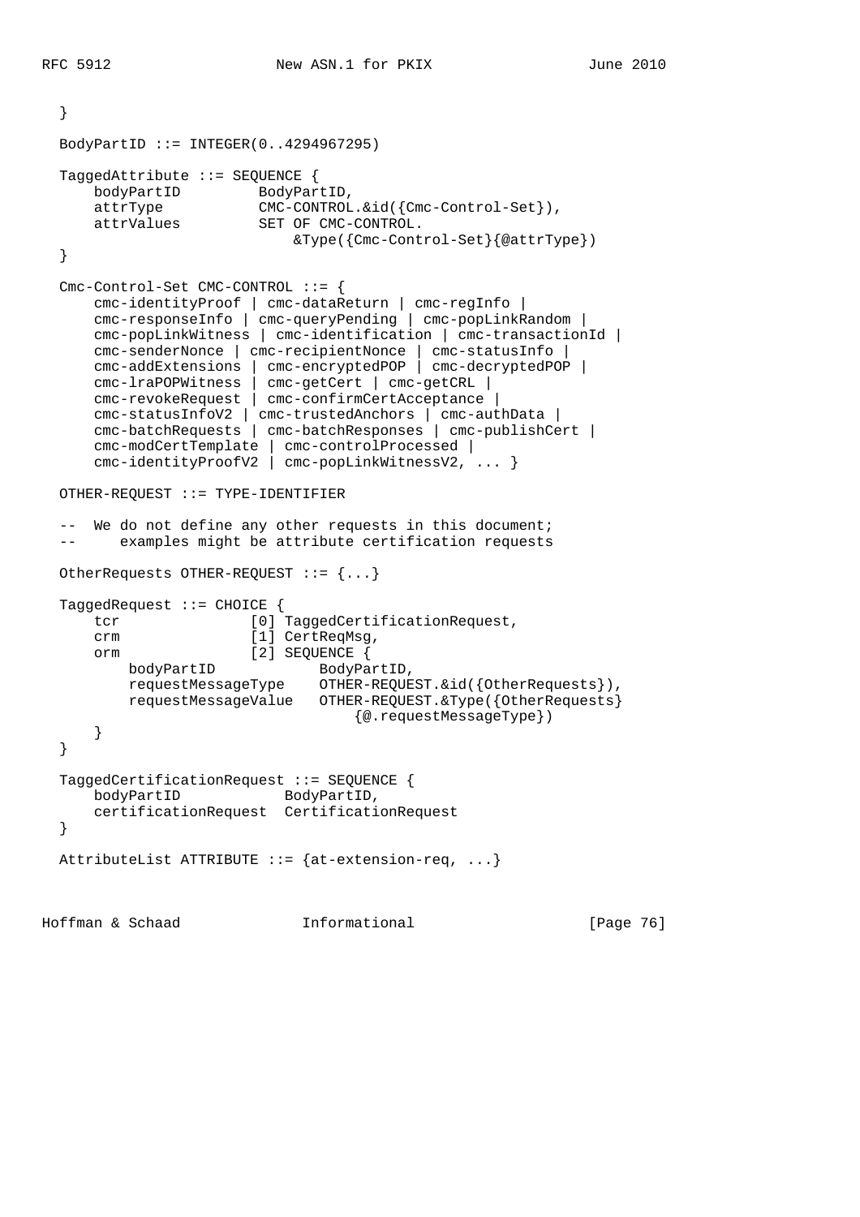```
   }

   BodyPartID ::= INTEGER(0..4294967295)

   TaggedAttribute ::= SEQUENCE {
       bodyPartID         BodyPartID,
       attrType           CMC-CONTROL.&id({Cmc-Control-Set}),
       attrValues         SET OF CMC-CONTROL.
                              &Type({Cmc-Control-Set}{@attrType})
   }

   Cmc-Control-Set CMC-CONTROL ::= {
       cmc-identityProof | cmc-dataReturn | cmc-regInfo |
       cmc-responseInfo | cmc-queryPending | cmc-popLinkRandom |
       cmc-popLinkWitness | cmc-identification | cmc-transactionId |
       cmc-senderNonce | cmc-recipientNonce | cmc-statusInfo |
       cmc-addExtensions | cmc-encryptedPOP | cmc-decryptedPOP |
       cmc-lraPOPWitness | cmc-getCert | cmc-getCRL |
       cmc-revokeRequest | cmc-confirmCertAcceptance |
       cmc-statusInfoV2 | cmc-trustedAnchors | cmc-authData |
       cmc-batchRequests | cmc-batchResponses | cmc-publishCert |
       cmc-modCertTemplate | cmc-controlProcessed |
       cmc-identityProofV2 | cmc-popLinkWitnessV2, ... }

   OTHER-REQUEST ::= TYPE-IDENTIFIER

   --  We do not define any other requests in this document;
   --      examples might be attribute certification requests

   OtherRequests OTHER-REQUEST ::= {...}

   TaggedRequest ::= CHOICE {
       tcr               [0] TaggedCertificationRequest,
       crm               [1] CertReqMsg,
       orm               [2] SEQUENCE {
           bodyPartID            BodyPartID,
           requestMessageType    OTHER-REQUEST.&id({OtherRequests}),
           requestMessageValue   OTHER-REQUEST.&Type({OtherRequests}
                                     {@.requestMessageType})
       }
   }

   TaggedCertificationRequest ::= SEQUENCE {
       bodyPartID            BodyPartID,
       certificationRequest  CertificationRequest
   }

   AttributeList ATTRIBUTE ::= {at-extension-req, ...}
```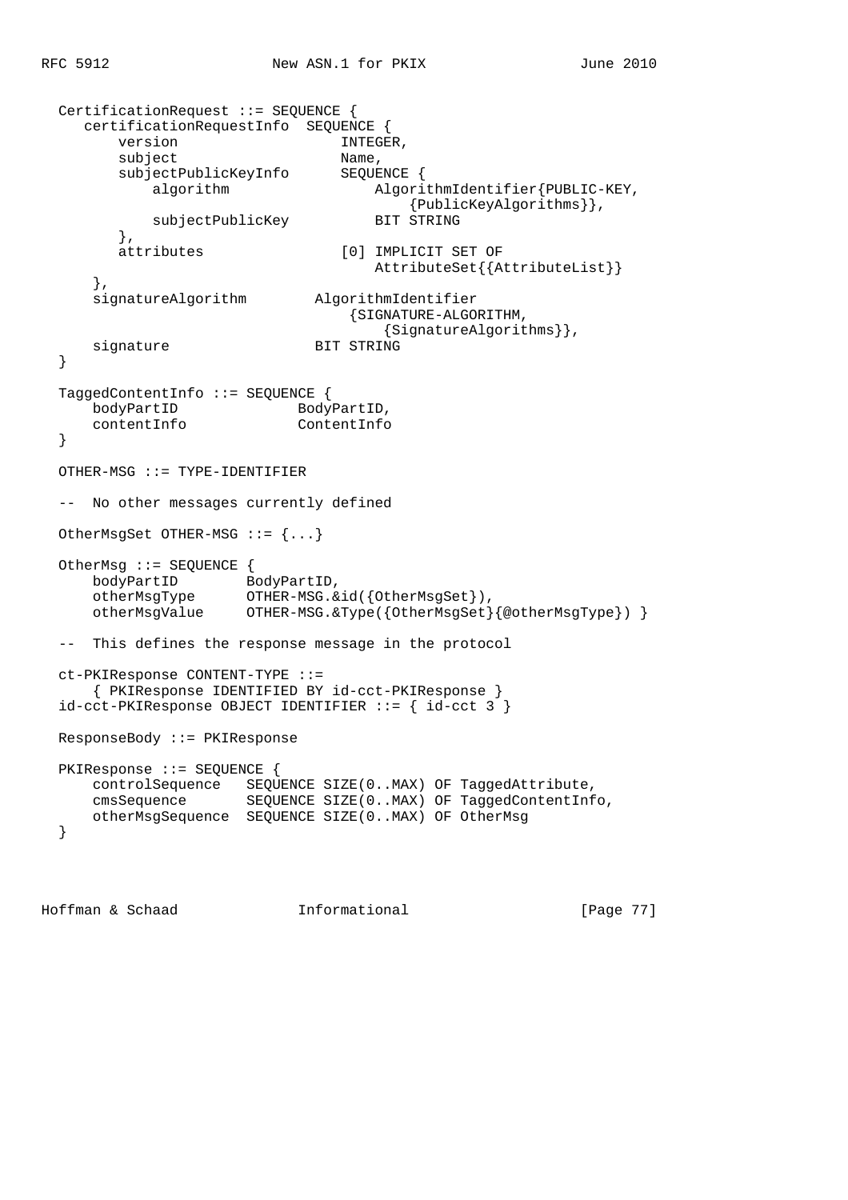```
   CertificationRequest ::= SEQUENCE {
      certificationRequestInfo  SEQUENCE {
          version                   INTEGER,
          subject                   Name,
          subjectPublicKeyInfo      SEQUENCE {
              algorithm                 AlgorithmIdentifier{PUBLIC-KEY,
                                            {PublicKeyAlgorithms}},
              subjectPublicKey          BIT STRING
          },
          attributes                [0] IMPLICIT SET OF
                                        AttributeSet{{AttributeList}}
       },
       signatureAlgorithm        AlgorithmIdentifier
                                     {SIGNATURE-ALGORITHM,
                                         {SignatureAlgorithms}},
       signature                 BIT STRING
   }

   TaggedContentInfo ::= SEQUENCE {
       bodyPartID              BodyPartID,
       contentInfo             ContentInfo
   }

   OTHER-MSG ::= TYPE-IDENTIFIER

   --  No other messages currently defined

   OtherMsgSet OTHER-MSG ::= {...}

   OtherMsg ::= SEQUENCE {
       bodyPartID        BodyPartID,
       otherMsgType      OTHER-MSG.&id({OtherMsgSet}),
       otherMsgValue     OTHER-MSG.&Type({OtherMsgSet}{@otherMsgType}) }

   --  This defines the response message in the protocol

   ct-PKIResponse CONTENT-TYPE ::=
       { PKIResponse IDENTIFIED BY id-cct-PKIResponse }
   id-cct-PKIResponse OBJECT IDENTIFIER ::= { id-cct 3 }

   ResponseBody ::= PKIResponse

   PKIResponse ::= SEQUENCE {
       controlSequence   SEQUENCE SIZE(0..MAX) OF TaggedAttribute,
       cmsSequence       SEQUENCE SIZE(0..MAX) OF TaggedContentInfo,
       otherMsgSequence  SEQUENCE SIZE(0..MAX) OF OtherMsg
   }
```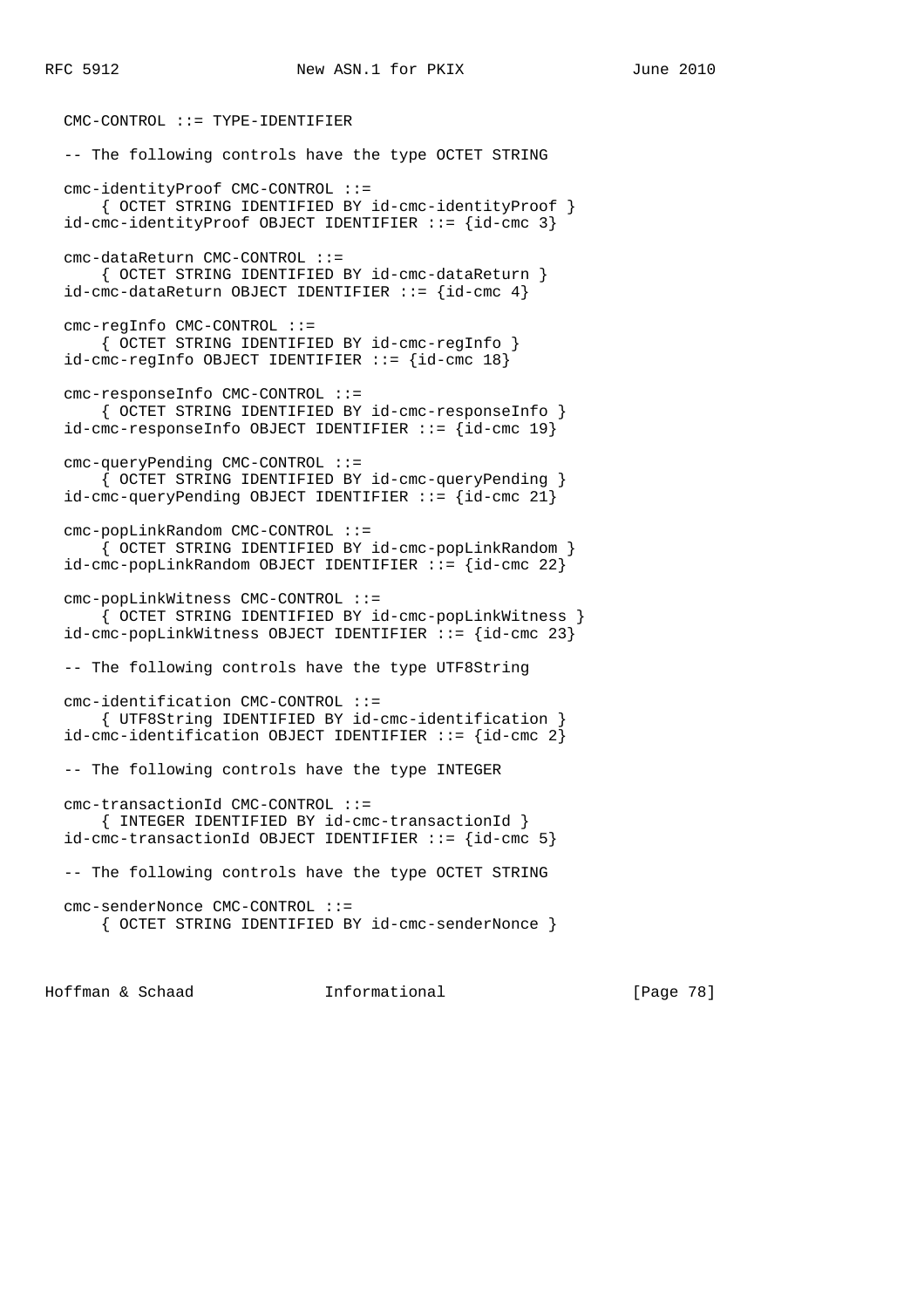```
   CMC-CONTROL ::= TYPE-IDENTIFIER

   -- The following controls have the type OCTET STRING

   cmc-identityProof CMC-CONTROL ::=
       { OCTET STRING IDENTIFIED BY id-cmc-identityProof }
   id-cmc-identityProof OBJECT IDENTIFIER ::= {id-cmc 3}

   cmc-dataReturn CMC-CONTROL ::=
       { OCTET STRING IDENTIFIED BY id-cmc-dataReturn }
   id-cmc-dataReturn OBJECT IDENTIFIER ::= {id-cmc 4}

   cmc-regInfo CMC-CONTROL ::=
       { OCTET STRING IDENTIFIED BY id-cmc-regInfo }
   id-cmc-regInfo OBJECT IDENTIFIER ::= {id-cmc 18}

   cmc-responseInfo CMC-CONTROL ::=
       { OCTET STRING IDENTIFIED BY id-cmc-responseInfo }
   id-cmc-responseInfo OBJECT IDENTIFIER ::= {id-cmc 19}

   cmc-queryPending CMC-CONTROL ::=
       { OCTET STRING IDENTIFIED BY id-cmc-queryPending }
   id-cmc-queryPending OBJECT IDENTIFIER ::= {id-cmc 21}

   cmc-popLinkRandom CMC-CONTROL ::=
       { OCTET STRING IDENTIFIED BY id-cmc-popLinkRandom }
   id-cmc-popLinkRandom OBJECT IDENTIFIER ::= {id-cmc 22}

   cmc-popLinkWitness CMC-CONTROL ::=
       { OCTET STRING IDENTIFIED BY id-cmc-popLinkWitness }
   id-cmc-popLinkWitness OBJECT IDENTIFIER ::= {id-cmc 23}

   -- The following controls have the type UTF8String

   cmc-identification CMC-CONTROL ::=
       { UTF8String IDENTIFIED BY id-cmc-identification }
   id-cmc-identification OBJECT IDENTIFIER ::= {id-cmc 2}

   -- The following controls have the type INTEGER

   cmc-transactionId CMC-CONTROL ::=
       { INTEGER IDENTIFIED BY id-cmc-transactionId }
   id-cmc-transactionId OBJECT IDENTIFIER ::= {id-cmc 5}

   -- The following controls have the type OCTET STRING

   cmc-senderNonce CMC-CONTROL ::=
       { OCTET STRING IDENTIFIED BY id-cmc-senderNonce }
```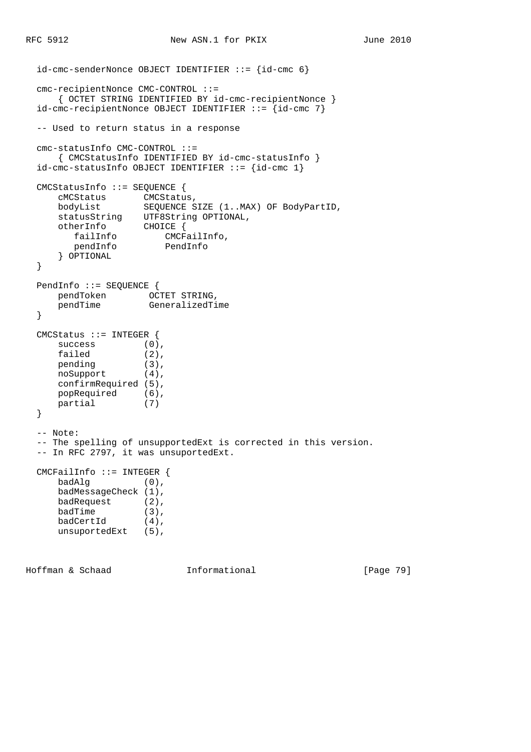```
  id-cmc-senderNonce OBJECT IDENTIFIER ::= {id-cmc 6}

  cmc-recipientNonce CMC-CONTROL ::=
      { OCTET STRING IDENTIFIED BY id-cmc-recipientNonce }
  id-cmc-recipientNonce OBJECT IDENTIFIER ::= {id-cmc 7}

  -- Used to return status in a response

  cmc-statusInfo CMC-CONTROL ::=
      { CMCStatusInfo IDENTIFIED BY id-cmc-statusInfo }
  id-cmc-statusInfo OBJECT IDENTIFIER ::= {id-cmc 1}

  CMCStatusInfo ::= SEQUENCE {
      cMCStatus       CMCStatus,
      bodyList        SEQUENCE SIZE (1..MAX) OF BodyPartID,
      statusString    UTF8String OPTIONAL,
      otherInfo       CHOICE {
         failInfo         CMCFailInfo,
         pendInfo         PendInfo
      } OPTIONAL
  }

  PendInfo ::= SEQUENCE {
      pendToken        OCTET STRING,
      pendTime         GeneralizedTime
  }

  CMCStatus ::= INTEGER {
      success         (0),
      failed          (2),
      pending         (3),
      noSupport       (4),
      confirmRequired (5),
      popRequired     (6),
      partial         (7)
  }

  -- Note:
  -- The spelling of unsupportedExt is corrected in this version.
  -- In RFC 2797, it was unsuportedExt.

  CMCFailInfo ::= INTEGER {
      badAlg          (0),
      badMessageCheck (1),
      badRequest      (2),
      badTime         (3),
      badCertId       (4),
      unsuportedExt   (5),
```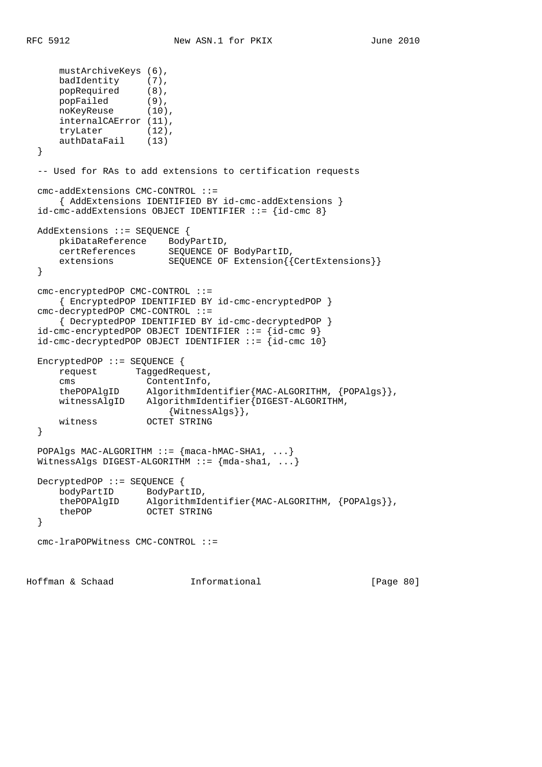```
      mustArchiveKeys (6),
      badIdentity     (7),
      popRequired     (8),
      popFailed       (9),
      noKeyReuse      (10),
      internalCAError (11),
      tryLater        (12),
      authDataFail    (13)
  }

  -- Used for RAs to add extensions to certification requests

  cmc-addExtensions CMC-CONTROL ::=
      { AddExtensions IDENTIFIED BY id-cmc-addExtensions }
  id-cmc-addExtensions OBJECT IDENTIFIER ::= {id-cmc 8}

  AddExtensions ::= SEQUENCE {
      pkiDataReference    BodyPartID,
      certReferences      SEQUENCE OF BodyPartID,
      extensions          SEQUENCE OF Extension{{CertExtensions}}
  }

  cmc-encryptedPOP CMC-CONTROL ::=
      { EncryptedPOP IDENTIFIED BY id-cmc-encryptedPOP }
  cmc-decryptedPOP CMC-CONTROL ::=
      { DecryptedPOP IDENTIFIED BY id-cmc-decryptedPOP }
  id-cmc-encryptedPOP OBJECT IDENTIFIER ::= {id-cmc 9}
  id-cmc-decryptedPOP OBJECT IDENTIFIER ::= {id-cmc 10}

  EncryptedPOP ::= SEQUENCE {
      request       TaggedRequest,
      cms             ContentInfo,
      thePOPAlgID     AlgorithmIdentifier{MAC-ALGORITHM, {POPAlgs}},
      witnessAlgID    AlgorithmIdentifier{DIGEST-ALGORITHM,
                          {WitnessAlgs}},
      witness         OCTET STRING
  }

  POPAlgs MAC-ALGORITHM ::= {maca-hMAC-SHA1, ...}
  WitnessAlgs DIGEST-ALGORITHM ::= {mda-sha1, ...}

  DecryptedPOP ::= SEQUENCE {
      bodyPartID      BodyPartID,
      thePOPAlgID     AlgorithmIdentifier{MAC-ALGORITHM, {POPAlgs}},
      thePOP          OCTET STRING
  }

  cmc-lraPOPWitness CMC-CONTROL ::=
```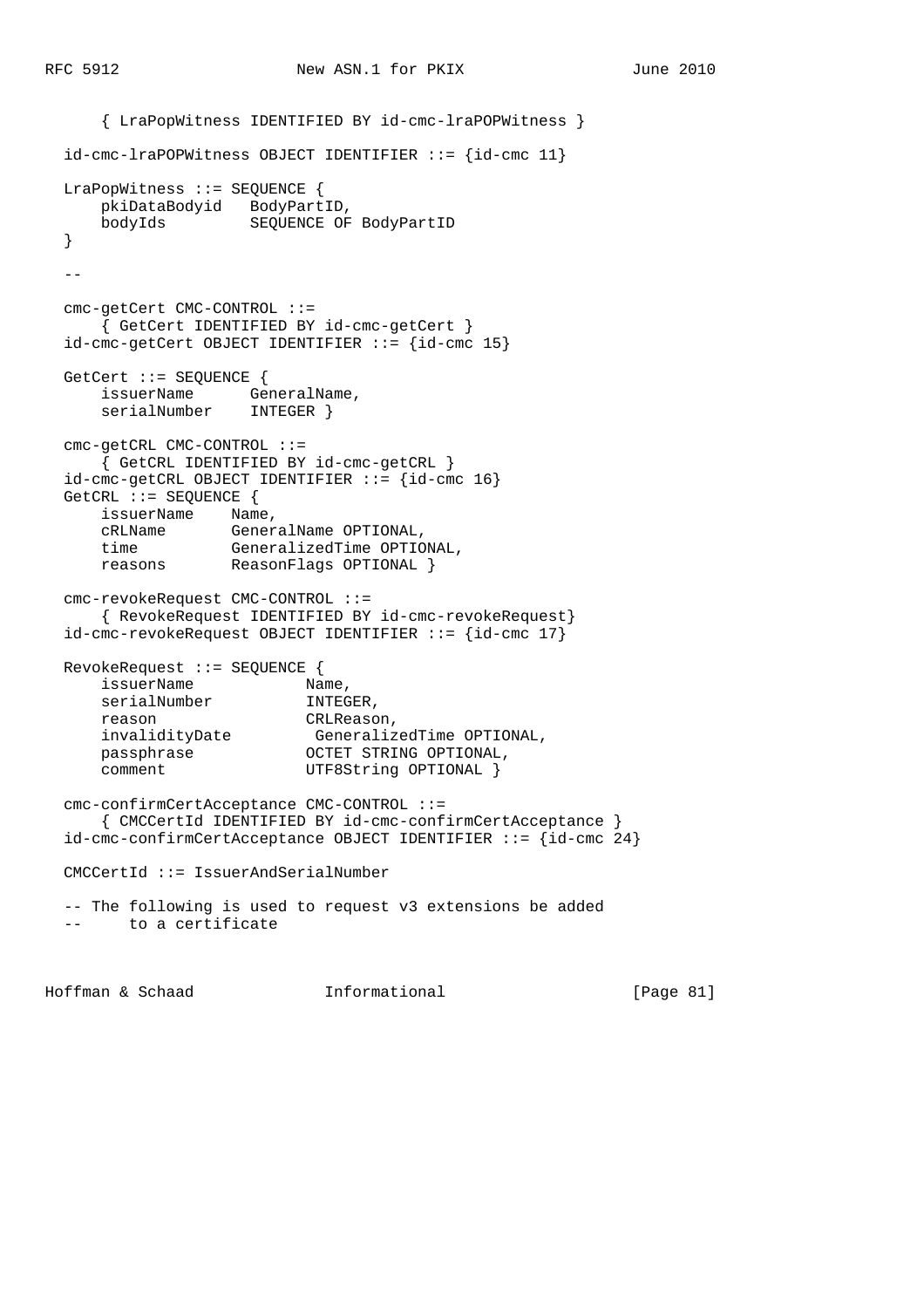```
      { LraPopWitness IDENTIFIED BY id-cmc-lraPOPWitness }

  id-cmc-lraPOPWitness OBJECT IDENTIFIER ::= {id-cmc 11}

  LraPopWitness ::= SEQUENCE {
      pkiDataBodyid   BodyPartID,
      bodyIds         SEQUENCE OF BodyPartID
  }

  --

  cmc-getCert CMC-CONTROL ::=
      { GetCert IDENTIFIED BY id-cmc-getCert }
  id-cmc-getCert OBJECT IDENTIFIER ::= {id-cmc 15}

  GetCert ::= SEQUENCE {
      issuerName      GeneralName,
      serialNumber    INTEGER }

  cmc-getCRL CMC-CONTROL ::=
      { GetCRL IDENTIFIED BY id-cmc-getCRL }
  id-cmc-getCRL OBJECT IDENTIFIER ::= {id-cmc 16}
  GetCRL ::= SEQUENCE {
      issuerName    Name,
      cRLName       GeneralName OPTIONAL,
      time          GeneralizedTime OPTIONAL,
      reasons       ReasonFlags OPTIONAL }

  cmc-revokeRequest CMC-CONTROL ::=
      { RevokeRequest IDENTIFIED BY id-cmc-revokeRequest}
  id-cmc-revokeRequest OBJECT IDENTIFIER ::= {id-cmc 17}

  RevokeRequest ::= SEQUENCE {
      issuerName            Name,
      serialNumber          INTEGER,
      reason                CRLReason,
      invalidityDate         GeneralizedTime OPTIONAL,
      passphrase            OCTET STRING OPTIONAL,
      comment               UTF8String OPTIONAL }

  cmc-confirmCertAcceptance CMC-CONTROL ::=
      { CMCCertId IDENTIFIED BY id-cmc-confirmCertAcceptance }
  id-cmc-confirmCertAcceptance OBJECT IDENTIFIER ::= {id-cmc 24}

  CMCCertId ::= IssuerAndSerialNumber

  -- The following is used to request v3 extensions be added
  --     to a certificate
```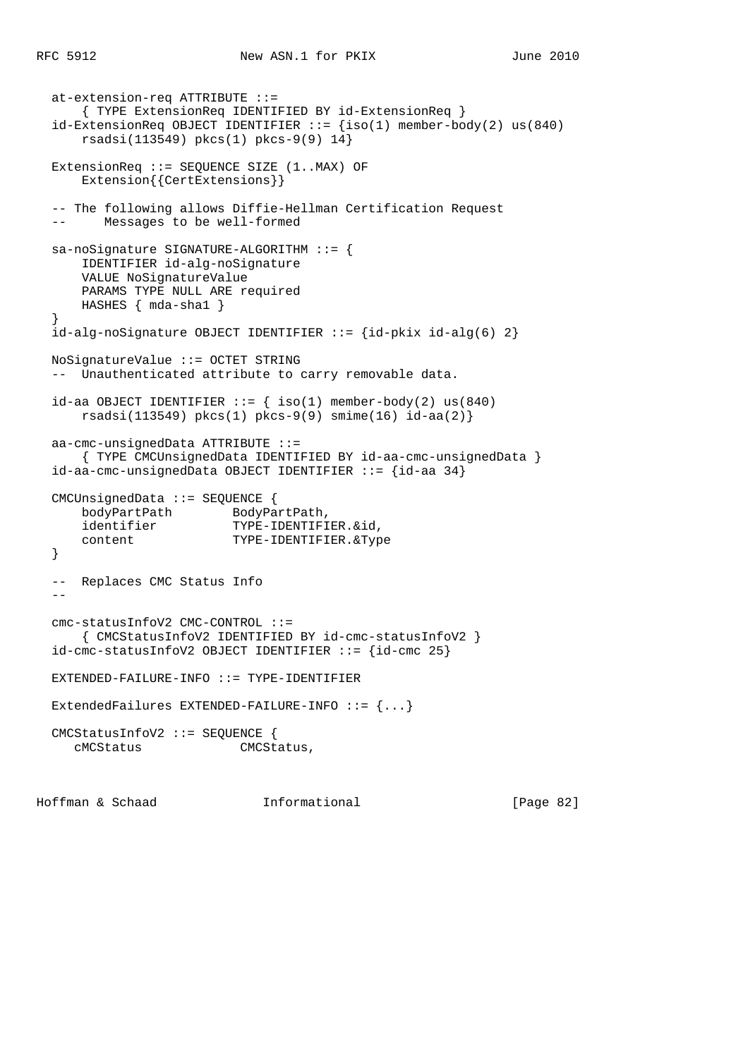```
   at-extension-req ATTRIBUTE ::=
       { TYPE ExtensionReq IDENTIFIED BY id-ExtensionReq }
   id-ExtensionReq OBJECT IDENTIFIER ::= {iso(1) member-body(2) us(840)
       rsadsi(113549) pkcs(1) pkcs-9(9) 14}

   ExtensionReq ::= SEQUENCE SIZE (1..MAX) OF
       Extension{{CertExtensions}}

   -- The following allows Diffie-Hellman Certification Request
   --      Messages to be well-formed

   sa-noSignature SIGNATURE-ALGORITHM ::= {
       IDENTIFIER id-alg-noSignature
       VALUE NoSignatureValue
       PARAMS TYPE NULL ARE required
       HASHES { mda-sha1 }
   }
   id-alg-noSignature OBJECT IDENTIFIER ::= {id-pkix id-alg(6) 2}

   NoSignatureValue ::= OCTET STRING
   --  Unauthenticated attribute to carry removable data.

   id-aa OBJECT IDENTIFIER ::= { iso(1) member-body(2) us(840)
       rsadsi(113549) pkcs(1) pkcs-9(9) smime(16) id-aa(2)}

   aa-cmc-unsignedData ATTRIBUTE ::=
       { TYPE CMCUnsignedData IDENTIFIED BY id-aa-cmc-unsignedData }
   id-aa-cmc-unsignedData OBJECT IDENTIFIER ::= {id-aa 34}

   CMCUnsignedData ::= SEQUENCE {
       bodyPartPath        BodyPartPath,
       identifier          TYPE-IDENTIFIER.&id,
       content             TYPE-IDENTIFIER.&Type
   }

   --  Replaces CMC Status Info
   --

   cmc-statusInfoV2 CMC-CONTROL ::=
       { CMCStatusInfoV2 IDENTIFIED BY id-cmc-statusInfoV2 }
   id-cmc-statusInfoV2 OBJECT IDENTIFIER ::= {id-cmc 25}

   EXTENDED-FAILURE-INFO ::= TYPE-IDENTIFIER

   ExtendedFailures EXTENDED-FAILURE-INFO ::= {...}

   CMCStatusInfoV2 ::= SEQUENCE {
      cMCStatus             CMCStatus,
```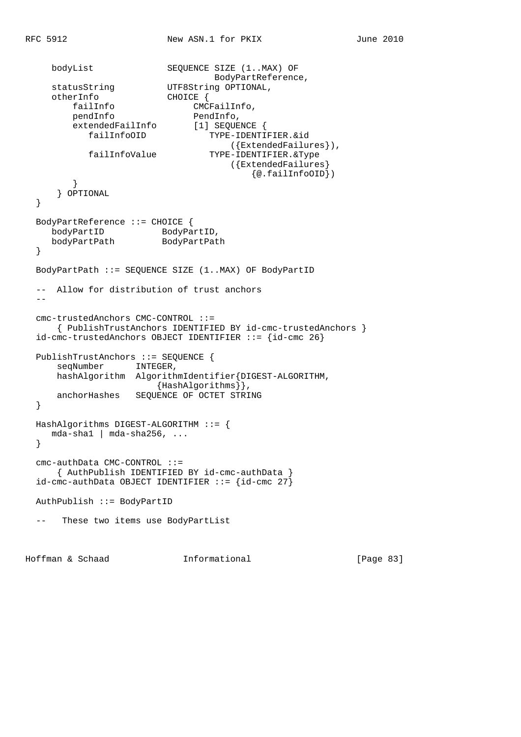```
     bodyList              SEQUENCE SIZE (1..MAX) OF
                                BodyPartReference,
     statusString          UTF8String OPTIONAL,
     otherInfo             CHOICE {
         failInfo              CMCFailInfo,
         pendInfo              PendInfo,
         extendedFailInfo      [1] SEQUENCE {
            failInfoOID            TYPE-IDENTIFIER.&id
                                       ({ExtendedFailures}),
            failInfoValue          TYPE-IDENTIFIER.&Type
                                       ({ExtendedFailures}
                                           {@.failInfoOID})
         }
      } OPTIONAL
  }

  BodyPartReference ::= CHOICE {
     bodyPartID           BodyPartID,
     bodyPartPath         BodyPartPath
  }

  BodyPartPath ::= SEQUENCE SIZE (1..MAX) OF BodyPartID

  --  Allow for distribution of trust anchors
  --

  cmc-trustedAnchors CMC-CONTROL ::=
      { PublishTrustAnchors IDENTIFIED BY id-cmc-trustedAnchors }
  id-cmc-trustedAnchors OBJECT IDENTIFIER ::= {id-cmc 26}

  PublishTrustAnchors ::= SEQUENCE {
      seqNumber      INTEGER,
      hashAlgorithm  AlgorithmIdentifier{DIGEST-ALGORITHM,
                         {HashAlgorithms}},
      anchorHashes   SEQUENCE OF OCTET STRING
  }

  HashAlgorithms DIGEST-ALGORITHM ::= {
     mda-sha1 | mda-sha256, ...
  }

  cmc-authData CMC-CONTROL ::=
      { AuthPublish IDENTIFIED BY id-cmc-authData }
  id-cmc-authData OBJECT IDENTIFIER ::= {id-cmc 27}

  AuthPublish ::= BodyPartID

  --   These two items use BodyPartList
```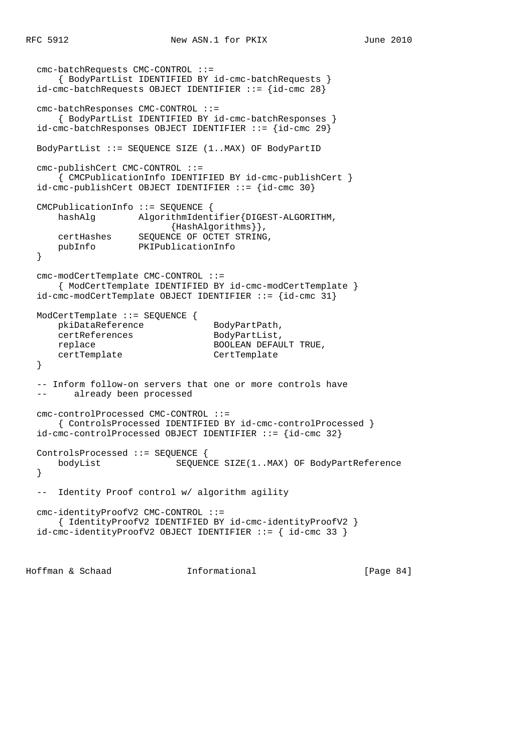```
  cmc-batchRequests CMC-CONTROL ::=
      { BodyPartList IDENTIFIED BY id-cmc-batchRequests }
  id-cmc-batchRequests OBJECT IDENTIFIER ::= {id-cmc 28}

  cmc-batchResponses CMC-CONTROL ::=
      { BodyPartList IDENTIFIED BY id-cmc-batchResponses }
  id-cmc-batchResponses OBJECT IDENTIFIER ::= {id-cmc 29}

  BodyPartList ::= SEQUENCE SIZE (1..MAX) OF BodyPartID

  cmc-publishCert CMC-CONTROL ::=
      { CMCPublicationInfo IDENTIFIED BY id-cmc-publishCert }
  id-cmc-publishCert OBJECT IDENTIFIER ::= {id-cmc 30}

  CMCPublicationInfo ::= SEQUENCE {
      hashAlg        AlgorithmIdentifier{DIGEST-ALGORITHM,
                         {HashAlgorithms}},
      certHashes     SEQUENCE OF OCTET STRING,
      pubInfo        PKIPublicationInfo
  }

  cmc-modCertTemplate CMC-CONTROL ::=
      { ModCertTemplate IDENTIFIED BY id-cmc-modCertTemplate }
  id-cmc-modCertTemplate OBJECT IDENTIFIER ::= {id-cmc 31}

  ModCertTemplate ::= SEQUENCE {
      pkiDataReference             BodyPartPath,
      certReferences               BodyPartList,
      replace                      BOOLEAN DEFAULT TRUE,
      certTemplate                 CertTemplate
  }

  -- Inform follow-on servers that one or more controls have
  --     already been processed

  cmc-controlProcessed CMC-CONTROL ::=
      { ControlsProcessed IDENTIFIED BY id-cmc-controlProcessed }
  id-cmc-controlProcessed OBJECT IDENTIFIER ::= {id-cmc 32}

  ControlsProcessed ::= SEQUENCE {
      bodyList              SEQUENCE SIZE(1..MAX) OF BodyPartReference
  }

  --  Identity Proof control w/ algorithm agility

  cmc-identityProofV2 CMC-CONTROL ::=
      { IdentityProofV2 IDENTIFIED BY id-cmc-identityProofV2 }
  id-cmc-identityProofV2 OBJECT IDENTIFIER ::= { id-cmc 33 }
```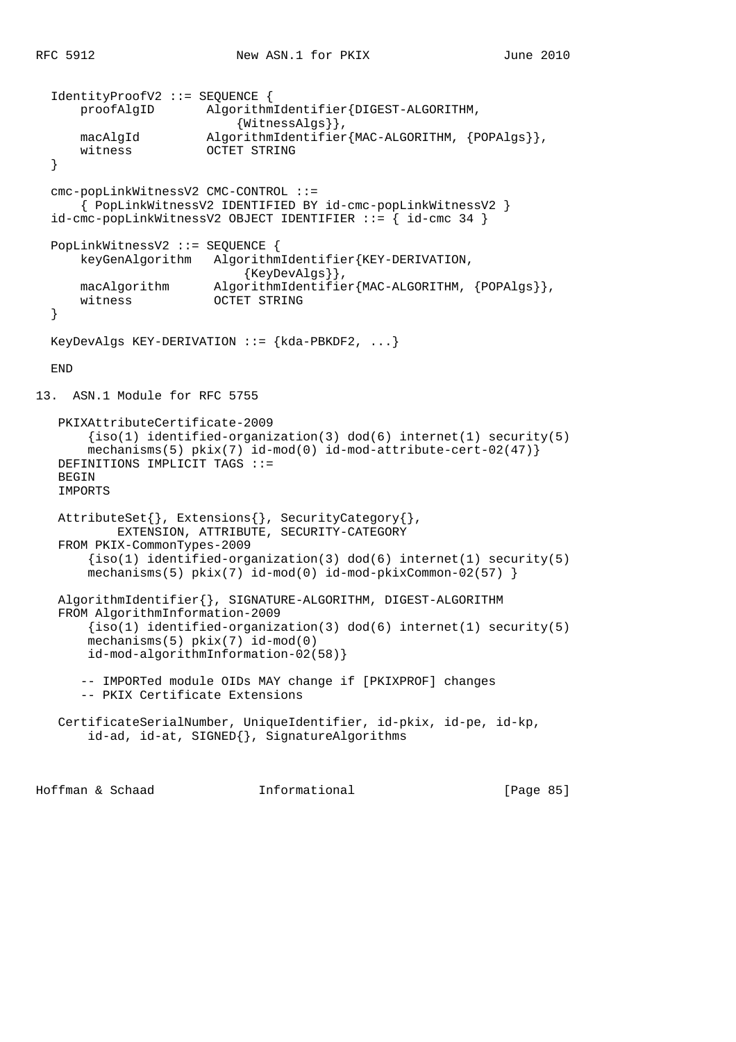```
   IdentityProofV2 ::= SEQUENCE {
       proofAlgID       AlgorithmIdentifier{DIGEST-ALGORITHM,
                            {WitnessAlgs}},
       macAlgId         AlgorithmIdentifier{MAC-ALGORITHM, {POPAlgs}},
       witness          OCTET STRING
   }

   cmc-popLinkWitnessV2 CMC-CONTROL ::=
       { PopLinkWitnessV2 IDENTIFIED BY id-cmc-popLinkWitnessV2 }
   id-cmc-popLinkWitnessV2 OBJECT IDENTIFIER ::= { id-cmc 34 }

   PopLinkWitnessV2 ::= SEQUENCE {
       keyGenAlgorithm   AlgorithmIdentifier{KEY-DERIVATION,
                             {KeyDevAlgs}},
       macAlgorithm      AlgorithmIdentifier{MAC-ALGORITHM, {POPAlgs}},
       witness           OCTET STRING
   }

   KeyDevAlgs KEY-DERIVATION ::= {kda-PBKDF2, ...}

   END
```

## 13. ASN.1 Module for RFC 5755

```
    PKIXAttributeCertificate-2009
        {iso(1) identified-organization(3) dod(6) internet(1) security(5)
        mechanisms(5) pkix(7) id-mod(0) id-mod-attribute-cert-02(47)}
    DEFINITIONS IMPLICIT TAGS ::=
    BEGIN
    IMPORTS

    AttributeSet{}, Extensions{}, SecurityCategory{},
            EXTENSION, ATTRIBUTE, SECURITY-CATEGORY
    FROM PKIX-CommonTypes-2009
        {iso(1) identified-organization(3) dod(6) internet(1) security(5)
        mechanisms(5) pkix(7) id-mod(0) id-mod-pkixCommon-02(57) }

    AlgorithmIdentifier{}, SIGNATURE-ALGORITHM, DIGEST-ALGORITHM
    FROM AlgorithmInformation-2009
        {iso(1) identified-organization(3) dod(6) internet(1) security(5)
        mechanisms(5) pkix(7) id-mod(0)
        id-mod-algorithmInformation-02(58)}

       -- IMPORTed module OIDs MAY change if [PKIXPROF] changes
       -- PKIX Certificate Extensions

    CertificateSerialNumber, UniqueIdentifier, id-pkix, id-pe, id-kp,
        id-ad, id-at, SIGNED{}, SignatureAlgorithms
```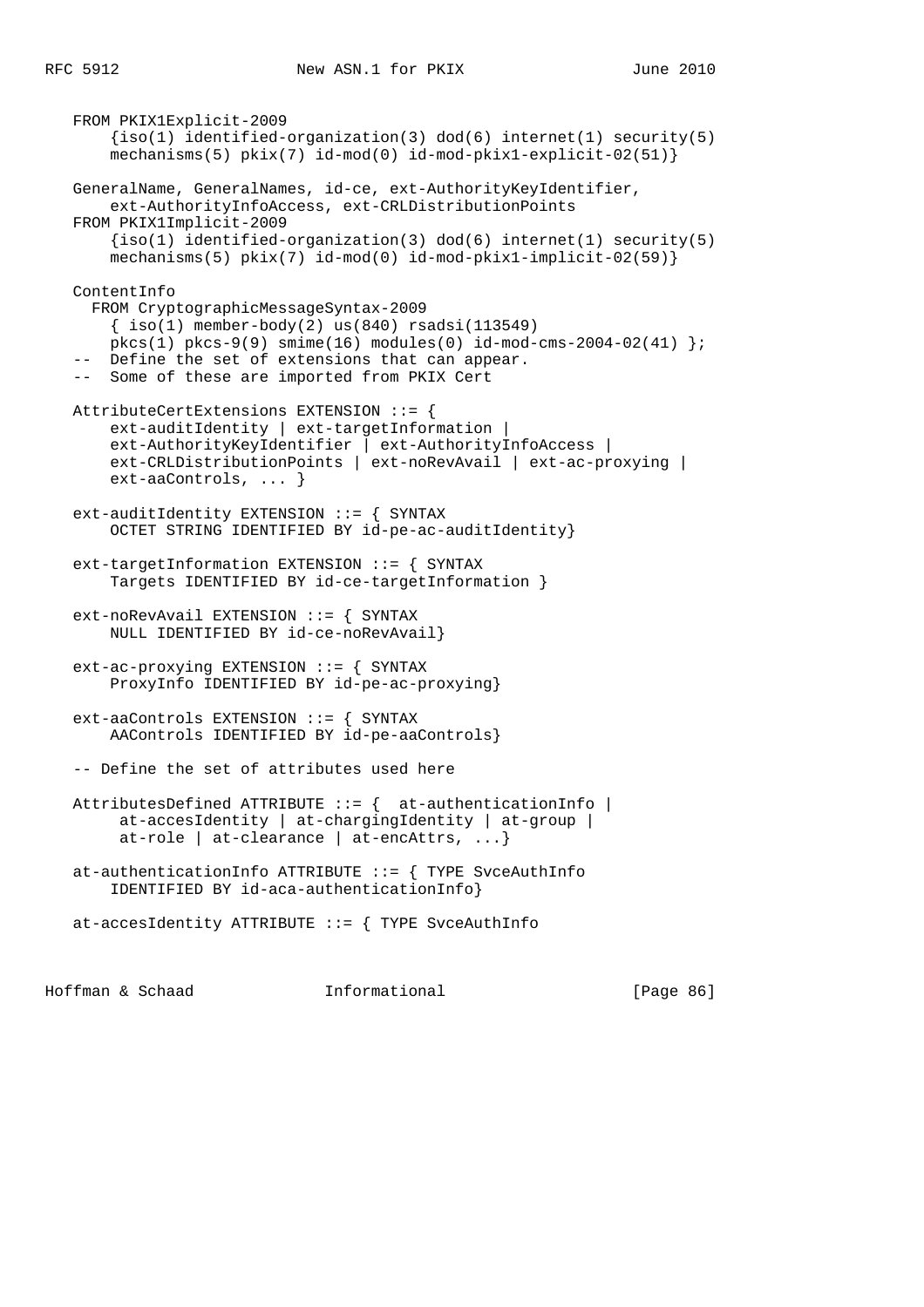```
   FROM PKIX1Explicit-2009
       {iso(1) identified-organization(3) dod(6) internet(1) security(5)
       mechanisms(5) pkix(7) id-mod(0) id-mod-pkix1-explicit-02(51)}

   GeneralName, GeneralNames, id-ce, ext-AuthorityKeyIdentifier,
       ext-AuthorityInfoAccess, ext-CRLDistributionPoints
   FROM PKIX1Implicit-2009
       {iso(1) identified-organization(3) dod(6) internet(1) security(5)
       mechanisms(5) pkix(7) id-mod(0) id-mod-pkix1-implicit-02(59)}

   ContentInfo
     FROM CryptographicMessageSyntax-2009
       { iso(1) member-body(2) us(840) rsadsi(113549)
       pkcs(1) pkcs-9(9) smime(16) modules(0) id-mod-cms-2004-02(41) };
   --  Define the set of extensions that can appear.
   --  Some of these are imported from PKIX Cert

   AttributeCertExtensions EXTENSION ::= {
       ext-auditIdentity | ext-targetInformation |
       ext-AuthorityKeyIdentifier | ext-AuthorityInfoAccess |
       ext-CRLDistributionPoints | ext-noRevAvail | ext-ac-proxying |
       ext-aaControls, ... }

   ext-auditIdentity EXTENSION ::= { SYNTAX
       OCTET STRING IDENTIFIED BY id-pe-ac-auditIdentity}

   ext-targetInformation EXTENSION ::= { SYNTAX
       Targets IDENTIFIED BY id-ce-targetInformation }

   ext-noRevAvail EXTENSION ::= { SYNTAX
       NULL IDENTIFIED BY id-ce-noRevAvail}

   ext-ac-proxying EXTENSION ::= { SYNTAX
       ProxyInfo IDENTIFIED BY id-pe-ac-proxying}

   ext-aaControls EXTENSION ::= { SYNTAX
       AAControls IDENTIFIED BY id-pe-aaControls}

   -- Define the set of attributes used here

   AttributesDefined ATTRIBUTE ::= {  at-authenticationInfo |
        at-accesIdentity | at-chargingIdentity | at-group |
        at-role | at-clearance | at-encAttrs, ...}

   at-authenticationInfo ATTRIBUTE ::= { TYPE SvceAuthInfo
       IDENTIFIED BY id-aca-authenticationInfo}

   at-accesIdentity ATTRIBUTE ::= { TYPE SvceAuthInfo
```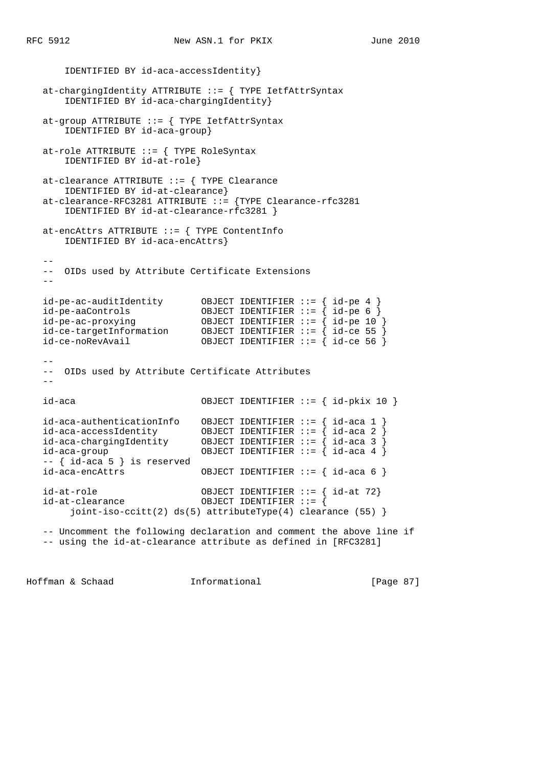```
       IDENTIFIED BY id-aca-accessIdentity}

   at-chargingIdentity ATTRIBUTE ::= { TYPE IetfAttrSyntax
       IDENTIFIED BY id-aca-chargingIdentity}

   at-group ATTRIBUTE ::= { TYPE IetfAttrSyntax
       IDENTIFIED BY id-aca-group}

   at-role ATTRIBUTE ::= { TYPE RoleSyntax
       IDENTIFIED BY id-at-role}

   at-clearance ATTRIBUTE ::= { TYPE Clearance
       IDENTIFIED BY id-at-clearance}
   at-clearance-RFC3281 ATTRIBUTE ::= {TYPE Clearance-rfc3281
       IDENTIFIED BY id-at-clearance-rfc3281 }

   at-encAttrs ATTRIBUTE ::= { TYPE ContentInfo
       IDENTIFIED BY id-aca-encAttrs}

   --
   --  OIDs used by Attribute Certificate Extensions
   --

   id-pe-ac-auditIdentity       OBJECT IDENTIFIER ::= { id-pe 4 }
   id-pe-aaControls             OBJECT IDENTIFIER ::= { id-pe 6 }
   id-pe-ac-proxying            OBJECT IDENTIFIER ::= { id-pe 10 }
   id-ce-targetInformation      OBJECT IDENTIFIER ::= { id-ce 55 }
   id-ce-noRevAvail             OBJECT IDENTIFIER ::= { id-ce 56 }

   --
   --  OIDs used by Attribute Certificate Attributes
   --

   id-aca                       OBJECT IDENTIFIER ::= { id-pkix 10 }

   id-aca-authenticationInfo    OBJECT IDENTIFIER ::= { id-aca 1 }
   id-aca-accessIdentity        OBJECT IDENTIFIER ::= { id-aca 2 }
   id-aca-chargingIdentity      OBJECT IDENTIFIER ::= { id-aca 3 }
   id-aca-group                 OBJECT IDENTIFIER ::= { id-aca 4 }
   -- { id-aca 5 } is reserved
   id-aca-encAttrs              OBJECT IDENTIFIER ::= { id-aca 6 }

   id-at-role                   OBJECT IDENTIFIER ::= { id-at 72}
   id-at-clearance              OBJECT IDENTIFIER ::= {
        joint-iso-ccitt(2) ds(5) attributeType(4) clearance (55) }

   -- Uncomment the following declaration and comment the above line if
   -- using the id-at-clearance attribute as defined in [RFC3281]
```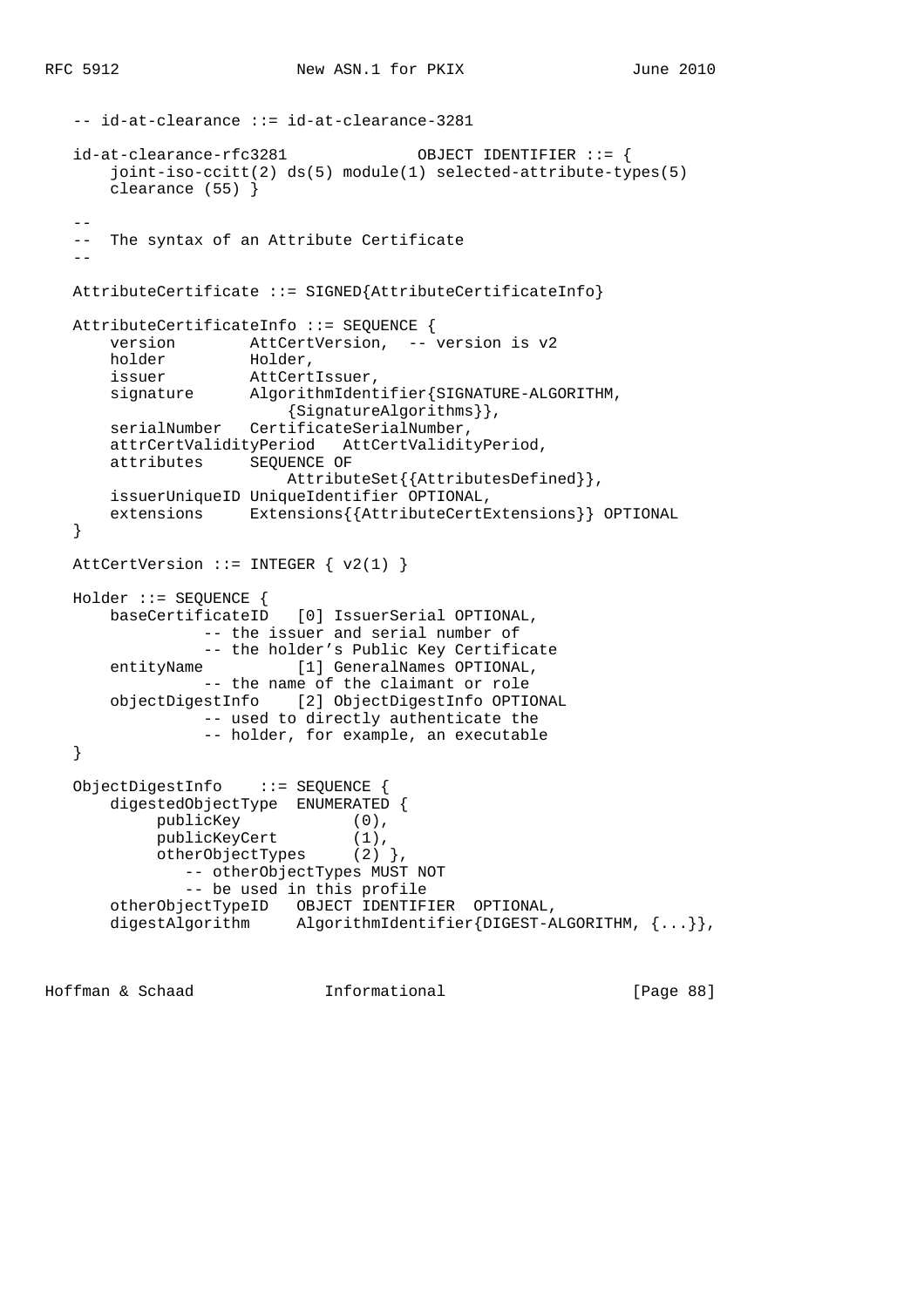```
   -- id-at-clearance ::= id-at-clearance-3281

   id-at-clearance-rfc3281             OBJECT IDENTIFIER ::= {
       joint-iso-ccitt(2) ds(5) module(1) selected-attribute-types(5)
       clearance (55) }

   --
   --  The syntax of an Attribute Certificate
   --

   AttributeCertificate ::= SIGNED{AttributeCertificateInfo}

   AttributeCertificateInfo ::= SEQUENCE {
       version        AttCertVersion,  -- version is v2
       holder         Holder,
       issuer         AttCertIssuer,
       signature      AlgorithmIdentifier{SIGNATURE-ALGORITHM,
                          {SignatureAlgorithms}},
       serialNumber   CertificateSerialNumber,
       attrCertValidityPeriod   AttCertValidityPeriod,
       attributes     SEQUENCE OF
                          AttributeSet{{AttributesDefined}},
       issuerUniqueID UniqueIdentifier OPTIONAL,
       extensions     Extensions{{AttributeCertExtensions}} OPTIONAL
   }

   AttCertVersion ::= INTEGER { v2(1) }

   Holder ::= SEQUENCE {
       baseCertificateID   [0] IssuerSerial OPTIONAL,
                 -- the issuer and serial number of
                 -- the holder's Public Key Certificate
       entityName          [1] GeneralNames OPTIONAL,
                 -- the name of the claimant or role
       objectDigestInfo    [2] ObjectDigestInfo OPTIONAL
                 -- used to directly authenticate the
                 -- holder, for example, an executable
   }

   ObjectDigestInfo    ::= SEQUENCE {
       digestedObjectType  ENUMERATED {
            publicKey            (0),
            publicKeyCert        (1),
            otherObjectTypes     (2) },
               -- otherObjectTypes MUST NOT
               -- be used in this profile
       otherObjectTypeID   OBJECT IDENTIFIER  OPTIONAL,
       digestAlgorithm     AlgorithmIdentifier{DIGEST-ALGORITHM, {...}},
```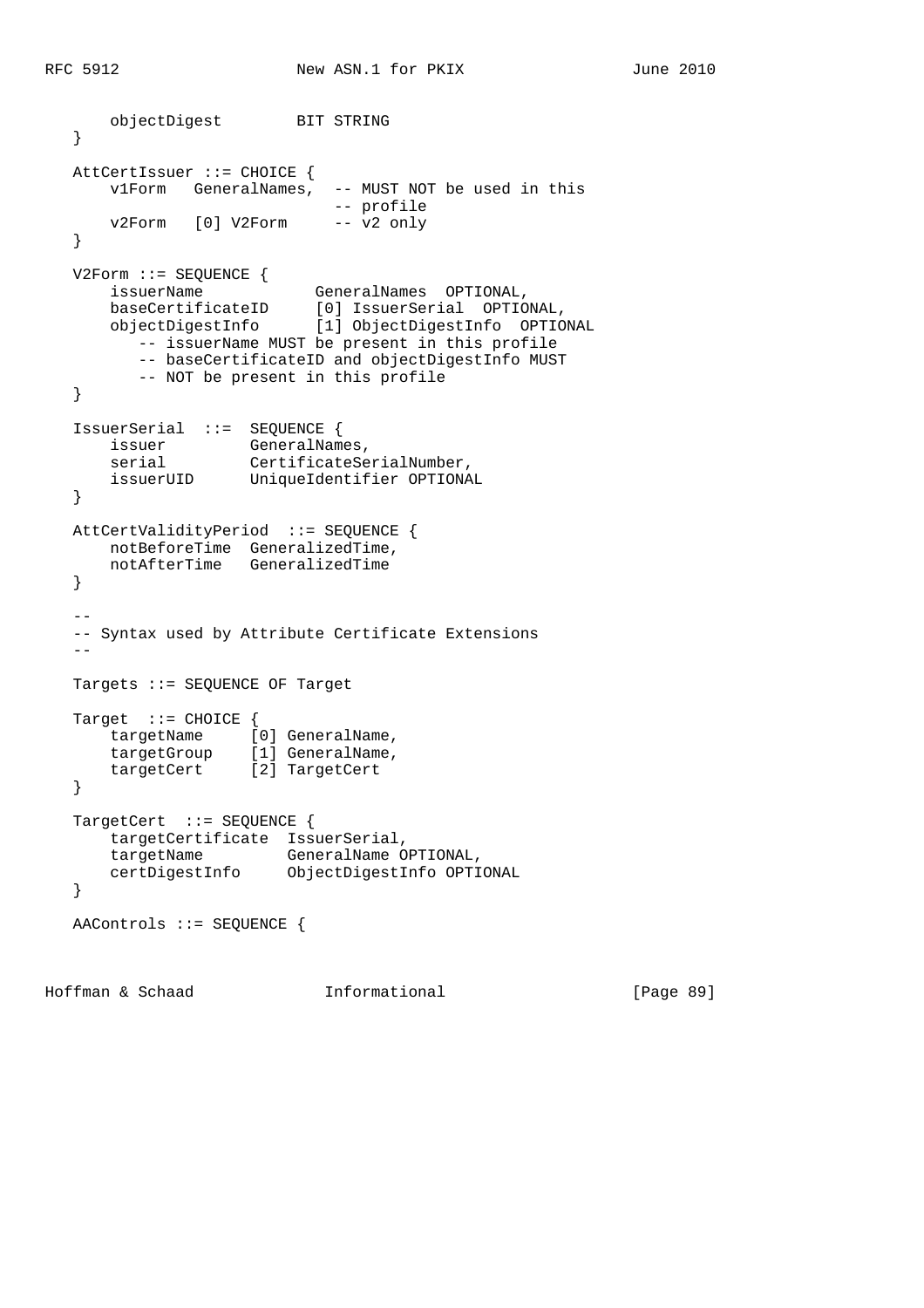```
       objectDigest        BIT STRING
   }

   AttCertIssuer ::= CHOICE {
       v1Form   GeneralNames,  -- MUST NOT be used in this
                               -- profile
       v2Form   [0] V2Form     -- v2 only
   }

   V2Form ::= SEQUENCE {
       issuerName            GeneralNames  OPTIONAL,
       baseCertificateID     [0] IssuerSerial  OPTIONAL,
       objectDigestInfo      [1] ObjectDigestInfo  OPTIONAL
          -- issuerName MUST be present in this profile
          -- baseCertificateID and objectDigestInfo MUST
          -- NOT be present in this profile
   }

   IssuerSerial  ::=  SEQUENCE {
       issuer         GeneralNames,
       serial         CertificateSerialNumber,
       issuerUID      UniqueIdentifier OPTIONAL
   }

   AttCertValidityPeriod  ::= SEQUENCE {
       notBeforeTime  GeneralizedTime,
       notAfterTime   GeneralizedTime
   }

   --
   -- Syntax used by Attribute Certificate Extensions
   --

   Targets ::= SEQUENCE OF Target

   Target  ::= CHOICE {
       targetName     [0] GeneralName,
       targetGroup    [1] GeneralName,
       targetCert     [2] TargetCert
   }

   TargetCert  ::= SEQUENCE {
       targetCertificate  IssuerSerial,
       targetName         GeneralName OPTIONAL,
       certDigestInfo     ObjectDigestInfo OPTIONAL
   }

   AAControls ::= SEQUENCE {
```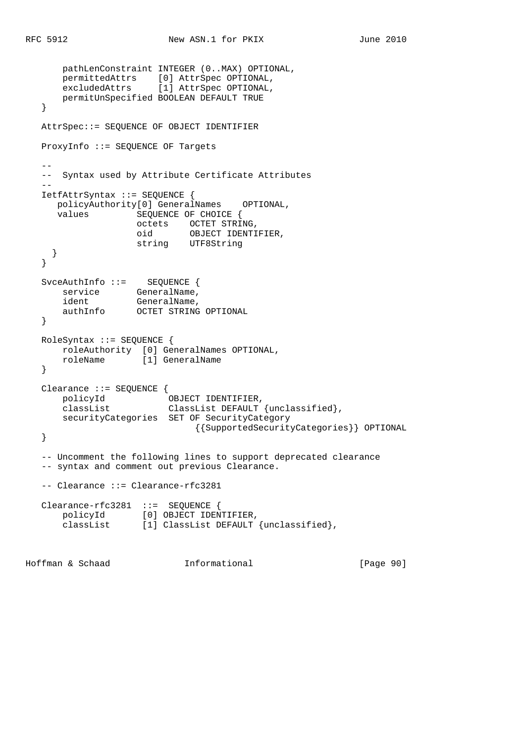```
       pathLenConstraint INTEGER (0..MAX) OPTIONAL,
       permittedAttrs    [0] AttrSpec OPTIONAL,
       excludedAttrs     [1] AttrSpec OPTIONAL,
       permitUnSpecified BOOLEAN DEFAULT TRUE
   }

   AttrSpec::= SEQUENCE OF OBJECT IDENTIFIER

   ProxyInfo ::= SEQUENCE OF Targets

   --
   --  Syntax used by Attribute Certificate Attributes
   --
   IetfAttrSyntax ::= SEQUENCE {
      policyAuthority[0] GeneralNames    OPTIONAL,
      values         SEQUENCE OF CHOICE {
                     octets    OCTET STRING,
                     oid       OBJECT IDENTIFIER,
                     string    UTF8String
     }
   }

   SvceAuthInfo ::=    SEQUENCE {
       service       GeneralName,
       ident         GeneralName,
       authInfo      OCTET STRING OPTIONAL
   }

   RoleSyntax ::= SEQUENCE {
       roleAuthority  [0] GeneralNames OPTIONAL,
       roleName       [1] GeneralName
   }

   Clearance ::= SEQUENCE {
       policyId            OBJECT IDENTIFIER,
       classList           ClassList DEFAULT {unclassified},
       securityCategories  SET OF SecurityCategory
                                {{SupportedSecurityCategories}} OPTIONAL
   }

   -- Uncomment the following lines to support deprecated clearance
   -- syntax and comment out previous Clearance.

   -- Clearance ::= Clearance-rfc3281

   Clearance-rfc3281  ::=  SEQUENCE {
       policyId       [0] OBJECT IDENTIFIER,
       classList      [1] ClassList DEFAULT {unclassified},
```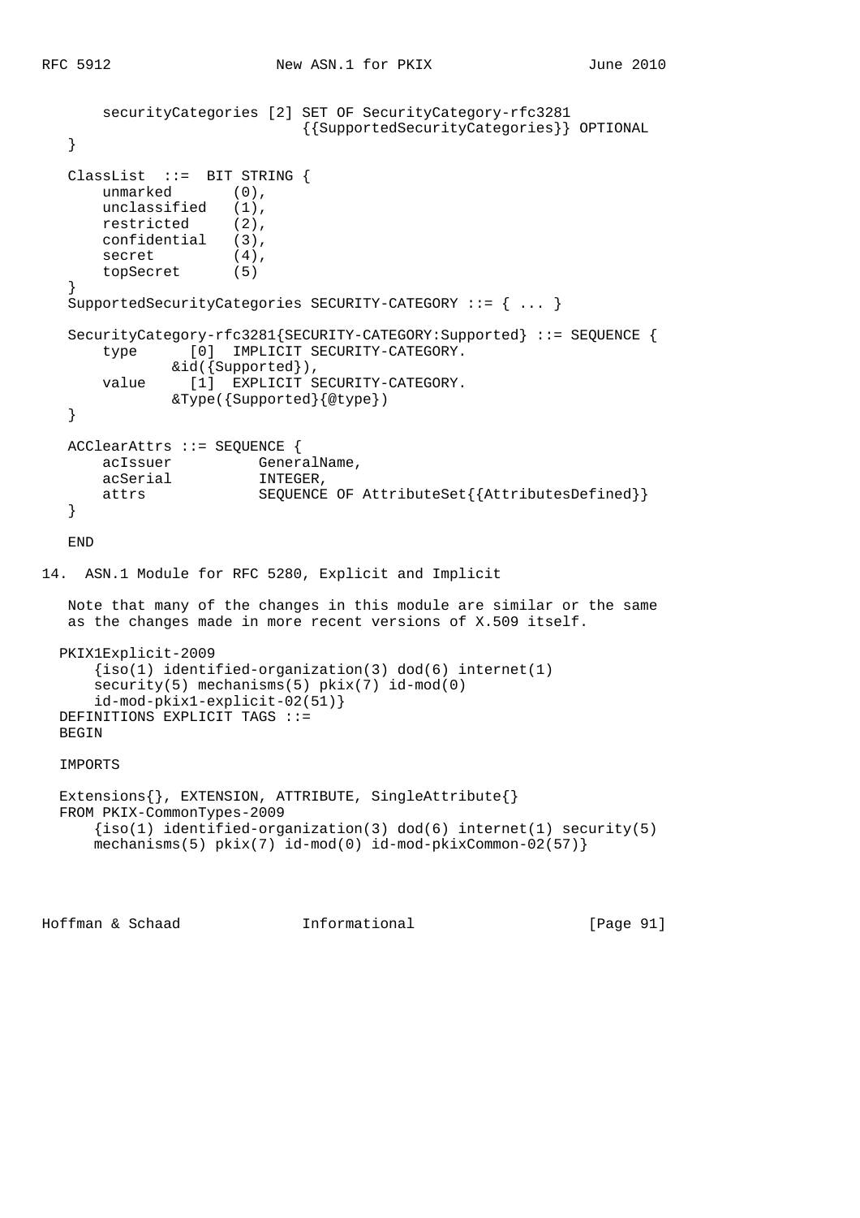```
        securityCategories [2] SET OF SecurityCategory-rfc3281
                             {{SupportedSecurityCategories}} OPTIONAL
    }

    ClassList  ::=  BIT STRING {
        unmarked       (0),
        unclassified   (1),
        restricted     (2),
        confidential   (3),
        secret         (4),
        topSecret      (5)
    }
    SupportedSecurityCategories SECURITY-CATEGORY ::= { ... }

    SecurityCategory-rfc3281{SECURITY-CATEGORY:Supported} ::= SEQUENCE {
        type      [0]  IMPLICIT SECURITY-CATEGORY.
                &id({Supported}),
        value     [1]  EXPLICIT SECURITY-CATEGORY.
                &Type({Supported}{@type})
    }

    ACClearAttrs ::= SEQUENCE {
        acIssuer          GeneralName,
        acSerial          INTEGER,
        attrs             SEQUENCE OF AttributeSet{{AttributesDefined}}
    }

    END
```

## 14. ASN.1 Module for RFC 5280, Explicit and Implicit

Note that many of the changes in this module are similar or the same as the changes made in more recent versions of X.509 itself.

```
   PKIX1Explicit-2009
       {iso(1) identified-organization(3) dod(6) internet(1)
       security(5) mechanisms(5) pkix(7) id-mod(0)
       id-mod-pkix1-explicit-02(51)}
   DEFINITIONS EXPLICIT TAGS ::=
   BEGIN

   IMPORTS

   Extensions{}, EXTENSION, ATTRIBUTE, SingleAttribute{}
   FROM PKIX-CommonTypes-2009
       {iso(1) identified-organization(3) dod(6) internet(1) security(5)
       mechanisms(5) pkix(7) id-mod(0) id-mod-pkixCommon-02(57)}
```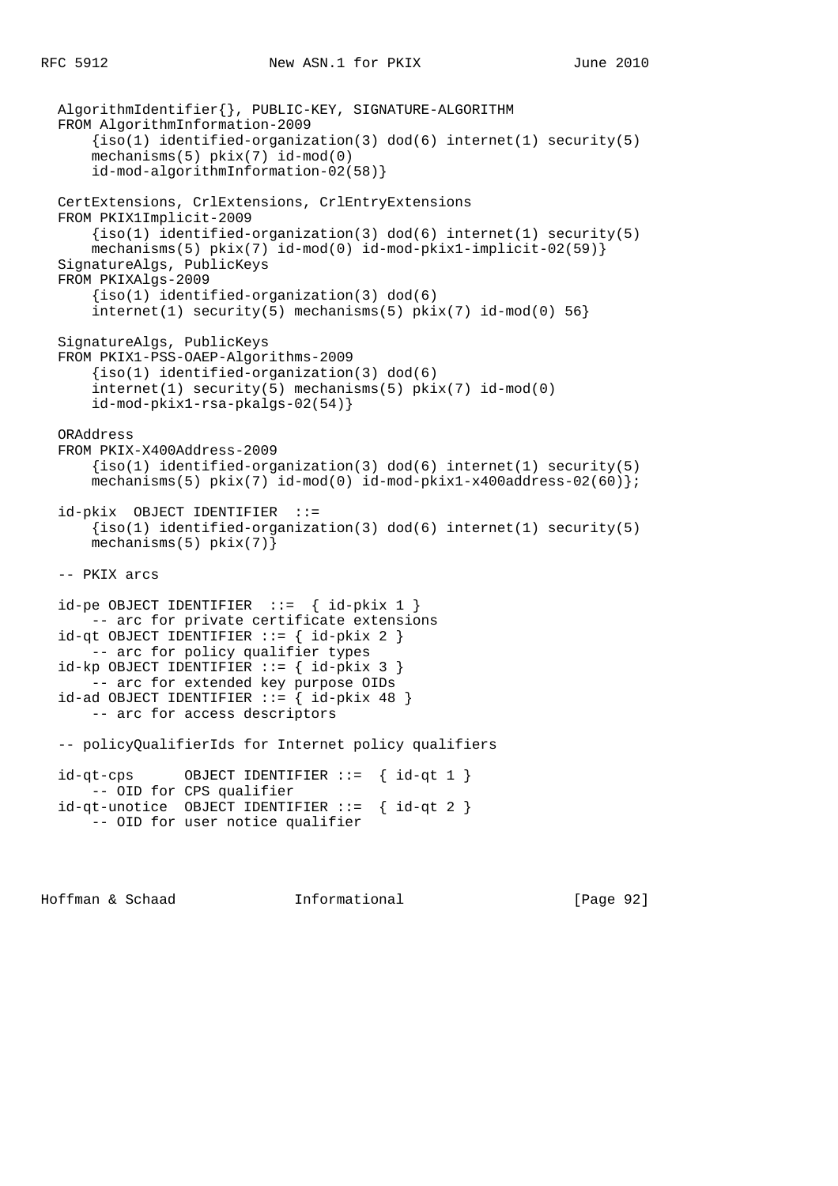```
   AlgorithmIdentifier{}, PUBLIC-KEY, SIGNATURE-ALGORITHM
   FROM AlgorithmInformation-2009
       {iso(1) identified-organization(3) dod(6) internet(1) security(5)
       mechanisms(5) pkix(7) id-mod(0)
       id-mod-algorithmInformation-02(58)}

   CertExtensions, CrlExtensions, CrlEntryExtensions
   FROM PKIX1Implicit-2009
       {iso(1) identified-organization(3) dod(6) internet(1) security(5)
       mechanisms(5) pkix(7) id-mod(0) id-mod-pkix1-implicit-02(59)}
   SignatureAlgs, PublicKeys
   FROM PKIXAlgs-2009
       {iso(1) identified-organization(3) dod(6)
       internet(1) security(5) mechanisms(5) pkix(7) id-mod(0) 56}

   SignatureAlgs, PublicKeys
   FROM PKIX1-PSS-OAEP-Algorithms-2009
       {iso(1) identified-organization(3) dod(6)
       internet(1) security(5) mechanisms(5) pkix(7) id-mod(0)
       id-mod-pkix1-rsa-pkalgs-02(54)}

   ORAddress
   FROM PKIX-X400Address-2009
       {iso(1) identified-organization(3) dod(6) internet(1) security(5)
       mechanisms(5) pkix(7) id-mod(0) id-mod-pkix1-x400address-02(60)};

   id-pkix  OBJECT IDENTIFIER  ::=
       {iso(1) identified-organization(3) dod(6) internet(1) security(5)
       mechanisms(5) pkix(7)}

   -- PKIX arcs

   id-pe OBJECT IDENTIFIER  ::=  { id-pkix 1 }
       -- arc for private certificate extensions
   id-qt OBJECT IDENTIFIER ::= { id-pkix 2 }
       -- arc for policy qualifier types
   id-kp OBJECT IDENTIFIER ::= { id-pkix 3 }
       -- arc for extended key purpose OIDs
   id-ad OBJECT IDENTIFIER ::= { id-pkix 48 }
       -- arc for access descriptors

   -- policyQualifierIds for Internet policy qualifiers

   id-qt-cps      OBJECT IDENTIFIER ::=  { id-qt 1 }
       -- OID for CPS qualifier
   id-qt-unotice  OBJECT IDENTIFIER ::=  { id-qt 2 }
       -- OID for user notice qualifier
```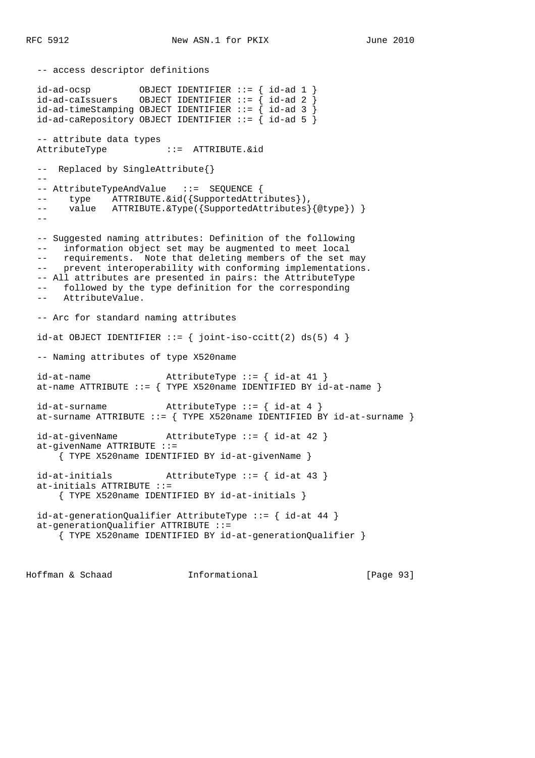```
   -- access descriptor definitions

   id-ad-ocsp         OBJECT IDENTIFIER ::= { id-ad 1 }
   id-ad-caIssuers    OBJECT IDENTIFIER ::= { id-ad 2 }
   id-ad-timeStamping OBJECT IDENTIFIER ::= { id-ad 3 }
   id-ad-caRepository OBJECT IDENTIFIER ::= { id-ad 5 }

   -- attribute data types
   AttributeType           ::=  ATTRIBUTE.&id

   --  Replaced by SingleAttribute{}
   --
   -- AttributeTypeAndValue   ::=  SEQUENCE {
   --     type    ATTRIBUTE.&id({SupportedAttributes}),
   --     value   ATTRIBUTE.&Type({SupportedAttributes}{@type}) }
   --

   -- Suggested naming attributes: Definition of the following
   --   information object set may be augmented to meet local
   --   requirements.  Note that deleting members of the set may
   --   prevent interoperability with conforming implementations.
   -- All attributes are presented in pairs: the AttributeType
   --   followed by the type definition for the corresponding
   --   AttributeValue.

   -- Arc for standard naming attributes

   id-at OBJECT IDENTIFIER ::= { joint-iso-ccitt(2) ds(5) 4 }

   -- Naming attributes of type X520name

   id-at-name              AttributeType ::= { id-at 41 }
   at-name ATTRIBUTE ::= { TYPE X520name IDENTIFIED BY id-at-name }

   id-at-surname           AttributeType ::= { id-at 4 }
   at-surname ATTRIBUTE ::= { TYPE X520name IDENTIFIED BY id-at-surname }

   id-at-givenName         AttributeType ::= { id-at 42 }
   at-givenName ATTRIBUTE ::=
       { TYPE X520name IDENTIFIED BY id-at-givenName }

   id-at-initials          AttributeType ::= { id-at 43 }
   at-initials ATTRIBUTE ::=
       { TYPE X520name IDENTIFIED BY id-at-initials }

   id-at-generationQualifier AttributeType ::= { id-at 44 }
   at-generationQualifier ATTRIBUTE ::=
       { TYPE X520name IDENTIFIED BY id-at-generationQualifier }
```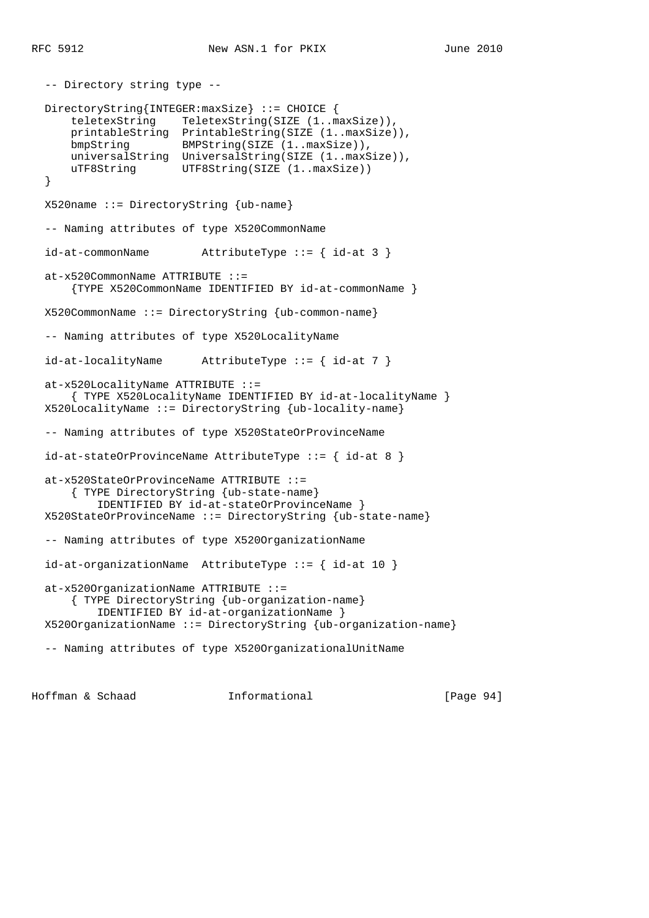```
   -- Directory string type --

   DirectoryString{INTEGER:maxSize} ::= CHOICE {
       teletexString    TeletexString(SIZE (1..maxSize)),
       printableString  PrintableString(SIZE (1..maxSize)),
       bmpString        BMPString(SIZE (1..maxSize)),
       universalString  UniversalString(SIZE (1..maxSize)),
       uTF8String       UTF8String(SIZE (1..maxSize))
   }

   X520name ::= DirectoryString {ub-name}

   -- Naming attributes of type X520CommonName

   id-at-commonName        AttributeType ::= { id-at 3 }

   at-x520CommonName ATTRIBUTE ::=
       {TYPE X520CommonName IDENTIFIED BY id-at-commonName }

   X520CommonName ::= DirectoryString {ub-common-name}

   -- Naming attributes of type X520LocalityName

   id-at-localityName      AttributeType ::= { id-at 7 }

   at-x520LocalityName ATTRIBUTE ::=
       { TYPE X520LocalityName IDENTIFIED BY id-at-localityName }
   X520LocalityName ::= DirectoryString {ub-locality-name}

   -- Naming attributes of type X520StateOrProvinceName

   id-at-stateOrProvinceName AttributeType ::= { id-at 8 }

   at-x520StateOrProvinceName ATTRIBUTE ::=
       { TYPE DirectoryString {ub-state-name}
           IDENTIFIED BY id-at-stateOrProvinceName }
   X520StateOrProvinceName ::= DirectoryString {ub-state-name}

   -- Naming attributes of type X520OrganizationName

   id-at-organizationName  AttributeType ::= { id-at 10 }

   at-x520OrganizationName ATTRIBUTE ::=
       { TYPE DirectoryString {ub-organization-name}
           IDENTIFIED BY id-at-organizationName }
   X520OrganizationName ::= DirectoryString {ub-organization-name}

   -- Naming attributes of type X520OrganizationalUnitName
```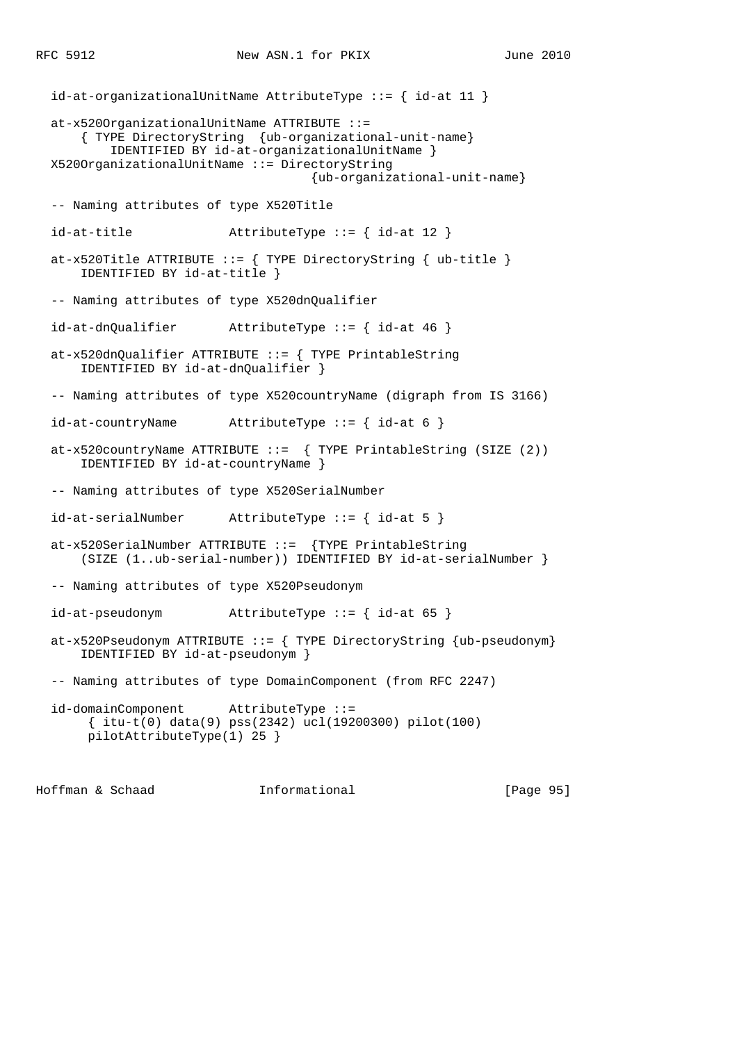```
   id-at-organizationalUnitName AttributeType ::= { id-at 11 }

   at-x520OrganizationalUnitName ATTRIBUTE ::=
       { TYPE DirectoryString  {ub-organizational-unit-name}
           IDENTIFIED BY id-at-organizationalUnitName }
   X520OrganizationalUnitName ::= DirectoryString
                                      {ub-organizational-unit-name}

   -- Naming attributes of type X520Title

   id-at-title             AttributeType ::= { id-at 12 }

   at-x520Title ATTRIBUTE ::= { TYPE DirectoryString { ub-title }
       IDENTIFIED BY id-at-title }

   -- Naming attributes of type X520dnQualifier

   id-at-dnQualifier       AttributeType ::= { id-at 46 }

   at-x520dnQualifier ATTRIBUTE ::= { TYPE PrintableString
       IDENTIFIED BY id-at-dnQualifier }

   -- Naming attributes of type X520countryName (digraph from IS 3166)

   id-at-countryName       AttributeType ::= { id-at 6 }

   at-x520countryName ATTRIBUTE ::=  { TYPE PrintableString (SIZE (2))
       IDENTIFIED BY id-at-countryName }

   -- Naming attributes of type X520SerialNumber

   id-at-serialNumber      AttributeType ::= { id-at 5 }

   at-x520SerialNumber ATTRIBUTE ::=  {TYPE PrintableString
       (SIZE (1..ub-serial-number)) IDENTIFIED BY id-at-serialNumber }

   -- Naming attributes of type X520Pseudonym

   id-at-pseudonym         AttributeType ::= { id-at 65 }

   at-x520Pseudonym ATTRIBUTE ::= { TYPE DirectoryString {ub-pseudonym}
       IDENTIFIED BY id-at-pseudonym }

   -- Naming attributes of type DomainComponent (from RFC 2247)

   id-domainComponent      AttributeType ::=
        { itu-t(0) data(9) pss(2342) ucl(19200300) pilot(100)
        pilotAttributeType(1) 25 }
```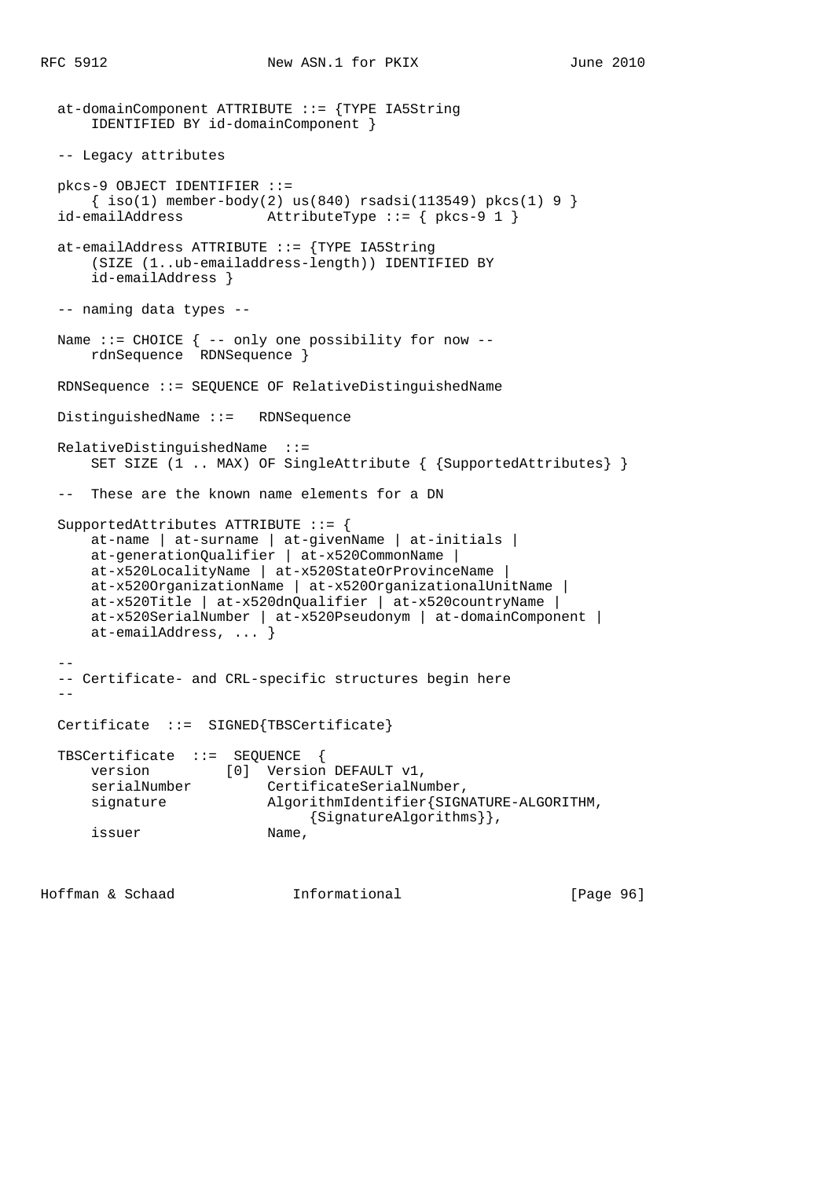```
   at-domainComponent ATTRIBUTE ::= {TYPE IA5String
       IDENTIFIED BY id-domainComponent }

   -- Legacy attributes

   pkcs-9 OBJECT IDENTIFIER ::=
       { iso(1) member-body(2) us(840) rsadsi(113549) pkcs(1) 9 }
   id-emailAddress          AttributeType ::= { pkcs-9 1 }

   at-emailAddress ATTRIBUTE ::= {TYPE IA5String
       (SIZE (1..ub-emailaddress-length)) IDENTIFIED BY
       id-emailAddress }

   -- naming data types --

   Name ::= CHOICE { -- only one possibility for now --
       rdnSequence  RDNSequence }

   RDNSequence ::= SEQUENCE OF RelativeDistinguishedName

   DistinguishedName ::=   RDNSequence

   RelativeDistinguishedName  ::=
       SET SIZE (1 .. MAX) OF SingleAttribute { {SupportedAttributes} }

   --  These are the known name elements for a DN

   SupportedAttributes ATTRIBUTE ::= {
       at-name | at-surname | at-givenName | at-initials |
       at-generationQualifier | at-x520CommonName |
       at-x520LocalityName | at-x520StateOrProvinceName |
       at-x520OrganizationName | at-x520OrganizationalUnitName |
       at-x520Title | at-x520dnQualifier | at-x520countryName |
       at-x520SerialNumber | at-x520Pseudonym | at-domainComponent |
       at-emailAddress, ... }

   --
   -- Certificate- and CRL-specific structures begin here
   --

   Certificate  ::=  SIGNED{TBSCertificate}

   TBSCertificate  ::=  SEQUENCE  {
       version         [0]  Version DEFAULT v1,
       serialNumber         CertificateSerialNumber,
       signature            AlgorithmIdentifier{SIGNATURE-ALGORITHM,
                                 {SignatureAlgorithms}},
       issuer               Name,
```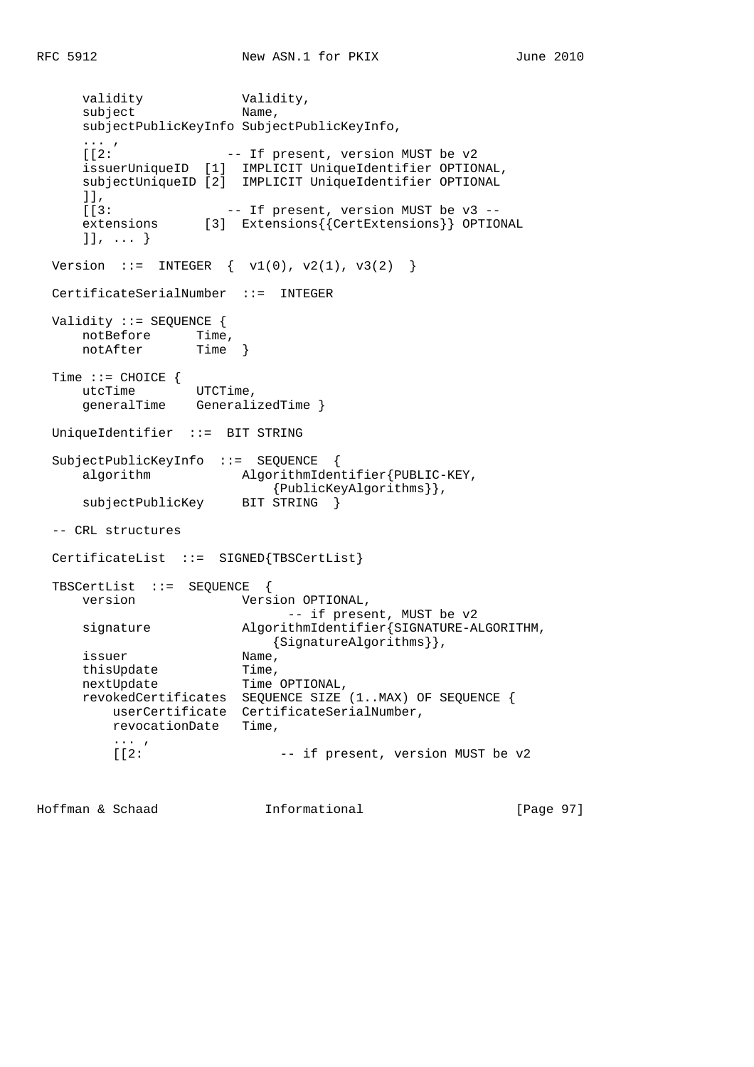```
      validity             Validity,
      subject              Name,
      subjectPublicKeyInfo SubjectPublicKeyInfo,
      ... ,
      [[2:               -- If present, version MUST be v2
      issuerUniqueID  [1]  IMPLICIT UniqueIdentifier OPTIONAL,
      subjectUniqueID [2]  IMPLICIT UniqueIdentifier OPTIONAL
      ]],
      [[3:               -- If present, version MUST be v3 --
      extensions      [3]  Extensions{{CertExtensions}} OPTIONAL
      ]], ... }

  Version  ::=  INTEGER  {  v1(0), v2(1), v3(2)  }

  CertificateSerialNumber  ::=  INTEGER

  Validity ::= SEQUENCE {
      notBefore      Time,
      notAfter       Time  }

  Time ::= CHOICE {
      utcTime        UTCTime,
      generalTime    GeneralizedTime }

  UniqueIdentifier  ::=  BIT STRING

  SubjectPublicKeyInfo  ::=  SEQUENCE  {
      algorithm            AlgorithmIdentifier{PUBLIC-KEY,
                               {PublicKeyAlgorithms}},
      subjectPublicKey     BIT STRING  }

  -- CRL structures

  CertificateList  ::=  SIGNED{TBSCertList}

  TBSCertList  ::=  SEQUENCE  {
      version              Version OPTIONAL,
                                 -- if present, MUST be v2
      signature            AlgorithmIdentifier{SIGNATURE-ALGORITHM,
                               {SignatureAlgorithms}},
      issuer               Name,
      thisUpdate           Time,
      nextUpdate           Time OPTIONAL,
      revokedCertificates  SEQUENCE SIZE (1..MAX) OF SEQUENCE {
          userCertificate  CertificateSerialNumber,
          revocationDate   Time,
          ... ,
          [[2:                  -- if present, version MUST be v2
```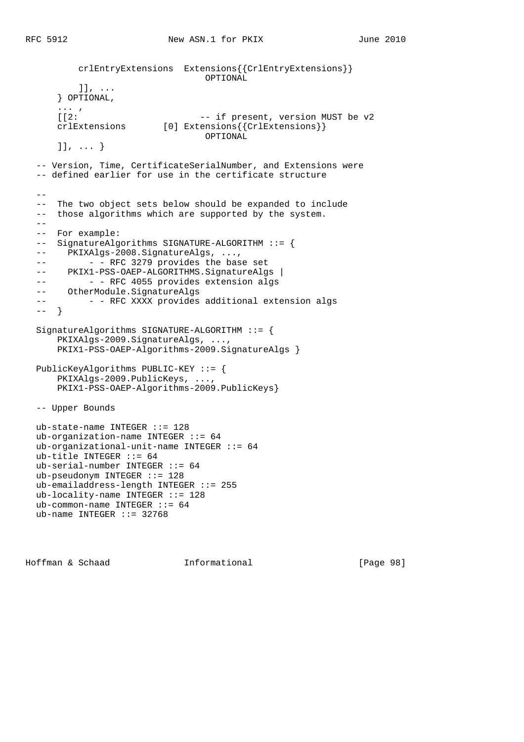```
          crlEntryExtensions  Extensions{{CrlEntryExtensions}}
                                OPTIONAL
          ]], ...
      } OPTIONAL,
      ... ,
      [[2:                        -- if present, version MUST be v2
      crlExtensions       [0] Extensions{{CrlExtensions}}
                                OPTIONAL
      ]], ... }

  -- Version, Time, CertificateSerialNumber, and Extensions were
  -- defined earlier for use in the certificate structure

  --
  --  The two object sets below should be expanded to include
  --  those algorithms which are supported by the system.
  --
  --  For example:
  --  SignatureAlgorithms SIGNATURE-ALGORITHM ::= {
  --    PKIXAlgs-2008.SignatureAlgs, ...,
  --        - - RFC 3279 provides the base set
  --    PKIX1-PSS-OAEP-ALGORITHMS.SignatureAlgs |
  --        - - RFC 4055 provides extension algs
  --    OtherModule.SignatureAlgs
  --        - - RFC XXXX provides additional extension algs
  --  }

  SignatureAlgorithms SIGNATURE-ALGORITHM ::= {
      PKIXAlgs-2009.SignatureAlgs, ...,
      PKIX1-PSS-OAEP-Algorithms-2009.SignatureAlgs }

  PublicKeyAlgorithms PUBLIC-KEY ::= {
      PKIXAlgs-2009.PublicKeys, ...,
      PKIX1-PSS-OAEP-Algorithms-2009.PublicKeys}

  -- Upper Bounds

  ub-state-name INTEGER ::= 128
  ub-organization-name INTEGER ::= 64
  ub-organizational-unit-name INTEGER ::= 64
  ub-title INTEGER ::= 64
  ub-serial-number INTEGER ::= 64
  ub-pseudonym INTEGER ::= 128
  ub-emailaddress-length INTEGER ::= 255
  ub-locality-name INTEGER ::= 128
  ub-common-name INTEGER ::= 64
  ub-name INTEGER ::= 32768
```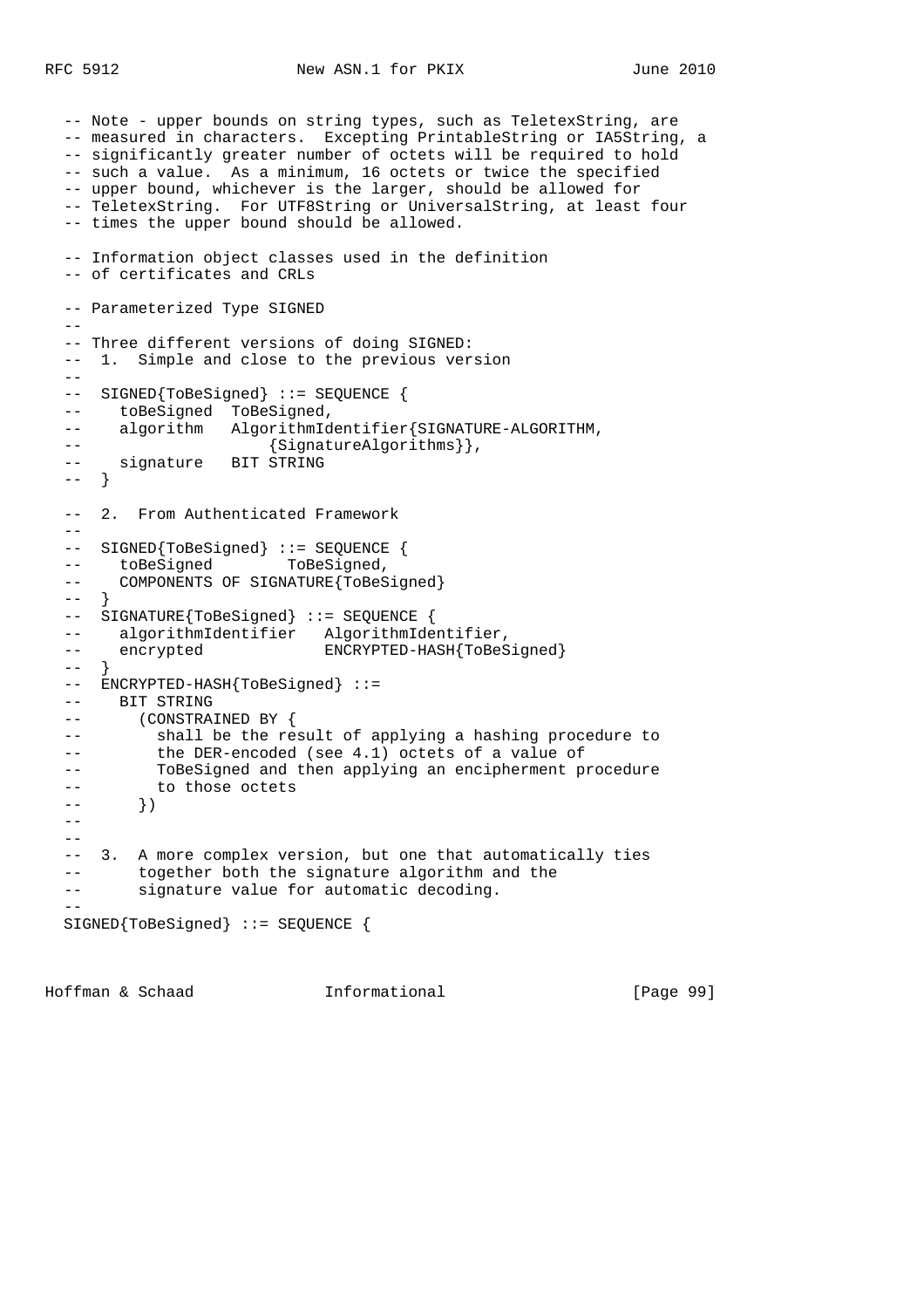```
  -- Note - upper bounds on string types, such as TeletexString, are
  -- measured in characters.  Excepting PrintableString or IA5String, a
  -- significantly greater number of octets will be required to hold
  -- such a value.  As a minimum, 16 octets or twice the specified
  -- upper bound, whichever is the larger, should be allowed for
  -- TeletexString.  For UTF8String or UniversalString, at least four
  -- times the upper bound should be allowed.

  -- Information object classes used in the definition
  -- of certificates and CRLs

  -- Parameterized Type SIGNED
  --
  -- Three different versions of doing SIGNED:
  --  1.  Simple and close to the previous version
  --
  --  SIGNED{ToBeSigned} ::= SEQUENCE {
  --    toBeSigned  ToBeSigned,
  --    algorithm   AlgorithmIdentifier{SIGNATURE-ALGORITHM,
  --                    {SignatureAlgorithms}},
  --    signature   BIT STRING
  --  }

  --  2.  From Authenticated Framework
  --
  --  SIGNED{ToBeSigned} ::= SEQUENCE {
  --    toBeSigned        ToBeSigned,
  --    COMPONENTS OF SIGNATURE{ToBeSigned}
  --  }
  --  SIGNATURE{ToBeSigned} ::= SEQUENCE {
  --    algorithmIdentifier   AlgorithmIdentifier,
  --    encrypted             ENCRYPTED-HASH{ToBeSigned}
  --  }
  --  ENCRYPTED-HASH{ToBeSigned} ::=
  --    BIT STRING
  --      (CONSTRAINED BY {
  --        shall be the result of applying a hashing procedure to
  --        the DER-encoded (see 4.1) octets of a value of
  --        ToBeSigned and then applying an encipherment procedure
  --        to those octets
  --      })
  --
  --
  --  3.  A more complex version, but one that automatically ties
  --      together both the signature algorithm and the
  --      signature value for automatic decoding.
  --
  SIGNED{ToBeSigned} ::= SEQUENCE {
```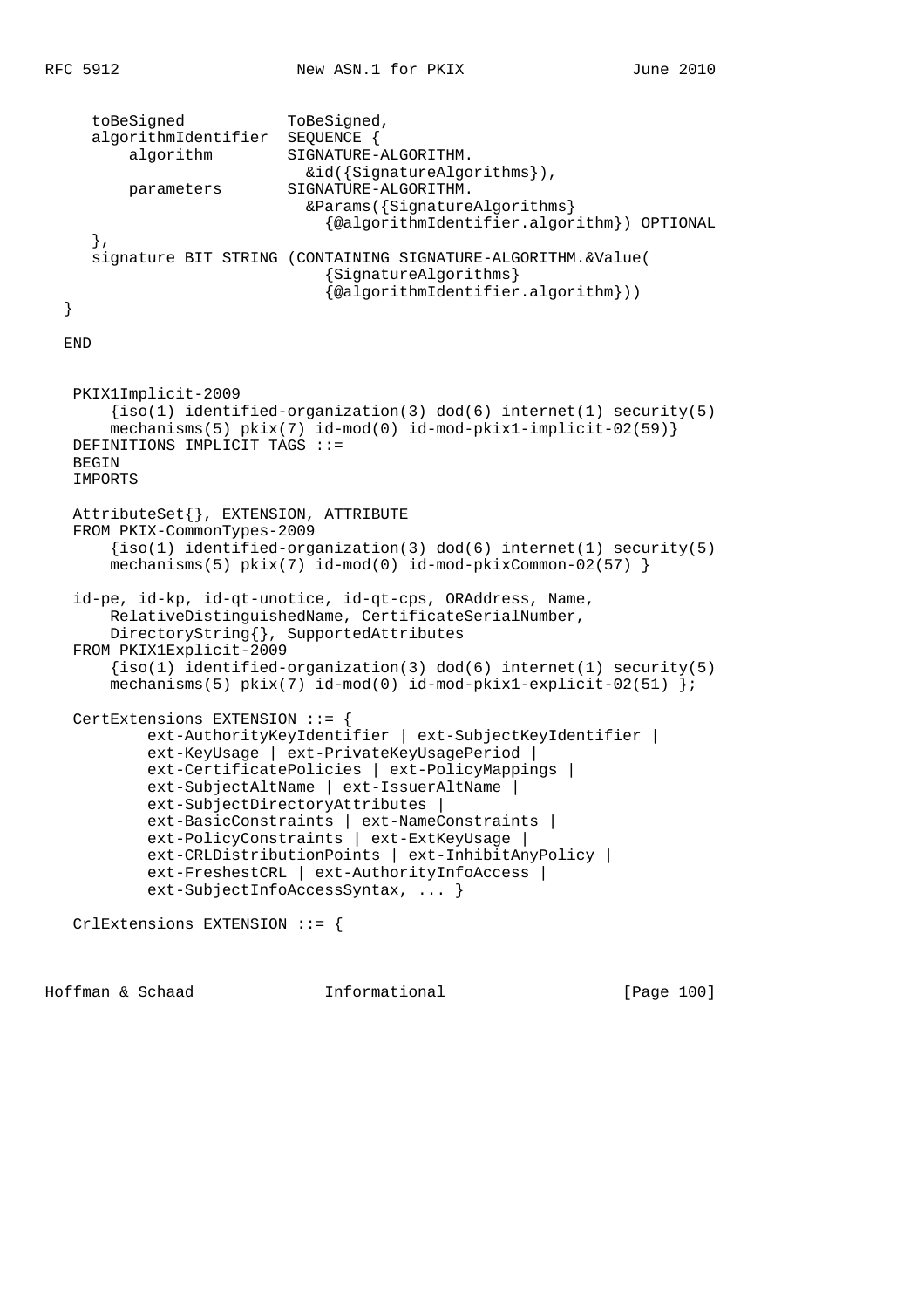```
      toBeSigned           ToBeSigned,
      algorithmIdentifier  SEQUENCE {
          algorithm        SIGNATURE-ALGORITHM.
                             &id({SignatureAlgorithms}),
          parameters       SIGNATURE-ALGORITHM.
                             &Params({SignatureAlgorithms}
                               {@algorithmIdentifier.algorithm}) OPTIONAL
      },
      signature BIT STRING (CONTAINING SIGNATURE-ALGORITHM.&Value(
                               {SignatureAlgorithms}
                               {@algorithmIdentifier.algorithm}))
  }

  END


   PKIX1Implicit-2009
       {iso(1) identified-organization(3) dod(6) internet(1) security(5)
       mechanisms(5) pkix(7) id-mod(0) id-mod-pkix1-implicit-02(59)}
   DEFINITIONS IMPLICIT TAGS ::=
   BEGIN
   IMPORTS

   AttributeSet{}, EXTENSION, ATTRIBUTE
   FROM PKIX-CommonTypes-2009
       {iso(1) identified-organization(3) dod(6) internet(1) security(5)
       mechanisms(5) pkix(7) id-mod(0) id-mod-pkixCommon-02(57) }

   id-pe, id-kp, id-qt-unotice, id-qt-cps, ORAddress, Name,
       RelativeDistinguishedName, CertificateSerialNumber,
       DirectoryString{}, SupportedAttributes
   FROM PKIX1Explicit-2009
       {iso(1) identified-organization(3) dod(6) internet(1) security(5)
       mechanisms(5) pkix(7) id-mod(0) id-mod-pkix1-explicit-02(51) };

   CertExtensions EXTENSION ::= {
           ext-AuthorityKeyIdentifier | ext-SubjectKeyIdentifier |
           ext-KeyUsage | ext-PrivateKeyUsagePeriod |
           ext-CertificatePolicies | ext-PolicyMappings |
           ext-SubjectAltName | ext-IssuerAltName |
           ext-SubjectDirectoryAttributes |
           ext-BasicConstraints | ext-NameConstraints |
           ext-PolicyConstraints | ext-ExtKeyUsage |
           ext-CRLDistributionPoints | ext-InhibitAnyPolicy |
           ext-FreshestCRL | ext-AuthorityInfoAccess |
           ext-SubjectInfoAccessSyntax, ... }

   CrlExtensions EXTENSION ::= {
```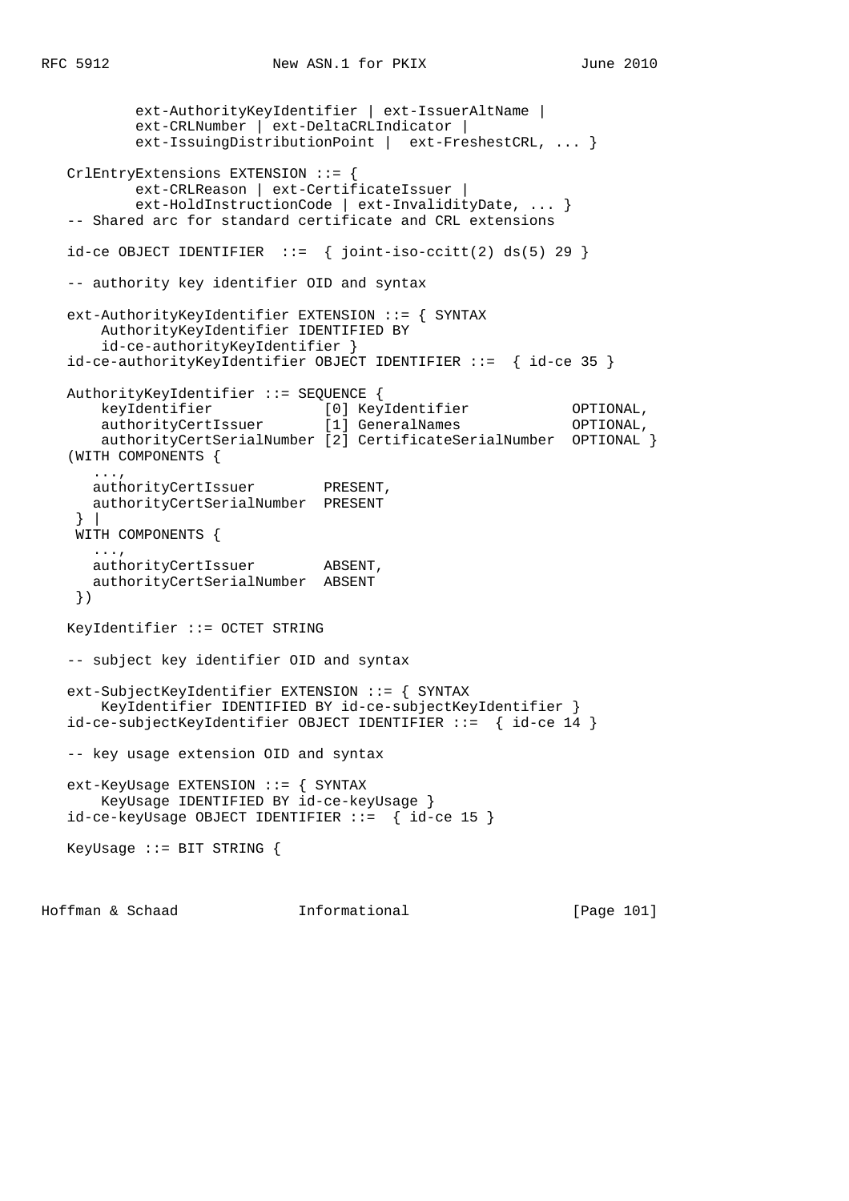```
           ext-AuthorityKeyIdentifier | ext-IssuerAltName |
           ext-CRLNumber | ext-DeltaCRLIndicator |
           ext-IssuingDistributionPoint |  ext-FreshestCRL, ... }

   CrlEntryExtensions EXTENSION ::= {
           ext-CRLReason | ext-CertificateIssuer |
           ext-HoldInstructionCode | ext-InvalidityDate, ... }
   -- Shared arc for standard certificate and CRL extensions

   id-ce OBJECT IDENTIFIER  ::=  { joint-iso-ccitt(2) ds(5) 29 }

   -- authority key identifier OID and syntax

   ext-AuthorityKeyIdentifier EXTENSION ::= { SYNTAX
       AuthorityKeyIdentifier IDENTIFIED BY
       id-ce-authorityKeyIdentifier }
   id-ce-authorityKeyIdentifier OBJECT IDENTIFIER ::=  { id-ce 35 }

   AuthorityKeyIdentifier ::= SEQUENCE {
       keyIdentifier             [0] KeyIdentifier            OPTIONAL,
       authorityCertIssuer       [1] GeneralNames             OPTIONAL,
       authorityCertSerialNumber [2] CertificateSerialNumber  OPTIONAL }
   (WITH COMPONENTS {
      ...,
      authorityCertIssuer        PRESENT,
      authorityCertSerialNumber  PRESENT
    } |
    WITH COMPONENTS {
      ...,
      authorityCertIssuer        ABSENT,
      authorityCertSerialNumber  ABSENT
    })

   KeyIdentifier ::= OCTET STRING

   -- subject key identifier OID and syntax

   ext-SubjectKeyIdentifier EXTENSION ::= { SYNTAX
       KeyIdentifier IDENTIFIED BY id-ce-subjectKeyIdentifier }
   id-ce-subjectKeyIdentifier OBJECT IDENTIFIER ::=  { id-ce 14 }

   -- key usage extension OID and syntax

   ext-KeyUsage EXTENSION ::= { SYNTAX
       KeyUsage IDENTIFIED BY id-ce-keyUsage }
   id-ce-keyUsage OBJECT IDENTIFIER ::=  { id-ce 15 }

   KeyUsage ::= BIT STRING {
```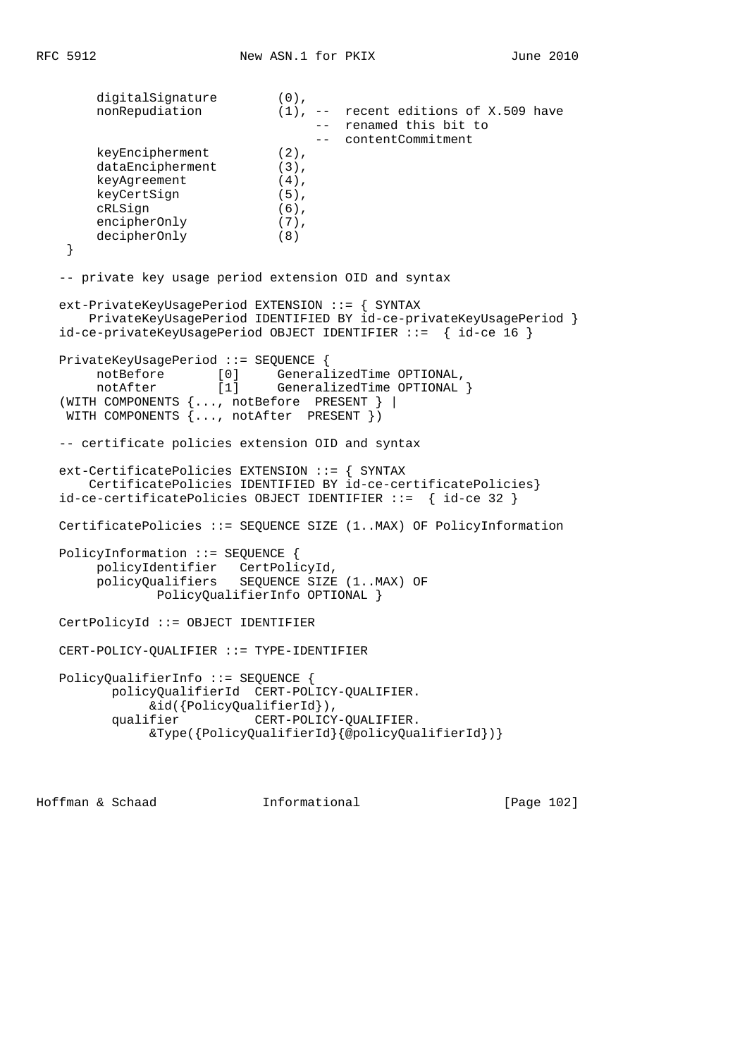```
        digitalSignature        (0),
        nonRepudiation          (1), --  recent editions of X.509 have
                                     --  renamed this bit to
                                     --  contentCommitment
        keyEncipherment         (2),
        dataEncipherment        (3),
        keyAgreement            (4),
        keyCertSign             (5),
        cRLSign                 (6),
        encipherOnly            (7),
        decipherOnly            (8)
    }

   -- private key usage period extension OID and syntax

   ext-PrivateKeyUsagePeriod EXTENSION ::= { SYNTAX
       PrivateKeyUsagePeriod IDENTIFIED BY id-ce-privateKeyUsagePeriod }
   id-ce-privateKeyUsagePeriod OBJECT IDENTIFIER ::=  { id-ce 16 }

   PrivateKeyUsagePeriod ::= SEQUENCE {
        notBefore       [0]     GeneralizedTime OPTIONAL,
        notAfter        [1]     GeneralizedTime OPTIONAL }
   (WITH COMPONENTS {..., notBefore  PRESENT } |
    WITH COMPONENTS {..., notAfter  PRESENT })

   -- certificate policies extension OID and syntax

   ext-CertificatePolicies EXTENSION ::= { SYNTAX
       CertificatePolicies IDENTIFIED BY id-ce-certificatePolicies}
   id-ce-certificatePolicies OBJECT IDENTIFIER ::=  { id-ce 32 }

   CertificatePolicies ::= SEQUENCE SIZE (1..MAX) OF PolicyInformation

   PolicyInformation ::= SEQUENCE {
        policyIdentifier   CertPolicyId,
        policyQualifiers   SEQUENCE SIZE (1..MAX) OF
                PolicyQualifierInfo OPTIONAL }

   CertPolicyId ::= OBJECT IDENTIFIER

   CERT-POLICY-QUALIFIER ::= TYPE-IDENTIFIER

   PolicyQualifierInfo ::= SEQUENCE {
          policyQualifierId  CERT-POLICY-QUALIFIER.
               &id({PolicyQualifierId}),
          qualifier          CERT-POLICY-QUALIFIER.
               &Type({PolicyQualifierId}{@policyQualifierId})}
```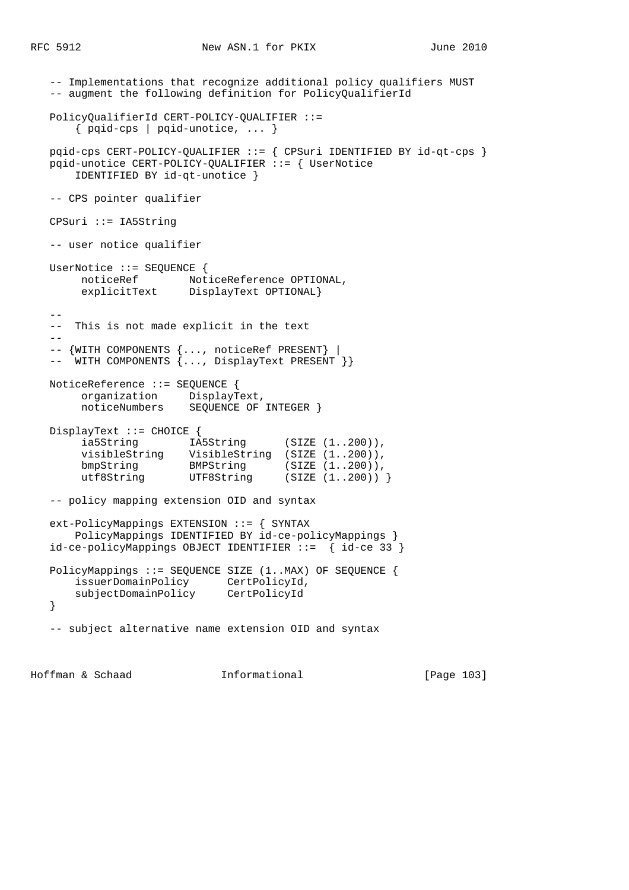```
   -- Implementations that recognize additional policy qualifiers MUST
   -- augment the following definition for PolicyQualifierId

   PolicyQualifierId CERT-POLICY-QUALIFIER ::=
       { pqid-cps | pqid-unotice, ... }

   pqid-cps CERT-POLICY-QUALIFIER ::= { CPSuri IDENTIFIED BY id-qt-cps }
   pqid-unotice CERT-POLICY-QUALIFIER ::= { UserNotice
       IDENTIFIED BY id-qt-unotice }

   -- CPS pointer qualifier

   CPSuri ::= IA5String

   -- user notice qualifier

   UserNotice ::= SEQUENCE {
        noticeRef        NoticeReference OPTIONAL,
        explicitText     DisplayText OPTIONAL}

   --
   --  This is not made explicit in the text
   --
   -- {WITH COMPONENTS {..., noticeRef PRESENT} |
   --  WITH COMPONENTS {..., DisplayText PRESENT }}

   NoticeReference ::= SEQUENCE {
        organization     DisplayText,
        noticeNumbers    SEQUENCE OF INTEGER }

   DisplayText ::= CHOICE {
        ia5String        IA5String      (SIZE (1..200)),
        visibleString    VisibleString  (SIZE (1..200)),
        bmpString        BMPString      (SIZE (1..200)),
        utf8String       UTF8String     (SIZE (1..200)) }

   -- policy mapping extension OID and syntax

   ext-PolicyMappings EXTENSION ::= { SYNTAX
       PolicyMappings IDENTIFIED BY id-ce-policyMappings }
   id-ce-policyMappings OBJECT IDENTIFIER ::=  { id-ce 33 }

   PolicyMappings ::= SEQUENCE SIZE (1..MAX) OF SEQUENCE {
       issuerDomainPolicy      CertPolicyId,
       subjectDomainPolicy     CertPolicyId
   }

   -- subject alternative name extension OID and syntax
```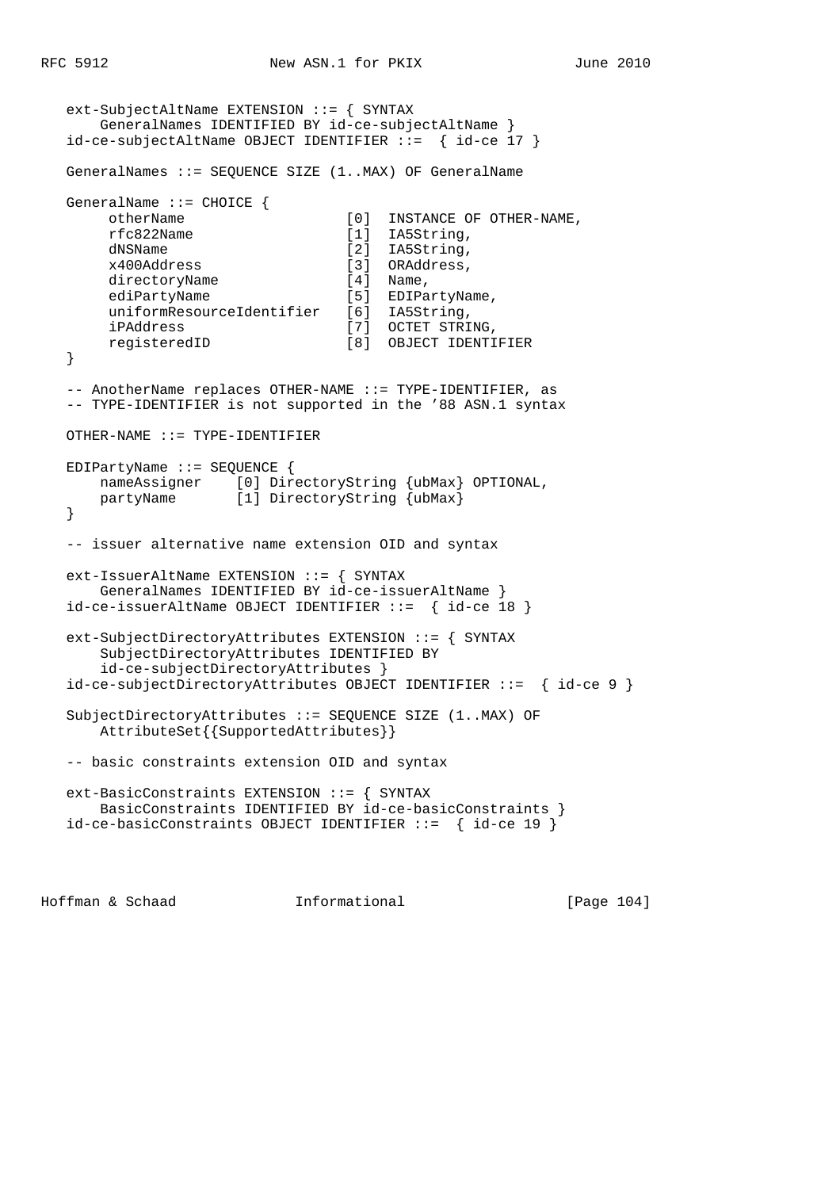```
   ext-SubjectAltName EXTENSION ::= { SYNTAX
       GeneralNames IDENTIFIED BY id-ce-subjectAltName }
   id-ce-subjectAltName OBJECT IDENTIFIER ::=  { id-ce 17 }

   GeneralNames ::= SEQUENCE SIZE (1..MAX) OF GeneralName

   GeneralName ::= CHOICE {
        otherName                   [0]  INSTANCE OF OTHER-NAME,
        rfc822Name                  [1]  IA5String,
        dNSName                     [2]  IA5String,
        x400Address                 [3]  ORAddress,
        directoryName               [4]  Name,
        ediPartyName                [5]  EDIPartyName,
        uniformResourceIdentifier   [6]  IA5String,
        iPAddress                   [7]  OCTET STRING,
        registeredID                [8]  OBJECT IDENTIFIER
   }

   -- AnotherName replaces OTHER-NAME ::= TYPE-IDENTIFIER, as
   -- TYPE-IDENTIFIER is not supported in the '88 ASN.1 syntax

   OTHER-NAME ::= TYPE-IDENTIFIER

   EDIPartyName ::= SEQUENCE {
       nameAssigner    [0] DirectoryString {ubMax} OPTIONAL,
       partyName       [1] DirectoryString {ubMax}
   }

   -- issuer alternative name extension OID and syntax

   ext-IssuerAltName EXTENSION ::= { SYNTAX
       GeneralNames IDENTIFIED BY id-ce-issuerAltName }
   id-ce-issuerAltName OBJECT IDENTIFIER ::=  { id-ce 18 }

   ext-SubjectDirectoryAttributes EXTENSION ::= { SYNTAX
       SubjectDirectoryAttributes IDENTIFIED BY
       id-ce-subjectDirectoryAttributes }
   id-ce-subjectDirectoryAttributes OBJECT IDENTIFIER ::=  { id-ce 9 }

   SubjectDirectoryAttributes ::= SEQUENCE SIZE (1..MAX) OF
       AttributeSet{{SupportedAttributes}}

   -- basic constraints extension OID and syntax

   ext-BasicConstraints EXTENSION ::= { SYNTAX
       BasicConstraints IDENTIFIED BY id-ce-basicConstraints }
   id-ce-basicConstraints OBJECT IDENTIFIER ::=  { id-ce 19 }
```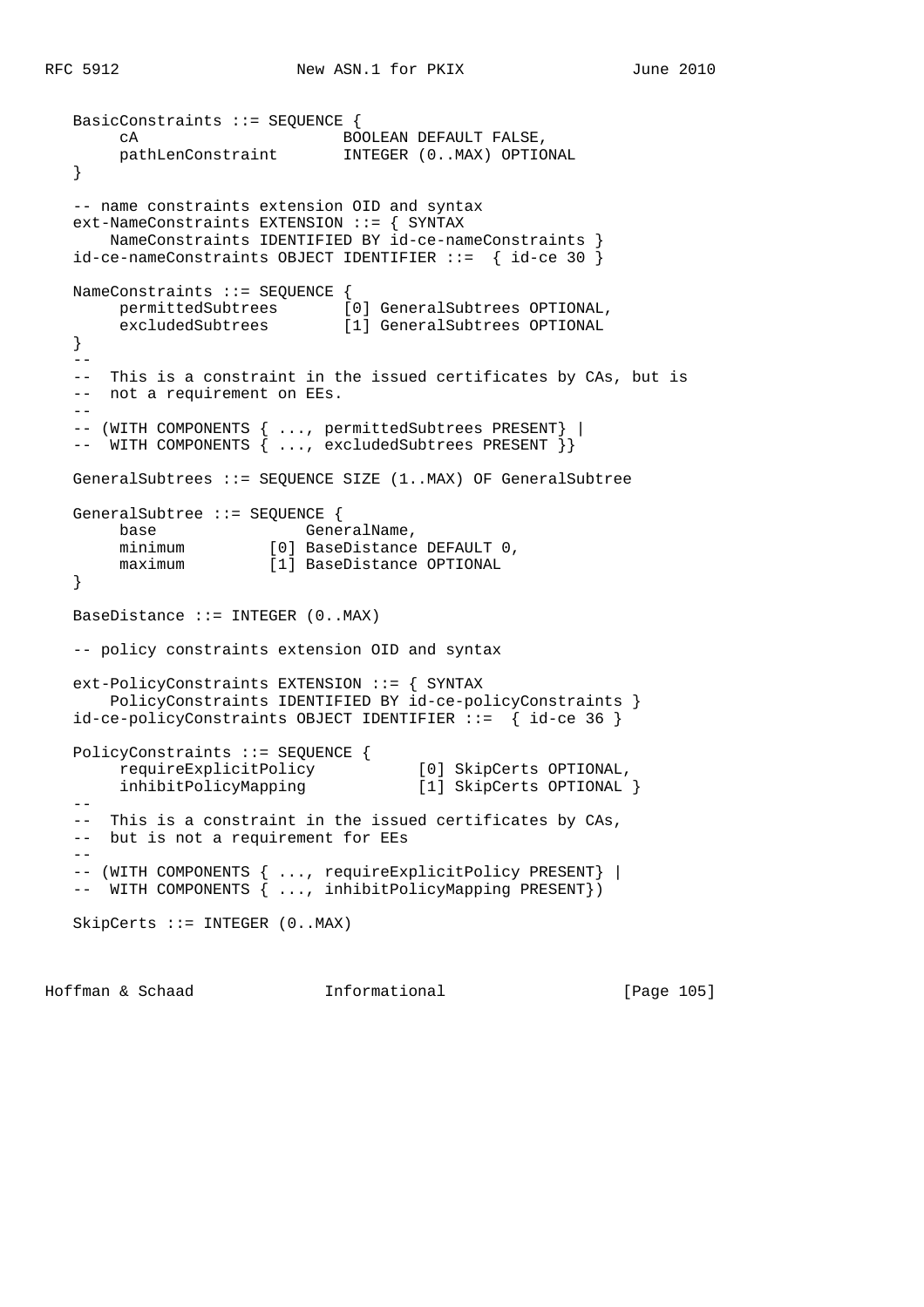```
   BasicConstraints ::= SEQUENCE {
        cA                      BOOLEAN DEFAULT FALSE,
        pathLenConstraint       INTEGER (0..MAX) OPTIONAL
   }

   -- name constraints extension OID and syntax
   ext-NameConstraints EXTENSION ::= { SYNTAX
       NameConstraints IDENTIFIED BY id-ce-nameConstraints }
   id-ce-nameConstraints OBJECT IDENTIFIER ::=  { id-ce 30 }

   NameConstraints ::= SEQUENCE {
        permittedSubtrees       [0] GeneralSubtrees OPTIONAL,
        excludedSubtrees        [1] GeneralSubtrees OPTIONAL
   }
   --
   --  This is a constraint in the issued certificates by CAs, but is
   --  not a requirement on EEs.
   --
   -- (WITH COMPONENTS { ..., permittedSubtrees PRESENT} |
   --  WITH COMPONENTS { ..., excludedSubtrees PRESENT }}

   GeneralSubtrees ::= SEQUENCE SIZE (1..MAX) OF GeneralSubtree

   GeneralSubtree ::= SEQUENCE {
        base                    GeneralName,
        minimum         [0] BaseDistance DEFAULT 0,
        maximum         [1] BaseDistance OPTIONAL
   }

   BaseDistance ::= INTEGER (0..MAX)

   -- policy constraints extension OID and syntax

   ext-PolicyConstraints EXTENSION ::= { SYNTAX
       PolicyConstraints IDENTIFIED BY id-ce-policyConstraints }
   id-ce-policyConstraints OBJECT IDENTIFIER ::=  { id-ce 36 }

   PolicyConstraints ::= SEQUENCE {
        requireExplicitPolicy           [0] SkipCerts OPTIONAL,
        inhibitPolicyMapping            [1] SkipCerts OPTIONAL }
   --
   --  This is a constraint in the issued certificates by CAs,
   --  but is not a requirement for EEs
   --
   -- (WITH COMPONENTS { ..., requireExplicitPolicy PRESENT} |
   --  WITH COMPONENTS { ..., inhibitPolicyMapping PRESENT})

   SkipCerts ::= INTEGER (0..MAX)
```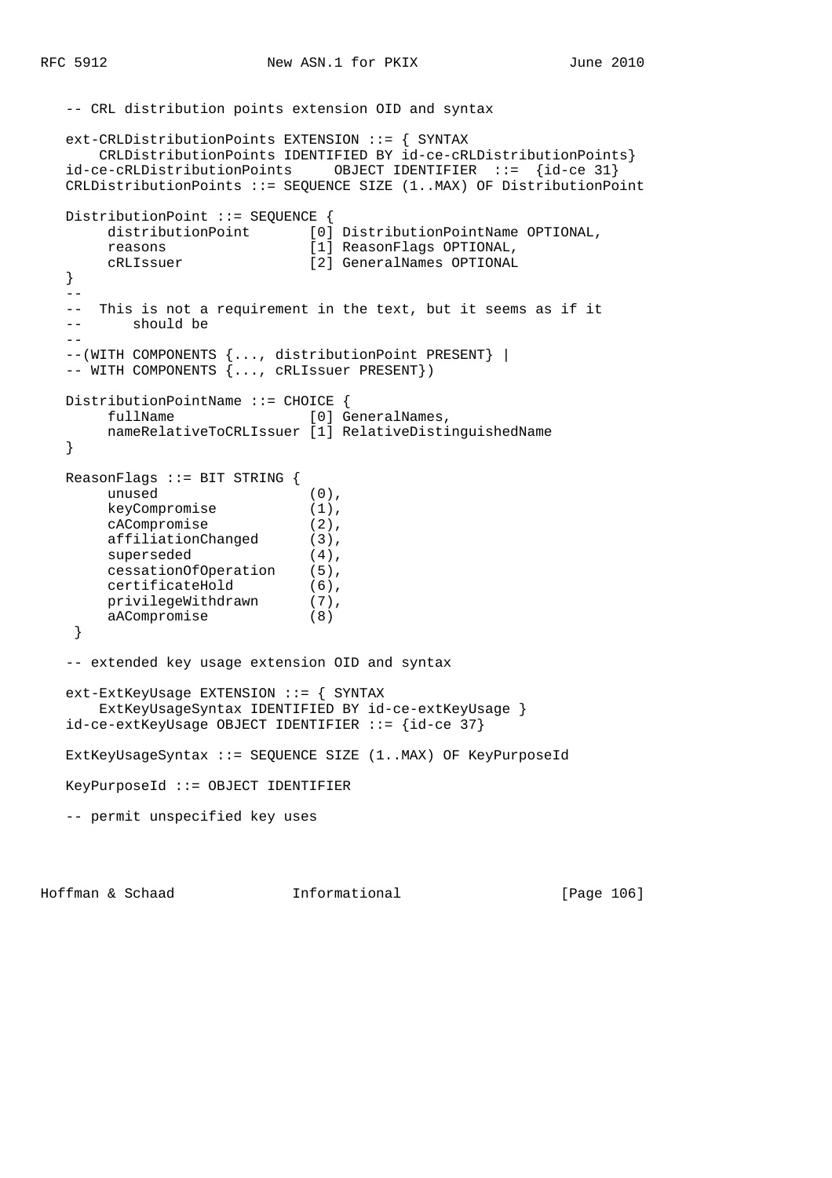```
   -- CRL distribution points extension OID and syntax

   ext-CRLDistributionPoints EXTENSION ::= { SYNTAX
       CRLDistributionPoints IDENTIFIED BY id-ce-cRLDistributionPoints}
   id-ce-cRLDistributionPoints     OBJECT IDENTIFIER  ::=  {id-ce 31}
   CRLDistributionPoints ::= SEQUENCE SIZE (1..MAX) OF DistributionPoint

   DistributionPoint ::= SEQUENCE {
        distributionPoint       [0] DistributionPointName OPTIONAL,
        reasons                 [1] ReasonFlags OPTIONAL,
        cRLIssuer               [2] GeneralNames OPTIONAL
   }
   --
   --  This is not a requirement in the text, but it seems as if it
   --       should be
   --
   --(WITH COMPONENTS {..., distributionPoint PRESENT} |
   -- WITH COMPONENTS {..., cRLIssuer PRESENT})

   DistributionPointName ::= CHOICE {
        fullName                [0] GeneralNames,
        nameRelativeToCRLIssuer [1] RelativeDistinguishedName
   }

   ReasonFlags ::= BIT STRING {
        unused                  (0),
        keyCompromise           (1),
        cACompromise            (2),
        affiliationChanged      (3),
        superseded              (4),
        cessationOfOperation    (5),
        certificateHold         (6),
        privilegeWithdrawn      (7),
        aACompromise            (8)
    }

   -- extended key usage extension OID and syntax

   ext-ExtKeyUsage EXTENSION ::= { SYNTAX
       ExtKeyUsageSyntax IDENTIFIED BY id-ce-extKeyUsage }
   id-ce-extKeyUsage OBJECT IDENTIFIER ::= {id-ce 37}

   ExtKeyUsageSyntax ::= SEQUENCE SIZE (1..MAX) OF KeyPurposeId

   KeyPurposeId ::= OBJECT IDENTIFIER

   -- permit unspecified key uses
```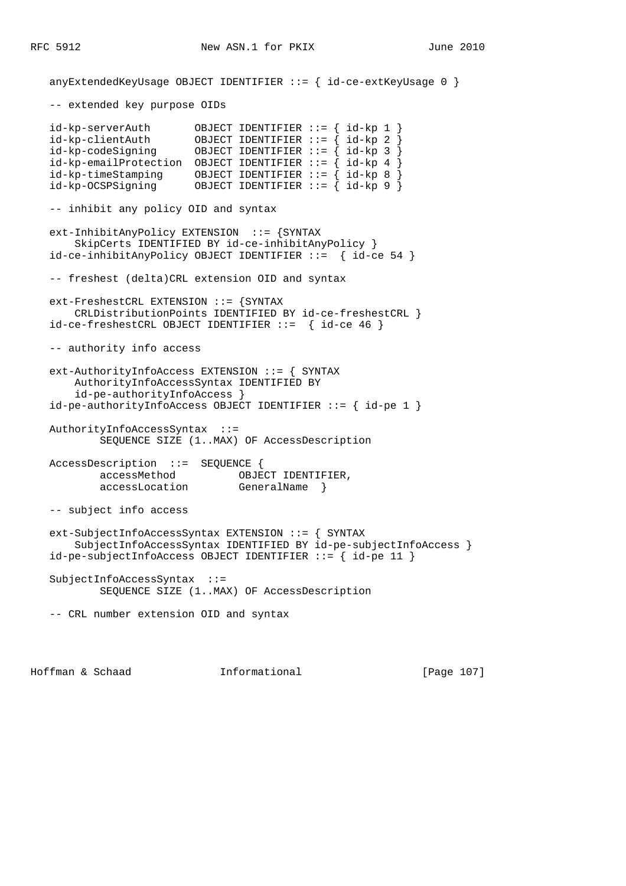```
   anyExtendedKeyUsage OBJECT IDENTIFIER ::= { id-ce-extKeyUsage 0 }

   -- extended key purpose OIDs

   id-kp-serverAuth       OBJECT IDENTIFIER ::= { id-kp 1 }
   id-kp-clientAuth       OBJECT IDENTIFIER ::= { id-kp 2 }
   id-kp-codeSigning      OBJECT IDENTIFIER ::= { id-kp 3 }
   id-kp-emailProtection  OBJECT IDENTIFIER ::= { id-kp 4 }
   id-kp-timeStamping     OBJECT IDENTIFIER ::= { id-kp 8 }
   id-kp-OCSPSigning      OBJECT IDENTIFIER ::= { id-kp 9 }

   -- inhibit any policy OID and syntax

   ext-InhibitAnyPolicy EXTENSION  ::= {SYNTAX
       SkipCerts IDENTIFIED BY id-ce-inhibitAnyPolicy }
   id-ce-inhibitAnyPolicy OBJECT IDENTIFIER ::=  { id-ce 54 }

   -- freshest (delta)CRL extension OID and syntax

   ext-FreshestCRL EXTENSION ::= {SYNTAX
       CRLDistributionPoints IDENTIFIED BY id-ce-freshestCRL }
   id-ce-freshestCRL OBJECT IDENTIFIER ::=  { id-ce 46 }

   -- authority info access

   ext-AuthorityInfoAccess EXTENSION ::= { SYNTAX
       AuthorityInfoAccessSyntax IDENTIFIED BY
       id-pe-authorityInfoAccess }
   id-pe-authorityInfoAccess OBJECT IDENTIFIER ::= { id-pe 1 }

   AuthorityInfoAccessSyntax  ::=
           SEQUENCE SIZE (1..MAX) OF AccessDescription

   AccessDescription  ::=  SEQUENCE {
           accessMethod          OBJECT IDENTIFIER,
           accessLocation        GeneralName  }

   -- subject info access

   ext-SubjectInfoAccessSyntax EXTENSION ::= { SYNTAX
       SubjectInfoAccessSyntax IDENTIFIED BY id-pe-subjectInfoAccess }
   id-pe-subjectInfoAccess OBJECT IDENTIFIER ::= { id-pe 11 }

   SubjectInfoAccessSyntax  ::=
           SEQUENCE SIZE (1..MAX) OF AccessDescription

   -- CRL number extension OID and syntax
```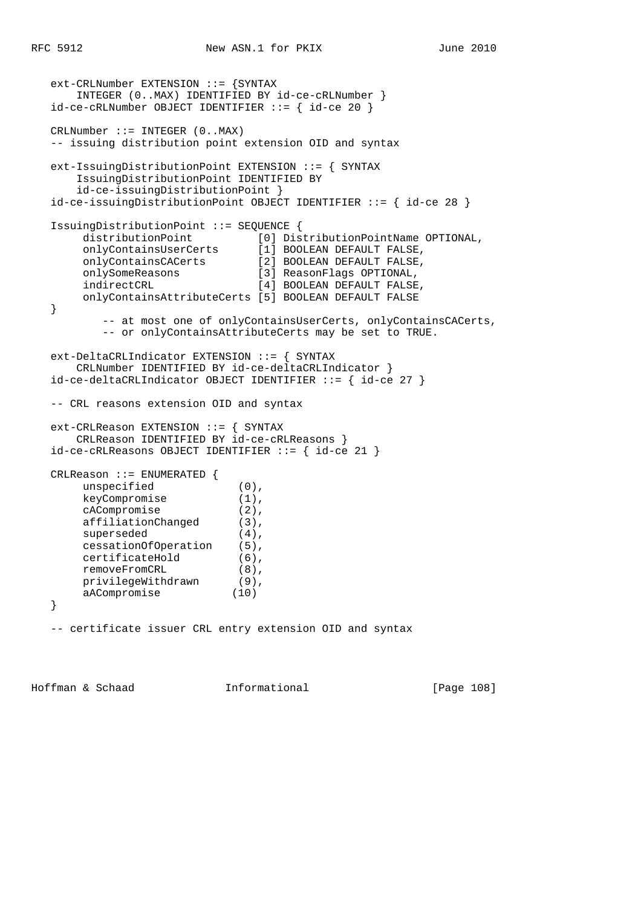```
   ext-CRLNumber EXTENSION ::= {SYNTAX
       INTEGER (0..MAX) IDENTIFIED BY id-ce-cRLNumber }
   id-ce-cRLNumber OBJECT IDENTIFIER ::= { id-ce 20 }

   CRLNumber ::= INTEGER (0..MAX)
   -- issuing distribution point extension OID and syntax

   ext-IssuingDistributionPoint EXTENSION ::= { SYNTAX
       IssuingDistributionPoint IDENTIFIED BY
       id-ce-issuingDistributionPoint }
   id-ce-issuingDistributionPoint OBJECT IDENTIFIER ::= { id-ce 28 }

   IssuingDistributionPoint ::= SEQUENCE {
        distributionPoint          [0] DistributionPointName OPTIONAL,
        onlyContainsUserCerts      [1] BOOLEAN DEFAULT FALSE,
        onlyContainsCACerts        [2] BOOLEAN DEFAULT FALSE,
        onlySomeReasons            [3] ReasonFlags OPTIONAL,
        indirectCRL                [4] BOOLEAN DEFAULT FALSE,
        onlyContainsAttributeCerts [5] BOOLEAN DEFAULT FALSE
   }
           -- at most one of onlyContainsUserCerts, onlyContainsCACerts,
           -- or onlyContainsAttributeCerts may be set to TRUE.

   ext-DeltaCRLIndicator EXTENSION ::= { SYNTAX
       CRLNumber IDENTIFIED BY id-ce-deltaCRLIndicator }
   id-ce-deltaCRLIndicator OBJECT IDENTIFIER ::= { id-ce 27 }

   -- CRL reasons extension OID and syntax

   ext-CRLReason EXTENSION ::= { SYNTAX
       CRLReason IDENTIFIED BY id-ce-cRLReasons }
   id-ce-cRLReasons OBJECT IDENTIFIER ::= { id-ce 21 }

   CRLReason ::= ENUMERATED {
        unspecified             (0),
        keyCompromise           (1),
        cACompromise            (2),
        affiliationChanged      (3),
        superseded              (4),
        cessationOfOperation    (5),
        certificateHold         (6),
        removeFromCRL           (8),
        privilegeWithdrawn      (9),
        aACompromise           (10)
   }

   -- certificate issuer CRL entry extension OID and syntax
```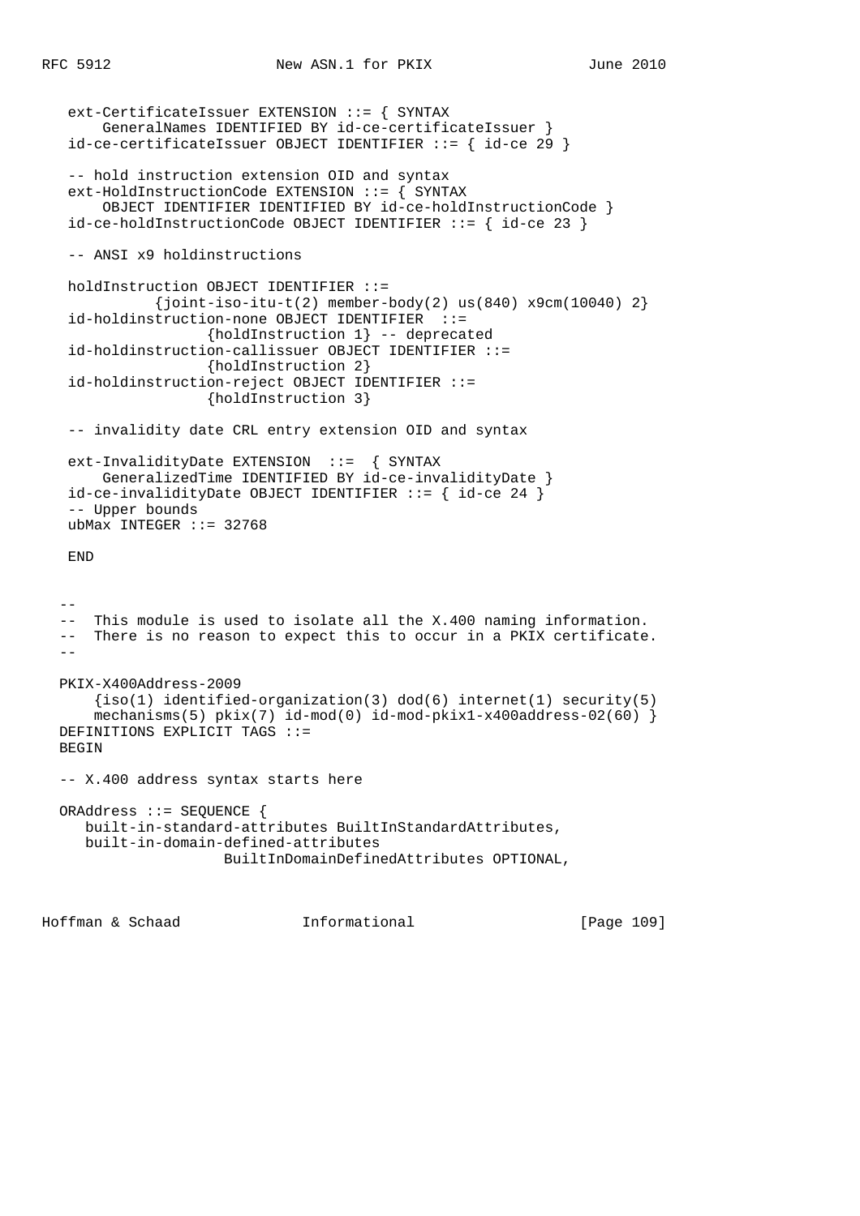```
   ext-CertificateIssuer EXTENSION ::= { SYNTAX
       GeneralNames IDENTIFIED BY id-ce-certificateIssuer }
   id-ce-certificateIssuer OBJECT IDENTIFIER ::= { id-ce 29 }

   -- hold instruction extension OID and syntax
   ext-HoldInstructionCode EXTENSION ::= { SYNTAX
       OBJECT IDENTIFIER IDENTIFIED BY id-ce-holdInstructionCode }
   id-ce-holdInstructionCode OBJECT IDENTIFIER ::= { id-ce 23 }

   -- ANSI x9 holdinstructions

   holdInstruction OBJECT IDENTIFIER ::=
             {joint-iso-itu-t(2) member-body(2) us(840) x9cm(10040) 2}
   id-holdinstruction-none OBJECT IDENTIFIER  ::=
                   {holdInstruction 1} -- deprecated
   id-holdinstruction-callissuer OBJECT IDENTIFIER ::=
                   {holdInstruction 2}
   id-holdinstruction-reject OBJECT IDENTIFIER ::=
                   {holdInstruction 3}

   -- invalidity date CRL entry extension OID and syntax

   ext-InvalidityDate EXTENSION  ::=  { SYNTAX
       GeneralizedTime IDENTIFIED BY id-ce-invalidityDate }
   id-ce-invalidityDate OBJECT IDENTIFIER ::= { id-ce 24 }
   -- Upper bounds
   ubMax INTEGER ::= 32768

   END


  --
  --  This module is used to isolate all the X.400 naming information.
  --  There is no reason to expect this to occur in a PKIX certificate.
  --

  PKIX-X400Address-2009
      {iso(1) identified-organization(3) dod(6) internet(1) security(5)
      mechanisms(5) pkix(7) id-mod(0) id-mod-pkix1-x400address-02(60) }
  DEFINITIONS EXPLICIT TAGS ::=
  BEGIN

  -- X.400 address syntax starts here

  ORAddress ::= SEQUENCE {
     built-in-standard-attributes BuiltInStandardAttributes,
     built-in-domain-defined-attributes
                     BuiltInDomainDefinedAttributes OPTIONAL,
```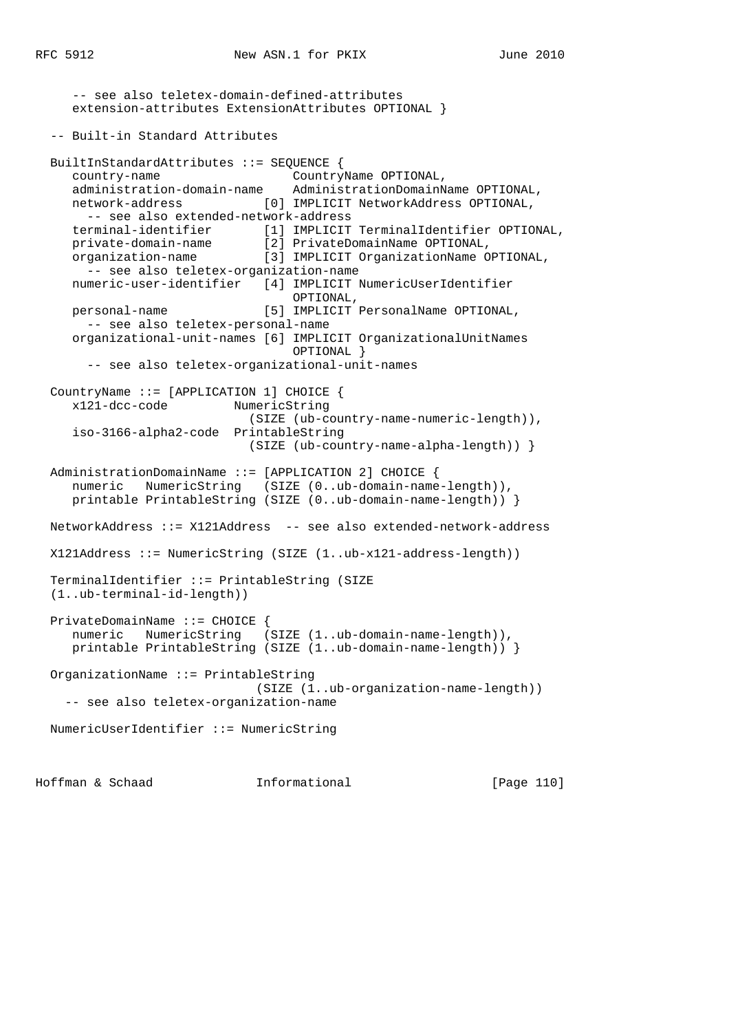```
     -- see also teletex-domain-defined-attributes
     extension-attributes ExtensionAttributes OPTIONAL }

  -- Built-in Standard Attributes

  BuiltInStandardAttributes ::= SEQUENCE {
     country-name                  CountryName OPTIONAL,
     administration-domain-name    AdministrationDomainName OPTIONAL,
     network-address           [0] IMPLICIT NetworkAddress OPTIONAL,
       -- see also extended-network-address
     terminal-identifier       [1] IMPLICIT TerminalIdentifier OPTIONAL,
     private-domain-name       [2] PrivateDomainName OPTIONAL,
     organization-name         [3] IMPLICIT OrganizationName OPTIONAL,
       -- see also teletex-organization-name
     numeric-user-identifier   [4] IMPLICIT NumericUserIdentifier
                                   OPTIONAL,
     personal-name             [5] IMPLICIT PersonalName OPTIONAL,
       -- see also teletex-personal-name
     organizational-unit-names [6] IMPLICIT OrganizationalUnitNames
                                   OPTIONAL }
       -- see also teletex-organizational-unit-names

  CountryName ::= [APPLICATION 1] CHOICE {
     x121-dcc-code         NumericString
                             (SIZE (ub-country-name-numeric-length)),
     iso-3166-alpha2-code  PrintableString
                             (SIZE (ub-country-name-alpha-length)) }

  AdministrationDomainName ::= [APPLICATION 2] CHOICE {
     numeric   NumericString   (SIZE (0..ub-domain-name-length)),
     printable PrintableString (SIZE (0..ub-domain-name-length)) }

  NetworkAddress ::= X121Address  -- see also extended-network-address

  X121Address ::= NumericString (SIZE (1..ub-x121-address-length))

  TerminalIdentifier ::= PrintableString (SIZE
  (1..ub-terminal-id-length))

  PrivateDomainName ::= CHOICE {
     numeric   NumericString   (SIZE (1..ub-domain-name-length)),
     printable PrintableString (SIZE (1..ub-domain-name-length)) }

  OrganizationName ::= PrintableString
                              (SIZE (1..ub-organization-name-length))
    -- see also teletex-organization-name

  NumericUserIdentifier ::= NumericString
```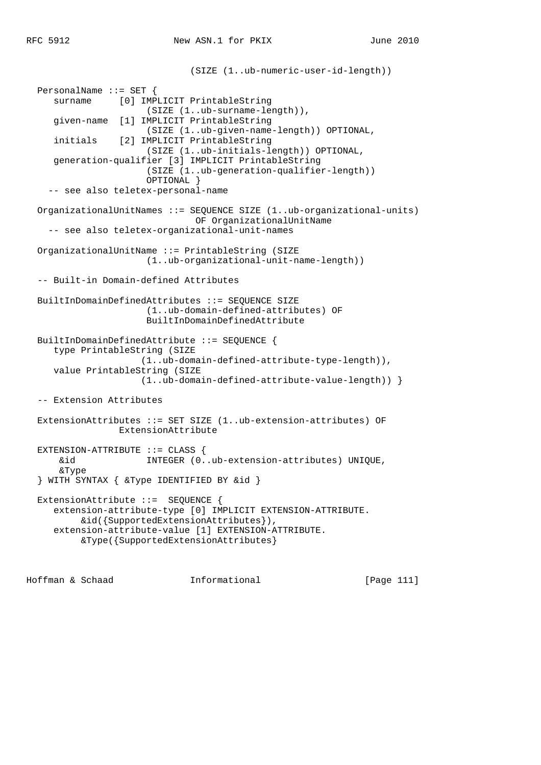```
                            (SIZE (1..ub-numeric-user-id-length))

  PersonalName ::= SET {
     surname     [0] IMPLICIT PrintableString
                      (SIZE (1..ub-surname-length)),
     given-name  [1] IMPLICIT PrintableString
                      (SIZE (1..ub-given-name-length)) OPTIONAL,
     initials    [2] IMPLICIT PrintableString
                      (SIZE (1..ub-initials-length)) OPTIONAL,
     generation-qualifier [3] IMPLICIT PrintableString
                      (SIZE (1..ub-generation-qualifier-length))
                      OPTIONAL }
    -- see also teletex-personal-name

  OrganizationalUnitNames ::= SEQUENCE SIZE (1..ub-organizational-units)
                               OF OrganizationalUnitName
    -- see also teletex-organizational-unit-names

  OrganizationalUnitName ::= PrintableString (SIZE
                      (1..ub-organizational-unit-name-length))

  -- Built-in Domain-defined Attributes

  BuiltInDomainDefinedAttributes ::= SEQUENCE SIZE
                      (1..ub-domain-defined-attributes) OF
                      BuiltInDomainDefinedAttribute

  BuiltInDomainDefinedAttribute ::= SEQUENCE {
     type PrintableString (SIZE
                     (1..ub-domain-defined-attribute-type-length)),
     value PrintableString (SIZE
                     (1..ub-domain-defined-attribute-value-length)) }

  -- Extension Attributes

  ExtensionAttributes ::= SET SIZE (1..ub-extension-attributes) OF
                 ExtensionAttribute

  EXTENSION-ATTRIBUTE ::= CLASS {
      &id             INTEGER (0..ub-extension-attributes) UNIQUE,
      &Type
  } WITH SYNTAX { &Type IDENTIFIED BY &id }

  ExtensionAttribute ::=  SEQUENCE {
     extension-attribute-type [0] IMPLICIT EXTENSION-ATTRIBUTE.
          &id({SupportedExtensionAttributes}),
     extension-attribute-value [1] EXTENSION-ATTRIBUTE.
          &Type({SupportedExtensionAttributes}
```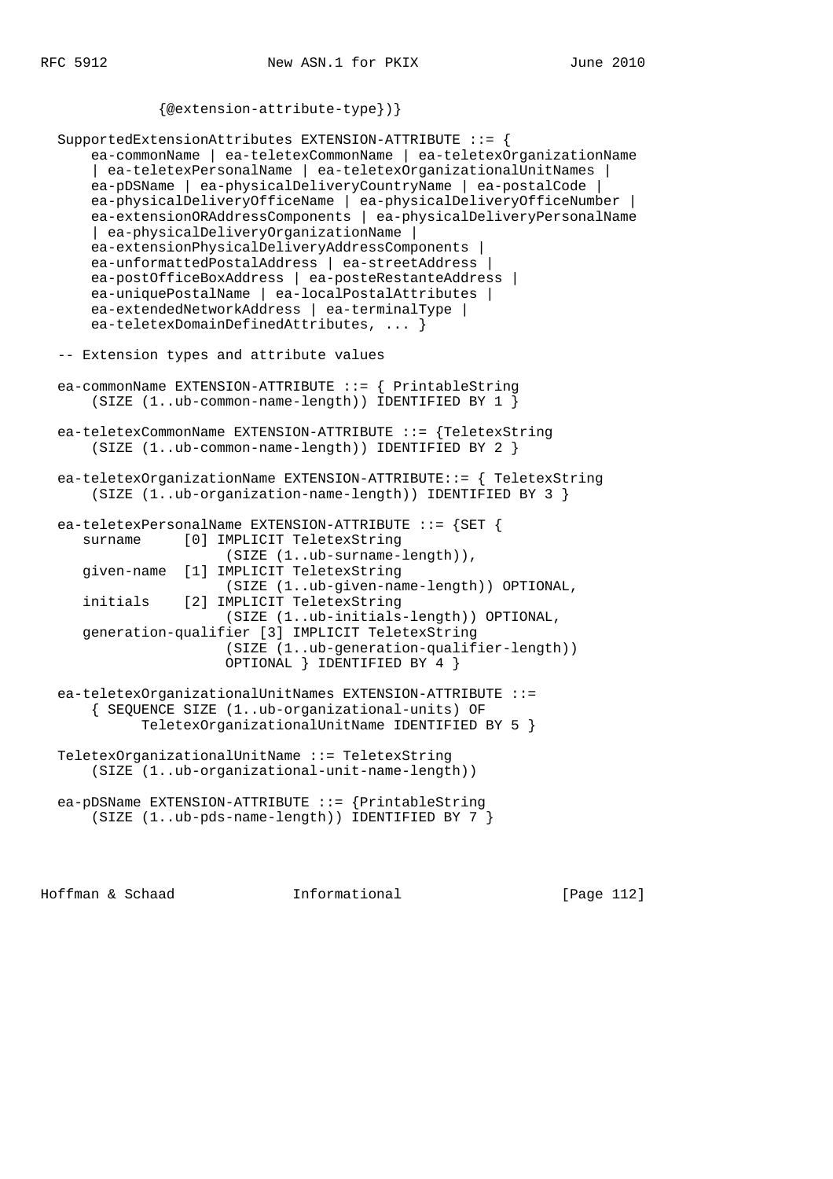```
             {@extension-attribute-type})}

  SupportedExtensionAttributes EXTENSION-ATTRIBUTE ::= {
      ea-commonName | ea-teletexCommonName | ea-teletexOrganizationName
      | ea-teletexPersonalName | ea-teletexOrganizationalUnitNames |
      ea-pDSName | ea-physicalDeliveryCountryName | ea-postalCode |
      ea-physicalDeliveryOfficeName | ea-physicalDeliveryOfficeNumber |
      ea-extensionORAddressComponents | ea-physicalDeliveryPersonalName
      | ea-physicalDeliveryOrganizationName |
      ea-extensionPhysicalDeliveryAddressComponents |
      ea-unformattedPostalAddress | ea-streetAddress |
      ea-postOfficeBoxAddress | ea-posteRestanteAddress |
      ea-uniquePostalName | ea-localPostalAttributes |
      ea-extendedNetworkAddress | ea-terminalType |
      ea-teletexDomainDefinedAttributes, ... }

  -- Extension types and attribute values

  ea-commonName EXTENSION-ATTRIBUTE ::= { PrintableString
      (SIZE (1..ub-common-name-length)) IDENTIFIED BY 1 }

  ea-teletexCommonName EXTENSION-ATTRIBUTE ::= {TeletexString
      (SIZE (1..ub-common-name-length)) IDENTIFIED BY 2 }

  ea-teletexOrganizationName EXTENSION-ATTRIBUTE::= { TeletexString
      (SIZE (1..ub-organization-name-length)) IDENTIFIED BY 3 }

  ea-teletexPersonalName EXTENSION-ATTRIBUTE ::= {SET {
     surname     [0] IMPLICIT TeletexString
                     (SIZE (1..ub-surname-length)),
     given-name  [1] IMPLICIT TeletexString
                     (SIZE (1..ub-given-name-length)) OPTIONAL,
     initials    [2] IMPLICIT TeletexString
                     (SIZE (1..ub-initials-length)) OPTIONAL,
     generation-qualifier [3] IMPLICIT TeletexString
                     (SIZE (1..ub-generation-qualifier-length))
                     OPTIONAL } IDENTIFIED BY 4 }

  ea-teletexOrganizationalUnitNames EXTENSION-ATTRIBUTE ::=
      { SEQUENCE SIZE (1..ub-organizational-units) OF
            TeletexOrganizationalUnitName IDENTIFIED BY 5 }

  TeletexOrganizationalUnitName ::= TeletexString
      (SIZE (1..ub-organizational-unit-name-length))

  ea-pDSName EXTENSION-ATTRIBUTE ::= {PrintableString
      (SIZE (1..ub-pds-name-length)) IDENTIFIED BY 7 }
```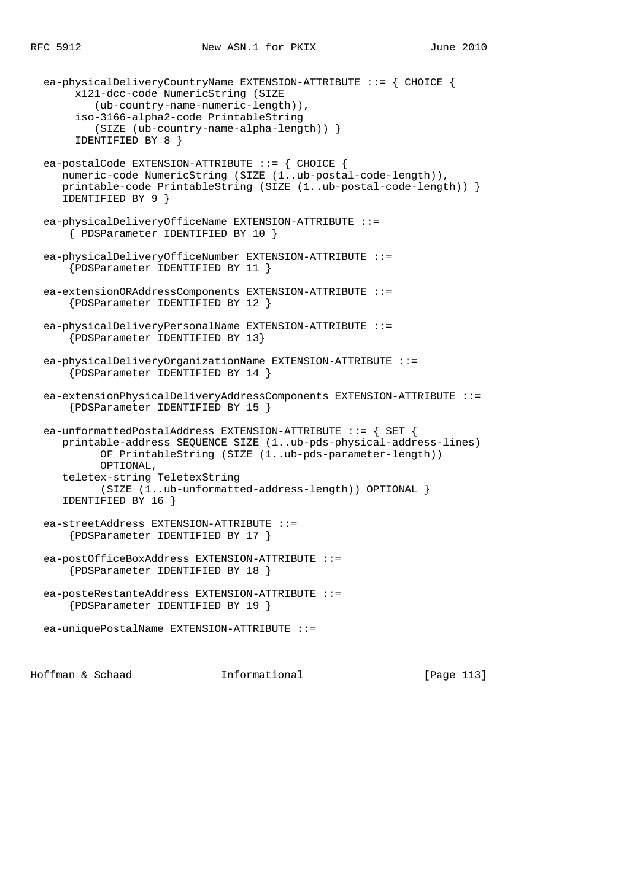```
   ea-physicalDeliveryCountryName EXTENSION-ATTRIBUTE ::= { CHOICE {
         x121-dcc-code NumericString (SIZE
            (ub-country-name-numeric-length)),
         iso-3166-alpha2-code PrintableString
            (SIZE (ub-country-name-alpha-length)) }
         IDENTIFIED BY 8 }

   ea-postalCode EXTENSION-ATTRIBUTE ::= { CHOICE {
      numeric-code NumericString (SIZE (1..ub-postal-code-length)),
      printable-code PrintableString (SIZE (1..ub-postal-code-length)) }
      IDENTIFIED BY 9 }

   ea-physicalDeliveryOfficeName EXTENSION-ATTRIBUTE ::=
       { PDSParameter IDENTIFIED BY 10 }

   ea-physicalDeliveryOfficeNumber EXTENSION-ATTRIBUTE ::=
       {PDSParameter IDENTIFIED BY 11 }

   ea-extensionORAddressComponents EXTENSION-ATTRIBUTE ::=
       {PDSParameter IDENTIFIED BY 12 }

   ea-physicalDeliveryPersonalName EXTENSION-ATTRIBUTE ::=
       {PDSParameter IDENTIFIED BY 13}

   ea-physicalDeliveryOrganizationName EXTENSION-ATTRIBUTE ::=
       {PDSParameter IDENTIFIED BY 14 }

   ea-extensionPhysicalDeliveryAddressComponents EXTENSION-ATTRIBUTE ::=
       {PDSParameter IDENTIFIED BY 15 }

   ea-unformattedPostalAddress EXTENSION-ATTRIBUTE ::= { SET {
      printable-address SEQUENCE SIZE (1..ub-pds-physical-address-lines)
            OF PrintableString (SIZE (1..ub-pds-parameter-length))
            OPTIONAL,
      teletex-string TeletexString
            (SIZE (1..ub-unformatted-address-length)) OPTIONAL }
      IDENTIFIED BY 16 }

   ea-streetAddress EXTENSION-ATTRIBUTE ::=
       {PDSParameter IDENTIFIED BY 17 }

   ea-postOfficeBoxAddress EXTENSION-ATTRIBUTE ::=
       {PDSParameter IDENTIFIED BY 18 }

   ea-posteRestanteAddress EXTENSION-ATTRIBUTE ::=
       {PDSParameter IDENTIFIED BY 19 }

   ea-uniquePostalName EXTENSION-ATTRIBUTE ::=
```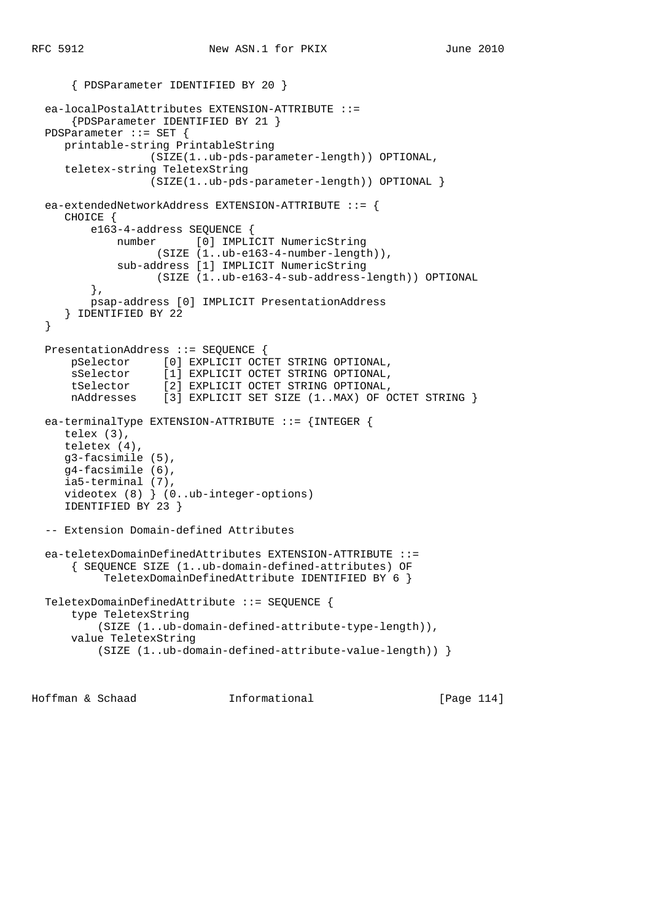```
      { PDSParameter IDENTIFIED BY 20 }

  ea-localPostalAttributes EXTENSION-ATTRIBUTE ::=
      {PDSParameter IDENTIFIED BY 21 }
  PDSParameter ::= SET {
     printable-string PrintableString
                  (SIZE(1..ub-pds-parameter-length)) OPTIONAL,
     teletex-string TeletexString
                  (SIZE(1..ub-pds-parameter-length)) OPTIONAL }

  ea-extendedNetworkAddress EXTENSION-ATTRIBUTE ::= {
     CHOICE {
         e163-4-address SEQUENCE {
             number      [0] IMPLICIT NumericString
                   (SIZE (1..ub-e163-4-number-length)),
             sub-address [1] IMPLICIT NumericString
                   (SIZE (1..ub-e163-4-sub-address-length)) OPTIONAL
         },
         psap-address [0] IMPLICIT PresentationAddress
     } IDENTIFIED BY 22
  }

  PresentationAddress ::= SEQUENCE {
      pSelector     [0] EXPLICIT OCTET STRING OPTIONAL,
      sSelector     [1] EXPLICIT OCTET STRING OPTIONAL,
      tSelector     [2] EXPLICIT OCTET STRING OPTIONAL,
      nAddresses    [3] EXPLICIT SET SIZE (1..MAX) OF OCTET STRING }

  ea-terminalType EXTENSION-ATTRIBUTE ::= {INTEGER {
     telex (3),
     teletex (4),
     g3-facsimile (5),
     g4-facsimile (6),
     ia5-terminal (7),
     videotex (8) } (0..ub-integer-options)
     IDENTIFIED BY 23 }

  -- Extension Domain-defined Attributes

  ea-teletexDomainDefinedAttributes EXTENSION-ATTRIBUTE ::=
      { SEQUENCE SIZE (1..ub-domain-defined-attributes) OF
           TeletexDomainDefinedAttribute IDENTIFIED BY 6 }

  TeletexDomainDefinedAttribute ::= SEQUENCE {
      type TeletexString
          (SIZE (1..ub-domain-defined-attribute-type-length)),
      value TeletexString
          (SIZE (1..ub-domain-defined-attribute-value-length)) }
```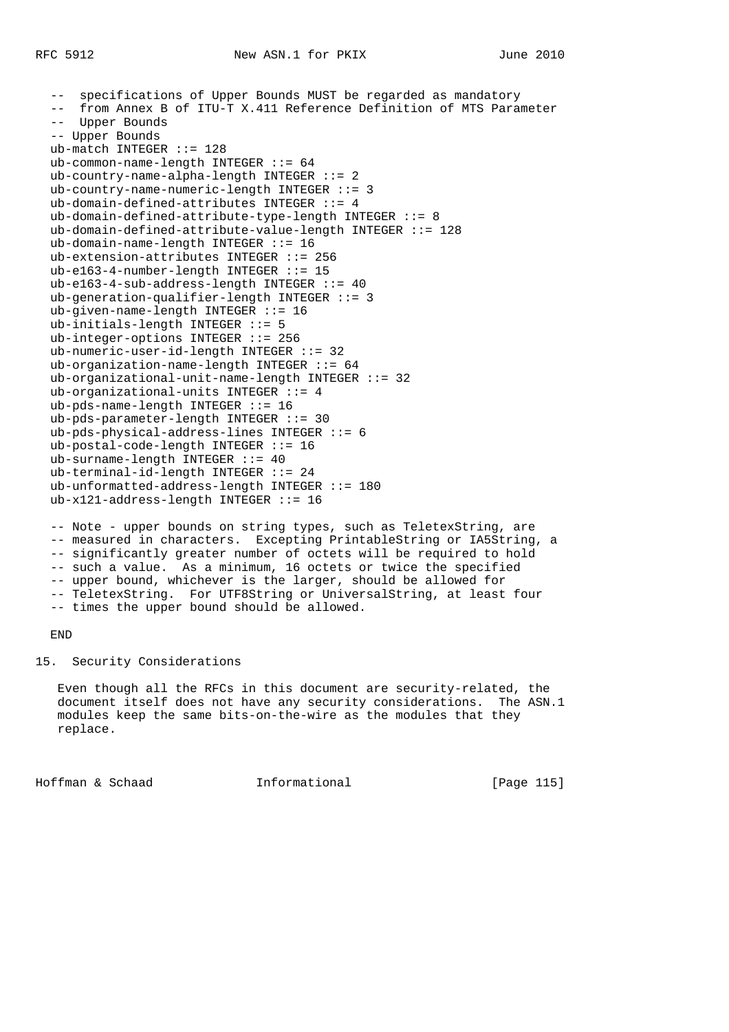```
  --  specifications of Upper Bounds MUST be regarded as mandatory
  --  from Annex B of ITU-T X.411 Reference Definition of MTS Parameter
  --  Upper Bounds
  -- Upper Bounds
  ub-match INTEGER ::= 128
  ub-common-name-length INTEGER ::= 64
  ub-country-name-alpha-length INTEGER ::= 2
  ub-country-name-numeric-length INTEGER ::= 3
  ub-domain-defined-attributes INTEGER ::= 4
  ub-domain-defined-attribute-type-length INTEGER ::= 8
  ub-domain-defined-attribute-value-length INTEGER ::= 128
  ub-domain-name-length INTEGER ::= 16
  ub-extension-attributes INTEGER ::= 256
  ub-e163-4-number-length INTEGER ::= 15
  ub-e163-4-sub-address-length INTEGER ::= 40
  ub-generation-qualifier-length INTEGER ::= 3
  ub-given-name-length INTEGER ::= 16
  ub-initials-length INTEGER ::= 5
  ub-integer-options INTEGER ::= 256
  ub-numeric-user-id-length INTEGER ::= 32
  ub-organization-name-length INTEGER ::= 64
  ub-organizational-unit-name-length INTEGER ::= 32
  ub-organizational-units INTEGER ::= 4
  ub-pds-name-length INTEGER ::= 16
  ub-pds-parameter-length INTEGER ::= 30
  ub-pds-physical-address-lines INTEGER ::= 6
  ub-postal-code-length INTEGER ::= 16
  ub-surname-length INTEGER ::= 40
  ub-terminal-id-length INTEGER ::= 24
  ub-unformatted-address-length INTEGER ::= 180
  ub-x121-address-length INTEGER ::= 16

  -- Note - upper bounds on string types, such as TeletexString, are
  -- measured in characters.  Excepting PrintableString or IA5String, a
  -- significantly greater number of octets will be required to hold
  -- such a value.  As a minimum, 16 octets or twice the specified
  -- upper bound, whichever is the larger, should be allowed for
  -- TeletexString.  For UTF8String or UniversalString, at least four
  -- times the upper bound should be allowed.

  END
```

## 15. Security Considerations

Even though all the RFCs in this document are security-related, the document itself does not have any security considerations. The ASN.1 modules keep the same bits-on-the-wire as the modules that they replace.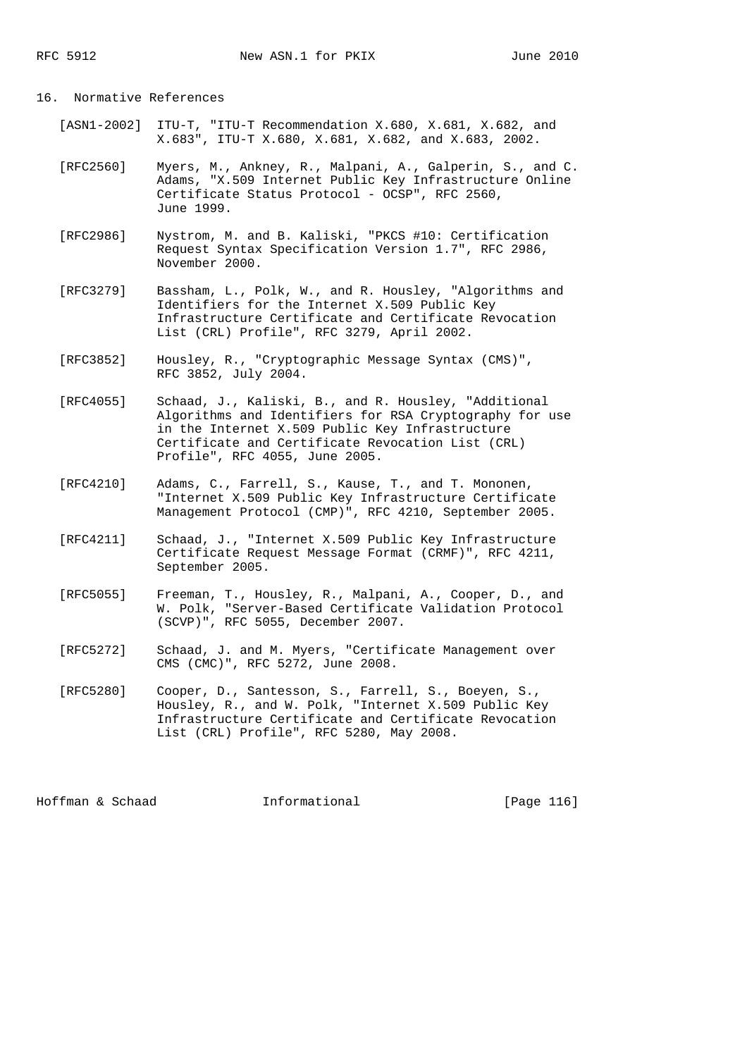## 16. Normative References

[ASN1-2002] ITU-T, "ITU-T Recommendation X.680, X.681, X.682, and X.683", ITU-T X.680, X.681, X.682, and X.683, 2002.

[RFC2560] Myers, M., Ankney, R., Malpani, A., Galperin, S., and C. Adams, "X.509 Internet Public Key Infrastructure Online Certificate Status Protocol - OCSP", RFC 2560, June 1999.

[RFC2986] Nystrom, M. and B. Kaliski, "PKCS #10: Certification Request Syntax Specification Version 1.7", RFC 2986, November 2000.

[RFC3279] Bassham, L., Polk, W., and R. Housley, "Algorithms and Identifiers for the Internet X.509 Public Key Infrastructure Certificate and Certificate Revocation List (CRL) Profile", RFC 3279, April 2002.

[RFC3852] Housley, R., "Cryptographic Message Syntax (CMS)", RFC 3852, July 2004.

[RFC4055] Schaad, J., Kaliski, B., and R. Housley, "Additional Algorithms and Identifiers for RSA Cryptography for use in the Internet X.509 Public Key Infrastructure Certificate and Certificate Revocation List (CRL) Profile", RFC 4055, June 2005.

[RFC4210] Adams, C., Farrell, S., Kause, T., and T. Mononen, "Internet X.509 Public Key Infrastructure Certificate Management Protocol (CMP)", RFC 4210, September 2005.

[RFC4211] Schaad, J., "Internet X.509 Public Key Infrastructure Certificate Request Message Format (CRMF)", RFC 4211, September 2005.

[RFC5055] Freeman, T., Housley, R., Malpani, A., Cooper, D., and W. Polk, "Server-Based Certificate Validation Protocol (SCVP)", RFC 5055, December 2007.

[RFC5272] Schaad, J. and M. Myers, "Certificate Management over CMS (CMC)", RFC 5272, June 2008.

[RFC5280] Cooper, D., Santesson, S., Farrell, S., Boeyen, S., Housley, R., and W. Polk, "Internet X.509 Public Key Infrastructure Certificate and Certificate Revocation List (CRL) Profile", RFC 5280, May 2008.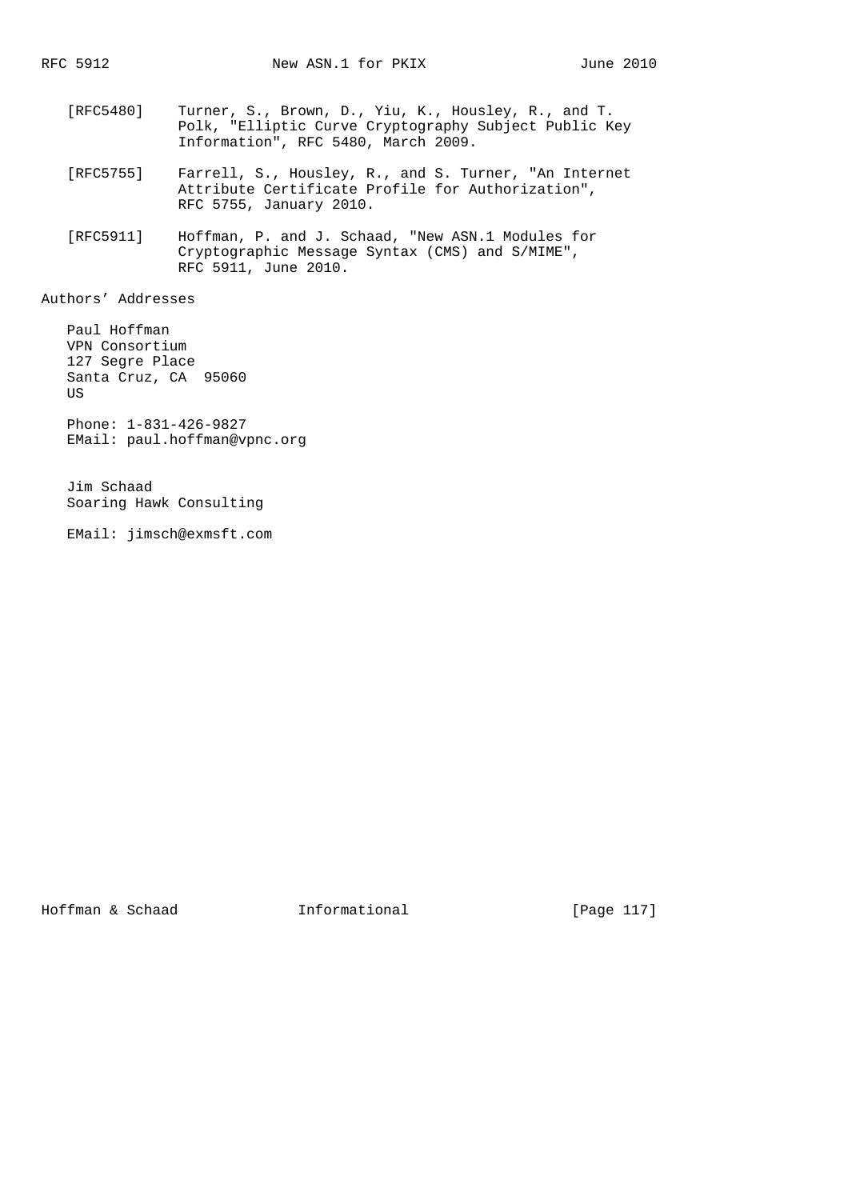[RFC5480] Turner, S., Brown, D., Yiu, K., Housley, R., and T. Polk, "Elliptic Curve Cryptography Subject Public Key Information", RFC 5480, March 2009.

[RFC5755] Farrell, S., Housley, R., and S. Turner, "An Internet Attribute Certificate Profile for Authorization", RFC 5755, January 2010.

[RFC5911] Hoffman, P. and J. Schaad, "New ASN.1 Modules for Cryptographic Message Syntax (CMS) and S/MIME", RFC 5911, June 2010.

## Authors' Addresses

Paul Hoffman
VPN Consortium
127 Segre Place
Santa Cruz, CA 95060
US

Phone: 1-831-426-9827
EMail: paul.hoffman@vpnc.org

Jim Schaad
Soaring Hawk Consulting

EMail: jimsch@exmsft.com